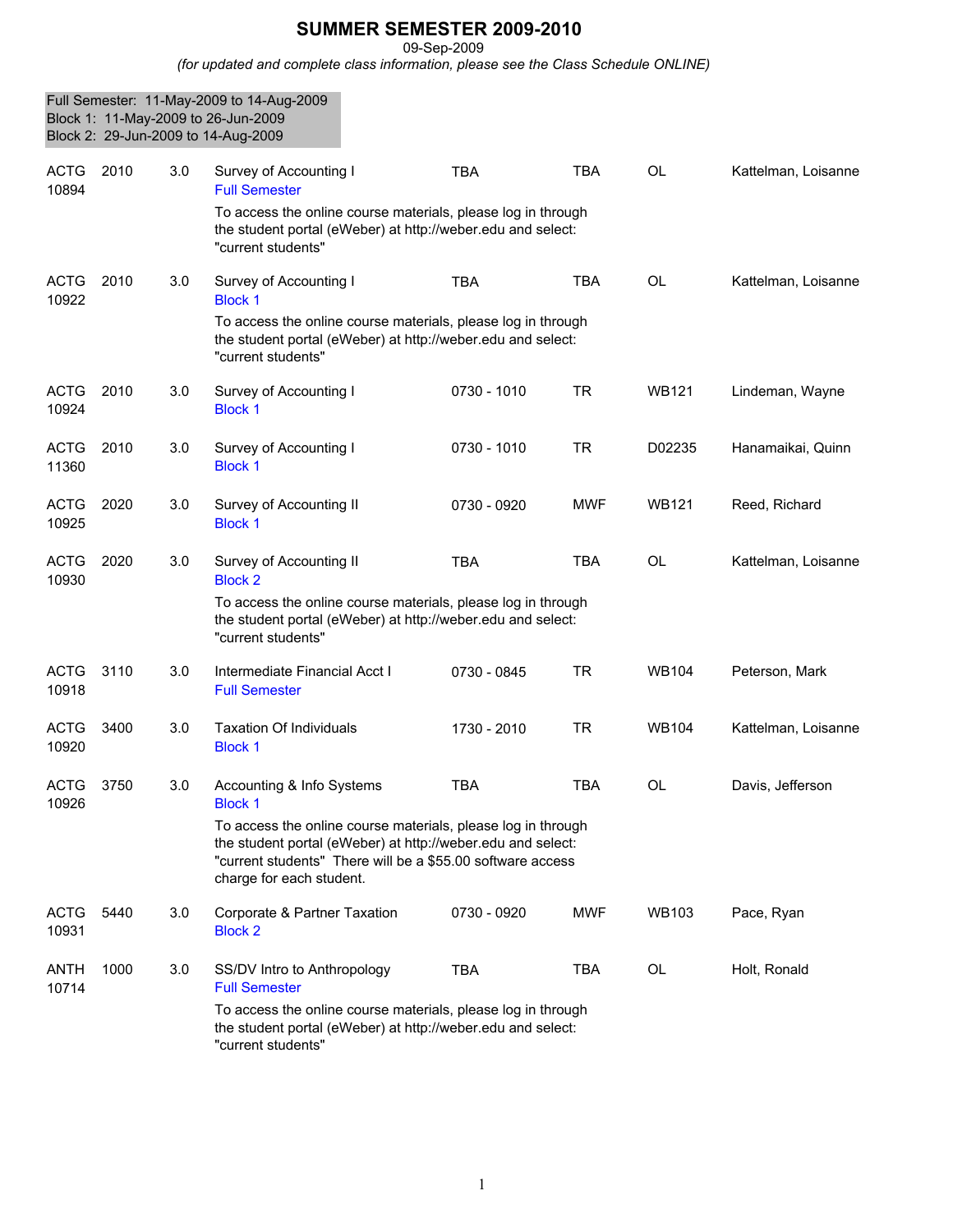# SUMMER SEMESTER 2009-2010

09-Sep-2009

*(for updated and complete class information, please see the Class Schedule ONLINE)*

Full Semester: 11-May-2009 to 14-Aug-2009
Block 1: 11-May-2009 to 26-Jun-2009
Block 2: 29-Jun-2009 to 14-Aug-2009

| Subject / CRN | Course | Credits | Title | Time | Days | Room | Instructor |
|---|---|---|---|---|---|---|---|
| ACTG 10894 | 2010 | 3.0 | Survey of Accounting I<br>Full Semester<br>To access the online course materials, please log in through the student portal (eWeber) at http://weber.edu and select: "current students" | TBA | TBA | OL | Kattelman, Loisanne |
| ACTG 10922 | 2010 | 3.0 | Survey of Accounting I<br>Block 1<br>To access the online course materials, please log in through the student portal (eWeber) at http://weber.edu and select: "current students" | TBA | TBA | OL | Kattelman, Loisanne |
| ACTG 10924 | 2010 | 3.0 | Survey of Accounting I<br>Block 1 | 0730 - 1010 | TR | WB121 | Lindeman, Wayne |
| ACTG 11360 | 2010 | 3.0 | Survey of Accounting I<br>Block 1 | 0730 - 1010 | TR | D02235 | Hanamaikai, Quinn |
| ACTG 10925 | 2020 | 3.0 | Survey of Accounting II<br>Block 1 | 0730 - 0920 | MWF | WB121 | Reed, Richard |
| ACTG 10930 | 2020 | 3.0 | Survey of Accounting II<br>Block 2<br>To access the online course materials, please log in through the student portal (eWeber) at http://weber.edu and select: "current students" | TBA | TBA | OL | Kattelman, Loisanne |
| ACTG 10918 | 3110 | 3.0 | Intermediate Financial Acct I<br>Full Semester | 0730 - 0845 | TR | WB104 | Peterson, Mark |
| ACTG 10920 | 3400 | 3.0 | Taxation Of Individuals<br>Block 1 | 1730 - 2010 | TR | WB104 | Kattelman, Loisanne |
| ACTG 10926 | 3750 | 3.0 | Accounting & Info Systems<br>Block 1<br>To access the online course materials, please log in through the student portal (eWeber) at http://weber.edu and select: "current students" There will be a $55.00 software access charge for each student. | TBA | TBA | OL | Davis, Jefferson |
| ACTG 10931 | 5440 | 3.0 | Corporate & Partner Taxation<br>Block 2 | 0730 - 0920 | MWF | WB103 | Pace, Ryan |
| ANTH 10714 | 1000 | 3.0 | SS/DV Intro to Anthropology<br>Full Semester<br>To access the online course materials, please log in through the student portal (eWeber) at http://weber.edu and select: "current students" | TBA | TBA | OL | Holt, Ronald |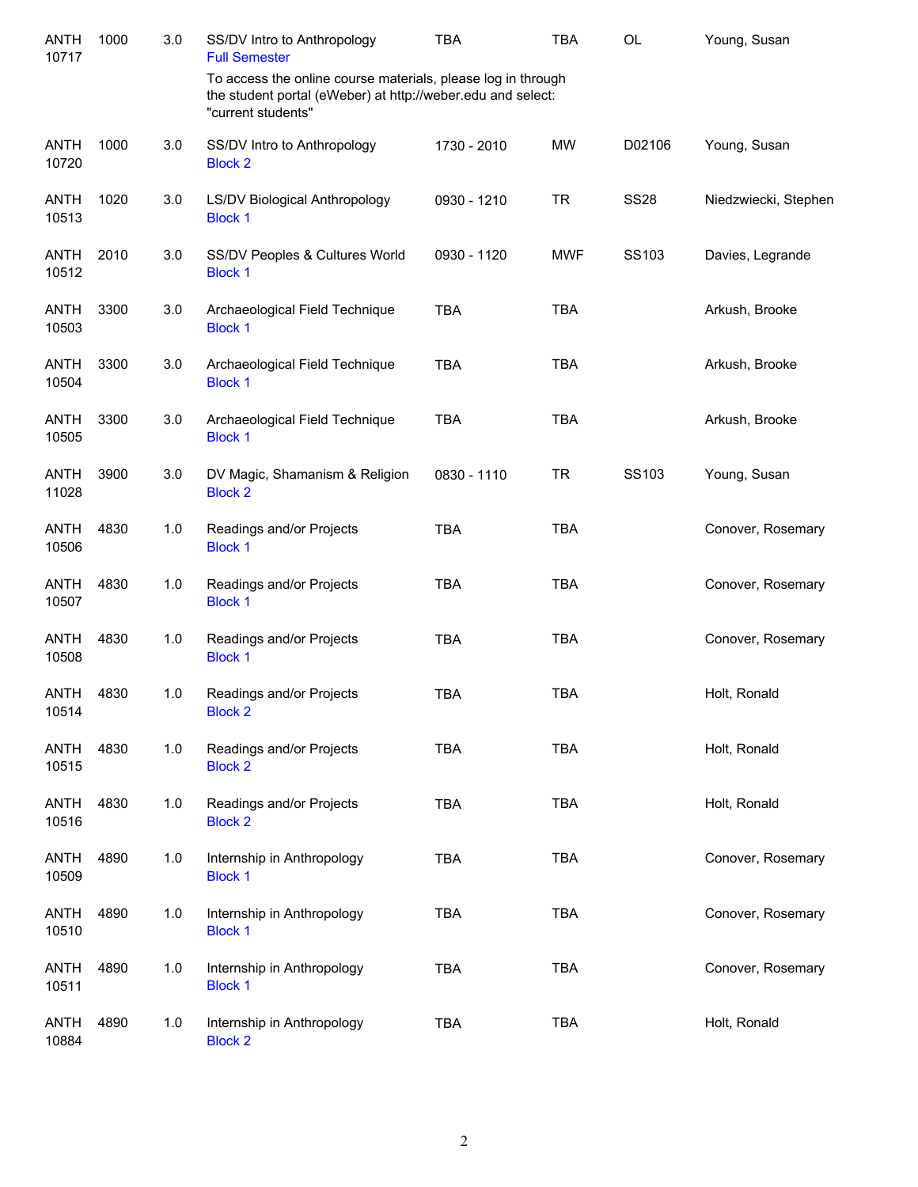| | | | | | | | |
|---|---|---|---|---|---|---|---|
| ANTH 10717 | 1000 | 3.0 | SS/DV Intro to Anthropology<br>Full Semester<br>To access the online course materials, please log in through the student portal (eWeber) at http://weber.edu and select: "current students" | TBA | TBA | OL | Young, Susan |
| ANTH 10720 | 1000 | 3.0 | SS/DV Intro to Anthropology<br>Block 2 | 1730 - 2010 | MW | D02106 | Young, Susan |
| ANTH 10513 | 1020 | 3.0 | LS/DV Biological Anthropology<br>Block 1 | 0930 - 1210 | TR | SS28 | Niedzwiecki, Stephen |
| ANTH 10512 | 2010 | 3.0 | SS/DV Peoples & Cultures World<br>Block 1 | 0930 - 1120 | MWF | SS103 | Davies, Legrande |
| ANTH 10503 | 3300 | 3.0 | Archaeological Field Technique<br>Block 1 | TBA | TBA | | Arkush, Brooke |
| ANTH 10504 | 3300 | 3.0 | Archaeological Field Technique<br>Block 1 | TBA | TBA | | Arkush, Brooke |
| ANTH 10505 | 3300 | 3.0 | Archaeological Field Technique<br>Block 1 | TBA | TBA | | Arkush, Brooke |
| ANTH 11028 | 3900 | 3.0 | DV Magic, Shamanism & Religion<br>Block 2 | 0830 - 1110 | TR | SS103 | Young, Susan |
| ANTH 10506 | 4830 | 1.0 | Readings and/or Projects<br>Block 1 | TBA | TBA | | Conover, Rosemary |
| ANTH 10507 | 4830 | 1.0 | Readings and/or Projects<br>Block 1 | TBA | TBA | | Conover, Rosemary |
| ANTH 10508 | 4830 | 1.0 | Readings and/or Projects<br>Block 1 | TBA | TBA | | Conover, Rosemary |
| ANTH 10514 | 4830 | 1.0 | Readings and/or Projects<br>Block 2 | TBA | TBA | | Holt, Ronald |
| ANTH 10515 | 4830 | 1.0 | Readings and/or Projects<br>Block 2 | TBA | TBA | | Holt, Ronald |
| ANTH 10516 | 4830 | 1.0 | Readings and/or Projects<br>Block 2 | TBA | TBA | | Holt, Ronald |
| ANTH 10509 | 4890 | 1.0 | Internship in Anthropology<br>Block 1 | TBA | TBA | | Conover, Rosemary |
| ANTH 10510 | 4890 | 1.0 | Internship in Anthropology<br>Block 1 | TBA | TBA | | Conover, Rosemary |
| ANTH 10511 | 4890 | 1.0 | Internship in Anthropology<br>Block 1 | TBA | TBA | | Conover, Rosemary |
| ANTH 10884 | 4890 | 1.0 | Internship in Anthropology<br>Block 2 | TBA | TBA | | Holt, Ronald |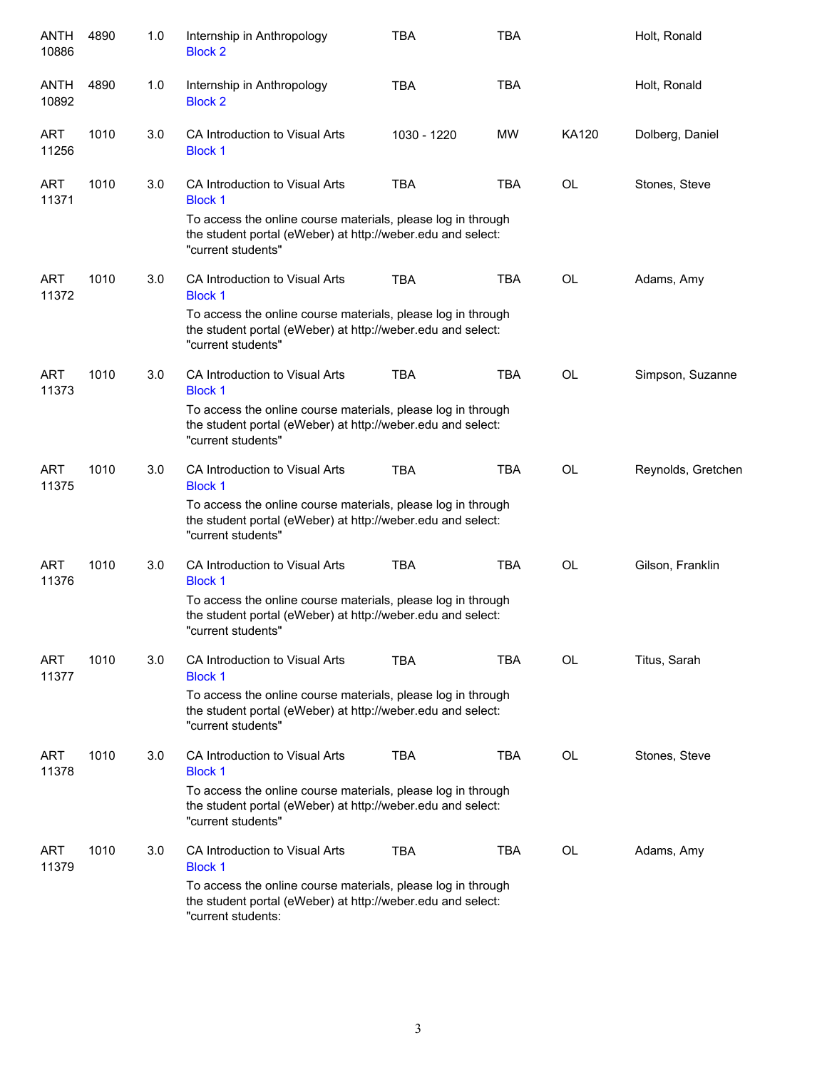| Subject / CRN | Course | Credits | Title | Time | Days | Room | Instructor |
|---|---|---|---|---|---|---|---|
| ANTH 10886 | 4890 | 1.0 | Internship in Anthropology Block 2 | TBA | TBA | | Holt, Ronald |
| ANTH 10892 | 4890 | 1.0 | Internship in Anthropology Block 2 | TBA | TBA | | Holt, Ronald |
| ART 11256 | 1010 | 3.0 | CA Introduction to Visual Arts Block 1 | 1030 - 1220 | MW | KA120 | Dolberg, Daniel |
| ART 11371 | 1010 | 3.0 | CA Introduction to Visual Arts Block 1<br>To access the online course materials, please log in through the student portal (eWeber) at http://weber.edu and select: "current students" | TBA | TBA | OL | Stones, Steve |
| ART 11372 | 1010 | 3.0 | CA Introduction to Visual Arts Block 1<br>To access the online course materials, please log in through the student portal (eWeber) at http://weber.edu and select: "current students" | TBA | TBA | OL | Adams, Amy |
| ART 11373 | 1010 | 3.0 | CA Introduction to Visual Arts Block 1<br>To access the online course materials, please log in through the student portal (eWeber) at http://weber.edu and select: "current students" | TBA | TBA | OL | Simpson, Suzanne |
| ART 11375 | 1010 | 3.0 | CA Introduction to Visual Arts Block 1<br>To access the online course materials, please log in through the student portal (eWeber) at http://weber.edu and select: "current students" | TBA | TBA | OL | Reynolds, Gretchen |
| ART 11376 | 1010 | 3.0 | CA Introduction to Visual Arts Block 1<br>To access the online course materials, please log in through the student portal (eWeber) at http://weber.edu and select: "current students" | TBA | TBA | OL | Gilson, Franklin |
| ART 11377 | 1010 | 3.0 | CA Introduction to Visual Arts Block 1<br>To access the online course materials, please log in through the student portal (eWeber) at http://weber.edu and select: "current students" | TBA | TBA | OL | Titus, Sarah |
| ART 11378 | 1010 | 3.0 | CA Introduction to Visual Arts Block 1<br>To access the online course materials, please log in through the student portal (eWeber) at http://weber.edu and select: "current students" | TBA | TBA | OL | Stones, Steve |
| ART 11379 | 1010 | 3.0 | CA Introduction to Visual Arts Block 1<br>To access the online course materials, please log in through the student portal (eWeber) at http://weber.edu and select: "current students: | TBA | TBA | OL | Adams, Amy |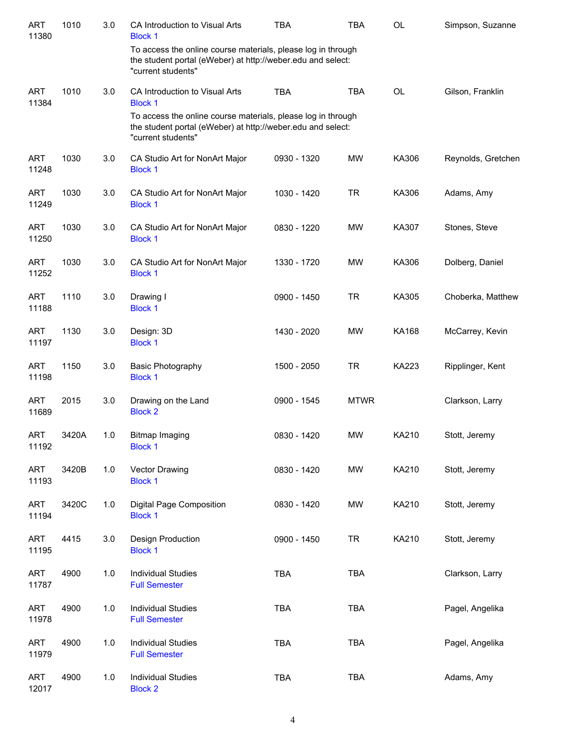| | | | | | | | |
|---|---|---|---|---|---|---|---|
| ART 11380 | 1010 | 3.0 | CA Introduction to Visual Arts<br>Block 1<br>To access the online course materials, please log in through the student portal (eWeber) at http://weber.edu and select: "current students" | TBA | TBA | OL | Simpson, Suzanne |
| ART 11384 | 1010 | 3.0 | CA Introduction to Visual Arts<br>Block 1<br>To access the online course materials, please log in through the student portal (eWeber) at http://weber.edu and select: "current students" | TBA | TBA | OL | Gilson, Franklin |
| ART 11248 | 1030 | 3.0 | CA Studio Art for NonArt Major<br>Block 1 | 0930 - 1320 | MW | KA306 | Reynolds, Gretchen |
| ART 11249 | 1030 | 3.0 | CA Studio Art for NonArt Major<br>Block 1 | 1030 - 1420 | TR | KA306 | Adams, Amy |
| ART 11250 | 1030 | 3.0 | CA Studio Art for NonArt Major<br>Block 1 | 0830 - 1220 | MW | KA307 | Stones, Steve |
| ART 11252 | 1030 | 3.0 | CA Studio Art for NonArt Major<br>Block 1 | 1330 - 1720 | MW | KA306 | Dolberg, Daniel |
| ART 11188 | 1110 | 3.0 | Drawing I<br>Block 1 | 0900 - 1450 | TR | KA305 | Choberka, Matthew |
| ART 11197 | 1130 | 3.0 | Design: 3D<br>Block 1 | 1430 - 2020 | MW | KA168 | McCarrey, Kevin |
| ART 11198 | 1150 | 3.0 | Basic Photography<br>Block 1 | 1500 - 2050 | TR | KA223 | Ripplinger, Kent |
| ART 11689 | 2015 | 3.0 | Drawing on the Land<br>Block 2 | 0900 - 1545 | MTWR | | Clarkson, Larry |
| ART 11192 | 3420A | 1.0 | Bitmap Imaging<br>Block 1 | 0830 - 1420 | MW | KA210 | Stott, Jeremy |
| ART 11193 | 3420B | 1.0 | Vector Drawing<br>Block 1 | 0830 - 1420 | MW | KA210 | Stott, Jeremy |
| ART 11194 | 3420C | 1.0 | Digital Page Composition<br>Block 1 | 0830 - 1420 | MW | KA210 | Stott, Jeremy |
| ART 11195 | 4415 | 3.0 | Design Production<br>Block 1 | 0900 - 1450 | TR | KA210 | Stott, Jeremy |
| ART 11787 | 4900 | 1.0 | Individual Studies<br>Full Semester | TBA | TBA | | Clarkson, Larry |
| ART 11978 | 4900 | 1.0 | Individual Studies<br>Full Semester | TBA | TBA | | Pagel, Angelika |
| ART 11979 | 4900 | 1.0 | Individual Studies<br>Full Semester | TBA | TBA | | Pagel, Angelika |
| ART 12017 | 4900 | 1.0 | Individual Studies<br>Block 2 | TBA | TBA | | Adams, Amy |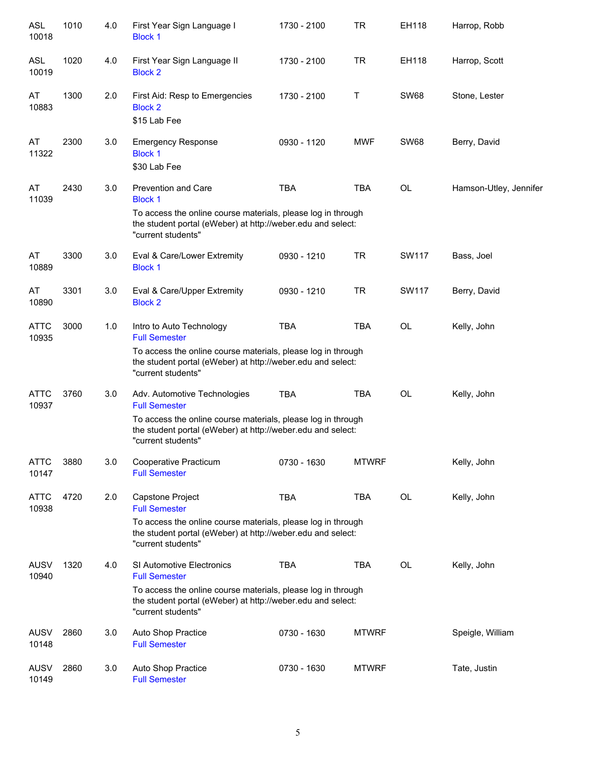| | | | | | | | |
|---|---|---|---|---|---|---|---|
| ASL 10018 | 1010 | 4.0 | First Year Sign Language I<br>Block 1 | 1730 - 2100 | TR | EH118 | Harrop, Robb |
| ASL 10019 | 1020 | 4.0 | First Year Sign Language II<br>Block 2 | 1730 - 2100 | TR | EH118 | Harrop, Scott |
| AT 10883 | 1300 | 2.0 | First Aid: Resp to Emergencies<br>Block 2<br>$15 Lab Fee | 1730 - 2100 | T | SW68 | Stone, Lester |
| AT 11322 | 2300 | 3.0 | Emergency Response<br>Block 1<br>$30 Lab Fee | 0930 - 1120 | MWF | SW68 | Berry, David |
| AT 11039 | 2430 | 3.0 | Prevention and Care<br>Block 1<br>To access the online course materials, please log in through the student portal (eWeber) at http://weber.edu and select: "current students" | TBA | TBA | OL | Hamson-Utley, Jennifer |
| AT 10889 | 3300 | 3.0 | Eval & Care/Lower Extremity<br>Block 1 | 0930 - 1210 | TR | SW117 | Bass, Joel |
| AT 10890 | 3301 | 3.0 | Eval & Care/Upper Extremity<br>Block 2 | 0930 - 1210 | TR | SW117 | Berry, David |
| ATTC 10935 | 3000 | 1.0 | Intro to Auto Technology<br>Full Semester<br>To access the online course materials, please log in through the student portal (eWeber) at http://weber.edu and select: "current students" | TBA | TBA | OL | Kelly, John |
| ATTC 10937 | 3760 | 3.0 | Adv. Automotive Technologies<br>Full Semester<br>To access the online course materials, please log in through the student portal (eWeber) at http://weber.edu and select: "current students" | TBA | TBA | OL | Kelly, John |
| ATTC 10147 | 3880 | 3.0 | Cooperative Practicum<br>Full Semester | 0730 - 1630 | MTWRF | | Kelly, John |
| ATTC 10938 | 4720 | 2.0 | Capstone Project<br>Full Semester<br>To access the online course materials, please log in through the student portal (eWeber) at http://weber.edu and select: "current students" | TBA | TBA | OL | Kelly, John |
| AUSV 10940 | 1320 | 4.0 | SI Automotive Electronics<br>Full Semester<br>To access the online course materials, please log in through the student portal (eWeber) at http://weber.edu and select: "current students" | TBA | TBA | OL | Kelly, John |
| AUSV 10148 | 2860 | 3.0 | Auto Shop Practice<br>Full Semester | 0730 - 1630 | MTWRF | | Speigle, William |
| AUSV 10149 | 2860 | 3.0 | Auto Shop Practice<br>Full Semester | 0730 - 1630 | MTWRF | | Tate, Justin |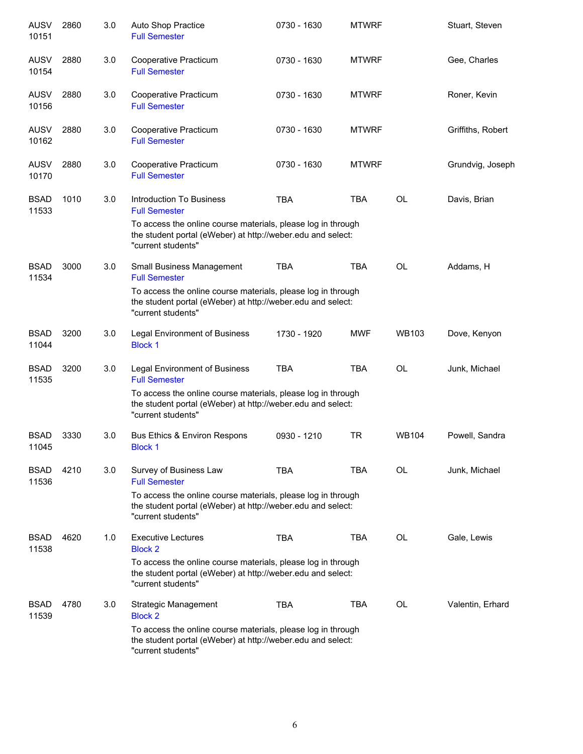| Subject / CRN | Course | Credits | Title | Time | Days | Room | Instructor |
|---|---|---|---|---|---|---|---|
| AUSV 10151 | 2860 | 3.0 | Auto Shop Practice<br>Full Semester | 0730 - 1630 | MTWRF | | Stuart, Steven |
| AUSV 10154 | 2880 | 3.0 | Cooperative Practicum<br>Full Semester | 0730 - 1630 | MTWRF | | Gee, Charles |
| AUSV 10156 | 2880 | 3.0 | Cooperative Practicum<br>Full Semester | 0730 - 1630 | MTWRF | | Roner, Kevin |
| AUSV 10162 | 2880 | 3.0 | Cooperative Practicum<br>Full Semester | 0730 - 1630 | MTWRF | | Griffiths, Robert |
| AUSV 10170 | 2880 | 3.0 | Cooperative Practicum<br>Full Semester | 0730 - 1630 | MTWRF | | Grundvig, Joseph |
| BSAD 11533 | 1010 | 3.0 | Introduction To Business<br>Full Semester<br>To access the online course materials, please log in through the student portal (eWeber) at http://weber.edu and select: "current students" | TBA | TBA | OL | Davis, Brian |
| BSAD 11534 | 3000 | 3.0 | Small Business Management<br>Full Semester<br>To access the online course materials, please log in through the student portal (eWeber) at http://weber.edu and select: "current students" | TBA | TBA | OL | Addams, H |
| BSAD 11044 | 3200 | 3.0 | Legal Environment of Business<br>Block 1 | 1730 - 1920 | MWF | WB103 | Dove, Kenyon |
| BSAD 11535 | 3200 | 3.0 | Legal Environment of Business<br>Full Semester<br>To access the online course materials, please log in through the student portal (eWeber) at http://weber.edu and select: "current students" | TBA | TBA | OL | Junk, Michael |
| BSAD 11045 | 3330 | 3.0 | Bus Ethics & Environ Respons<br>Block 1 | 0930 - 1210 | TR | WB104 | Powell, Sandra |
| BSAD 11536 | 4210 | 3.0 | Survey of Business Law<br>Full Semester<br>To access the online course materials, please log in through the student portal (eWeber) at http://weber.edu and select: "current students" | TBA | TBA | OL | Junk, Michael |
| BSAD 11538 | 4620 | 1.0 | Executive Lectures<br>Block 2<br>To access the online course materials, please log in through the student portal (eWeber) at http://weber.edu and select: "current students" | TBA | TBA | OL | Gale, Lewis |
| BSAD 11539 | 4780 | 3.0 | Strategic Management<br>Block 2<br>To access the online course materials, please log in through the student portal (eWeber) at http://weber.edu and select: "current students" | TBA | TBA | OL | Valentin, Erhard |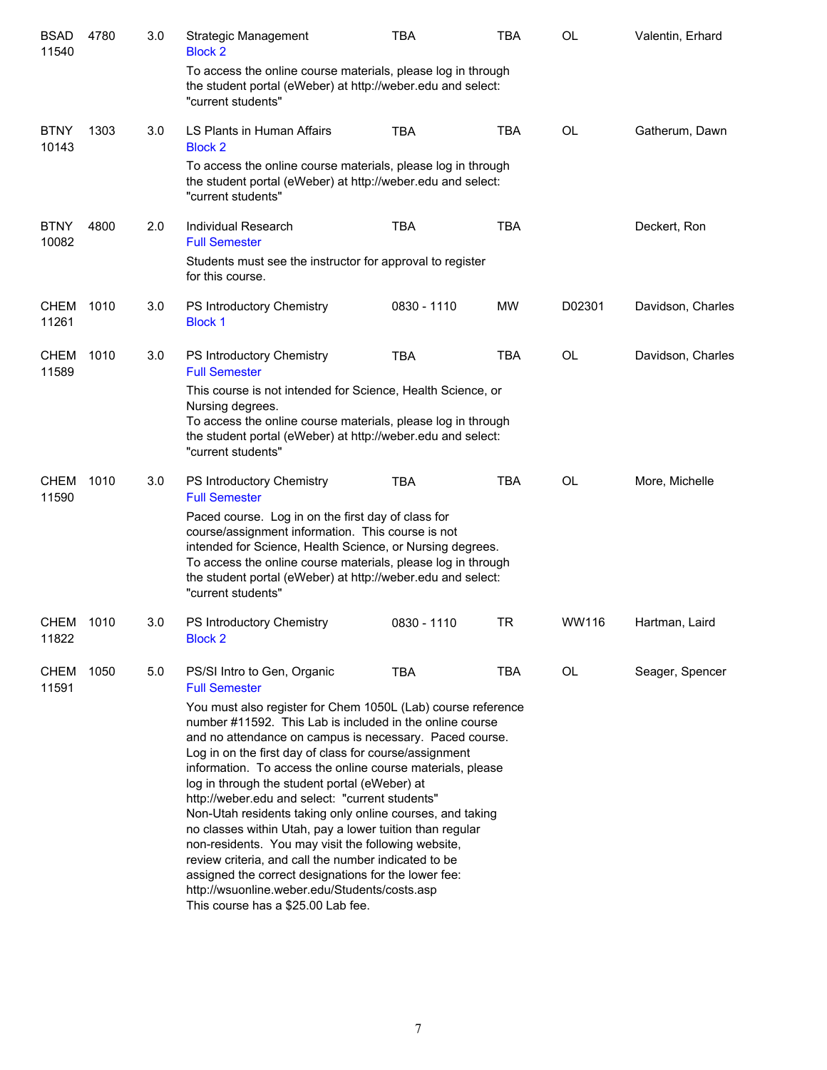| Subject / CRN | Course | Credits | Title | Time | Days | Room | Instructor |
|---|---|---|---|---|---|---|---|
| BSAD 11540 | 4780 | 3.0 | Strategic Management<br>Block 2<br>To access the online course materials, please log in through the student portal (eWeber) at http://weber.edu and select: "current students" | TBA | TBA | OL | Valentin, Erhard |
| BTNY 10143 | 1303 | 3.0 | LS Plants in Human Affairs<br>Block 2<br>To access the online course materials, please log in through the student portal (eWeber) at http://weber.edu and select: "current students" | TBA | TBA | OL | Gatherum, Dawn |
| BTNY 10082 | 4800 | 2.0 | Individual Research<br>Full Semester<br>Students must see the instructor for approval to register for this course. | TBA | TBA | | Deckert, Ron |
| CHEM 11261 | 1010 | 3.0 | PS Introductory Chemistry<br>Block 1 | 0830 - 1110 | MW | D02301 | Davidson, Charles |
| CHEM 11589 | 1010 | 3.0 | PS Introductory Chemistry<br>Full Semester<br>This course is not intended for Science, Health Science, or Nursing degrees.<br>To access the online course materials, please log in through the student portal (eWeber) at http://weber.edu and select: "current students" | TBA | TBA | OL | Davidson, Charles |
| CHEM 11590 | 1010 | 3.0 | PS Introductory Chemistry<br>Full Semester<br>Paced course. Log in on the first day of class for course/assignment information. This course is not intended for Science, Health Science, or Nursing degrees.<br>To access the online course materials, please log in through the student portal (eWeber) at http://weber.edu and select: "current students" | TBA | TBA | OL | More, Michelle |
| CHEM 11822 | 1010 | 3.0 | PS Introductory Chemistry<br>Block 2 | 0830 - 1110 | TR | WW116 | Hartman, Laird |
| CHEM 11591 | 1050 | 5.0 | PS/SI Intro to Gen, Organic<br>Full Semester<br>You must also register for Chem 1050L (Lab) course reference number #11592. This Lab is included in the online course and no attendance on campus is necessary. Paced course. Log in on the first day of class for course/assignment information. To access the online course materials, please log in through the student portal (eWeber) at http://weber.edu and select: "current students"<br>Non-Utah residents taking only online courses, and taking no classes within Utah, pay a lower tuition than regular non-residents. You may visit the following website, review criteria, and call the number indicated to be assigned the correct designations for the lower fee: http://wsuonline.weber.edu/Students/costs.asp<br>This course has a $25.00 Lab fee. | TBA | TBA | OL | Seager, Spencer |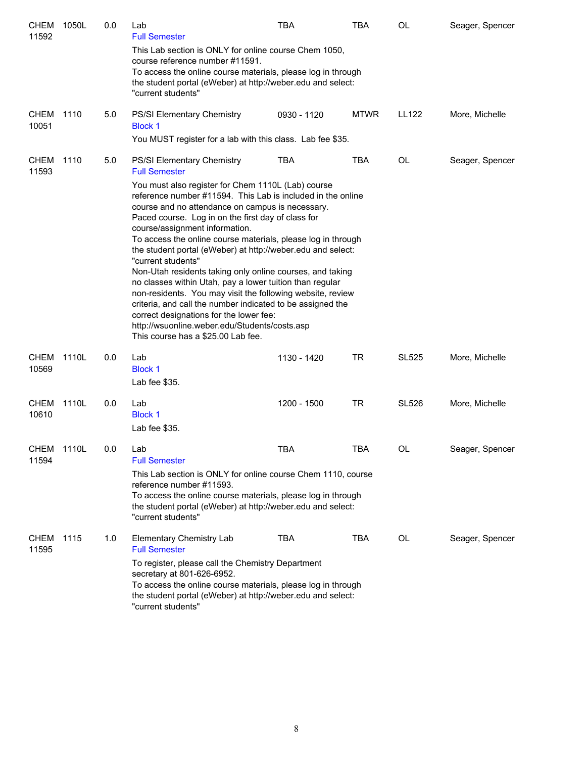| | | | | | | | |
|---|---|---|---|---|---|---|---|
| CHEM 11592 | 1050L | 0.0 | Lab<br>Full Semester<br>This Lab section is ONLY for online course Chem 1050, course reference number #11591.<br>To access the online course materials, please log in through the student portal (eWeber) at http://weber.edu and select: "current students" | TBA | TBA | OL | Seager, Spencer |
| CHEM 10051 | 1110 | 5.0 | PS/SI Elementary Chemistry<br>Block 1<br>You MUST register for a lab with this class. Lab fee $35. | 0930 - 1120 | MTWR | LL122 | More, Michelle |
| CHEM 11593 | 1110 | 5.0 | PS/SI Elementary Chemistry<br>Full Semester<br>You must also register for Chem 1110L (Lab) course reference number #11594. This Lab is included in the online course and no attendance on campus is necessary.<br>Paced course. Log in on the first day of class for course/assignment information.<br>To access the online course materials, please log in through the student portal (eWeber) at http://weber.edu and select: "current students"<br>Non-Utah residents taking only online courses, and taking no classes within Utah, pay a lower tuition than regular non-residents. You may visit the following website, review criteria, and call the number indicated to be assigned the correct designations for the lower fee: http://wsuonline.weber.edu/Students/costs.asp<br>This course has a $25.00 Lab fee. | TBA | TBA | OL | Seager, Spencer |
| CHEM 10569 | 1110L | 0.0 | Lab<br>Block 1<br>Lab fee $35. | 1130 - 1420 | TR | SL525 | More, Michelle |
| CHEM 10610 | 1110L | 0.0 | Lab<br>Block 1<br>Lab fee $35. | 1200 - 1500 | TR | SL526 | More, Michelle |
| CHEM 11594 | 1110L | 0.0 | Lab<br>Full Semester<br>This Lab section is ONLY for online course Chem 1110, course reference number #11593.<br>To access the online course materials, please log in through the student portal (eWeber) at http://weber.edu and select: "current students" | TBA | TBA | OL | Seager, Spencer |
| CHEM 11595 | 1115 | 1.0 | Elementary Chemistry Lab<br>Full Semester<br>To register, please call the Chemistry Department secretary at 801-626-6952.<br>To access the online course materials, please log in through the student portal (eWeber) at http://weber.edu and select: "current students" | TBA | TBA | OL | Seager, Spencer |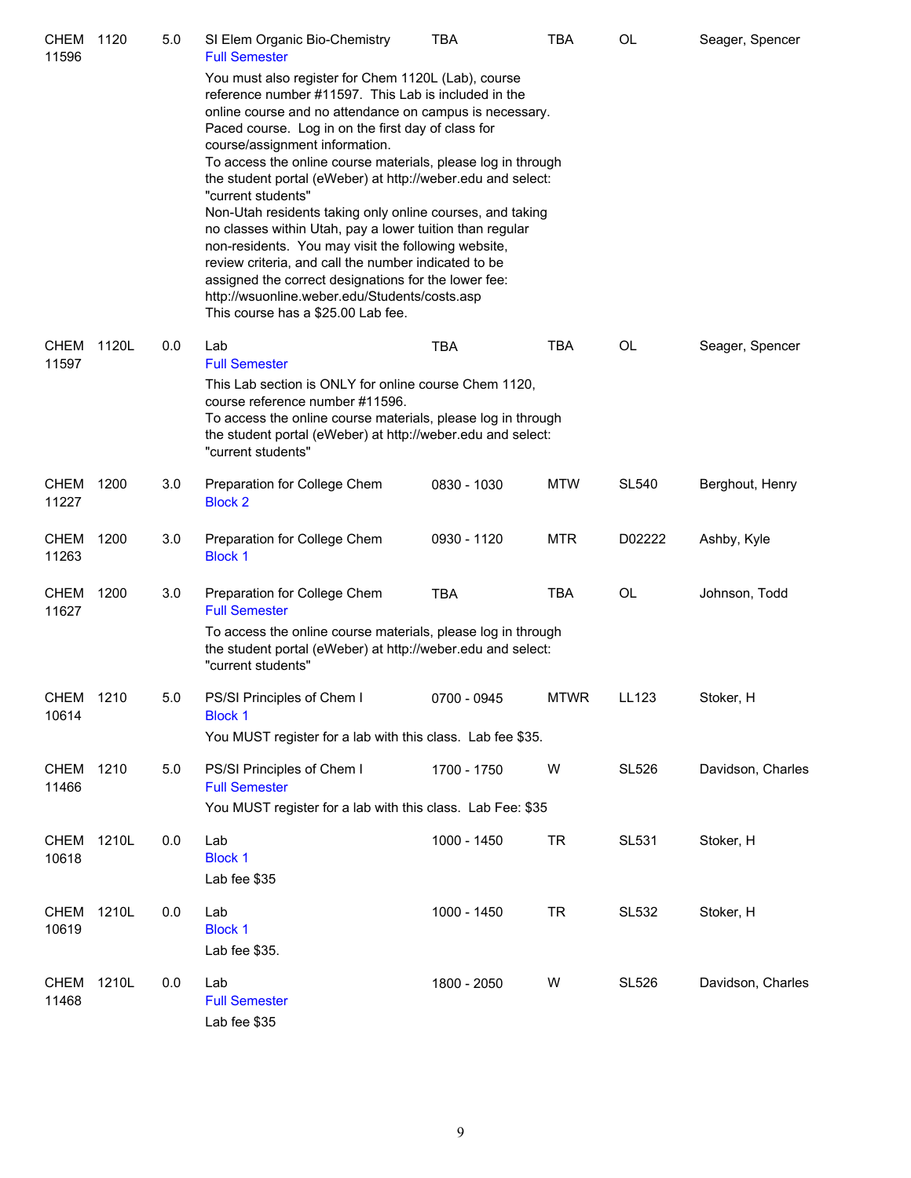| | | | | | | | |
|---|---|---|---|---|---|---|---|
| CHEM 11596 | 1120 | 5.0 | SI Elem Organic Bio-Chemistry<br>Full Semester | TBA | TBA | OL | Seager, Spencer |

You must also register for Chem 1120L (Lab), course reference number #11597. This Lab is included in the online course and no attendance on campus is necessary. Paced course. Log in on the first day of class for course/assignment information.
To access the online course materials, please log in through the student portal (eWeber) at http://weber.edu and select: "current students"
Non-Utah residents taking only online courses, and taking no classes within Utah, pay a lower tuition than regular non-residents. You may visit the following website, review criteria, and call the number indicated to be assigned the correct designations for the lower fee: http://wsuonline.weber.edu/Students/costs.asp
This course has a $25.00 Lab fee.

| | | | | | | | |
|---|---|---|---|---|---|---|---|
| CHEM 11597 | 1120L | 0.0 | Lab<br>Full Semester | TBA | TBA | OL | Seager, Spencer |

This Lab section is ONLY for online course Chem 1120, course reference number #11596.
To access the online course materials, please log in through the student portal (eWeber) at http://weber.edu and select: "current students"

| | | | | | | | |
|---|---|---|---|---|---|---|---|
| CHEM 11227 | 1200 | 3.0 | Preparation for College Chem<br>Block 2 | 0830 - 1030 | MTW | SL540 | Berghout, Henry |
| CHEM 11263 | 1200 | 3.0 | Preparation for College Chem<br>Block 1 | 0930 - 1120 | MTR | D02222 | Ashby, Kyle |
| CHEM 11627 | 1200 | 3.0 | Preparation for College Chem<br>Full Semester | TBA | TBA | OL | Johnson, Todd |

To access the online course materials, please log in through the student portal (eWeber) at http://weber.edu and select: "current students"

| | | | | | | | |
|---|---|---|---|---|---|---|---|
| CHEM 10614 | 1210 | 5.0 | PS/SI Principles of Chem I<br>Block 1 | 0700 - 0945 | MTWR | LL123 | Stoker, H |

You MUST register for a lab with this class. Lab fee $35.

| | | | | | | | |
|---|---|---|---|---|---|---|---|
| CHEM 11466 | 1210 | 5.0 | PS/SI Principles of Chem I<br>Full Semester | 1700 - 1750 | W | SL526 | Davidson, Charles |

You MUST register for a lab with this class. Lab Fee: $35

| | | | | | | | |
|---|---|---|---|---|---|---|---|
| CHEM 10618 | 1210L | 0.0 | Lab<br>Block 1 | 1000 - 1450 | TR | SL531 | Stoker, H |

Lab fee $35

| | | | | | | | |
|---|---|---|---|---|---|---|---|
| CHEM 10619 | 1210L | 0.0 | Lab<br>Block 1 | 1000 - 1450 | TR | SL532 | Stoker, H |

Lab fee $35.

| | | | | | | | |
|---|---|---|---|---|---|---|---|
| CHEM 11468 | 1210L | 0.0 | Lab<br>Full Semester | 1800 - 2050 | W | SL526 | Davidson, Charles |

Lab fee $35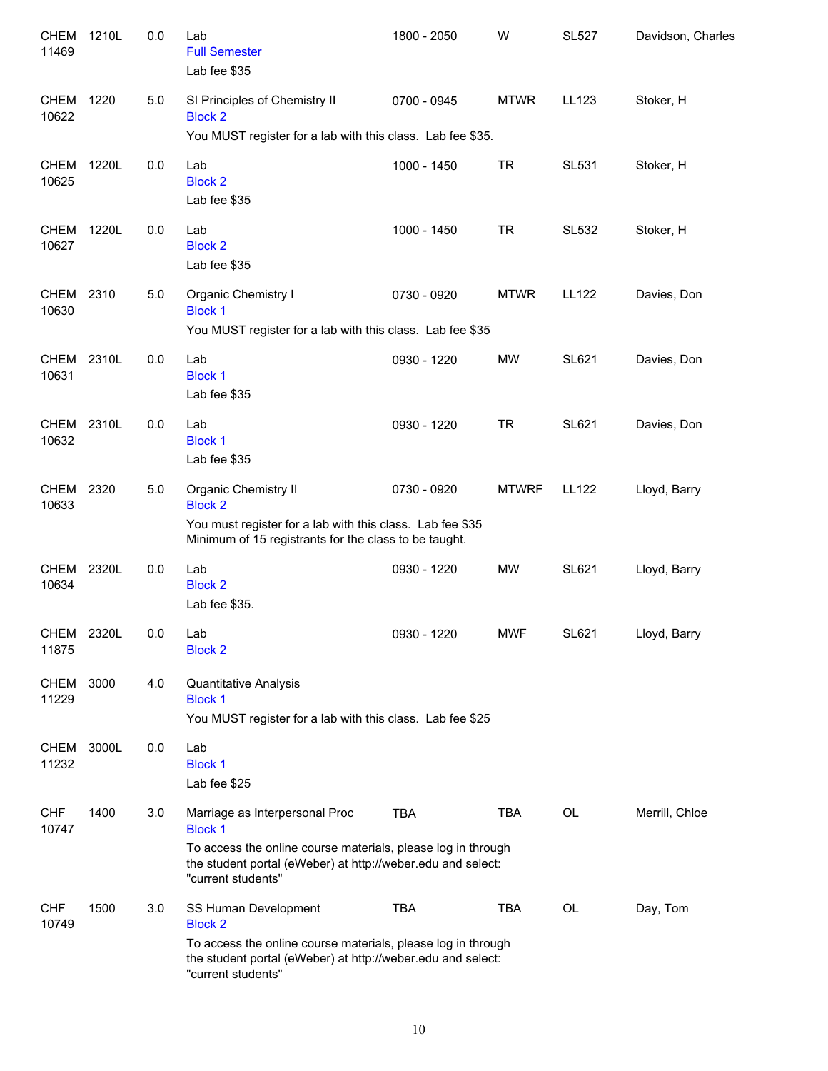| Subject / CRN | Course | Credits | Title / Notes | Time | Days | Room | Instructor |
|---|---|---|---|---|---|---|---|
| CHEM 11469 | 1210L | 0.0 | Lab<br>Full Semester<br>Lab fee $35 | 1800 - 2050 | W | SL527 | Davidson, Charles |
| CHEM 10622 | 1220 | 5.0 | SI Principles of Chemistry II<br>Block 2<br>You MUST register for a lab with this class. Lab fee $35. | 0700 - 0945 | MTWR | LL123 | Stoker, H |
| CHEM 10625 | 1220L | 0.0 | Lab<br>Block 2<br>Lab fee $35 | 1000 - 1450 | TR | SL531 | Stoker, H |
| CHEM 10627 | 1220L | 0.0 | Lab<br>Block 2<br>Lab fee $35 | 1000 - 1450 | TR | SL532 | Stoker, H |
| CHEM 10630 | 2310 | 5.0 | Organic Chemistry I<br>Block 1<br>You MUST register for a lab with this class. Lab fee $35 | 0730 - 0920 | MTWR | LL122 | Davies, Don |
| CHEM 10631 | 2310L | 0.0 | Lab<br>Block 1<br>Lab fee $35 | 0930 - 1220 | MW | SL621 | Davies, Don |
| CHEM 10632 | 2310L | 0.0 | Lab<br>Block 1<br>Lab fee $35 | 0930 - 1220 | TR | SL621 | Davies, Don |
| CHEM 10633 | 2320 | 5.0 | Organic Chemistry II<br>Block 2<br>You must register for a lab with this class. Lab fee $35<br>Minimum of 15 registrants for the class to be taught. | 0730 - 0920 | MTWRF | LL122 | Lloyd, Barry |
| CHEM 10634 | 2320L | 0.0 | Lab<br>Block 2<br>Lab fee $35. | 0930 - 1220 | MW | SL621 | Lloyd, Barry |
| CHEM 11875 | 2320L | 0.0 | Lab<br>Block 2 | 0930 - 1220 | MWF | SL621 | Lloyd, Barry |
| CHEM 11229 | 3000 | 4.0 | Quantitative Analysis<br>Block 1<br>You MUST register for a lab with this class. Lab fee $25 | | | | |
| CHEM 11232 | 3000L | 0.0 | Lab<br>Block 1<br>Lab fee $25 | | | | |
| CHF 10747 | 1400 | 3.0 | Marriage as Interpersonal Proc<br>Block 1<br>To access the online course materials, please log in through the student portal (eWeber) at http://weber.edu and select: "current students" | TBA | TBA | OL | Merrill, Chloe |
| CHF 10749 | 1500 | 3.0 | SS Human Development<br>Block 2<br>To access the online course materials, please log in through the student portal (eWeber) at http://weber.edu and select: "current students" | TBA | TBA | OL | Day, Tom |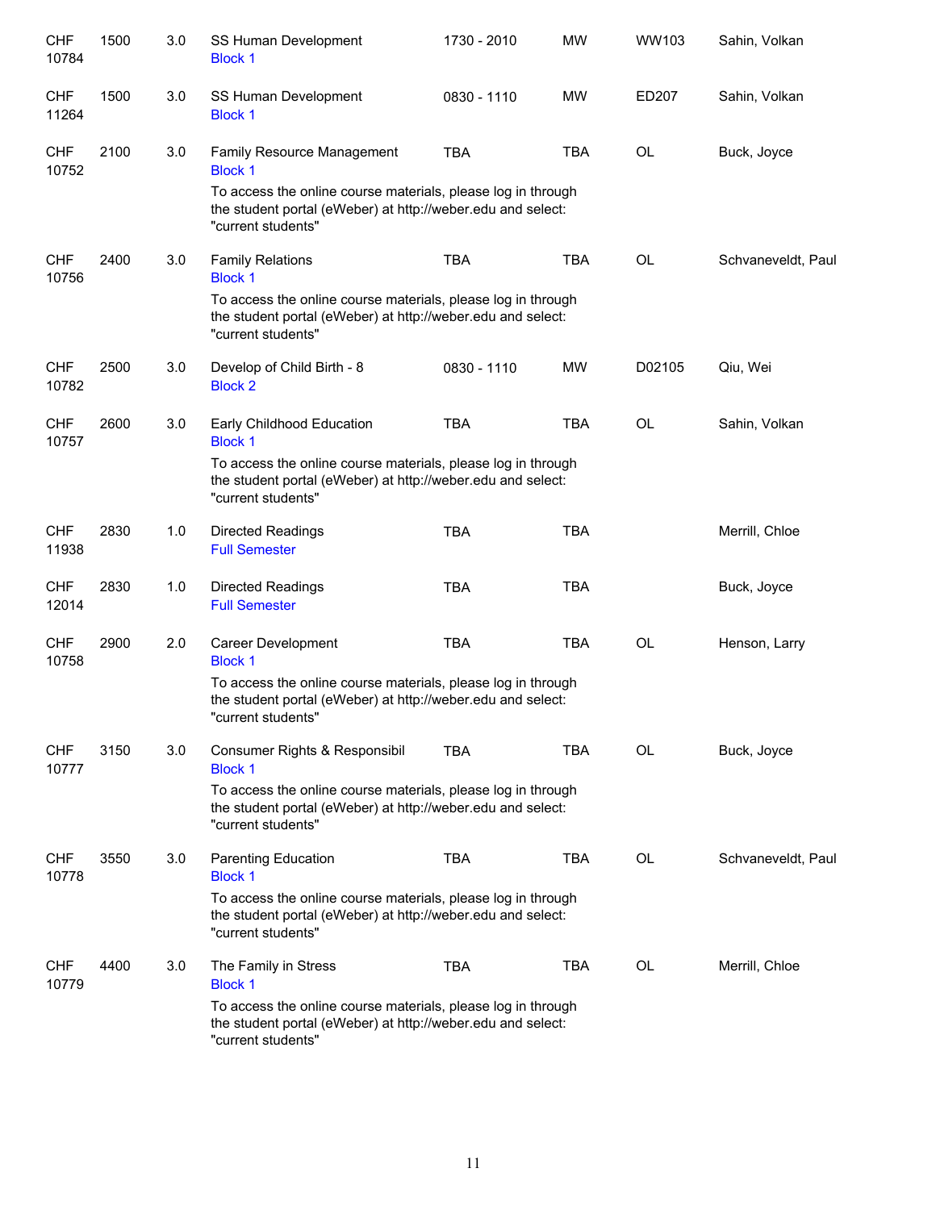| | | | | | | | |
|---|---|---|---|---|---|---|---|
| CHF 10784 | 1500 | 3.0 | SS Human Development<br>Block 1 | 1730 - 2010 | MW | WW103 | Sahin, Volkan |
| CHF 11264 | 1500 | 3.0 | SS Human Development<br>Block 1 | 0830 - 1110 | MW | ED207 | Sahin, Volkan |
| CHF 10752 | 2100 | 3.0 | Family Resource Management<br>Block 1<br>To access the online course materials, please log in through the student portal (eWeber) at http://weber.edu and select: "current students" | TBA | TBA | OL | Buck, Joyce |
| CHF 10756 | 2400 | 3.0 | Family Relations<br>Block 1<br>To access the online course materials, please log in through the student portal (eWeber) at http://weber.edu and select: "current students" | TBA | TBA | OL | Schvaneveldt, Paul |
| CHF 10782 | 2500 | 3.0 | Develop of Child Birth - 8<br>Block 2 | 0830 - 1110 | MW | D02105 | Qiu, Wei |
| CHF 10757 | 2600 | 3.0 | Early Childhood Education<br>Block 1<br>To access the online course materials, please log in through the student portal (eWeber) at http://weber.edu and select: "current students" | TBA | TBA | OL | Sahin, Volkan |
| CHF 11938 | 2830 | 1.0 | Directed Readings<br>Full Semester | TBA | TBA | | Merrill, Chloe |
| CHF 12014 | 2830 | 1.0 | Directed Readings<br>Full Semester | TBA | TBA | | Buck, Joyce |
| CHF 10758 | 2900 | 2.0 | Career Development<br>Block 1<br>To access the online course materials, please log in through the student portal (eWeber) at http://weber.edu and select: "current students" | TBA | TBA | OL | Henson, Larry |
| CHF 10777 | 3150 | 3.0 | Consumer Rights & Responsibil<br>Block 1<br>To access the online course materials, please log in through the student portal (eWeber) at http://weber.edu and select: "current students" | TBA | TBA | OL | Buck, Joyce |
| CHF 10778 | 3550 | 3.0 | Parenting Education<br>Block 1<br>To access the online course materials, please log in through the student portal (eWeber) at http://weber.edu and select: "current students" | TBA | TBA | OL | Schvaneveldt, Paul |
| CHF 10779 | 4400 | 3.0 | The Family in Stress<br>Block 1<br>To access the online course materials, please log in through the student portal (eWeber) at http://weber.edu and select: "current students" | TBA | TBA | OL | Merrill, Chloe |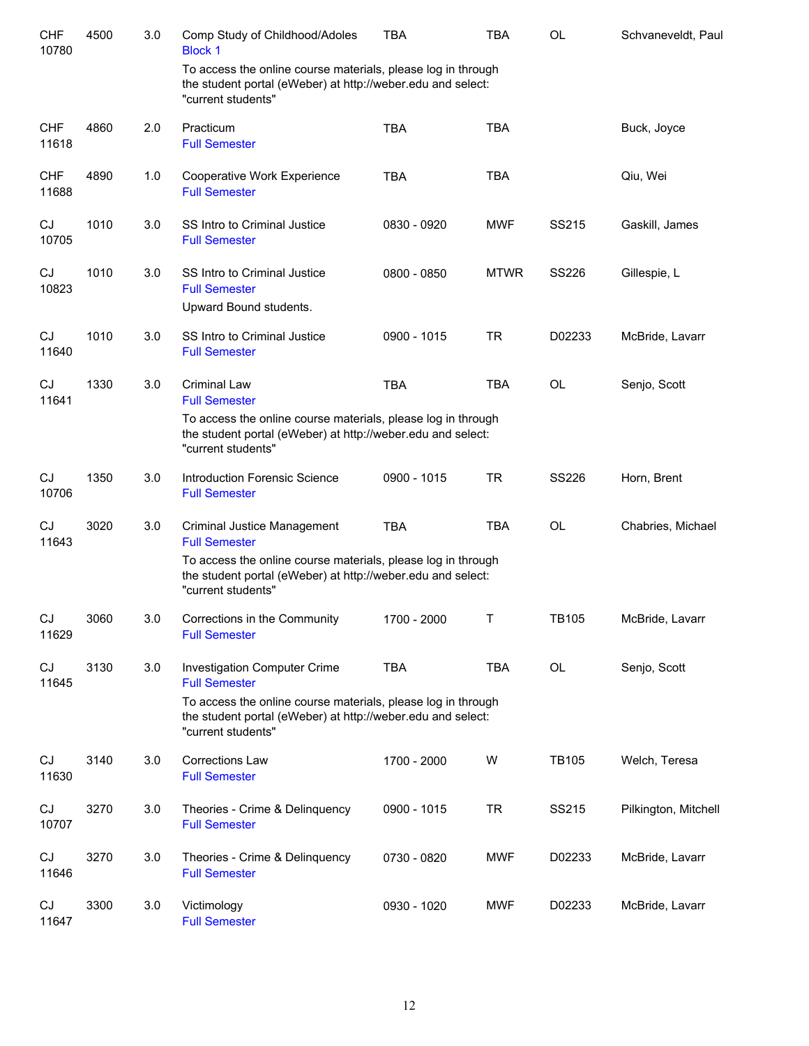| Subject/CRN | Course | Credits | Title | Time | Days | Room | Instructor |
|---|---|---|---|---|---|---|---|
| CHF 10780 | 4500 | 3.0 | Comp Study of Childhood/Adoles<br>Block 1<br>To access the online course materials, please log in through the student portal (eWeber) at http://weber.edu and select: "current students" | TBA | TBA | OL | Schvaneveldt, Paul |
| CHF 11618 | 4860 | 2.0 | Practicum<br>Full Semester | TBA | TBA | | Buck, Joyce |
| CHF 11688 | 4890 | 1.0 | Cooperative Work Experience<br>Full Semester | TBA | TBA | | Qiu, Wei |
| CJ 10705 | 1010 | 3.0 | SS Intro to Criminal Justice<br>Full Semester | 0830 - 0920 | MWF | SS215 | Gaskill, James |
| CJ 10823 | 1010 | 3.0 | SS Intro to Criminal Justice<br>Full Semester<br>Upward Bound students. | 0800 - 0850 | MTWR | SS226 | Gillespie, L |
| CJ 11640 | 1010 | 3.0 | SS Intro to Criminal Justice<br>Full Semester | 0900 - 1015 | TR | D02233 | McBride, Lavarr |
| CJ 11641 | 1330 | 3.0 | Criminal Law<br>Full Semester<br>To access the online course materials, please log in through the student portal (eWeber) at http://weber.edu and select: "current students" | TBA | TBA | OL | Senjo, Scott |
| CJ 10706 | 1350 | 3.0 | Introduction Forensic Science<br>Full Semester | 0900 - 1015 | TR | SS226 | Horn, Brent |
| CJ 11643 | 3020 | 3.0 | Criminal Justice Management<br>Full Semester<br>To access the online course materials, please log in through the student portal (eWeber) at http://weber.edu and select: "current students" | TBA | TBA | OL | Chabries, Michael |
| CJ 11629 | 3060 | 3.0 | Corrections in the Community<br>Full Semester | 1700 - 2000 | T | TB105 | McBride, Lavarr |
| CJ 11645 | 3130 | 3.0 | Investigation Computer Crime<br>Full Semester<br>To access the online course materials, please log in through the student portal (eWeber) at http://weber.edu and select: "current students" | TBA | TBA | OL | Senjo, Scott |
| CJ 11630 | 3140 | 3.0 | Corrections Law<br>Full Semester | 1700 - 2000 | W | TB105 | Welch, Teresa |
| CJ 10707 | 3270 | 3.0 | Theories - Crime & Delinquency<br>Full Semester | 0900 - 1015 | TR | SS215 | Pilkington, Mitchell |
| CJ 11646 | 3270 | 3.0 | Theories - Crime & Delinquency<br>Full Semester | 0730 - 0820 | MWF | D02233 | McBride, Lavarr |
| CJ 11647 | 3300 | 3.0 | Victimology<br>Full Semester | 0930 - 1020 | MWF | D02233 | McBride, Lavarr |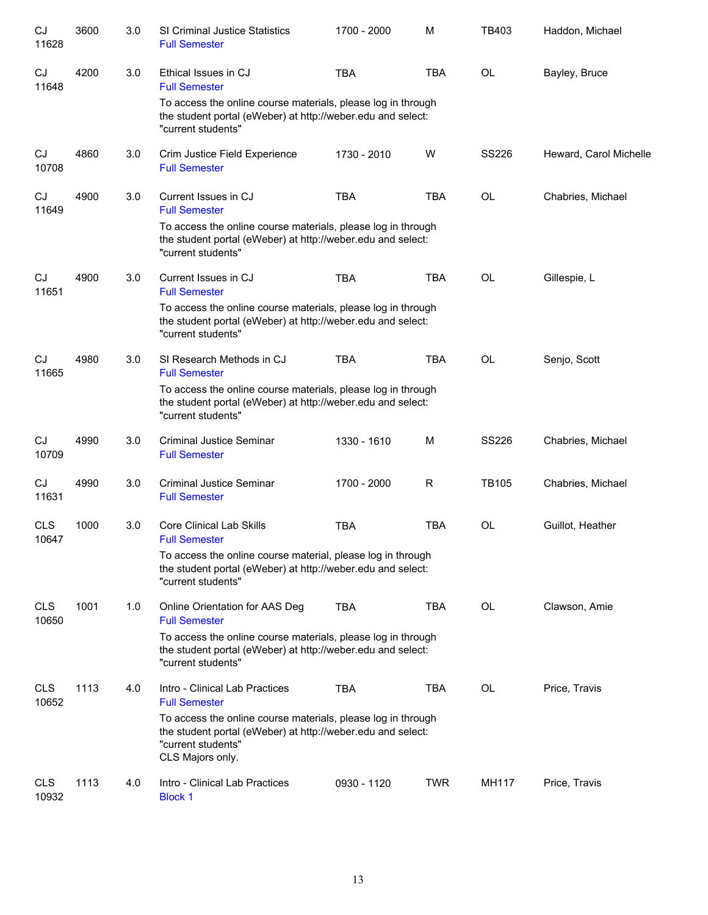| | | | | | | | |
|---|---|---|---|---|---|---|---|
| CJ 11628 | 3600 | 3.0 | SI Criminal Justice Statistics<br>Full Semester | 1700 - 2000 | M | TB403 | Haddon, Michael |
| CJ 11648 | 4200 | 3.0 | Ethical Issues in CJ<br>Full Semester<br>To access the online course materials, please log in through the student portal (eWeber) at http://weber.edu and select: "current students" | TBA | TBA | OL | Bayley, Bruce |
| CJ 10708 | 4860 | 3.0 | Crim Justice Field Experience<br>Full Semester | 1730 - 2010 | W | SS226 | Heward, Carol Michelle |
| CJ 11649 | 4900 | 3.0 | Current Issues in CJ<br>Full Semester<br>To access the online course materials, please log in through the student portal (eWeber) at http://weber.edu and select: "current students" | TBA | TBA | OL | Chabries, Michael |
| CJ 11651 | 4900 | 3.0 | Current Issues in CJ<br>Full Semester<br>To access the online course materials, please log in through the student portal (eWeber) at http://weber.edu and select: "current students" | TBA | TBA | OL | Gillespie, L |
| CJ 11665 | 4980 | 3.0 | SI Research Methods in CJ<br>Full Semester<br>To access the online course materials, please log in through the student portal (eWeber) at http://weber.edu and select: "current students" | TBA | TBA | OL | Senjo, Scott |
| CJ 10709 | 4990 | 3.0 | Criminal Justice Seminar<br>Full Semester | 1330 - 1610 | M | SS226 | Chabries, Michael |
| CJ 11631 | 4990 | 3.0 | Criminal Justice Seminar<br>Full Semester | 1700 - 2000 | R | TB105 | Chabries, Michael |
| CLS 10647 | 1000 | 3.0 | Core Clinical Lab Skills<br>Full Semester<br>To access the online course material, please log in through the student portal (eWeber) at http://weber.edu and select: "current students" | TBA | TBA | OL | Guillot, Heather |
| CLS 10650 | 1001 | 1.0 | Online Orientation for AAS Deg<br>Full Semester<br>To access the online course materials, please log in through the student portal (eWeber) at http://weber.edu and select: "current students" | TBA | TBA | OL | Clawson, Amie |
| CLS 10652 | 1113 | 4.0 | Intro - Clinical Lab Practices<br>Full Semester<br>To access the online course materials, please log in through the student portal (eWeber) at http://weber.edu and select: "current students"<br>CLS Majors only. | TBA | TBA | OL | Price, Travis |
| CLS 10932 | 1113 | 4.0 | Intro - Clinical Lab Practices<br>Block 1 | 0930 - 1120 | TWR | MH117 | Price, Travis |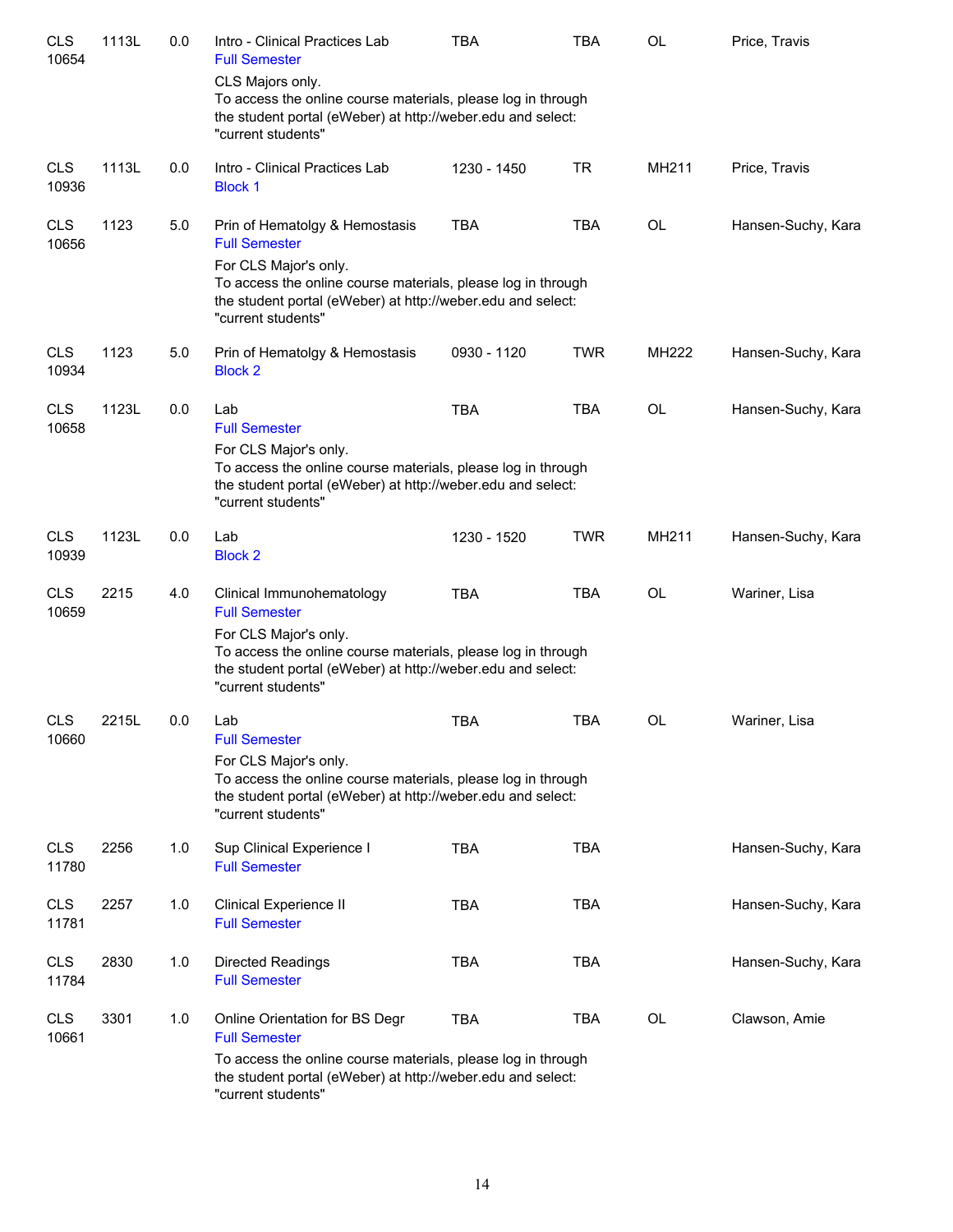| | | | | | | | |
|---|---|---|---|---|---|---|---|
| CLS 10654 | 1113L | 0.0 | Intro - Clinical Practices Lab<br>Full Semester<br>CLS Majors only.<br>To access the online course materials, please log in through the student portal (eWeber) at http://weber.edu and select: "current students" | TBA | TBA | OL | Price, Travis |
| CLS 10936 | 1113L | 0.0 | Intro - Clinical Practices Lab<br>Block 1 | 1230 - 1450 | TR | MH211 | Price, Travis |
| CLS 10656 | 1123 | 5.0 | Prin of Hematolgy & Hemostasis<br>Full Semester<br>For CLS Major's only.<br>To access the online course materials, please log in through the student portal (eWeber) at http://weber.edu and select: "current students" | TBA | TBA | OL | Hansen-Suchy, Kara |
| CLS 10934 | 1123 | 5.0 | Prin of Hematolgy & Hemostasis<br>Block 2 | 0930 - 1120 | TWR | MH222 | Hansen-Suchy, Kara |
| CLS 10658 | 1123L | 0.0 | Lab<br>Full Semester<br>For CLS Major's only.<br>To access the online course materials, please log in through the student portal (eWeber) at http://weber.edu and select: "current students" | TBA | TBA | OL | Hansen-Suchy, Kara |
| CLS 10939 | 1123L | 0.0 | Lab<br>Block 2 | 1230 - 1520 | TWR | MH211 | Hansen-Suchy, Kara |
| CLS 10659 | 2215 | 4.0 | Clinical Immunohematology<br>Full Semester<br>For CLS Major's only.<br>To access the online course materials, please log in through the student portal (eWeber) at http://weber.edu and select: "current students" | TBA | TBA | OL | Wariner, Lisa |
| CLS 10660 | 2215L | 0.0 | Lab<br>Full Semester<br>For CLS Major's only.<br>To access the online course materials, please log in through the student portal (eWeber) at http://weber.edu and select: "current students" | TBA | TBA | OL | Wariner, Lisa |
| CLS 11780 | 2256 | 1.0 | Sup Clinical Experience I<br>Full Semester | TBA | TBA | | Hansen-Suchy, Kara |
| CLS 11781 | 2257 | 1.0 | Clinical Experience II<br>Full Semester | TBA | TBA | | Hansen-Suchy, Kara |
| CLS 11784 | 2830 | 1.0 | Directed Readings<br>Full Semester | TBA | TBA | | Hansen-Suchy, Kara |
| CLS 10661 | 3301 | 1.0 | Online Orientation for BS Degr<br>Full Semester<br>To access the online course materials, please log in through the student portal (eWeber) at http://weber.edu and select: "current students" | TBA | TBA | OL | Clawson, Amie |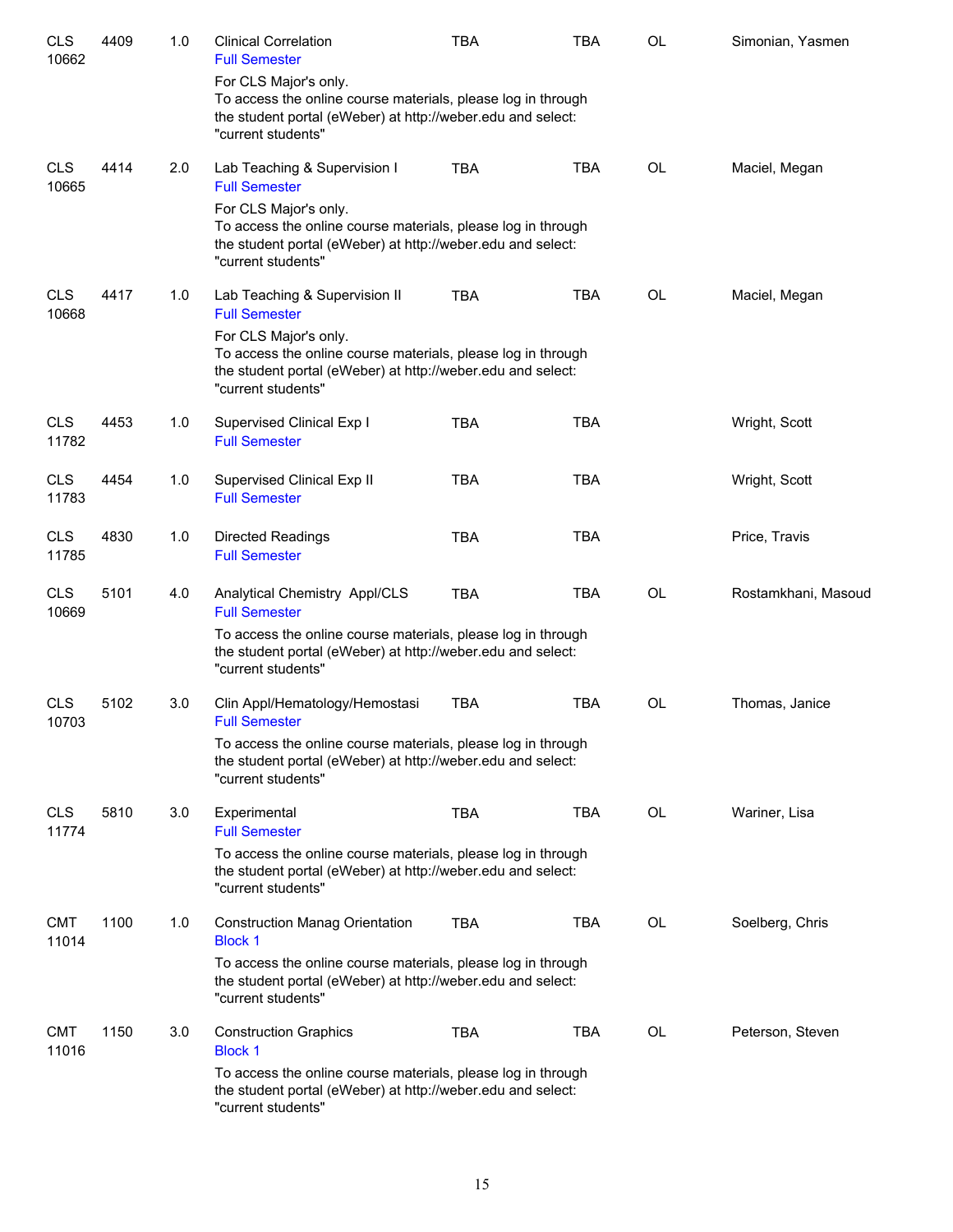| | | | | | | | |
|---|---|---|---|---|---|---|---|
| CLS 10662 | 4409 | 1.0 | Clinical Correlation<br>Full Semester | TBA | TBA | OL | Simonian, Yasmen |
| | | | For CLS Major's only.<br>To access the online course materials, please log in through the student portal (eWeber) at http://weber.edu and select: "current students" | | | | |
| CLS 10665 | 4414 | 2.0 | Lab Teaching & Supervision I<br>Full Semester | TBA | TBA | OL | Maciel, Megan |
| | | | For CLS Major's only.<br>To access the online course materials, please log in through the student portal (eWeber) at http://weber.edu and select: "current students" | | | | |
| CLS 10668 | 4417 | 1.0 | Lab Teaching & Supervision II<br>Full Semester | TBA | TBA | OL | Maciel, Megan |
| | | | For CLS Major's only.<br>To access the online course materials, please log in through the student portal (eWeber) at http://weber.edu and select: "current students" | | | | |
| CLS 11782 | 4453 | 1.0 | Supervised Clinical Exp I<br>Full Semester | TBA | TBA | | Wright, Scott |
| CLS 11783 | 4454 | 1.0 | Supervised Clinical Exp II<br>Full Semester | TBA | TBA | | Wright, Scott |
| CLS 11785 | 4830 | 1.0 | Directed Readings<br>Full Semester | TBA | TBA | | Price, Travis |
| CLS 10669 | 5101 | 4.0 | Analytical Chemistry Appl/CLS<br>Full Semester | TBA | TBA | OL | Rostamkhani, Masoud |
| | | | To access the online course materials, please log in through the student portal (eWeber) at http://weber.edu and select: "current students" | | | | |
| CLS 10703 | 5102 | 3.0 | Clin Appl/Hematology/Hemostasi<br>Full Semester | TBA | TBA | OL | Thomas, Janice |
| | | | To access the online course materials, please log in through the student portal (eWeber) at http://weber.edu and select: "current students" | | | | |
| CLS 11774 | 5810 | 3.0 | Experimental<br>Full Semester | TBA | TBA | OL | Wariner, Lisa |
| | | | To access the online course materials, please log in through the student portal (eWeber) at http://weber.edu and select: "current students" | | | | |
| CMT 11014 | 1100 | 1.0 | Construction Manag Orientation<br>Block 1 | TBA | TBA | OL | Soelberg, Chris |
| | | | To access the online course materials, please log in through the student portal (eWeber) at http://weber.edu and select: "current students" | | | | |
| CMT 11016 | 1150 | 3.0 | Construction Graphics<br>Block 1 | TBA | TBA | OL | Peterson, Steven |
| | | | To access the online course materials, please log in through the student portal (eWeber) at http://weber.edu and select: "current students" | | | | |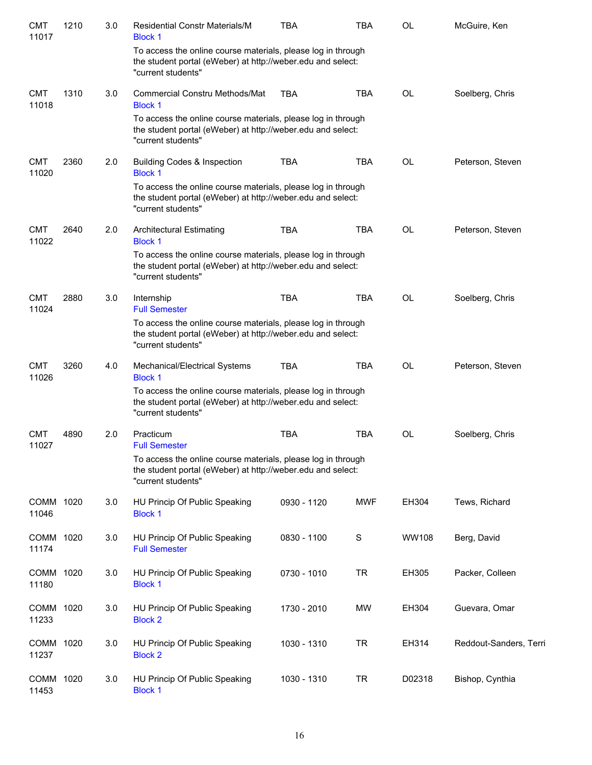| | | | | | | | |
|---|---|---|---|---|---|---|---|
| CMT 11017 | 1210 | 3.0 | Residential Constr Materials/M<br>Block 1 | TBA | TBA | OL | McGuire, Ken |
| | | | To access the online course materials, please log in through the student portal (eWeber) at http://weber.edu and select: "current students" | | | | |
| CMT 11018 | 1310 | 3.0 | Commercial Constru Methods/Mat<br>Block 1 | TBA | TBA | OL | Soelberg, Chris |
| | | | To access the online course materials, please log in through the student portal (eWeber) at http://weber.edu and select: "current students" | | | | |
| CMT 11020 | 2360 | 2.0 | Building Codes & Inspection<br>Block 1 | TBA | TBA | OL | Peterson, Steven |
| | | | To access the online course materials, please log in through the student portal (eWeber) at http://weber.edu and select: "current students" | | | | |
| CMT 11022 | 2640 | 2.0 | Architectural Estimating<br>Block 1 | TBA | TBA | OL | Peterson, Steven |
| | | | To access the online course materials, please log in through the student portal (eWeber) at http://weber.edu and select: "current students" | | | | |
| CMT 11024 | 2880 | 3.0 | Internship<br>Full Semester | TBA | TBA | OL | Soelberg, Chris |
| | | | To access the online course materials, please log in through the student portal (eWeber) at http://weber.edu and select: "current students" | | | | |
| CMT 11026 | 3260 | 4.0 | Mechanical/Electrical Systems<br>Block 1 | TBA | TBA | OL | Peterson, Steven |
| | | | To access the online course materials, please log in through the student portal (eWeber) at http://weber.edu and select: "current students" | | | | |
| CMT 11027 | 4890 | 2.0 | Practicum<br>Full Semester | TBA | TBA | OL | Soelberg, Chris |
| | | | To access the online course materials, please log in through the student portal (eWeber) at http://weber.edu and select: "current students" | | | | |
| COMM 11046 | 1020 | 3.0 | HU Princip Of Public Speaking<br>Block 1 | 0930 - 1120 | MWF | EH304 | Tews, Richard |
| COMM 11174 | 1020 | 3.0 | HU Princip Of Public Speaking<br>Full Semester | 0830 - 1100 | S | WW108 | Berg, David |
| COMM 11180 | 1020 | 3.0 | HU Princip Of Public Speaking<br>Block 1 | 0730 - 1010 | TR | EH305 | Packer, Colleen |
| COMM 11233 | 1020 | 3.0 | HU Princip Of Public Speaking<br>Block 2 | 1730 - 2010 | MW | EH304 | Guevara, Omar |
| COMM 11237 | 1020 | 3.0 | HU Princip Of Public Speaking<br>Block 2 | 1030 - 1310 | TR | EH314 | Reddout-Sanders, Terri |
| COMM 11453 | 1020 | 3.0 | HU Princip Of Public Speaking<br>Block 1 | 1030 - 1310 | TR | D02318 | Bishop, Cynthia |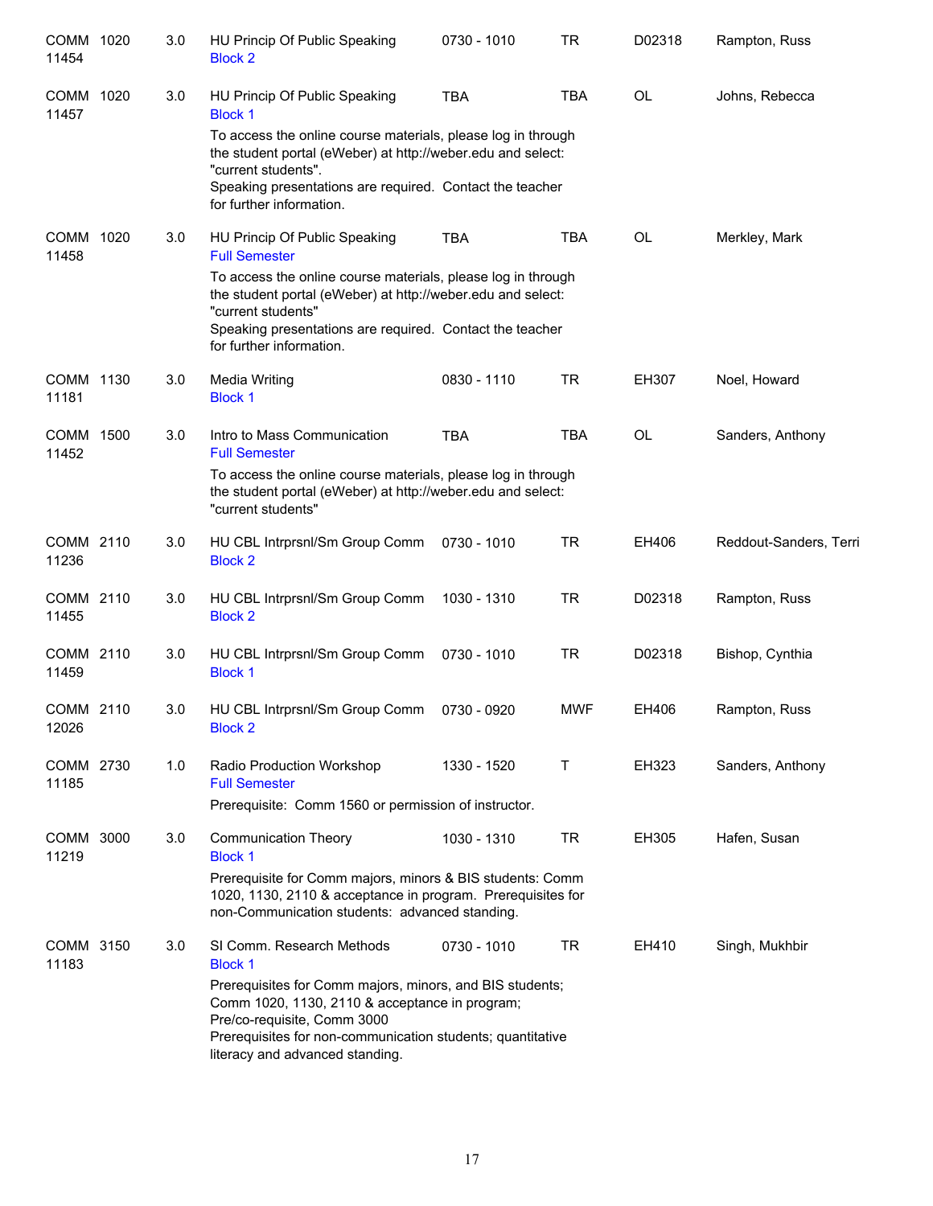| Course | | Credits | Title | Time | Days | Room | Instructor |
|---|---|---|---|---|---|---|---|
| COMM 11454 | 1020 | 3.0 | HU Princip Of Public Speaking<br>Block 2 | 0730 - 1010 | TR | D02318 | Rampton, Russ |
| COMM 11457 | 1020 | 3.0 | HU Princip Of Public Speaking<br>Block 1<br>To access the online course materials, please log in through the student portal (eWeber) at http://weber.edu and select: "current students".<br>Speaking presentations are required. Contact the teacher for further information. | TBA | TBA | OL | Johns, Rebecca |
| COMM 11458 | 1020 | 3.0 | HU Princip Of Public Speaking<br>Full Semester<br>To access the online course materials, please log in through the student portal (eWeber) at http://weber.edu and select: "current students"<br>Speaking presentations are required. Contact the teacher for further information. | TBA | TBA | OL | Merkley, Mark |
| COMM 11181 | 1130 | 3.0 | Media Writing<br>Block 1 | 0830 - 1110 | TR | EH307 | Noel, Howard |
| COMM 11452 | 1500 | 3.0 | Intro to Mass Communication<br>Full Semester<br>To access the online course materials, please log in through the student portal (eWeber) at http://weber.edu and select: "current students" | TBA | TBA | OL | Sanders, Anthony |
| COMM 11236 | 2110 | 3.0 | HU CBL Intrprsnl/Sm Group Comm<br>Block 2 | 0730 - 1010 | TR | EH406 | Reddout-Sanders, Terri |
| COMM 11455 | 2110 | 3.0 | HU CBL Intrprsnl/Sm Group Comm<br>Block 2 | 1030 - 1310 | TR | D02318 | Rampton, Russ |
| COMM 11459 | 2110 | 3.0 | HU CBL Intrprsnl/Sm Group Comm<br>Block 1 | 0730 - 1010 | TR | D02318 | Bishop, Cynthia |
| COMM 12026 | 2110 | 3.0 | HU CBL Intrprsnl/Sm Group Comm<br>Block 2 | 0730 - 0920 | MWF | EH406 | Rampton, Russ |
| COMM 11185 | 2730 | 1.0 | Radio Production Workshop<br>Full Semester<br>Prerequisite: Comm 1560 or permission of instructor. | 1330 - 1520 | T | EH323 | Sanders, Anthony |
| COMM 11219 | 3000 | 3.0 | Communication Theory<br>Block 1<br>Prerequisite for Comm majors, minors & BIS students: Comm 1020, 1130, 2110 & acceptance in program. Prerequisites for non-Communication students: advanced standing. | 1030 - 1310 | TR | EH305 | Hafen, Susan |
| COMM 11183 | 3150 | 3.0 | SI Comm. Research Methods<br>Block 1<br>Prerequisites for Comm majors, minors, and BIS students; Comm 1020, 1130, 2110 & acceptance in program; Pre/co-requisite, Comm 3000<br>Prerequisites for non-communication students; quantitative literacy and advanced standing. | 0730 - 1010 | TR | EH410 | Singh, Mukhbir |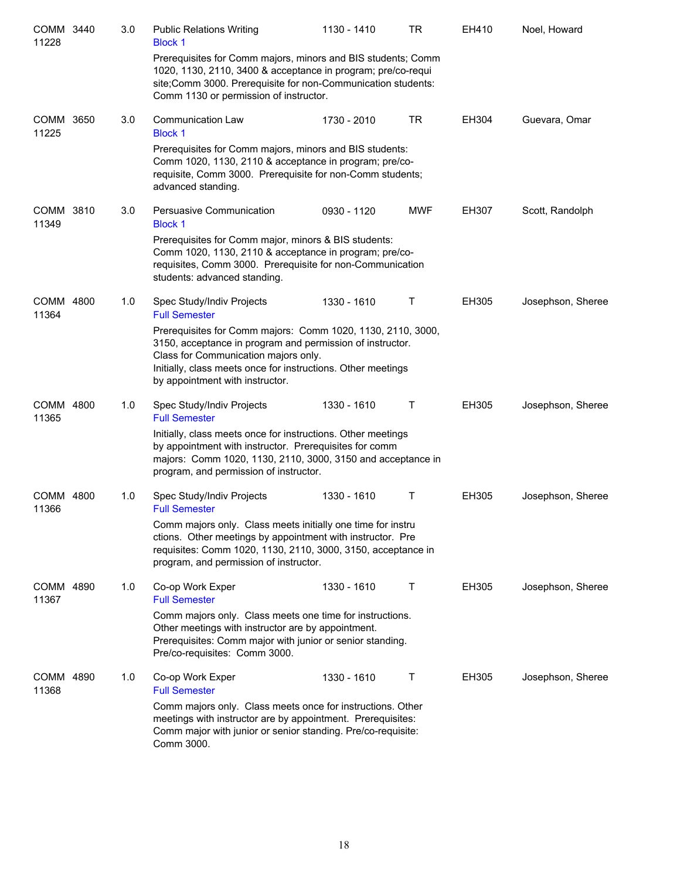| Course | | Credits | Title | Time | Days | Room | Instructor |
|---|---|---|---|---|---|---|---|
| COMM 11228 | 3440 | 3.0 | Public Relations Writing<br>Block 1 | 1130 - 1410 | TR | EH410 | Noel, Howard |
| | | | Prerequisites for Comm majors, minors and BIS students; Comm 1020, 1130, 2110, 3400 & acceptance in program; pre/co-requi site;Comm 3000. Prerequisite for non-Communication students: Comm 1130 or permission of instructor. | | | | |
| COMM 11225 | 3650 | 3.0 | Communication Law<br>Block 1 | 1730 - 2010 | TR | EH304 | Guevara, Omar |
| | | | Prerequisites for Comm majors, minors and BIS students: Comm 1020, 1130, 2110 & acceptance in program; pre/co-requisite, Comm 3000. Prerequisite for non-Comm students; advanced standing. | | | | |
| COMM 11349 | 3810 | 3.0 | Persuasive Communication<br>Block 1 | 0930 - 1120 | MWF | EH307 | Scott, Randolph |
| | | | Prerequisites for Comm major, minors & BIS students: Comm 1020, 1130, 2110 & acceptance in program; pre/co-requisites, Comm 3000. Prerequisite for non-Communication students: advanced standing. | | | | |
| COMM 11364 | 4800 | 1.0 | Spec Study/Indiv Projects<br>Full Semester | 1330 - 1610 | T | EH305 | Josephson, Sheree |
| | | | Prerequisites for Comm majors: Comm 1020, 1130, 2110, 3000, 3150, acceptance in program and permission of instructor. Class for Communication majors only. Initially, class meets once for instructions. Other meetings by appointment with instructor. | | | | |
| COMM 11365 | 4800 | 1.0 | Spec Study/Indiv Projects<br>Full Semester | 1330 - 1610 | T | EH305 | Josephson, Sheree |
| | | | Initially, class meets once for instructions. Other meetings by appointment with instructor. Prerequisites for comm majors: Comm 1020, 1130, 2110, 3000, 3150 and acceptance in program, and permission of instructor. | | | | |
| COMM 11366 | 4800 | 1.0 | Spec Study/Indiv Projects<br>Full Semester | 1330 - 1610 | T | EH305 | Josephson, Sheree |
| | | | Comm majors only. Class meets initially one time for instru ctions. Other meetings by appointment with instructor. Pre requisites: Comm 1020, 1130, 2110, 3000, 3150, acceptance in program, and permission of instructor. | | | | |
| COMM 11367 | 4890 | 1.0 | Co-op Work Exper<br>Full Semester | 1330 - 1610 | T | EH305 | Josephson, Sheree |
| | | | Comm majors only. Class meets one time for instructions. Other meetings with instructor are by appointment. Prerequisites: Comm major with junior or senior standing. Pre/co-requisites: Comm 3000. | | | | |
| COMM 11368 | 4890 | 1.0 | Co-op Work Exper<br>Full Semester | 1330 - 1610 | T | EH305 | Josephson, Sheree |
| | | | Comm majors only. Class meets once for instructions. Other meetings with instructor are by appointment. Prerequisites: Comm major with junior or senior standing. Pre/co-requisite: Comm 3000. | | | | |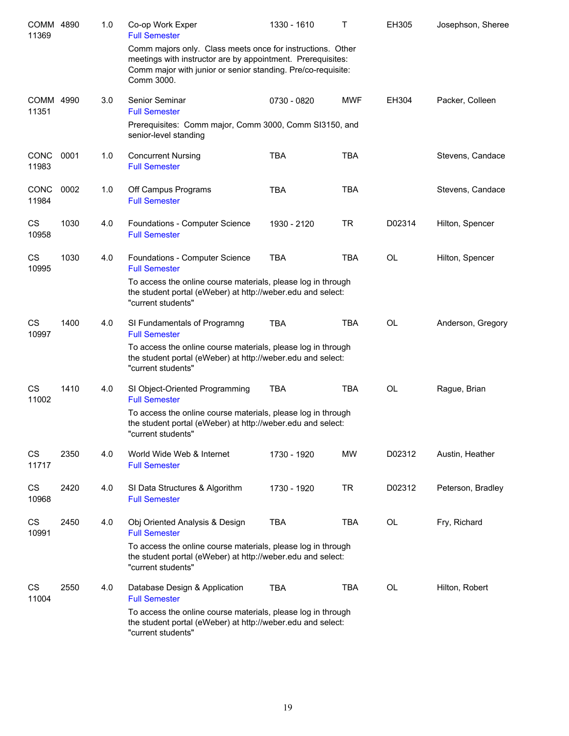| Subject/CRN | Course | Credits | Title | Time | Days | Room | Instructor |
|---|---|---|---|---|---|---|---|
| COMM 11369 | 4890 | 1.0 | Co-op Work Exper<br>Full Semester<br>Comm majors only. Class meets once for instructions. Other meetings with instructor are by appointment. Prerequisites: Comm major with junior or senior standing. Pre/co-requisite: Comm 3000. | 1330 - 1610 | T | EH305 | Josephson, Sheree |
| COMM 11351 | 4990 | 3.0 | Senior Seminar<br>Full Semester<br>Prerequisites: Comm major, Comm 3000, Comm SI3150, and senior-level standing | 0730 - 0820 | MWF | EH304 | Packer, Colleen |
| CONC 11983 | 0001 | 1.0 | Concurrent Nursing<br>Full Semester | TBA | TBA | | Stevens, Candace |
| CONC 11984 | 0002 | 1.0 | Off Campus Programs<br>Full Semester | TBA | TBA | | Stevens, Candace |
| CS 10958 | 1030 | 4.0 | Foundations - Computer Science<br>Full Semester | 1930 - 2120 | TR | D02314 | Hilton, Spencer |
| CS 10995 | 1030 | 4.0 | Foundations - Computer Science<br>Full Semester<br>To access the online course materials, please log in through the student portal (eWeber) at http://weber.edu and select: "current students" | TBA | TBA | OL | Hilton, Spencer |
| CS 10997 | 1400 | 4.0 | SI Fundamentals of Programng<br>Full Semester<br>To access the online course materials, please log in through the student portal (eWeber) at http://weber.edu and select: "current students" | TBA | TBA | OL | Anderson, Gregory |
| CS 11002 | 1410 | 4.0 | SI Object-Oriented Programming<br>Full Semester<br>To access the online course materials, please log in through the student portal (eWeber) at http://weber.edu and select: "current students" | TBA | TBA | OL | Rague, Brian |
| CS 11717 | 2350 | 4.0 | World Wide Web & Internet<br>Full Semester | 1730 - 1920 | MW | D02312 | Austin, Heather |
| CS 10968 | 2420 | 4.0 | SI Data Structures & Algorithm<br>Full Semester | 1730 - 1920 | TR | D02312 | Peterson, Bradley |
| CS 10991 | 2450 | 4.0 | Obj Oriented Analysis & Design<br>Full Semester<br>To access the online course materials, please log in through the student portal (eWeber) at http://weber.edu and select: "current students" | TBA | TBA | OL | Fry, Richard |
| CS 11004 | 2550 | 4.0 | Database Design & Application<br>Full Semester<br>To access the online course materials, please log in through the student portal (eWeber) at http://weber.edu and select: "current students" | TBA | TBA | OL | Hilton, Robert |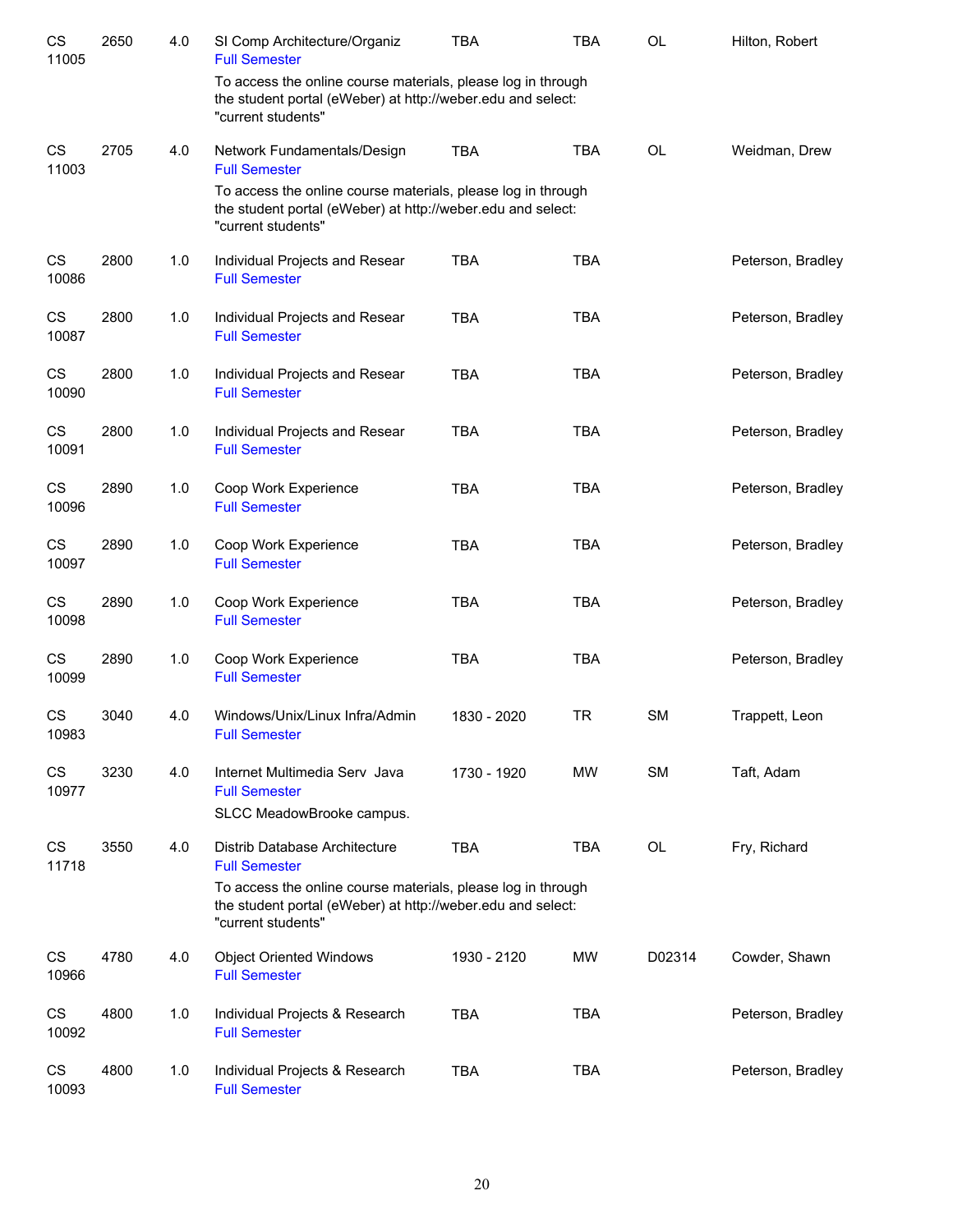| | | | | | | | |
|---|---|---|---|---|---|---|---|
| CS 11005 | 2650 | 4.0 | SI Comp Architecture/Organiz<br>Full Semester<br>To access the online course materials, please log in through the student portal (eWeber) at http://weber.edu and select: "current students" | TBA | TBA | OL | Hilton, Robert |
| CS 11003 | 2705 | 4.0 | Network Fundamentals/Design<br>Full Semester<br>To access the online course materials, please log in through the student portal (eWeber) at http://weber.edu and select: "current students" | TBA | TBA | OL | Weidman, Drew |
| CS 10086 | 2800 | 1.0 | Individual Projects and Resear<br>Full Semester | TBA | TBA | | Peterson, Bradley |
| CS 10087 | 2800 | 1.0 | Individual Projects and Resear<br>Full Semester | TBA | TBA | | Peterson, Bradley |
| CS 10090 | 2800 | 1.0 | Individual Projects and Resear<br>Full Semester | TBA | TBA | | Peterson, Bradley |
| CS 10091 | 2800 | 1.0 | Individual Projects and Resear<br>Full Semester | TBA | TBA | | Peterson, Bradley |
| CS 10096 | 2890 | 1.0 | Coop Work Experience<br>Full Semester | TBA | TBA | | Peterson, Bradley |
| CS 10097 | 2890 | 1.0 | Coop Work Experience<br>Full Semester | TBA | TBA | | Peterson, Bradley |
| CS 10098 | 2890 | 1.0 | Coop Work Experience<br>Full Semester | TBA | TBA | | Peterson, Bradley |
| CS 10099 | 2890 | 1.0 | Coop Work Experience<br>Full Semester | TBA | TBA | | Peterson, Bradley |
| CS 10983 | 3040 | 4.0 | Windows/Unix/Linux Infra/Admin<br>Full Semester | 1830 - 2020 | TR | SM | Trappett, Leon |
| CS 10977 | 3230 | 4.0 | Internet Multimedia Serv Java<br>Full Semester<br>SLCC MeadowBrooke campus. | 1730 - 1920 | MW | SM | Taft, Adam |
| CS 11718 | 3550 | 4.0 | Distrib Database Architecture<br>Full Semester<br>To access the online course materials, please log in through the student portal (eWeber) at http://weber.edu and select: "current students" | TBA | TBA | OL | Fry, Richard |
| CS 10966 | 4780 | 4.0 | Object Oriented Windows<br>Full Semester | 1930 - 2120 | MW | D02314 | Cowder, Shawn |
| CS 10092 | 4800 | 1.0 | Individual Projects & Research<br>Full Semester | TBA | TBA | | Peterson, Bradley |
| CS 10093 | 4800 | 1.0 | Individual Projects & Research<br>Full Semester | TBA | TBA | | Peterson, Bradley |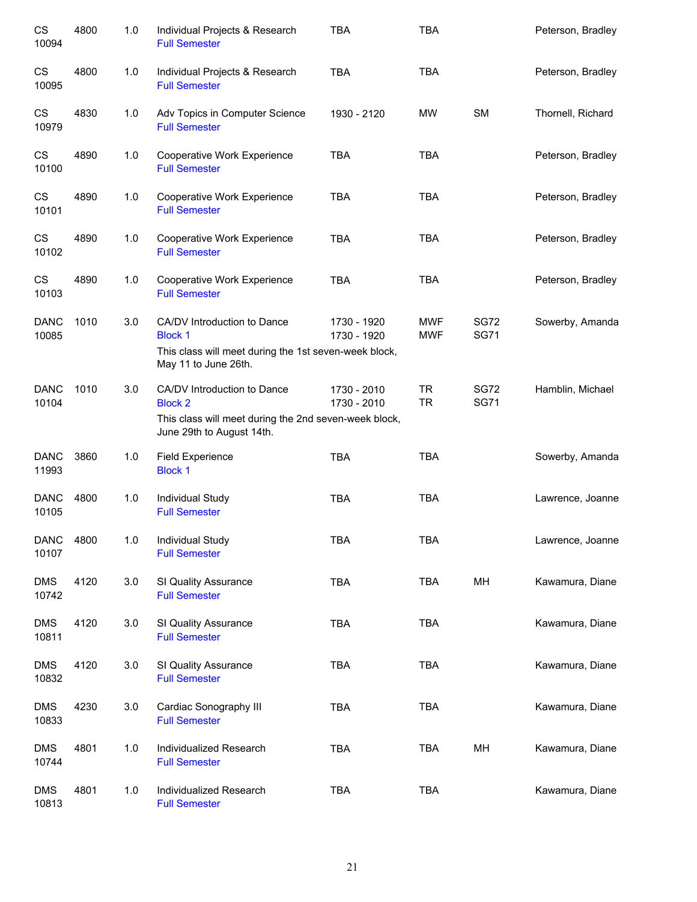| | | | | | | | |
|---|---|---|---|---|---|---|---|
| CS 10094 | 4800 | 1.0 | Individual Projects & Research<br>Full Semester | TBA | TBA | | Peterson, Bradley |
| CS 10095 | 4800 | 1.0 | Individual Projects & Research<br>Full Semester | TBA | TBA | | Peterson, Bradley |
| CS 10979 | 4830 | 1.0 | Adv Topics in Computer Science<br>Full Semester | 1930 - 2120 | MW | SM | Thornell, Richard |
| CS 10100 | 4890 | 1.0 | Cooperative Work Experience<br>Full Semester | TBA | TBA | | Peterson, Bradley |
| CS 10101 | 4890 | 1.0 | Cooperative Work Experience<br>Full Semester | TBA | TBA | | Peterson, Bradley |
| CS 10102 | 4890 | 1.0 | Cooperative Work Experience<br>Full Semester | TBA | TBA | | Peterson, Bradley |
| CS 10103 | 4890 | 1.0 | Cooperative Work Experience<br>Full Semester | TBA | TBA | | Peterson, Bradley |
| DANC 10085 | 1010 | 3.0 | CA/DV Introduction to Dance<br>Block 1<br>This class will meet during the 1st seven-week block, May 11 to June 26th. | 1730 - 1920<br>1730 - 1920 | MWF<br>MWF | SG72<br>SG71 | Sowerby, Amanda |
| DANC 10104 | 1010 | 3.0 | CA/DV Introduction to Dance<br>Block 2<br>This class will meet during the 2nd seven-week block, June 29th to August 14th. | 1730 - 2010<br>1730 - 2010 | TR<br>TR | SG72<br>SG71 | Hamblin, Michael |
| DANC 11993 | 3860 | 1.0 | Field Experience<br>Block 1 | TBA | TBA | | Sowerby, Amanda |
| DANC 10105 | 4800 | 1.0 | Individual Study<br>Full Semester | TBA | TBA | | Lawrence, Joanne |
| DANC 10107 | 4800 | 1.0 | Individual Study<br>Full Semester | TBA | TBA | | Lawrence, Joanne |
| DMS 10742 | 4120 | 3.0 | SI Quality Assurance<br>Full Semester | TBA | TBA | MH | Kawamura, Diane |
| DMS 10811 | 4120 | 3.0 | SI Quality Assurance<br>Full Semester | TBA | TBA | | Kawamura, Diane |
| DMS 10832 | 4120 | 3.0 | SI Quality Assurance<br>Full Semester | TBA | TBA | | Kawamura, Diane |
| DMS 10833 | 4230 | 3.0 | Cardiac Sonography III<br>Full Semester | TBA | TBA | | Kawamura, Diane |
| DMS 10744 | 4801 | 1.0 | Individualized Research<br>Full Semester | TBA | TBA | MH | Kawamura, Diane |
| DMS 10813 | 4801 | 1.0 | Individualized Research<br>Full Semester | TBA | TBA | | Kawamura, Diane |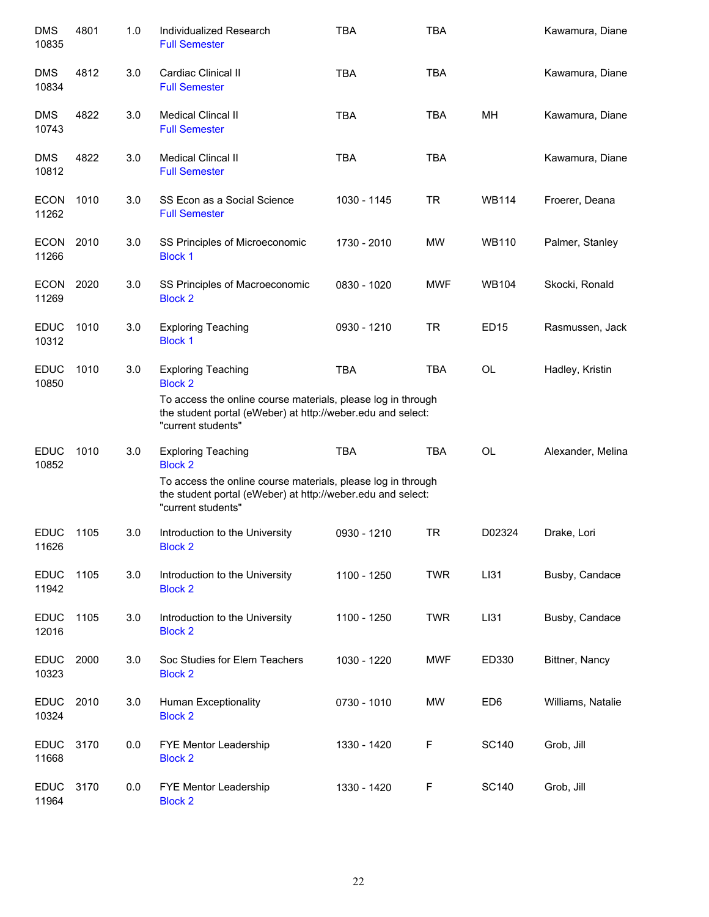| Course | Number | Credits | Title | Time | Days | Room | Instructor |
|---|---|---|---|---|---|---|---|
| DMS 10835 | 4801 | 1.0 | Individualized Research<br>Full Semester | TBA | TBA | | Kawamura, Diane |
| DMS 10834 | 4812 | 3.0 | Cardiac Clinical II<br>Full Semester | TBA | TBA | | Kawamura, Diane |
| DMS 10743 | 4822 | 3.0 | Medical Clincal II<br>Full Semester | TBA | TBA | MH | Kawamura, Diane |
| DMS 10812 | 4822 | 3.0 | Medical Clincal II<br>Full Semester | TBA | TBA | | Kawamura, Diane |
| ECON 11262 | 1010 | 3.0 | SS Econ as a Social Science<br>Full Semester | 1030 - 1145 | TR | WB114 | Froerer, Deana |
| ECON 11266 | 2010 | 3.0 | SS Principles of Microeconomic<br>Block 1 | 1730 - 2010 | MW | WB110 | Palmer, Stanley |
| ECON 11269 | 2020 | 3.0 | SS Principles of Macroeconomic<br>Block 2 | 0830 - 1020 | MWF | WB104 | Skocki, Ronald |
| EDUC 10312 | 1010 | 3.0 | Exploring Teaching<br>Block 1 | 0930 - 1210 | TR | ED15 | Rasmussen, Jack |
| EDUC 10850 | 1010 | 3.0 | Exploring Teaching<br>Block 2<br>To access the online course materials, please log in through the student portal (eWeber) at http://weber.edu and select: "current students" | TBA | TBA | OL | Hadley, Kristin |
| EDUC 10852 | 1010 | 3.0 | Exploring Teaching<br>Block 2<br>To access the online course materials, please log in through the student portal (eWeber) at http://weber.edu and select: "current students" | TBA | TBA | OL | Alexander, Melina |
| EDUC 11626 | 1105 | 3.0 | Introduction to the University<br>Block 2 | 0930 - 1210 | TR | D02324 | Drake, Lori |
| EDUC 11942 | 1105 | 3.0 | Introduction to the University<br>Block 2 | 1100 - 1250 | TWR | LI31 | Busby, Candace |
| EDUC 12016 | 1105 | 3.0 | Introduction to the University<br>Block 2 | 1100 - 1250 | TWR | LI31 | Busby, Candace |
| EDUC 10323 | 2000 | 3.0 | Soc Studies for Elem Teachers<br>Block 2 | 1030 - 1220 | MWF | ED330 | Bittner, Nancy |
| EDUC 10324 | 2010 | 3.0 | Human Exceptionality<br>Block 2 | 0730 - 1010 | MW | ED6 | Williams, Natalie |
| EDUC 11668 | 3170 | 0.0 | FYE Mentor Leadership<br>Block 2 | 1330 - 1420 | F | SC140 | Grob, Jill |
| EDUC 11964 | 3170 | 0.0 | FYE Mentor Leadership<br>Block 2 | 1330 - 1420 | F | SC140 | Grob, Jill |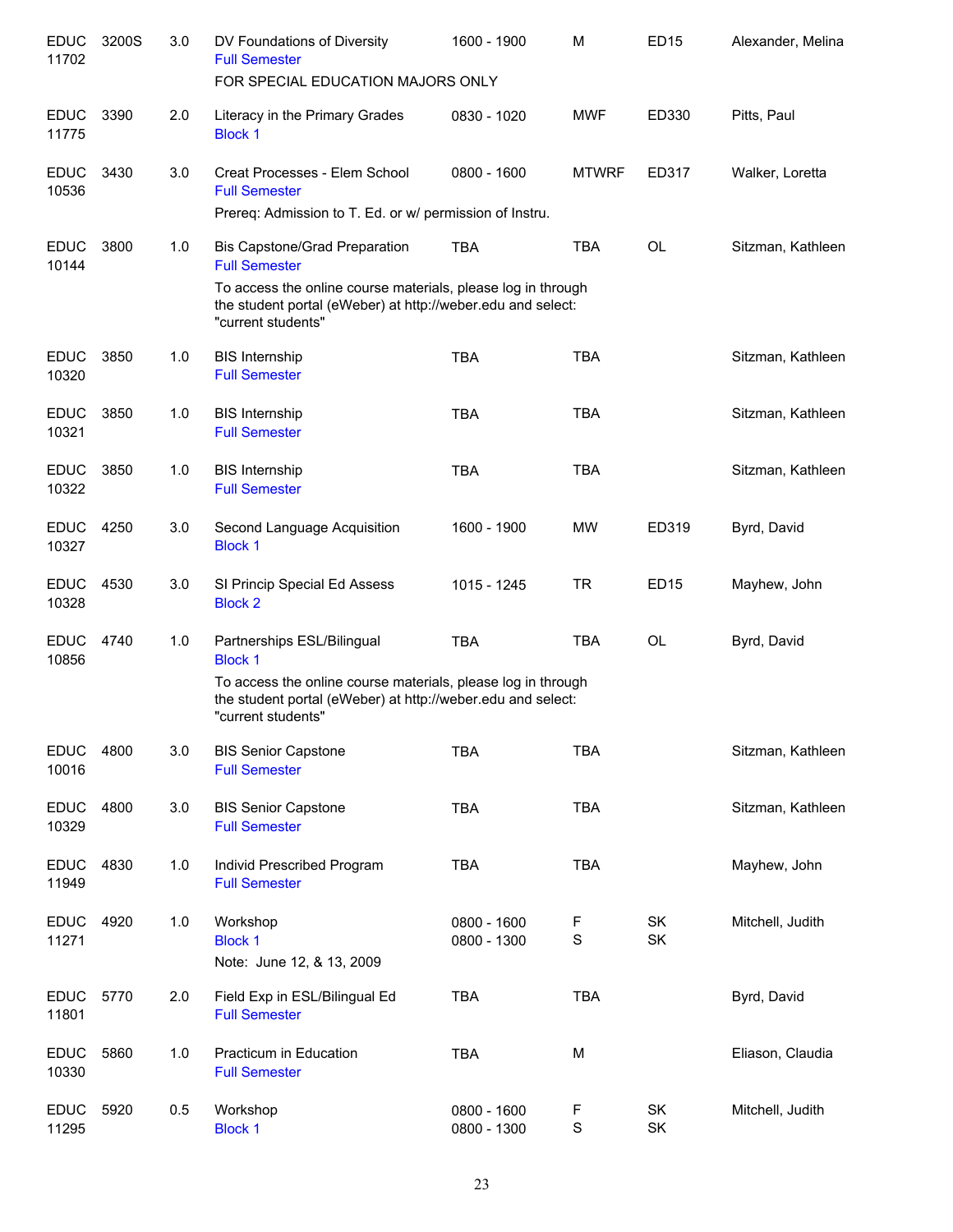| Subject / CRN | Course | Credits | Title | Time | Days | Room | Instructor |
|---|---|---|---|---|---|---|---|
| EDUC 11702 | 3200S | 3.0 | DV Foundations of Diversity<br>Full Semester<br>FOR SPECIAL EDUCATION MAJORS ONLY | 1600 - 1900 | M | ED15 | Alexander, Melina |
| EDUC 11775 | 3390 | 2.0 | Literacy in the Primary Grades<br>Block 1 | 0830 - 1020 | MWF | ED330 | Pitts, Paul |
| EDUC 10536 | 3430 | 3.0 | Creat Processes - Elem School<br>Full Semester<br>Prereq: Admission to T. Ed. or w/ permission of Instru. | 0800 - 1600 | MTWRF | ED317 | Walker, Loretta |
| EDUC 10144 | 3800 | 1.0 | Bis Capstone/Grad Preparation<br>Full Semester<br>To access the online course materials, please log in through the student portal (eWeber) at http://weber.edu and select: "current students" | TBA | TBA | OL | Sitzman, Kathleen |
| EDUC 10320 | 3850 | 1.0 | BIS Internship<br>Full Semester | TBA | TBA | | Sitzman, Kathleen |
| EDUC 10321 | 3850 | 1.0 | BIS Internship<br>Full Semester | TBA | TBA | | Sitzman, Kathleen |
| EDUC 10322 | 3850 | 1.0 | BIS Internship<br>Full Semester | TBA | TBA | | Sitzman, Kathleen |
| EDUC 10327 | 4250 | 3.0 | Second Language Acquisition<br>Block 1 | 1600 - 1900 | MW | ED319 | Byrd, David |
| EDUC 10328 | 4530 | 3.0 | SI Princip Special Ed Assess<br>Block 2 | 1015 - 1245 | TR | ED15 | Mayhew, John |
| EDUC 10856 | 4740 | 1.0 | Partnerships ESL/Bilingual<br>Block 1<br>To access the online course materials, please log in through the student portal (eWeber) at http://weber.edu and select: "current students" | TBA | TBA | OL | Byrd, David |
| EDUC 10016 | 4800 | 3.0 | BIS Senior Capstone<br>Full Semester | TBA | TBA | | Sitzman, Kathleen |
| EDUC 10329 | 4800 | 3.0 | BIS Senior Capstone<br>Full Semester | TBA | TBA | | Sitzman, Kathleen |
| EDUC 11949 | 4830 | 1.0 | Individ Prescribed Program<br>Full Semester | TBA | TBA | | Mayhew, John |
| EDUC 11271 | 4920 | 1.0 | Workshop<br>Block 1<br>Note: June 12, & 13, 2009 | 0800 - 1600<br>0800 - 1300 | F<br>S | SK<br>SK | Mitchell, Judith |
| EDUC 11801 | 5770 | 2.0 | Field Exp in ESL/Bilingual Ed<br>Full Semester | TBA | TBA | | Byrd, David |
| EDUC 10330 | 5860 | 1.0 | Practicum in Education<br>Full Semester | TBA | M | | Eliason, Claudia |
| EDUC 11295 | 5920 | 0.5 | Workshop<br>Block 1 | 0800 - 1600<br>0800 - 1300 | F<br>S | SK<br>SK | Mitchell, Judith |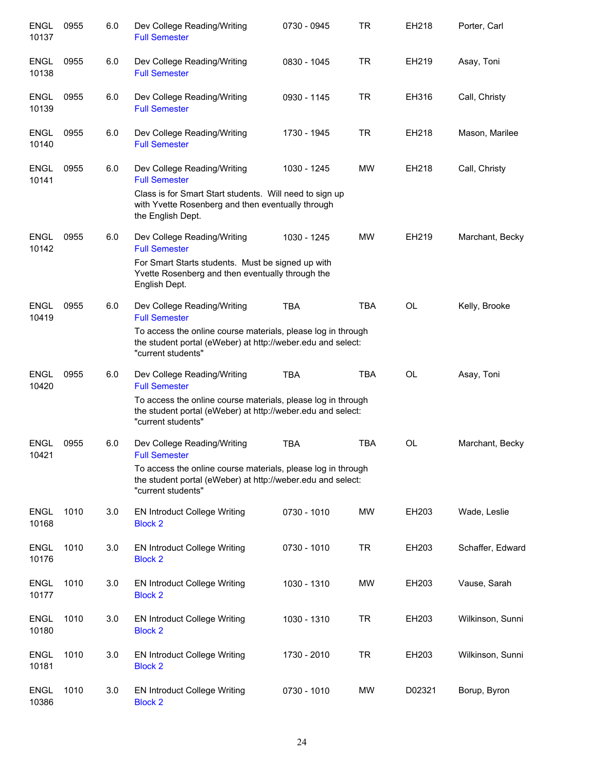| | | | | | | | |
|---|---|---|---|---|---|---|---|
| ENGL 10137 | 0955 | 6.0 | Dev College Reading/Writing<br>Full Semester | 0730 - 0945 | TR | EH218 | Porter, Carl |
| ENGL 10138 | 0955 | 6.0 | Dev College Reading/Writing<br>Full Semester | 0830 - 1045 | TR | EH219 | Asay, Toni |
| ENGL 10139 | 0955 | 6.0 | Dev College Reading/Writing<br>Full Semester | 0930 - 1145 | TR | EH316 | Call, Christy |
| ENGL 10140 | 0955 | 6.0 | Dev College Reading/Writing<br>Full Semester | 1730 - 1945 | TR | EH218 | Mason, Marilee |
| ENGL 10141 | 0955 | 6.0 | Dev College Reading/Writing<br>Full Semester<br>Class is for Smart Start students. Will need to sign up with Yvette Rosenberg and then eventually through the English Dept. | 1030 - 1245 | MW | EH218 | Call, Christy |
| ENGL 10142 | 0955 | 6.0 | Dev College Reading/Writing<br>Full Semester<br>For Smart Starts students. Must be signed up with Yvette Rosenberg and then eventually through the English Dept. | 1030 - 1245 | MW | EH219 | Marchant, Becky |
| ENGL 10419 | 0955 | 6.0 | Dev College Reading/Writing<br>Full Semester<br>To access the online course materials, please log in through the student portal (eWeber) at http://weber.edu and select: "current students" | TBA | TBA | OL | Kelly, Brooke |
| ENGL 10420 | 0955 | 6.0 | Dev College Reading/Writing<br>Full Semester<br>To access the online course materials, please log in through the student portal (eWeber) at http://weber.edu and select: "current students" | TBA | TBA | OL | Asay, Toni |
| ENGL 10421 | 0955 | 6.0 | Dev College Reading/Writing<br>Full Semester<br>To access the online course materials, please log in through the student portal (eWeber) at http://weber.edu and select: "current students" | TBA | TBA | OL | Marchant, Becky |
| ENGL 10168 | 1010 | 3.0 | EN Introduct College Writing<br>Block 2 | 0730 - 1010 | MW | EH203 | Wade, Leslie |
| ENGL 10176 | 1010 | 3.0 | EN Introduct College Writing<br>Block 2 | 0730 - 1010 | TR | EH203 | Schaffer, Edward |
| ENGL 10177 | 1010 | 3.0 | EN Introduct College Writing<br>Block 2 | 1030 - 1310 | MW | EH203 | Vause, Sarah |
| ENGL 10180 | 1010 | 3.0 | EN Introduct College Writing<br>Block 2 | 1030 - 1310 | TR | EH203 | Wilkinson, Sunni |
| ENGL 10181 | 1010 | 3.0 | EN Introduct College Writing<br>Block 2 | 1730 - 2010 | TR | EH203 | Wilkinson, Sunni |
| ENGL 10386 | 1010 | 3.0 | EN Introduct College Writing<br>Block 2 | 0730 - 1010 | MW | D02321 | Borup, Byron |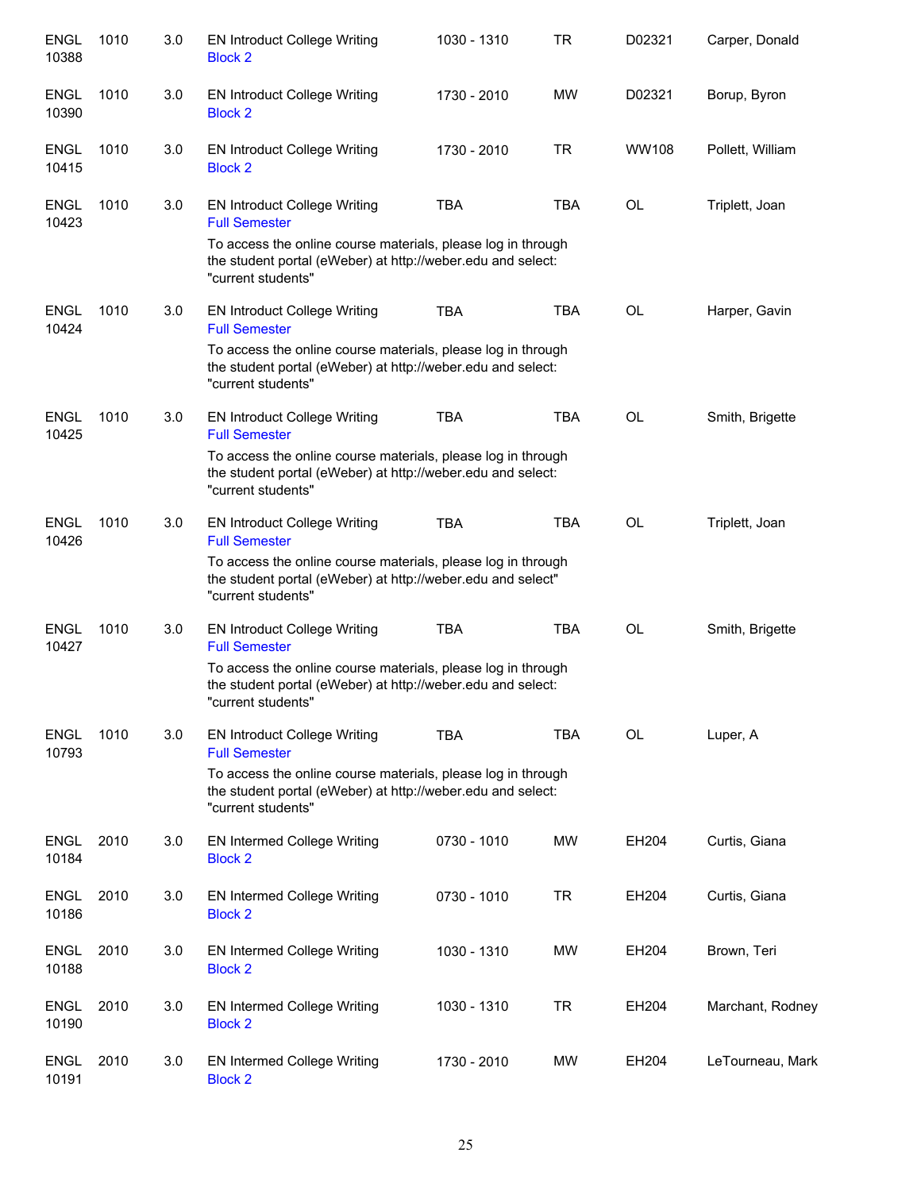| | | | | | | | |
|---|---|---|---|---|---|---|---|
| ENGL 10388 | 1010 | 3.0 | EN Introduct College Writing<br>Block 2 | 1030 - 1310 | TR | D02321 | Carper, Donald |
| ENGL 10390 | 1010 | 3.0 | EN Introduct College Writing<br>Block 2 | 1730 - 2010 | MW | D02321 | Borup, Byron |
| ENGL 10415 | 1010 | 3.0 | EN Introduct College Writing<br>Block 2 | 1730 - 2010 | TR | WW108 | Pollett, William |
| ENGL 10423 | 1010 | 3.0 | EN Introduct College Writing<br>Full Semester<br>To access the online course materials, please log in through the student portal (eWeber) at http://weber.edu and select: "current students" | TBA | TBA | OL | Triplett, Joan |
| ENGL 10424 | 1010 | 3.0 | EN Introduct College Writing<br>Full Semester<br>To access the online course materials, please log in through the student portal (eWeber) at http://weber.edu and select: "current students" | TBA | TBA | OL | Harper, Gavin |
| ENGL 10425 | 1010 | 3.0 | EN Introduct College Writing<br>Full Semester<br>To access the online course materials, please log in through the student portal (eWeber) at http://weber.edu and select: "current students" | TBA | TBA | OL | Smith, Brigette |
| ENGL 10426 | 1010 | 3.0 | EN Introduct College Writing<br>Full Semester<br>To access the online course materials, please log in through the student portal (eWeber) at http://weber.edu and select" "current students" | TBA | TBA | OL | Triplett, Joan |
| ENGL 10427 | 1010 | 3.0 | EN Introduct College Writing<br>Full Semester<br>To access the online course materials, please log in through the student portal (eWeber) at http://weber.edu and select: "current students" | TBA | TBA | OL | Smith, Brigette |
| ENGL 10793 | 1010 | 3.0 | EN Introduct College Writing<br>Full Semester<br>To access the online course materials, please log in through the student portal (eWeber) at http://weber.edu and select: "current students" | TBA | TBA | OL | Luper, A |
| ENGL 10184 | 2010 | 3.0 | EN Intermed College Writing<br>Block 2 | 0730 - 1010 | MW | EH204 | Curtis, Giana |
| ENGL 10186 | 2010 | 3.0 | EN Intermed College Writing<br>Block 2 | 0730 - 1010 | TR | EH204 | Curtis, Giana |
| ENGL 10188 | 2010 | 3.0 | EN Intermed College Writing<br>Block 2 | 1030 - 1310 | MW | EH204 | Brown, Teri |
| ENGL 10190 | 2010 | 3.0 | EN Intermed College Writing<br>Block 2 | 1030 - 1310 | TR | EH204 | Marchant, Rodney |
| ENGL 10191 | 2010 | 3.0 | EN Intermed College Writing<br>Block 2 | 1730 - 2010 | MW | EH204 | LeTourneau, Mark |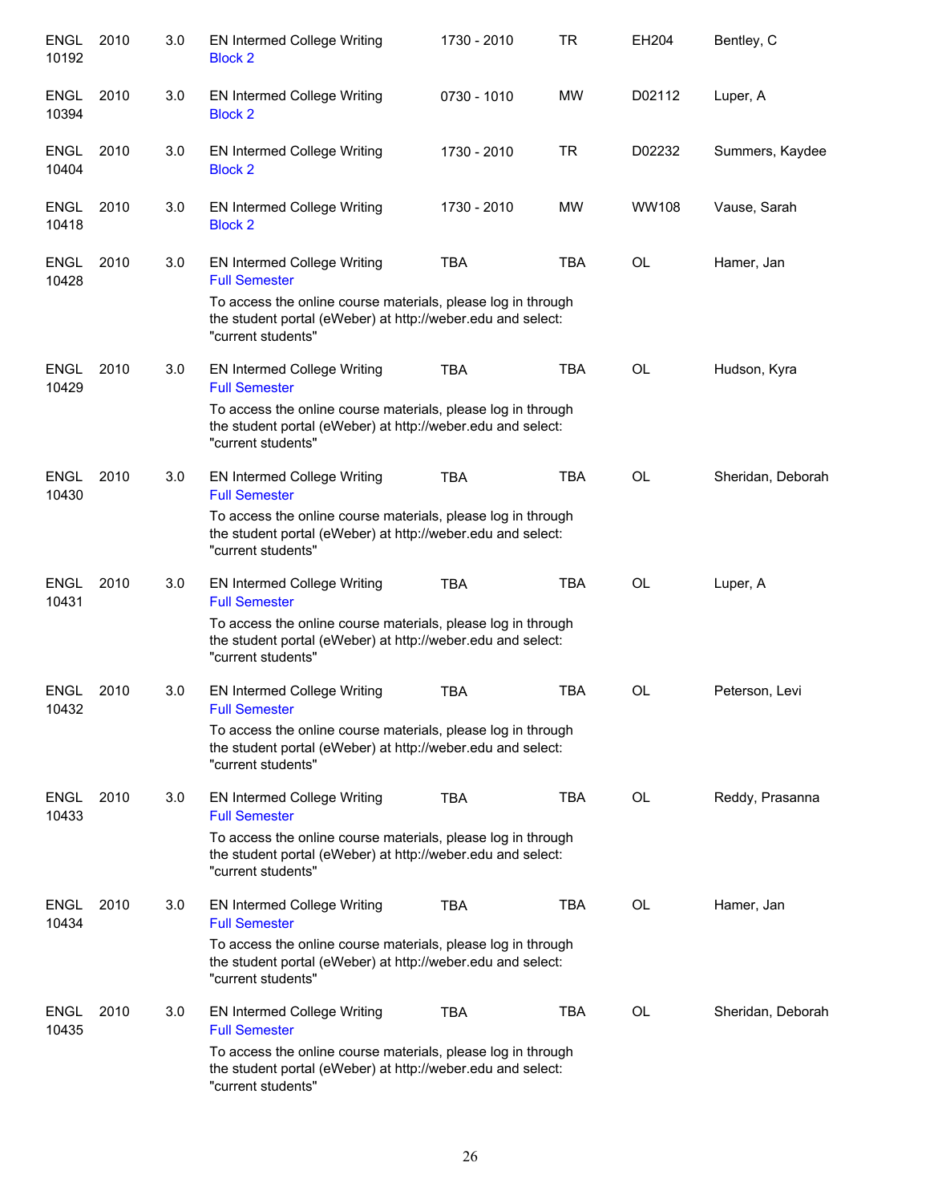| | | | | | | | |
|---|---|---|---|---|---|---|---|
| ENGL 10192 | 2010 | 3.0 | EN Intermed College Writing<br>Block 2 | 1730 - 2010 | TR | EH204 | Bentley, C |
| ENGL 10394 | 2010 | 3.0 | EN Intermed College Writing<br>Block 2 | 0730 - 1010 | MW | D02112 | Luper, A |
| ENGL 10404 | 2010 | 3.0 | EN Intermed College Writing<br>Block 2 | 1730 - 2010 | TR | D02232 | Summers, Kaydee |
| ENGL 10418 | 2010 | 3.0 | EN Intermed College Writing<br>Block 2 | 1730 - 2010 | MW | WW108 | Vause, Sarah |
| ENGL 10428 | 2010 | 3.0 | EN Intermed College Writing<br>Full Semester<br>To access the online course materials, please log in through the student portal (eWeber) at http://weber.edu and select: "current students" | TBA | TBA | OL | Hamer, Jan |
| ENGL 10429 | 2010 | 3.0 | EN Intermed College Writing<br>Full Semester<br>To access the online course materials, please log in through the student portal (eWeber) at http://weber.edu and select: "current students" | TBA | TBA | OL | Hudson, Kyra |
| ENGL 10430 | 2010 | 3.0 | EN Intermed College Writing<br>Full Semester<br>To access the online course materials, please log in through the student portal (eWeber) at http://weber.edu and select: "current students" | TBA | TBA | OL | Sheridan, Deborah |
| ENGL 10431 | 2010 | 3.0 | EN Intermed College Writing<br>Full Semester<br>To access the online course materials, please log in through the student portal (eWeber) at http://weber.edu and select: "current students" | TBA | TBA | OL | Luper, A |
| ENGL 10432 | 2010 | 3.0 | EN Intermed College Writing<br>Full Semester<br>To access the online course materials, please log in through the student portal (eWeber) at http://weber.edu and select: "current students" | TBA | TBA | OL | Peterson, Levi |
| ENGL 10433 | 2010 | 3.0 | EN Intermed College Writing<br>Full Semester<br>To access the online course materials, please log in through the student portal (eWeber) at http://weber.edu and select: "current students" | TBA | TBA | OL | Reddy, Prasanna |
| ENGL 10434 | 2010 | 3.0 | EN Intermed College Writing<br>Full Semester<br>To access the online course materials, please log in through the student portal (eWeber) at http://weber.edu and select: "current students" | TBA | TBA | OL | Hamer, Jan |
| ENGL 10435 | 2010 | 3.0 | EN Intermed College Writing<br>Full Semester<br>To access the online course materials, please log in through the student portal (eWeber) at http://weber.edu and select: "current students" | TBA | TBA | OL | Sheridan, Deborah |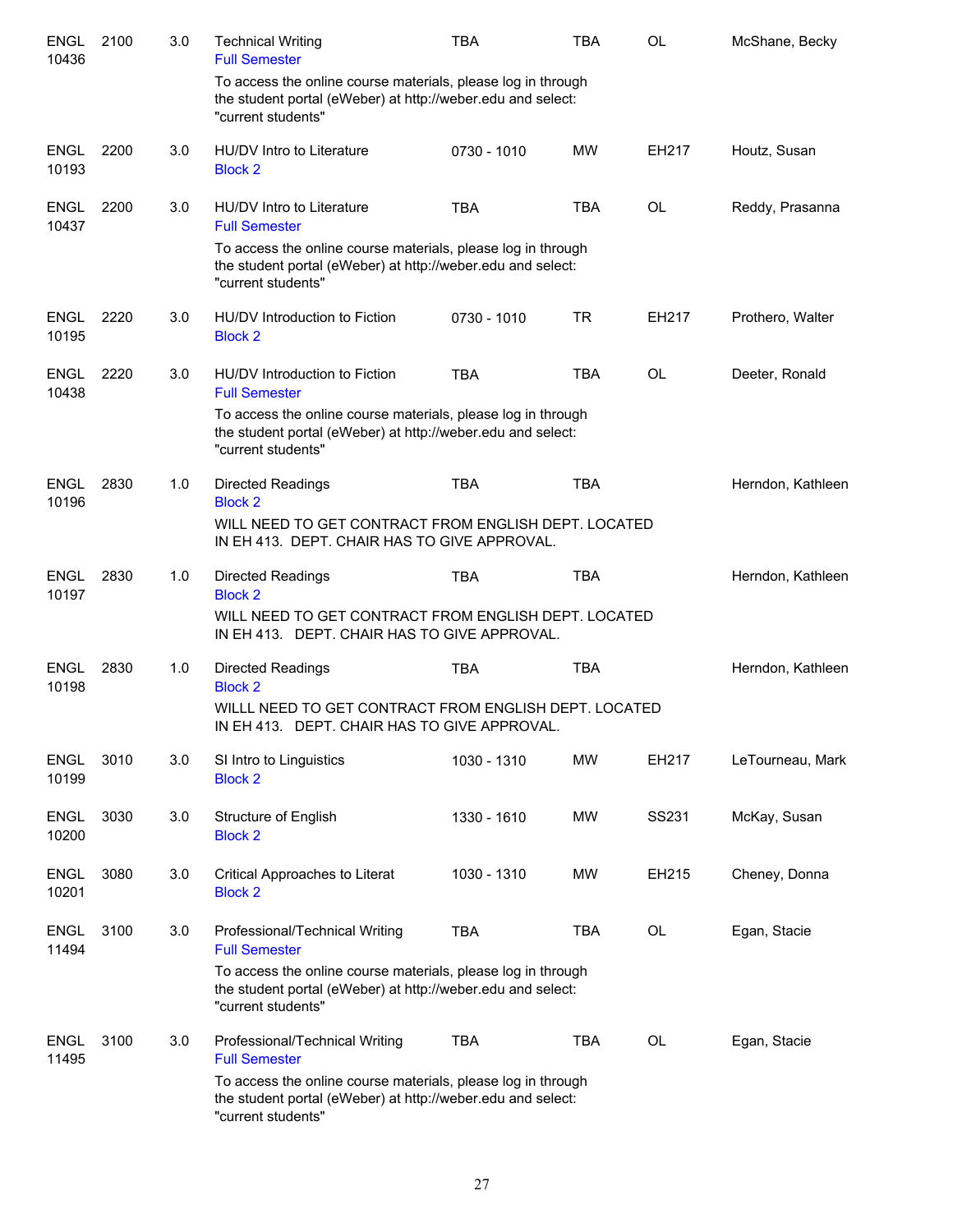| | | | | | | | |
|---|---|---|---|---|---|---|---|
| ENGL 10436 | 2100 | 3.0 | Technical Writing<br>Full Semester | TBA | TBA | OL | McShane, Becky |
| | | | To access the online course materials, please log in through the student portal (eWeber) at http://weber.edu and select: "current students" | | | | |
| ENGL 10193 | 2200 | 3.0 | HU/DV Intro to Literature<br>Block 2 | 0730 - 1010 | MW | EH217 | Houtz, Susan |
| ENGL 10437 | 2200 | 3.0 | HU/DV Intro to Literature<br>Full Semester | TBA | TBA | OL | Reddy, Prasanna |
| | | | To access the online course materials, please log in through the student portal (eWeber) at http://weber.edu and select: "current students" | | | | |
| ENGL 10195 | 2220 | 3.0 | HU/DV Introduction to Fiction<br>Block 2 | 0730 - 1010 | TR | EH217 | Prothero, Walter |
| ENGL 10438 | 2220 | 3.0 | HU/DV Introduction to Fiction<br>Full Semester | TBA | TBA | OL | Deeter, Ronald |
| | | | To access the online course materials, please log in through the student portal (eWeber) at http://weber.edu and select: "current students" | | | | |
| ENGL 10196 | 2830 | 1.0 | Directed Readings<br>Block 2 | TBA | TBA | | Herndon, Kathleen |
| | | | WILL NEED TO GET CONTRACT FROM ENGLISH DEPT. LOCATED IN EH 413. DEPT. CHAIR HAS TO GIVE APPROVAL. | | | | |
| ENGL 10197 | 2830 | 1.0 | Directed Readings<br>Block 2 | TBA | TBA | | Herndon, Kathleen |
| | | | WILL NEED TO GET CONTRACT FROM ENGLISH DEPT. LOCATED IN EH 413. DEPT. CHAIR HAS TO GIVE APPROVAL. | | | | |
| ENGL 10198 | 2830 | 1.0 | Directed Readings<br>Block 2 | TBA | TBA | | Herndon, Kathleen |
| | | | WILLL NEED TO GET CONTRACT FROM ENGLISH DEPT. LOCATED IN EH 413. DEPT. CHAIR HAS TO GIVE APPROVAL. | | | | |
| ENGL 10199 | 3010 | 3.0 | SI Intro to Linguistics<br>Block 2 | 1030 - 1310 | MW | EH217 | LeTourneau, Mark |
| ENGL 10200 | 3030 | 3.0 | Structure of English<br>Block 2 | 1330 - 1610 | MW | SS231 | McKay, Susan |
| ENGL 10201 | 3080 | 3.0 | Critical Approaches to Literat<br>Block 2 | 1030 - 1310 | MW | EH215 | Cheney, Donna |
| ENGL 11494 | 3100 | 3.0 | Professional/Technical Writing<br>Full Semester | TBA | TBA | OL | Egan, Stacie |
| | | | To access the online course materials, please log in through the student portal (eWeber) at http://weber.edu and select: "current students" | | | | |
| ENGL 11495 | 3100 | 3.0 | Professional/Technical Writing<br>Full Semester | TBA | TBA | OL | Egan, Stacie |
| | | | To access the online course materials, please log in through the student portal (eWeber) at http://weber.edu and select: "current students" | | | | |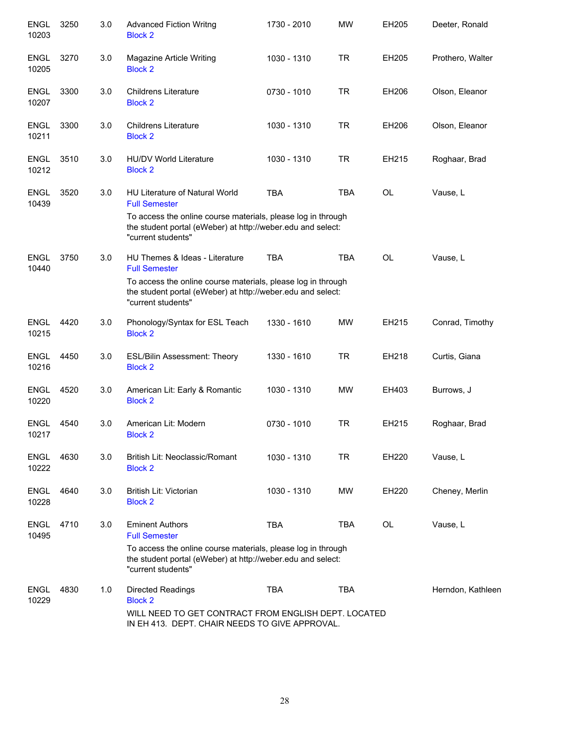| | | | | | | | |
|---|---|---|---|---|---|---|---|
| ENGL 10203 | 3250 | 3.0 | Advanced Fiction Writng<br>Block 2 | 1730 - 2010 | MW | EH205 | Deeter, Ronald |
| ENGL 10205 | 3270 | 3.0 | Magazine Article Writing<br>Block 2 | 1030 - 1310 | TR | EH205 | Prothero, Walter |
| ENGL 10207 | 3300 | 3.0 | Childrens Literature<br>Block 2 | 0730 - 1010 | TR | EH206 | Olson, Eleanor |
| ENGL 10211 | 3300 | 3.0 | Childrens Literature<br>Block 2 | 1030 - 1310 | TR | EH206 | Olson, Eleanor |
| ENGL 10212 | 3510 | 3.0 | HU/DV World Literature<br>Block 2 | 1030 - 1310 | TR | EH215 | Roghaar, Brad |
| ENGL 10439 | 3520 | 3.0 | HU Literature of Natural World<br>Full Semester<br>To access the online course materials, please log in through the student portal (eWeber) at http://weber.edu and select: "current students" | TBA | TBA | OL | Vause, L |
| ENGL 10440 | 3750 | 3.0 | HU Themes & Ideas - Literature<br>Full Semester<br>To access the online course materials, please log in through the student portal (eWeber) at http://weber.edu and select: "current students" | TBA | TBA | OL | Vause, L |
| ENGL 10215 | 4420 | 3.0 | Phonology/Syntax for ESL Teach<br>Block 2 | 1330 - 1610 | MW | EH215 | Conrad, Timothy |
| ENGL 10216 | 4450 | 3.0 | ESL/Bilin Assessment: Theory<br>Block 2 | 1330 - 1610 | TR | EH218 | Curtis, Giana |
| ENGL 10220 | 4520 | 3.0 | American Lit: Early & Romantic<br>Block 2 | 1030 - 1310 | MW | EH403 | Burrows, J |
| ENGL 10217 | 4540 | 3.0 | American Lit: Modern<br>Block 2 | 0730 - 1010 | TR | EH215 | Roghaar, Brad |
| ENGL 10222 | 4630 | 3.0 | British Lit: Neoclassic/Romant<br>Block 2 | 1030 - 1310 | TR | EH220 | Vause, L |
| ENGL 10228 | 4640 | 3.0 | British Lit: Victorian<br>Block 2 | 1030 - 1310 | MW | EH220 | Cheney, Merlin |
| ENGL 10495 | 4710 | 3.0 | Eminent Authors<br>Full Semester<br>To access the online course materials, please log in through the student portal (eWeber) at http://weber.edu and select: "current students" | TBA | TBA | OL | Vause, L |
| ENGL 10229 | 4830 | 1.0 | Directed Readings<br>Block 2<br>WILL NEED TO GET CONTRACT FROM ENGLISH DEPT. LOCATED IN EH 413. DEPT. CHAIR NEEDS TO GIVE APPROVAL. | TBA | TBA | | Herndon, Kathleen |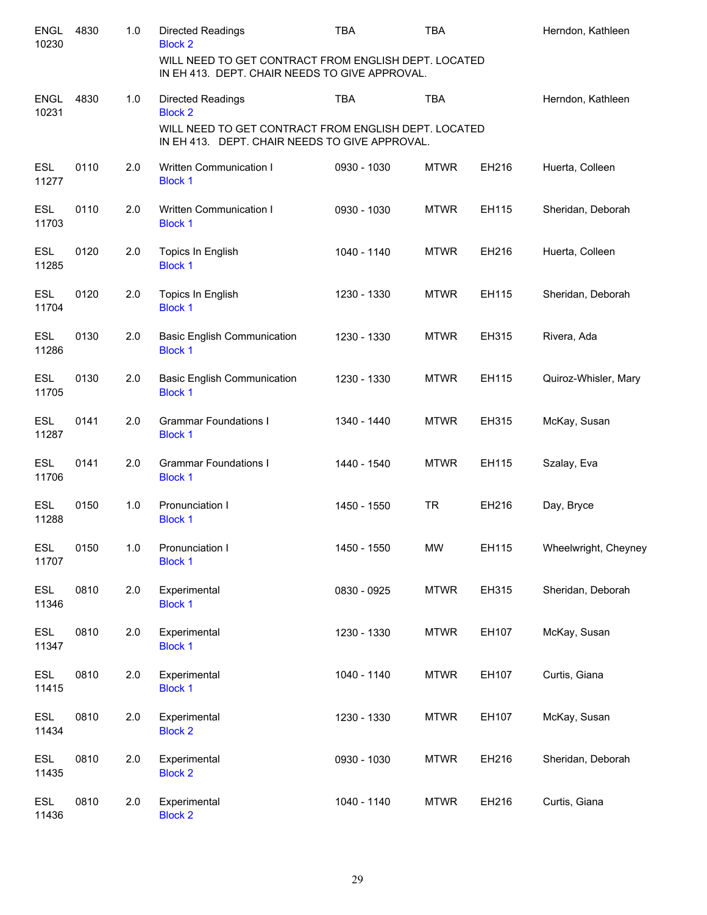| Course | Number | Credits | Title | Time | Days | Room | Instructor |
|---|---|---|---|---|---|---|---|
| ENGL 10230 | 4830 | 1.0 | Directed Readings<br>Block 2<br>WILL NEED TO GET CONTRACT FROM ENGLISH DEPT. LOCATED IN EH 413. DEPT. CHAIR NEEDS TO GIVE APPROVAL. | TBA | TBA | | Herndon, Kathleen |
| ENGL 10231 | 4830 | 1.0 | Directed Readings<br>Block 2<br>WILL NEED TO GET CONTRACT FROM ENGLISH DEPT. LOCATED IN EH 413. DEPT. CHAIR NEEDS TO GIVE APPROVAL. | TBA | TBA | | Herndon, Kathleen |
| ESL 11277 | 0110 | 2.0 | Written Communication I<br>Block 1 | 0930 - 1030 | MTWR | EH216 | Huerta, Colleen |
| ESL 11703 | 0110 | 2.0 | Written Communication I<br>Block 1 | 0930 - 1030 | MTWR | EH115 | Sheridan, Deborah |
| ESL 11285 | 0120 | 2.0 | Topics In English<br>Block 1 | 1040 - 1140 | MTWR | EH216 | Huerta, Colleen |
| ESL 11704 | 0120 | 2.0 | Topics In English<br>Block 1 | 1230 - 1330 | MTWR | EH115 | Sheridan, Deborah |
| ESL 11286 | 0130 | 2.0 | Basic English Communication<br>Block 1 | 1230 - 1330 | MTWR | EH315 | Rivera, Ada |
| ESL 11705 | 0130 | 2.0 | Basic English Communication<br>Block 1 | 1230 - 1330 | MTWR | EH115 | Quiroz-Whisler, Mary |
| ESL 11287 | 0141 | 2.0 | Grammar Foundations I<br>Block 1 | 1340 - 1440 | MTWR | EH315 | McKay, Susan |
| ESL 11706 | 0141 | 2.0 | Grammar Foundations I<br>Block 1 | 1440 - 1540 | MTWR | EH115 | Szalay, Eva |
| ESL 11288 | 0150 | 1.0 | Pronunciation I<br>Block 1 | 1450 - 1550 | TR | EH216 | Day, Bryce |
| ESL 11707 | 0150 | 1.0 | Pronunciation I<br>Block 1 | 1450 - 1550 | MW | EH115 | Wheelwright, Cheyney |
| ESL 11346 | 0810 | 2.0 | Experimental<br>Block 1 | 0830 - 0925 | MTWR | EH315 | Sheridan, Deborah |
| ESL 11347 | 0810 | 2.0 | Experimental<br>Block 1 | 1230 - 1330 | MTWR | EH107 | McKay, Susan |
| ESL 11415 | 0810 | 2.0 | Experimental<br>Block 1 | 1040 - 1140 | MTWR | EH107 | Curtis, Giana |
| ESL 11434 | 0810 | 2.0 | Experimental<br>Block 2 | 1230 - 1330 | MTWR | EH107 | McKay, Susan |
| ESL 11435 | 0810 | 2.0 | Experimental<br>Block 2 | 0930 - 1030 | MTWR | EH216 | Sheridan, Deborah |
| ESL 11436 | 0810 | 2.0 | Experimental<br>Block 2 | 1040 - 1140 | MTWR | EH216 | Curtis, Giana |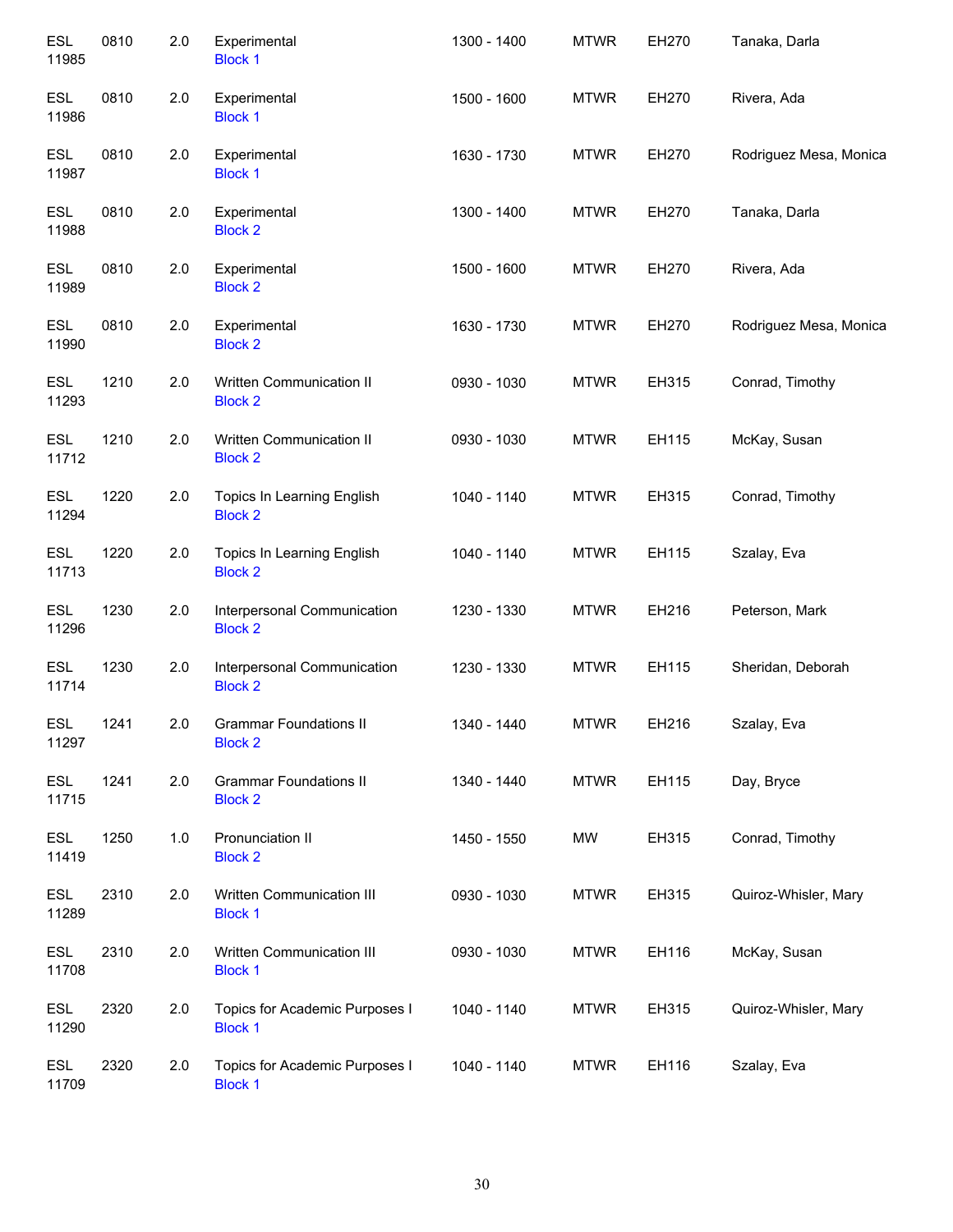| | | | | | | | |
|---|---|---|---|---|---|---|---|
| ESL 11985 | 0810 | 2.0 | Experimental Block 1 | 1300 - 1400 | MTWR | EH270 | Tanaka, Darla |
| ESL 11986 | 0810 | 2.0 | Experimental Block 1 | 1500 - 1600 | MTWR | EH270 | Rivera, Ada |
| ESL 11987 | 0810 | 2.0 | Experimental Block 1 | 1630 - 1730 | MTWR | EH270 | Rodriguez Mesa, Monica |
| ESL 11988 | 0810 | 2.0 | Experimental Block 2 | 1300 - 1400 | MTWR | EH270 | Tanaka, Darla |
| ESL 11989 | 0810 | 2.0 | Experimental Block 2 | 1500 - 1600 | MTWR | EH270 | Rivera, Ada |
| ESL 11990 | 0810 | 2.0 | Experimental Block 2 | 1630 - 1730 | MTWR | EH270 | Rodriguez Mesa, Monica |
| ESL 11293 | 1210 | 2.0 | Written Communication II Block 2 | 0930 - 1030 | MTWR | EH315 | Conrad, Timothy |
| ESL 11712 | 1210 | 2.0 | Written Communication II Block 2 | 0930 - 1030 | MTWR | EH115 | McKay, Susan |
| ESL 11294 | 1220 | 2.0 | Topics In Learning English Block 2 | 1040 - 1140 | MTWR | EH315 | Conrad, Timothy |
| ESL 11713 | 1220 | 2.0 | Topics In Learning English Block 2 | 1040 - 1140 | MTWR | EH115 | Szalay, Eva |
| ESL 11296 | 1230 | 2.0 | Interpersonal Communication Block 2 | 1230 - 1330 | MTWR | EH216 | Peterson, Mark |
| ESL 11714 | 1230 | 2.0 | Interpersonal Communication Block 2 | 1230 - 1330 | MTWR | EH115 | Sheridan, Deborah |
| ESL 11297 | 1241 | 2.0 | Grammar Foundations II Block 2 | 1340 - 1440 | MTWR | EH216 | Szalay, Eva |
| ESL 11715 | 1241 | 2.0 | Grammar Foundations II Block 2 | 1340 - 1440 | MTWR | EH115 | Day, Bryce |
| ESL 11419 | 1250 | 1.0 | Pronunciation II Block 2 | 1450 - 1550 | MW | EH315 | Conrad, Timothy |
| ESL 11289 | 2310 | 2.0 | Written Communication III Block 1 | 0930 - 1030 | MTWR | EH315 | Quiroz-Whisler, Mary |
| ESL 11708 | 2310 | 2.0 | Written Communication III Block 1 | 0930 - 1030 | MTWR | EH116 | McKay, Susan |
| ESL 11290 | 2320 | 2.0 | Topics for Academic Purposes I Block 1 | 1040 - 1140 | MTWR | EH315 | Quiroz-Whisler, Mary |
| ESL 11709 | 2320 | 2.0 | Topics for Academic Purposes I Block 1 | 1040 - 1140 | MTWR | EH116 | Szalay, Eva |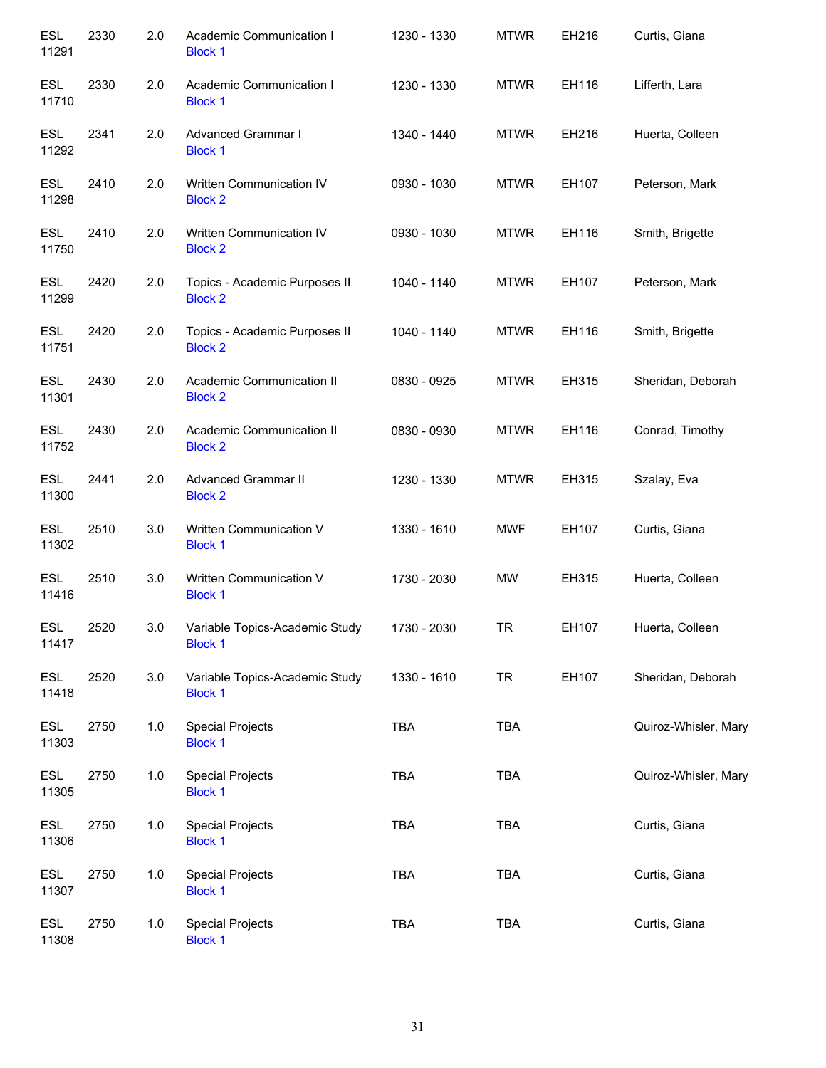| | | | | | | | |
|---|---|---|---|---|---|---|---|
| ESL 11291 | 2330 | 2.0 | Academic Communication I<br>Block 1 | 1230 - 1330 | MTWR | EH216 | Curtis, Giana |
| ESL 11710 | 2330 | 2.0 | Academic Communication I<br>Block 1 | 1230 - 1330 | MTWR | EH116 | Lifferth, Lara |
| ESL 11292 | 2341 | 2.0 | Advanced Grammar I<br>Block 1 | 1340 - 1440 | MTWR | EH216 | Huerta, Colleen |
| ESL 11298 | 2410 | 2.0 | Written Communication IV<br>Block 2 | 0930 - 1030 | MTWR | EH107 | Peterson, Mark |
| ESL 11750 | 2410 | 2.0 | Written Communication IV<br>Block 2 | 0930 - 1030 | MTWR | EH116 | Smith, Brigette |
| ESL 11299 | 2420 | 2.0 | Topics - Academic Purposes II<br>Block 2 | 1040 - 1140 | MTWR | EH107 | Peterson, Mark |
| ESL 11751 | 2420 | 2.0 | Topics - Academic Purposes II<br>Block 2 | 1040 - 1140 | MTWR | EH116 | Smith, Brigette |
| ESL 11301 | 2430 | 2.0 | Academic Communication II<br>Block 2 | 0830 - 0925 | MTWR | EH315 | Sheridan, Deborah |
| ESL 11752 | 2430 | 2.0 | Academic Communication II<br>Block 2 | 0830 - 0930 | MTWR | EH116 | Conrad, Timothy |
| ESL 11300 | 2441 | 2.0 | Advanced Grammar II<br>Block 2 | 1230 - 1330 | MTWR | EH315 | Szalay, Eva |
| ESL 11302 | 2510 | 3.0 | Written Communication V<br>Block 1 | 1330 - 1610 | MWF | EH107 | Curtis, Giana |
| ESL 11416 | 2510 | 3.0 | Written Communication V<br>Block 1 | 1730 - 2030 | MW | EH315 | Huerta, Colleen |
| ESL 11417 | 2520 | 3.0 | Variable Topics-Academic Study<br>Block 1 | 1730 - 2030 | TR | EH107 | Huerta, Colleen |
| ESL 11418 | 2520 | 3.0 | Variable Topics-Academic Study<br>Block 1 | 1330 - 1610 | TR | EH107 | Sheridan, Deborah |
| ESL 11303 | 2750 | 1.0 | Special Projects<br>Block 1 | TBA | TBA | | Quiroz-Whisler, Mary |
| ESL 11305 | 2750 | 1.0 | Special Projects<br>Block 1 | TBA | TBA | | Quiroz-Whisler, Mary |
| ESL 11306 | 2750 | 1.0 | Special Projects<br>Block 1 | TBA | TBA | | Curtis, Giana |
| ESL 11307 | 2750 | 1.0 | Special Projects<br>Block 1 | TBA | TBA | | Curtis, Giana |
| ESL 11308 | 2750 | 1.0 | Special Projects<br>Block 1 | TBA | TBA | | Curtis, Giana |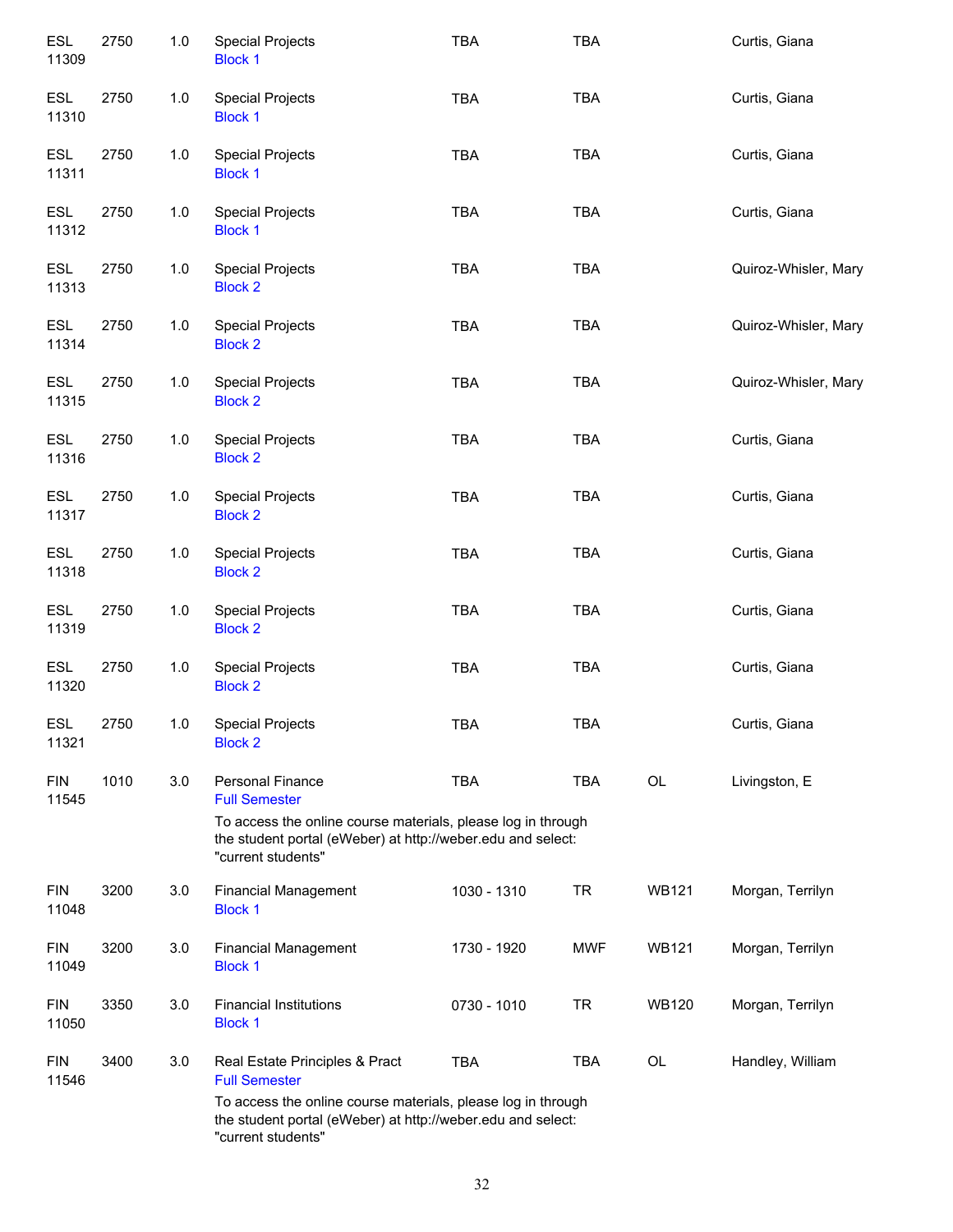| | | | | | | | |
|---|---|---|---|---|---|---|---|
| ESL 11309 | 2750 | 1.0 | Special Projects<br>Block 1 | TBA | TBA | | Curtis, Giana |
| ESL 11310 | 2750 | 1.0 | Special Projects<br>Block 1 | TBA | TBA | | Curtis, Giana |
| ESL 11311 | 2750 | 1.0 | Special Projects<br>Block 1 | TBA | TBA | | Curtis, Giana |
| ESL 11312 | 2750 | 1.0 | Special Projects<br>Block 1 | TBA | TBA | | Curtis, Giana |
| ESL 11313 | 2750 | 1.0 | Special Projects<br>Block 2 | TBA | TBA | | Quiroz-Whisler, Mary |
| ESL 11314 | 2750 | 1.0 | Special Projects<br>Block 2 | TBA | TBA | | Quiroz-Whisler, Mary |
| ESL 11315 | 2750 | 1.0 | Special Projects<br>Block 2 | TBA | TBA | | Quiroz-Whisler, Mary |
| ESL 11316 | 2750 | 1.0 | Special Projects<br>Block 2 | TBA | TBA | | Curtis, Giana |
| ESL 11317 | 2750 | 1.0 | Special Projects<br>Block 2 | TBA | TBA | | Curtis, Giana |
| ESL 11318 | 2750 | 1.0 | Special Projects<br>Block 2 | TBA | TBA | | Curtis, Giana |
| ESL 11319 | 2750 | 1.0 | Special Projects<br>Block 2 | TBA | TBA | | Curtis, Giana |
| ESL 11320 | 2750 | 1.0 | Special Projects<br>Block 2 | TBA | TBA | | Curtis, Giana |
| ESL 11321 | 2750 | 1.0 | Special Projects<br>Block 2 | TBA | TBA | | Curtis, Giana |
| FIN 11545 | 1010 | 3.0 | Personal Finance<br>Full Semester<br>To access the online course materials, please log in through the student portal (eWeber) at http://weber.edu and select: "current students" | TBA | TBA | OL | Livingston, E |
| FIN 11048 | 3200 | 3.0 | Financial Management<br>Block 1 | 1030 - 1310 | TR | WB121 | Morgan, Terrilyn |
| FIN 11049 | 3200 | 3.0 | Financial Management<br>Block 1 | 1730 - 1920 | MWF | WB121 | Morgan, Terrilyn |
| FIN 11050 | 3350 | 3.0 | Financial Institutions<br>Block 1 | 0730 - 1010 | TR | WB120 | Morgan, Terrilyn |
| FIN 11546 | 3400 | 3.0 | Real Estate Principles & Pract<br>Full Semester<br>To access the online course materials, please log in through the student portal (eWeber) at http://weber.edu and select: "current students" | TBA | TBA | OL | Handley, William |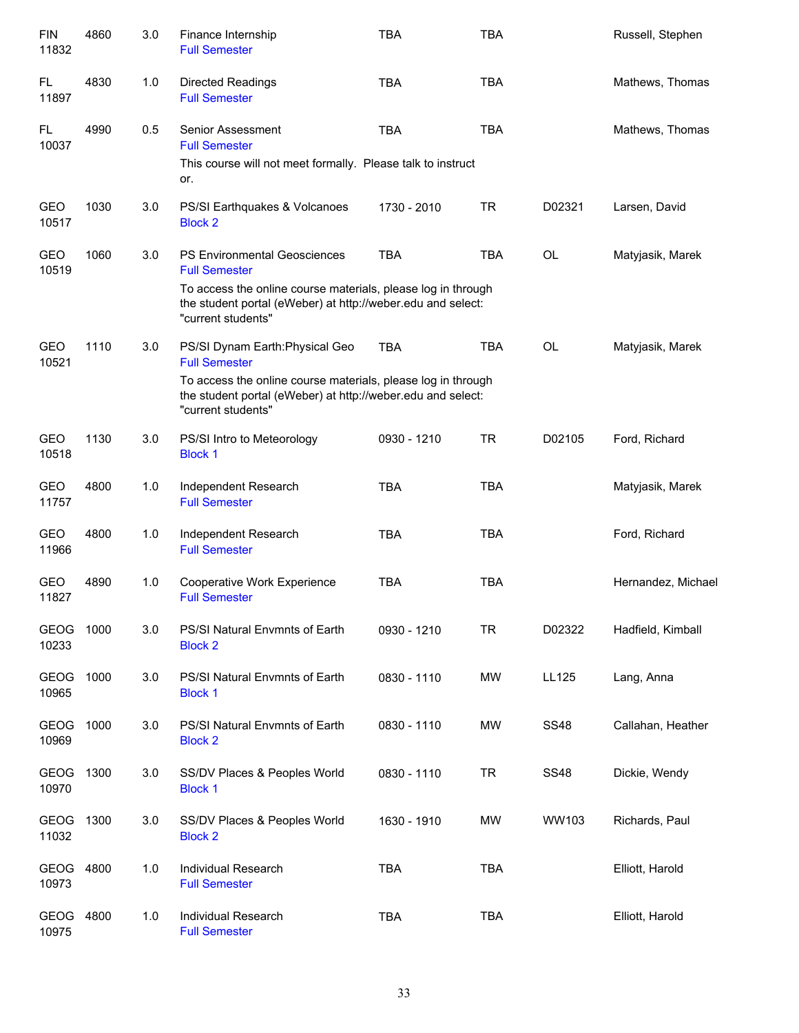| | | | | | | | |
|---|---|---|---|---|---|---|---|
| FIN 11832 | 4860 | 3.0 | Finance Internship<br>Full Semester | TBA | TBA | | Russell, Stephen |
| FL 11897 | 4830 | 1.0 | Directed Readings<br>Full Semester | TBA | TBA | | Mathews, Thomas |
| FL 10037 | 4990 | 0.5 | Senior Assessment<br>Full Semester<br>This course will not meet formally. Please talk to instruct or. | TBA | TBA | | Mathews, Thomas |
| GEO 10517 | 1030 | 3.0 | PS/SI Earthquakes & Volcanoes<br>Block 2 | 1730 - 2010 | TR | D02321 | Larsen, David |
| GEO 10519 | 1060 | 3.0 | PS Environmental Geosciences<br>Full Semester<br>To access the online course materials, please log in through the student portal (eWeber) at http://weber.edu and select: "current students" | TBA | TBA | OL | Matyjasik, Marek |
| GEO 10521 | 1110 | 3.0 | PS/SI Dynam Earth:Physical Geo<br>Full Semester<br>To access the online course materials, please log in through the student portal (eWeber) at http://weber.edu and select: "current students" | TBA | TBA | OL | Matyjasik, Marek |
| GEO 10518 | 1130 | 3.0 | PS/SI Intro to Meteorology<br>Block 1 | 0930 - 1210 | TR | D02105 | Ford, Richard |
| GEO 11757 | 4800 | 1.0 | Independent Research<br>Full Semester | TBA | TBA | | Matyjasik, Marek |
| GEO 11966 | 4800 | 1.0 | Independent Research<br>Full Semester | TBA | TBA | | Ford, Richard |
| GEO 11827 | 4890 | 1.0 | Cooperative Work Experience<br>Full Semester | TBA | TBA | | Hernandez, Michael |
| GEOG 10233 | 1000 | 3.0 | PS/SI Natural Envmnts of Earth<br>Block 2 | 0930 - 1210 | TR | D02322 | Hadfield, Kimball |
| GEOG 10965 | 1000 | 3.0 | PS/SI Natural Envmnts of Earth<br>Block 1 | 0830 - 1110 | MW | LL125 | Lang, Anna |
| GEOG 10969 | 1000 | 3.0 | PS/SI Natural Envmnts of Earth<br>Block 2 | 0830 - 1110 | MW | SS48 | Callahan, Heather |
| GEOG 10970 | 1300 | 3.0 | SS/DV Places & Peoples World<br>Block 1 | 0830 - 1110 | TR | SS48 | Dickie, Wendy |
| GEOG 11032 | 1300 | 3.0 | SS/DV Places & Peoples World<br>Block 2 | 1630 - 1910 | MW | WW103 | Richards, Paul |
| GEOG 10973 | 4800 | 1.0 | Individual Research<br>Full Semester | TBA | TBA | | Elliott, Harold |
| GEOG 10975 | 4800 | 1.0 | Individual Research<br>Full Semester | TBA | TBA | | Elliott, Harold |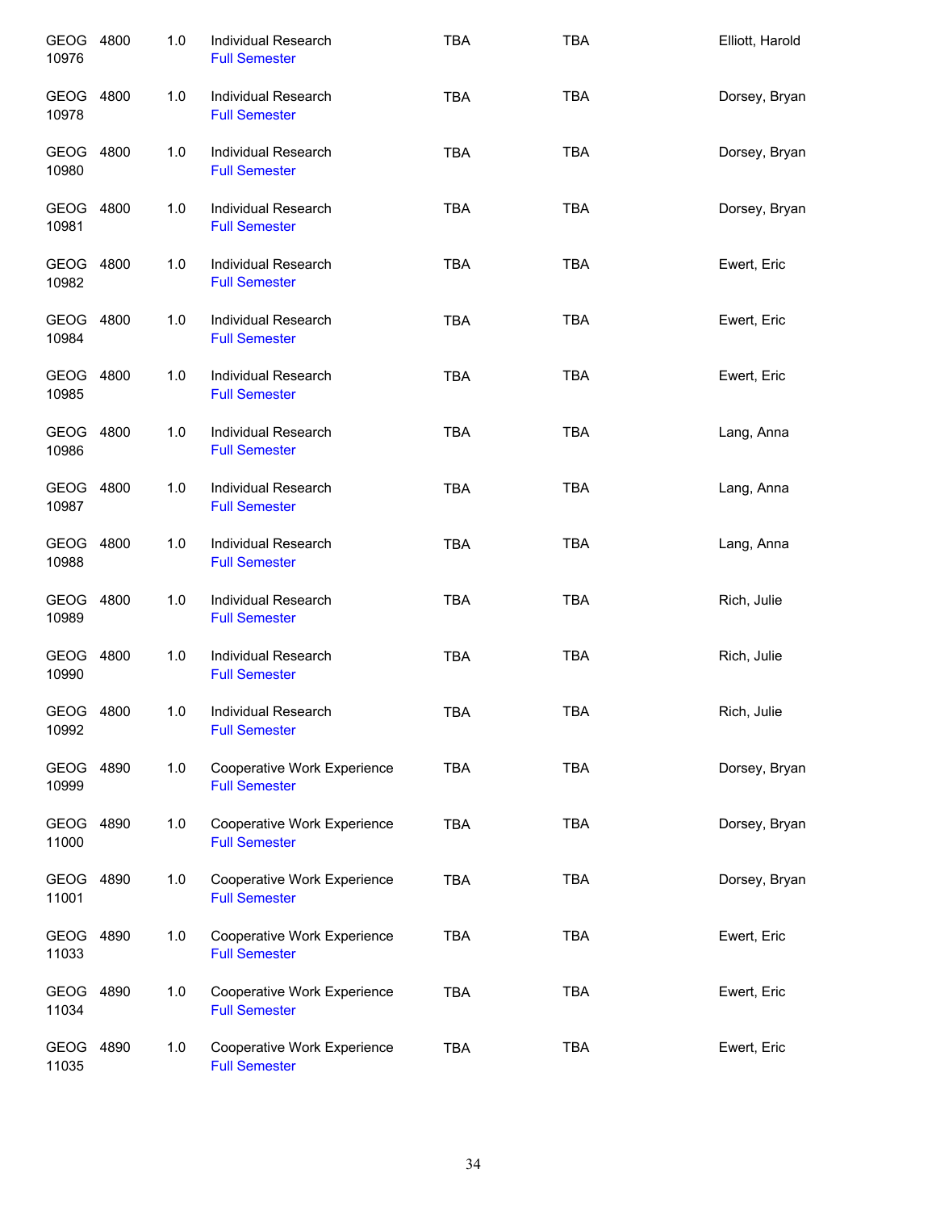| | | | | | | |
|---|---|---|---|---|---|---|
| GEOG 10976 | 4800 | 1.0 | Individual Research<br>Full Semester | TBA | TBA | Elliott, Harold |
| GEOG 10978 | 4800 | 1.0 | Individual Research<br>Full Semester | TBA | TBA | Dorsey, Bryan |
| GEOG 10980 | 4800 | 1.0 | Individual Research<br>Full Semester | TBA | TBA | Dorsey, Bryan |
| GEOG 10981 | 4800 | 1.0 | Individual Research<br>Full Semester | TBA | TBA | Dorsey, Bryan |
| GEOG 10982 | 4800 | 1.0 | Individual Research<br>Full Semester | TBA | TBA | Ewert, Eric |
| GEOG 10984 | 4800 | 1.0 | Individual Research<br>Full Semester | TBA | TBA | Ewert, Eric |
| GEOG 10985 | 4800 | 1.0 | Individual Research<br>Full Semester | TBA | TBA | Ewert, Eric |
| GEOG 10986 | 4800 | 1.0 | Individual Research<br>Full Semester | TBA | TBA | Lang, Anna |
| GEOG 10987 | 4800 | 1.0 | Individual Research<br>Full Semester | TBA | TBA | Lang, Anna |
| GEOG 10988 | 4800 | 1.0 | Individual Research<br>Full Semester | TBA | TBA | Lang, Anna |
| GEOG 10989 | 4800 | 1.0 | Individual Research<br>Full Semester | TBA | TBA | Rich, Julie |
| GEOG 10990 | 4800 | 1.0 | Individual Research<br>Full Semester | TBA | TBA | Rich, Julie |
| GEOG 10992 | 4800 | 1.0 | Individual Research<br>Full Semester | TBA | TBA | Rich, Julie |
| GEOG 10999 | 4890 | 1.0 | Cooperative Work Experience<br>Full Semester | TBA | TBA | Dorsey, Bryan |
| GEOG 11000 | 4890 | 1.0 | Cooperative Work Experience<br>Full Semester | TBA | TBA | Dorsey, Bryan |
| GEOG 11001 | 4890 | 1.0 | Cooperative Work Experience<br>Full Semester | TBA | TBA | Dorsey, Bryan |
| GEOG 11033 | 4890 | 1.0 | Cooperative Work Experience<br>Full Semester | TBA | TBA | Ewert, Eric |
| GEOG 11034 | 4890 | 1.0 | Cooperative Work Experience<br>Full Semester | TBA | TBA | Ewert, Eric |
| GEOG 11035 | 4890 | 1.0 | Cooperative Work Experience<br>Full Semester | TBA | TBA | Ewert, Eric |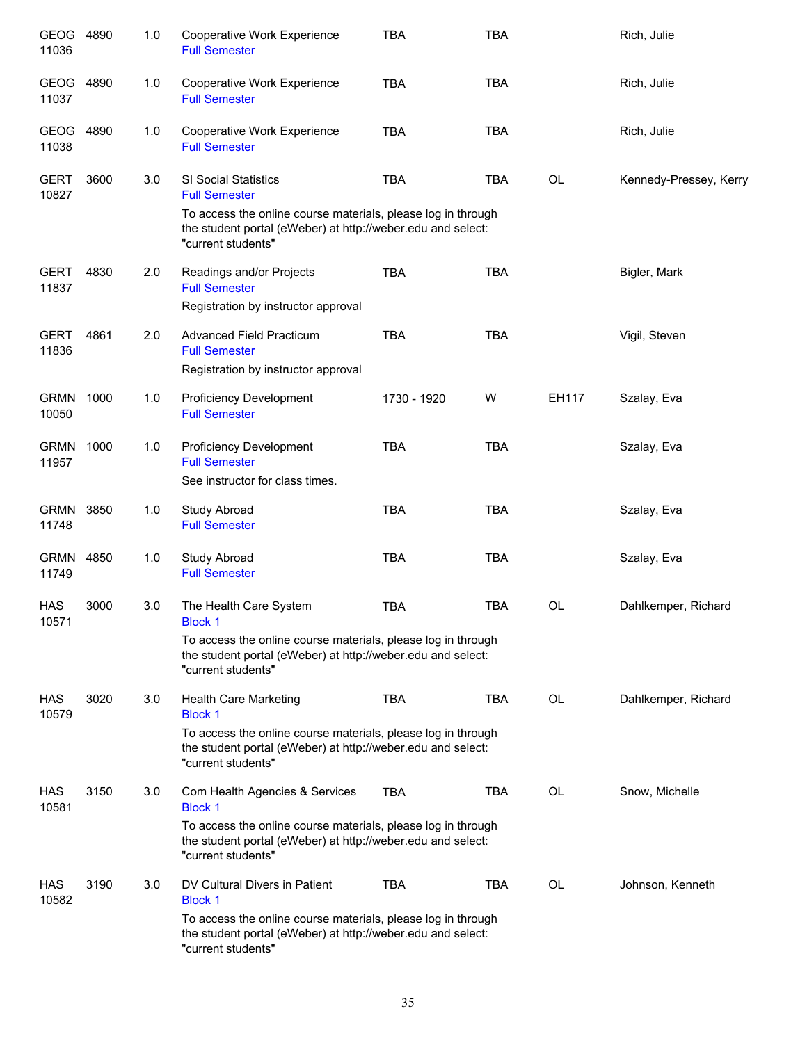| | | | | | | | |
|---|---|---|---|---|---|---|---|
| GEOG 11036 | 4890 | 1.0 | Cooperative Work Experience<br>Full Semester | TBA | TBA | | Rich, Julie |
| GEOG 11037 | 4890 | 1.0 | Cooperative Work Experience<br>Full Semester | TBA | TBA | | Rich, Julie |
| GEOG 11038 | 4890 | 1.0 | Cooperative Work Experience<br>Full Semester | TBA | TBA | | Rich, Julie |
| GERT 10827 | 3600 | 3.0 | SI Social Statistics<br>Full Semester<br>To access the online course materials, please log in through the student portal (eWeber) at http://weber.edu and select: "current students" | TBA | TBA | OL | Kennedy-Pressey, Kerry |
| GERT 11837 | 4830 | 2.0 | Readings and/or Projects<br>Full Semester<br>Registration by instructor approval | TBA | TBA | | Bigler, Mark |
| GERT 11836 | 4861 | 2.0 | Advanced Field Practicum<br>Full Semester<br>Registration by instructor approval | TBA | TBA | | Vigil, Steven |
| GRMN 10050 | 1000 | 1.0 | Proficiency Development<br>Full Semester | 1730 - 1920 | W | EH117 | Szalay, Eva |
| GRMN 11957 | 1000 | 1.0 | Proficiency Development<br>Full Semester<br>See instructor for class times. | TBA | TBA | | Szalay, Eva |
| GRMN 11748 | 3850 | 1.0 | Study Abroad<br>Full Semester | TBA | TBA | | Szalay, Eva |
| GRMN 11749 | 4850 | 1.0 | Study Abroad<br>Full Semester | TBA | TBA | | Szalay, Eva |
| HAS 10571 | 3000 | 3.0 | The Health Care System<br>Block 1<br>To access the online course materials, please log in through the student portal (eWeber) at http://weber.edu and select: "current students" | TBA | TBA | OL | Dahlkemper, Richard |
| HAS 10579 | 3020 | 3.0 | Health Care Marketing<br>Block 1<br>To access the online course materials, please log in through the student portal (eWeber) at http://weber.edu and select: "current students" | TBA | TBA | OL | Dahlkemper, Richard |
| HAS 10581 | 3150 | 3.0 | Com Health Agencies & Services<br>Block 1<br>To access the online course materials, please log in through the student portal (eWeber) at http://weber.edu and select: "current students" | TBA | TBA | OL | Snow, Michelle |
| HAS 10582 | 3190 | 3.0 | DV Cultural Divers in Patient<br>Block 1<br>To access the online course materials, please log in through the student portal (eWeber) at http://weber.edu and select: "current students" | TBA | TBA | OL | Johnson, Kenneth |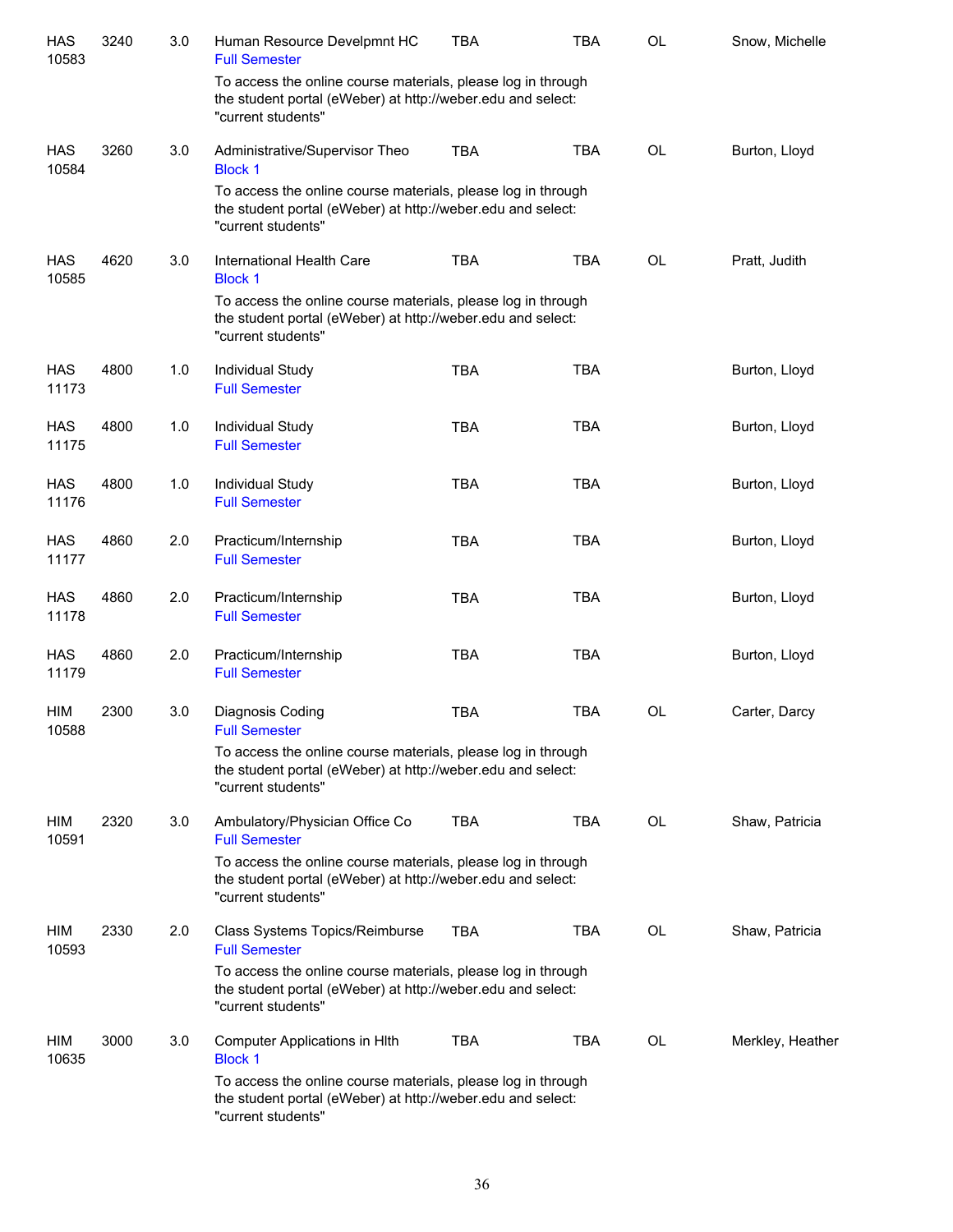| Subject/CRN | Course | Credits | Title | Days | Time | Location | Instructor |
|---|---|---|---|---|---|---|---|
| HAS 10583 | 3240 | 3.0 | Human Resource Develpmnt HC<br>Full Semester<br>To access the online course materials, please log in through the student portal (eWeber) at http://weber.edu and select: "current students" | TBA | TBA | OL | Snow, Michelle |
| HAS 10584 | 3260 | 3.0 | Administrative/Supervisor Theo<br>Block 1<br>To access the online course materials, please log in through the student portal (eWeber) at http://weber.edu and select: "current students" | TBA | TBA | OL | Burton, Lloyd |
| HAS 10585 | 4620 | 3.0 | International Health Care<br>Block 1<br>To access the online course materials, please log in through the student portal (eWeber) at http://weber.edu and select: "current students" | TBA | TBA | OL | Pratt, Judith |
| HAS 11173 | 4800 | 1.0 | Individual Study<br>Full Semester | TBA | TBA | | Burton, Lloyd |
| HAS 11175 | 4800 | 1.0 | Individual Study<br>Full Semester | TBA | TBA | | Burton, Lloyd |
| HAS 11176 | 4800 | 1.0 | Individual Study<br>Full Semester | TBA | TBA | | Burton, Lloyd |
| HAS 11177 | 4860 | 2.0 | Practicum/Internship<br>Full Semester | TBA | TBA | | Burton, Lloyd |
| HAS 11178 | 4860 | 2.0 | Practicum/Internship<br>Full Semester | TBA | TBA | | Burton, Lloyd |
| HAS 11179 | 4860 | 2.0 | Practicum/Internship<br>Full Semester | TBA | TBA | | Burton, Lloyd |
| HIM 10588 | 2300 | 3.0 | Diagnosis Coding<br>Full Semester<br>To access the online course materials, please log in through the student portal (eWeber) at http://weber.edu and select: "current students" | TBA | TBA | OL | Carter, Darcy |
| HIM 10591 | 2320 | 3.0 | Ambulatory/Physician Office Co<br>Full Semester<br>To access the online course materials, please log in through the student portal (eWeber) at http://weber.edu and select: "current students" | TBA | TBA | OL | Shaw, Patricia |
| HIM 10593 | 2330 | 2.0 | Class Systems Topics/Reimburse<br>Full Semester<br>To access the online course materials, please log in through the student portal (eWeber) at http://weber.edu and select: "current students" | TBA | TBA | OL | Shaw, Patricia |
| HIM 10635 | 3000 | 3.0 | Computer Applications in Hlth<br>Block 1<br>To access the online course materials, please log in through the student portal (eWeber) at http://weber.edu and select: "current students" | TBA | TBA | OL | Merkley, Heather |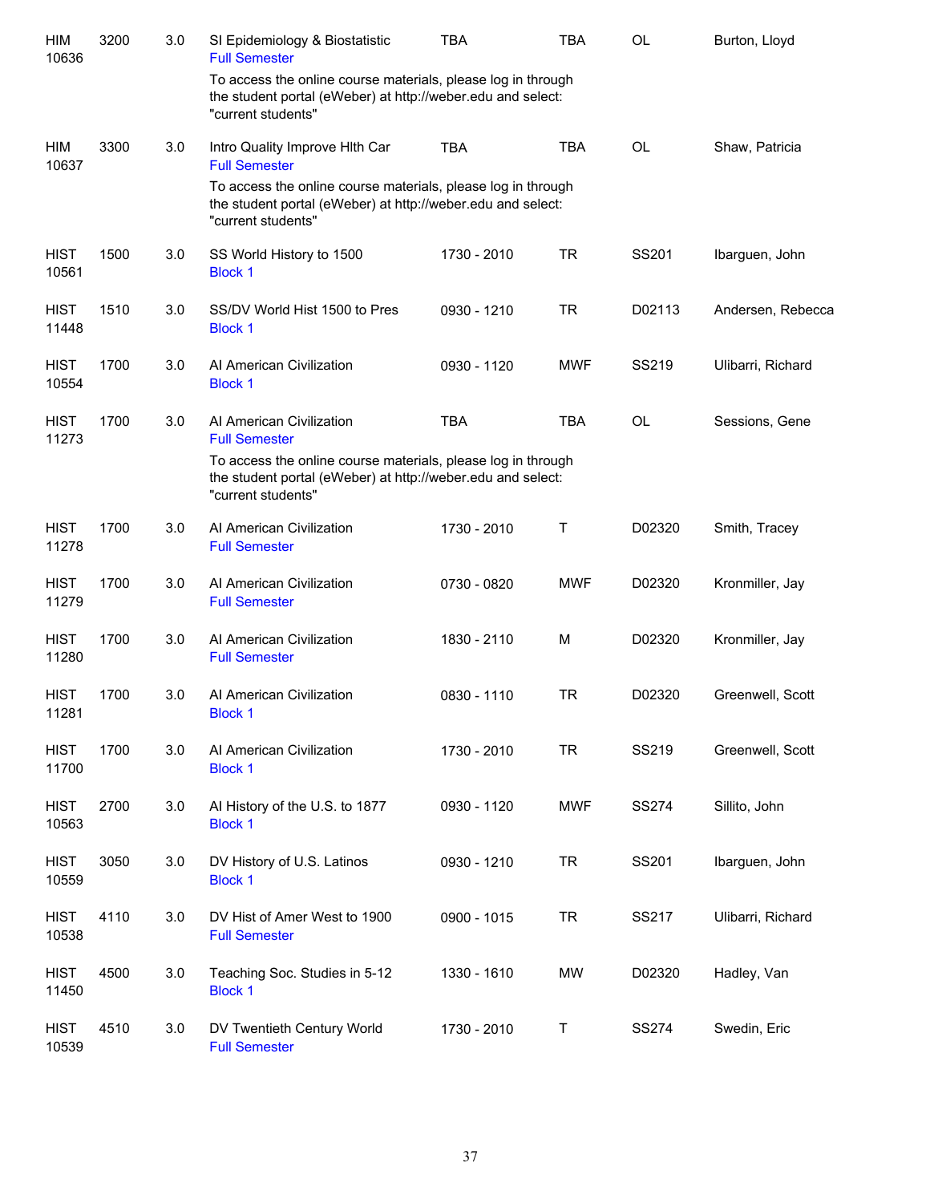| | | | | | | | |
|---|---|---|---|---|---|---|---|
| HIM 10636 | 3200 | 3.0 | SI Epidemiology & Biostatistic<br>Full Semester<br>To access the online course materials, please log in through the student portal (eWeber) at http://weber.edu and select: "current students" | TBA | TBA | OL | Burton, Lloyd |
| HIM 10637 | 3300 | 3.0 | Intro Quality Improve Hlth Car<br>Full Semester<br>To access the online course materials, please log in through the student portal (eWeber) at http://weber.edu and select: "current students" | TBA | TBA | OL | Shaw, Patricia |
| HIST 10561 | 1500 | 3.0 | SS World History to 1500<br>Block 1 | 1730 - 2010 | TR | SS201 | Ibarguen, John |
| HIST 11448 | 1510 | 3.0 | SS/DV World Hist 1500 to Pres<br>Block 1 | 0930 - 1210 | TR | D02113 | Andersen, Rebecca |
| HIST 10554 | 1700 | 3.0 | AI American Civilization<br>Block 1 | 0930 - 1120 | MWF | SS219 | Ulibarri, Richard |
| HIST 11273 | 1700 | 3.0 | AI American Civilization<br>Full Semester<br>To access the online course materials, please log in through the student portal (eWeber) at http://weber.edu and select: "current students" | TBA | TBA | OL | Sessions, Gene |
| HIST 11278 | 1700 | 3.0 | AI American Civilization<br>Full Semester | 1730 - 2010 | T | D02320 | Smith, Tracey |
| HIST 11279 | 1700 | 3.0 | AI American Civilization<br>Full Semester | 0730 - 0820 | MWF | D02320 | Kronmiller, Jay |
| HIST 11280 | 1700 | 3.0 | AI American Civilization<br>Full Semester | 1830 - 2110 | M | D02320 | Kronmiller, Jay |
| HIST 11281 | 1700 | 3.0 | AI American Civilization<br>Block 1 | 0830 - 1110 | TR | D02320 | Greenwell, Scott |
| HIST 11700 | 1700 | 3.0 | AI American Civilization<br>Block 1 | 1730 - 2010 | TR | SS219 | Greenwell, Scott |
| HIST 10563 | 2700 | 3.0 | AI History of the U.S. to 1877<br>Block 1 | 0930 - 1120 | MWF | SS274 | Sillito, John |
| HIST 10559 | 3050 | 3.0 | DV History of U.S. Latinos<br>Block 1 | 0930 - 1210 | TR | SS201 | Ibarguen, John |
| HIST 10538 | 4110 | 3.0 | DV Hist of Amer West to 1900<br>Full Semester | 0900 - 1015 | TR | SS217 | Ulibarri, Richard |
| HIST 11450 | 4500 | 3.0 | Teaching Soc. Studies in 5-12<br>Block 1 | 1330 - 1610 | MW | D02320 | Hadley, Van |
| HIST 10539 | 4510 | 3.0 | DV Twentieth Century World<br>Full Semester | 1730 - 2010 | T | SS274 | Swedin, Eric |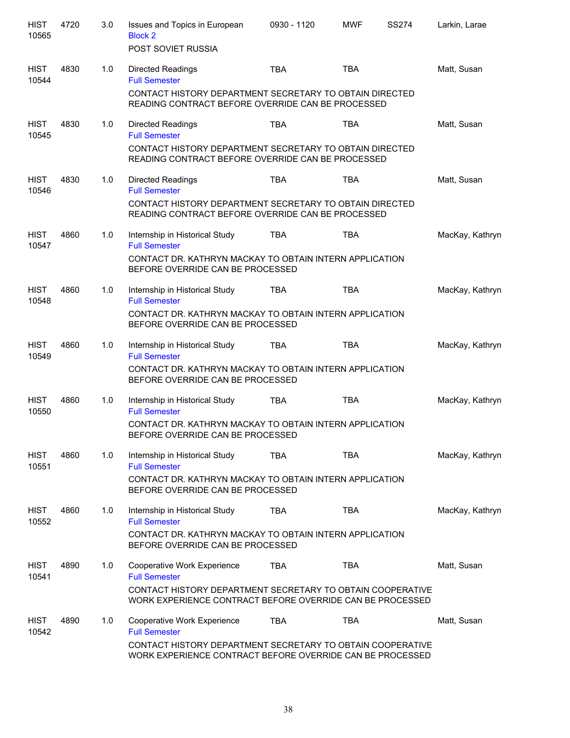| Subject / CRN | Course | Credits | Title / Details | Time | Days | Room | Instructor |
|---|---|---|---|---|---|---|---|
| HIST 10565 | 4720 | 3.0 | Issues and Topics in European<br>Block 2<br>POST SOVIET RUSSIA | 0930 - 1120 | MWF | SS274 | Larkin, Larae |
| HIST 10544 | 4830 | 1.0 | Directed Readings<br>Full Semester<br>CONTACT HISTORY DEPARTMENT SECRETARY TO OBTAIN DIRECTED READING CONTRACT BEFORE OVERRIDE CAN BE PROCESSED | TBA | TBA | | Matt, Susan |
| HIST 10545 | 4830 | 1.0 | Directed Readings<br>Full Semester<br>CONTACT HISTORY DEPARTMENT SECRETARY TO OBTAIN DIRECTED READING CONTRACT BEFORE OVERRIDE CAN BE PROCESSED | TBA | TBA | | Matt, Susan |
| HIST 10546 | 4830 | 1.0 | Directed Readings<br>Full Semester<br>CONTACT HISTORY DEPARTMENT SECRETARY TO OBTAIN DIRECTED READING CONTRACT BEFORE OVERRIDE CAN BE PROCESSED | TBA | TBA | | Matt, Susan |
| HIST 10547 | 4860 | 1.0 | Internship in Historical Study<br>Full Semester<br>CONTACT DR. KATHRYN MACKAY TO OBTAIN INTERN APPLICATION BEFORE OVERRIDE CAN BE PROCESSED | TBA | TBA | | MacKay, Kathryn |
| HIST 10548 | 4860 | 1.0 | Internship in Historical Study<br>Full Semester<br>CONTACT DR. KATHRYN MACKAY TO OBTAIN INTERN APPLICATION BEFORE OVERRIDE CAN BE PROCESSED | TBA | TBA | | MacKay, Kathryn |
| HIST 10549 | 4860 | 1.0 | Internship in Historical Study<br>Full Semester<br>CONTACT DR. KATHRYN MACKAY TO OBTAIN INTERN APPLICATION BEFORE OVERRIDE CAN BE PROCESSED | TBA | TBA | | MacKay, Kathryn |
| HIST 10550 | 4860 | 1.0 | Internship in Historical Study<br>Full Semester<br>CONTACT DR. KATHRYN MACKAY TO OBTAIN INTERN APPLICATION BEFORE OVERRIDE CAN BE PROCESSED | TBA | TBA | | MacKay, Kathryn |
| HIST 10551 | 4860 | 1.0 | Internship in Historical Study<br>Full Semester<br>CONTACT DR. KATHRYN MACKAY TO OBTAIN INTERN APPLICATION BEFORE OVERRIDE CAN BE PROCESSED | TBA | TBA | | MacKay, Kathryn |
| HIST 10552 | 4860 | 1.0 | Internship in Historical Study<br>Full Semester<br>CONTACT DR. KATHRYN MACKAY TO OBTAIN INTERN APPLICATION BEFORE OVERRIDE CAN BE PROCESSED | TBA | TBA | | MacKay, Kathryn |
| HIST 10541 | 4890 | 1.0 | Cooperative Work Experience<br>Full Semester<br>CONTACT HISTORY DEPARTMENT SECRETARY TO OBTAIN COOPERATIVE WORK EXPERIENCE CONTRACT BEFORE OVERRIDE CAN BE PROCESSED | TBA | TBA | | Matt, Susan |
| HIST 10542 | 4890 | 1.0 | Cooperative Work Experience<br>Full Semester<br>CONTACT HISTORY DEPARTMENT SECRETARY TO OBTAIN COOPERATIVE WORK EXPERIENCE CONTRACT BEFORE OVERRIDE CAN BE PROCESSED | TBA | TBA | | Matt, Susan |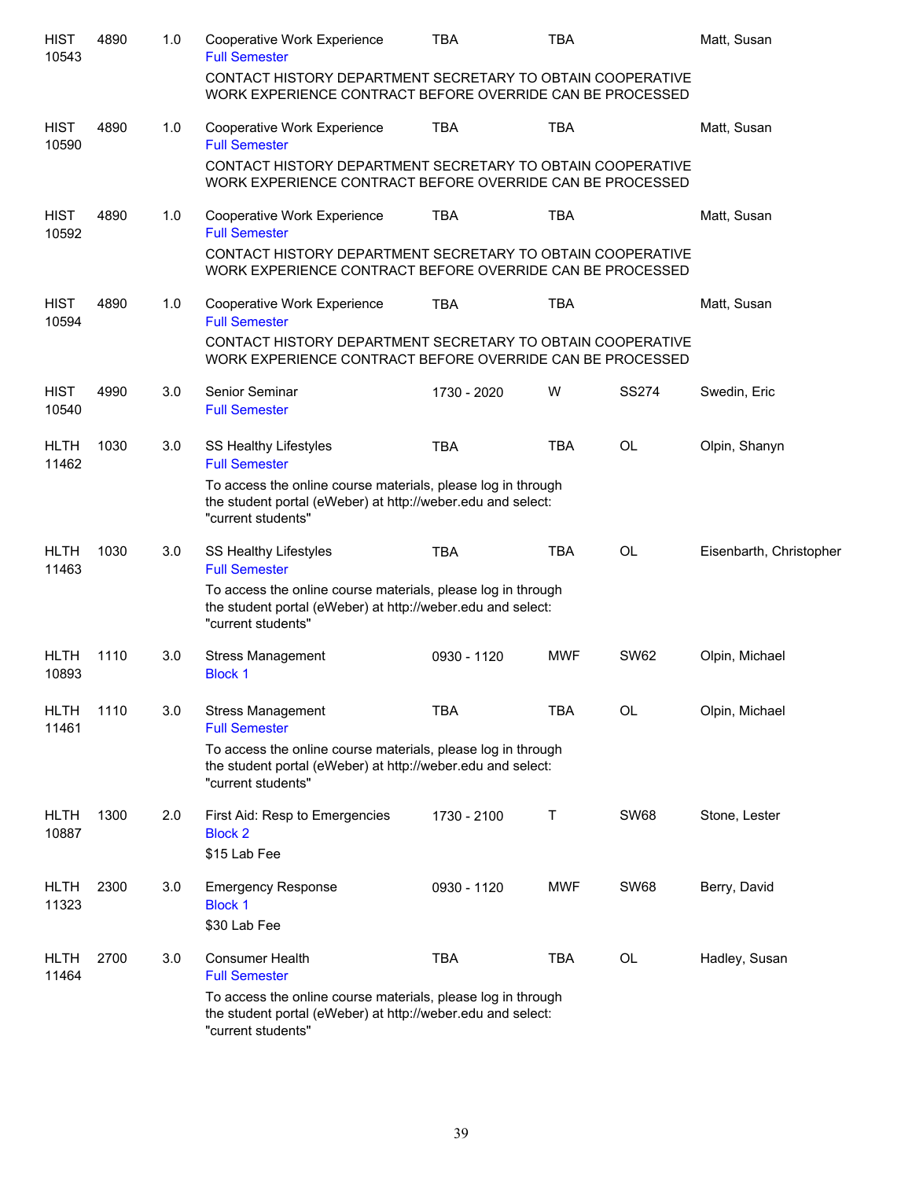| | | | | | | | |
|---|---|---|---|---|---|---|---|
| HIST 10543 | 4890 | 1.0 | Cooperative Work Experience<br>Full Semester | TBA | TBA | | Matt, Susan |
| | | | CONTACT HISTORY DEPARTMENT SECRETARY TO OBTAIN COOPERATIVE WORK EXPERIENCE CONTRACT BEFORE OVERRIDE CAN BE PROCESSED | | | | |
| HIST 10590 | 4890 | 1.0 | Cooperative Work Experience<br>Full Semester | TBA | TBA | | Matt, Susan |
| | | | CONTACT HISTORY DEPARTMENT SECRETARY TO OBTAIN COOPERATIVE WORK EXPERIENCE CONTRACT BEFORE OVERRIDE CAN BE PROCESSED | | | | |
| HIST 10592 | 4890 | 1.0 | Cooperative Work Experience<br>Full Semester | TBA | TBA | | Matt, Susan |
| | | | CONTACT HISTORY DEPARTMENT SECRETARY TO OBTAIN COOPERATIVE WORK EXPERIENCE CONTRACT BEFORE OVERRIDE CAN BE PROCESSED | | | | |
| HIST 10594 | 4890 | 1.0 | Cooperative Work Experience<br>Full Semester | TBA | TBA | | Matt, Susan |
| | | | CONTACT HISTORY DEPARTMENT SECRETARY TO OBTAIN COOPERATIVE WORK EXPERIENCE CONTRACT BEFORE OVERRIDE CAN BE PROCESSED | | | | |
| HIST 10540 | 4990 | 3.0 | Senior Seminar<br>Full Semester | 1730 - 2020 | W | SS274 | Swedin, Eric |
| HLTH 11462 | 1030 | 3.0 | SS Healthy Lifestyles<br>Full Semester | TBA | TBA | OL | Olpin, Shanyn |
| | | | To access the online course materials, please log in through the student portal (eWeber) at http://weber.edu and select: "current students" | | | | |
| HLTH 11463 | 1030 | 3.0 | SS Healthy Lifestyles<br>Full Semester | TBA | TBA | OL | Eisenbarth, Christopher |
| | | | To access the online course materials, please log in through the student portal (eWeber) at http://weber.edu and select: "current students" | | | | |
| HLTH 10893 | 1110 | 3.0 | Stress Management<br>Block 1 | 0930 - 1120 | MWF | SW62 | Olpin, Michael |
| HLTH 11461 | 1110 | 3.0 | Stress Management<br>Full Semester | TBA | TBA | OL | Olpin, Michael |
| | | | To access the online course materials, please log in through the student portal (eWeber) at http://weber.edu and select: "current students" | | | | |
| HLTH 10887 | 1300 | 2.0 | First Aid: Resp to Emergencies<br>Block 2 | 1730 - 2100 | T | SW68 | Stone, Lester |
| | | | $15 Lab Fee | | | | |
| HLTH 11323 | 2300 | 3.0 | Emergency Response<br>Block 1 | 0930 - 1120 | MWF | SW68 | Berry, David |
| | | | $30 Lab Fee | | | | |
| HLTH 11464 | 2700 | 3.0 | Consumer Health<br>Full Semester | TBA | TBA | OL | Hadley, Susan |
| | | | To access the online course materials, please log in through the student portal (eWeber) at http://weber.edu and select: "current students" | | | | |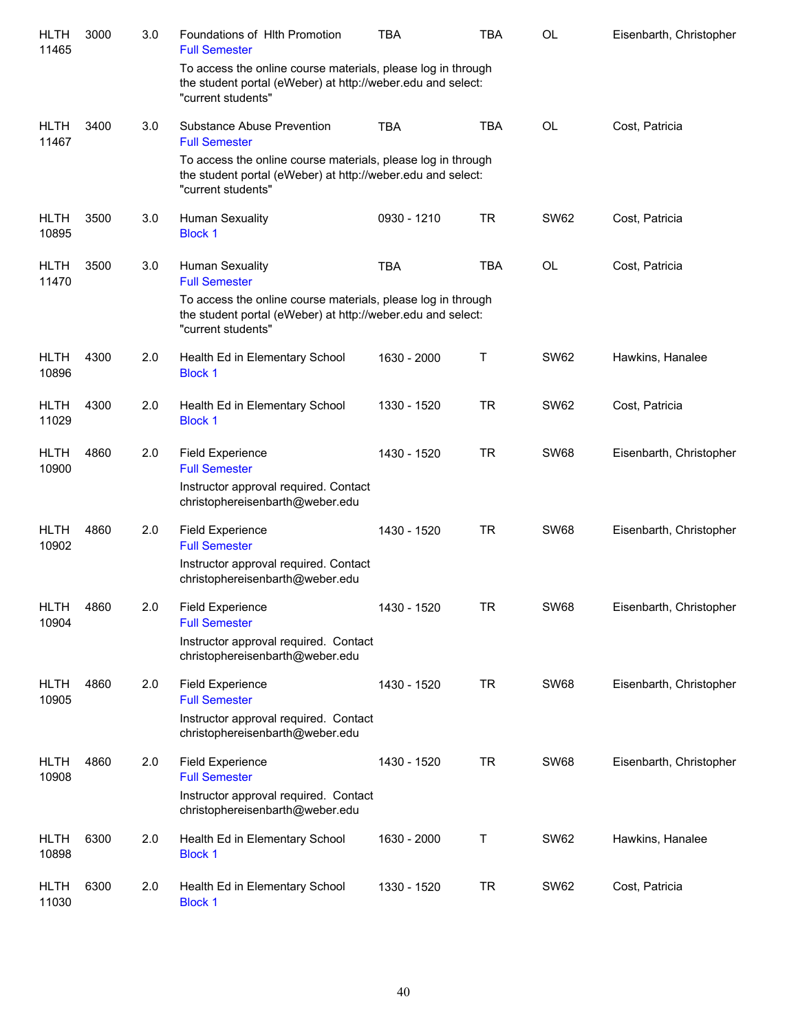| | | | | | | | |
|---|---|---|---|---|---|---|---|
| HLTH 11465 | 3000 | 3.0 | Foundations of Hlth Promotion<br>Full Semester<br>To access the online course materials, please log in through the student portal (eWeber) at http://weber.edu and select: "current students" | TBA | TBA | OL | Eisenbarth, Christopher |
| HLTH 11467 | 3400 | 3.0 | Substance Abuse Prevention<br>Full Semester<br>To access the online course materials, please log in through the student portal (eWeber) at http://weber.edu and select: "current students" | TBA | TBA | OL | Cost, Patricia |
| HLTH 10895 | 3500 | 3.0 | Human Sexuality<br>Block 1 | 0930 - 1210 | TR | SW62 | Cost, Patricia |
| HLTH 11470 | 3500 | 3.0 | Human Sexuality<br>Full Semester<br>To access the online course materials, please log in through the student portal (eWeber) at http://weber.edu and select: "current students" | TBA | TBA | OL | Cost, Patricia |
| HLTH 10896 | 4300 | 2.0 | Health Ed in Elementary School<br>Block 1 | 1630 - 2000 | T | SW62 | Hawkins, Hanalee |
| HLTH 11029 | 4300 | 2.0 | Health Ed in Elementary School<br>Block 1 | 1330 - 1520 | TR | SW62 | Cost, Patricia |
| HLTH 10900 | 4860 | 2.0 | Field Experience<br>Full Semester<br>Instructor approval required. Contact christophereisenbarth@weber.edu | 1430 - 1520 | TR | SW68 | Eisenbarth, Christopher |
| HLTH 10902 | 4860 | 2.0 | Field Experience<br>Full Semester<br>Instructor approval required. Contact christophereisenbarth@weber.edu | 1430 - 1520 | TR | SW68 | Eisenbarth, Christopher |
| HLTH 10904 | 4860 | 2.0 | Field Experience<br>Full Semester<br>Instructor approval required. Contact christophereisenbarth@weber.edu | 1430 - 1520 | TR | SW68 | Eisenbarth, Christopher |
| HLTH 10905 | 4860 | 2.0 | Field Experience<br>Full Semester<br>Instructor approval required. Contact christophereisenbarth@weber.edu | 1430 - 1520 | TR | SW68 | Eisenbarth, Christopher |
| HLTH 10908 | 4860 | 2.0 | Field Experience<br>Full Semester<br>Instructor approval required. Contact christophereisenbarth@weber.edu | 1430 - 1520 | TR | SW68 | Eisenbarth, Christopher |
| HLTH 10898 | 6300 | 2.0 | Health Ed in Elementary School<br>Block 1 | 1630 - 2000 | T | SW62 | Hawkins, Hanalee |
| HLTH 11030 | 6300 | 2.0 | Health Ed in Elementary School<br>Block 1 | 1330 - 1520 | TR | SW62 | Cost, Patricia |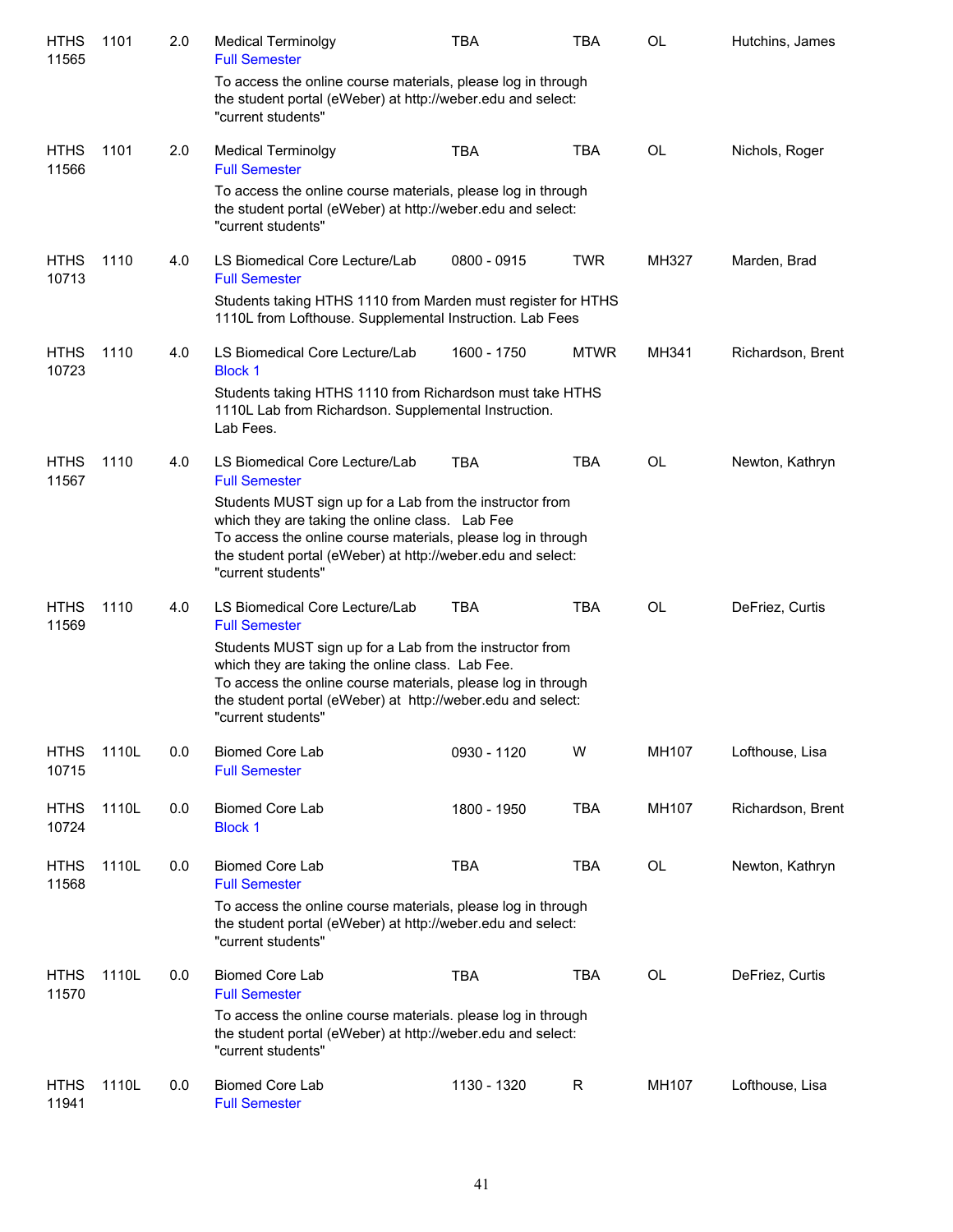| | | | | | | | |
|---|---|---|---|---|---|---|---|
| HTHS 11565 | 1101 | 2.0 | Medical Terminolgy<br>Full Semester | TBA | TBA | OL | Hutchins, James |
| | | | To access the online course materials, please log in through the student portal (eWeber) at http://weber.edu and select: "current students" | | | | |
| HTHS 11566 | 1101 | 2.0 | Medical Terminolgy<br>Full Semester | TBA | TBA | OL | Nichols, Roger |
| | | | To access the online course materials, please log in through the student portal (eWeber) at http://weber.edu and select: "current students" | | | | |
| HTHS 10713 | 1110 | 4.0 | LS Biomedical Core Lecture/Lab<br>Full Semester | 0800 - 0915 | TWR | MH327 | Marden, Brad |
| | | | Students taking HTHS 1110 from Marden must register for HTHS 1110L from Lofthouse. Supplemental Instruction. Lab Fees | | | | |
| HTHS 10723 | 1110 | 4.0 | LS Biomedical Core Lecture/Lab<br>Block 1 | 1600 - 1750 | MTWR | MH341 | Richardson, Brent |
| | | | Students taking HTHS 1110 from Richardson must take HTHS 1110L Lab from Richardson. Supplemental Instruction. Lab Fees. | | | | |
| HTHS 11567 | 1110 | 4.0 | LS Biomedical Core Lecture/Lab<br>Full Semester | TBA | TBA | OL | Newton, Kathryn |
| | | | Students MUST sign up for a Lab from the instructor from which they are taking the online class. Lab Fee<br>To access the online course materials, please log in through the student portal (eWeber) at http://weber.edu and select: "current students" | | | | |
| HTHS 11569 | 1110 | 4.0 | LS Biomedical Core Lecture/Lab<br>Full Semester | TBA | TBA | OL | DeFriez, Curtis |
| | | | Students MUST sign up for a Lab from the instructor from which they are taking the online class. Lab Fee.<br>To access the online course materials, please log in through the student portal (eWeber) at http://weber.edu and select: "current students" | | | | |
| HTHS 10715 | 1110L | 0.0 | Biomed Core Lab<br>Full Semester | 0930 - 1120 | W | MH107 | Lofthouse, Lisa |
| HTHS 10724 | 1110L | 0.0 | Biomed Core Lab<br>Block 1 | 1800 - 1950 | TBA | MH107 | Richardson, Brent |
| HTHS 11568 | 1110L | 0.0 | Biomed Core Lab<br>Full Semester | TBA | TBA | OL | Newton, Kathryn |
| | | | To access the online course materials, please log in through the student portal (eWeber) at http://weber.edu and select: "current students" | | | | |
| HTHS 11570 | 1110L | 0.0 | Biomed Core Lab<br>Full Semester | TBA | TBA | OL | DeFriez, Curtis |
| | | | To access the online course materials. please log in through the student portal (eWeber) at http://weber.edu and select: "current students" | | | | |
| HTHS 11941 | 1110L | 0.0 | Biomed Core Lab<br>Full Semester | 1130 - 1320 | R | MH107 | Lofthouse, Lisa |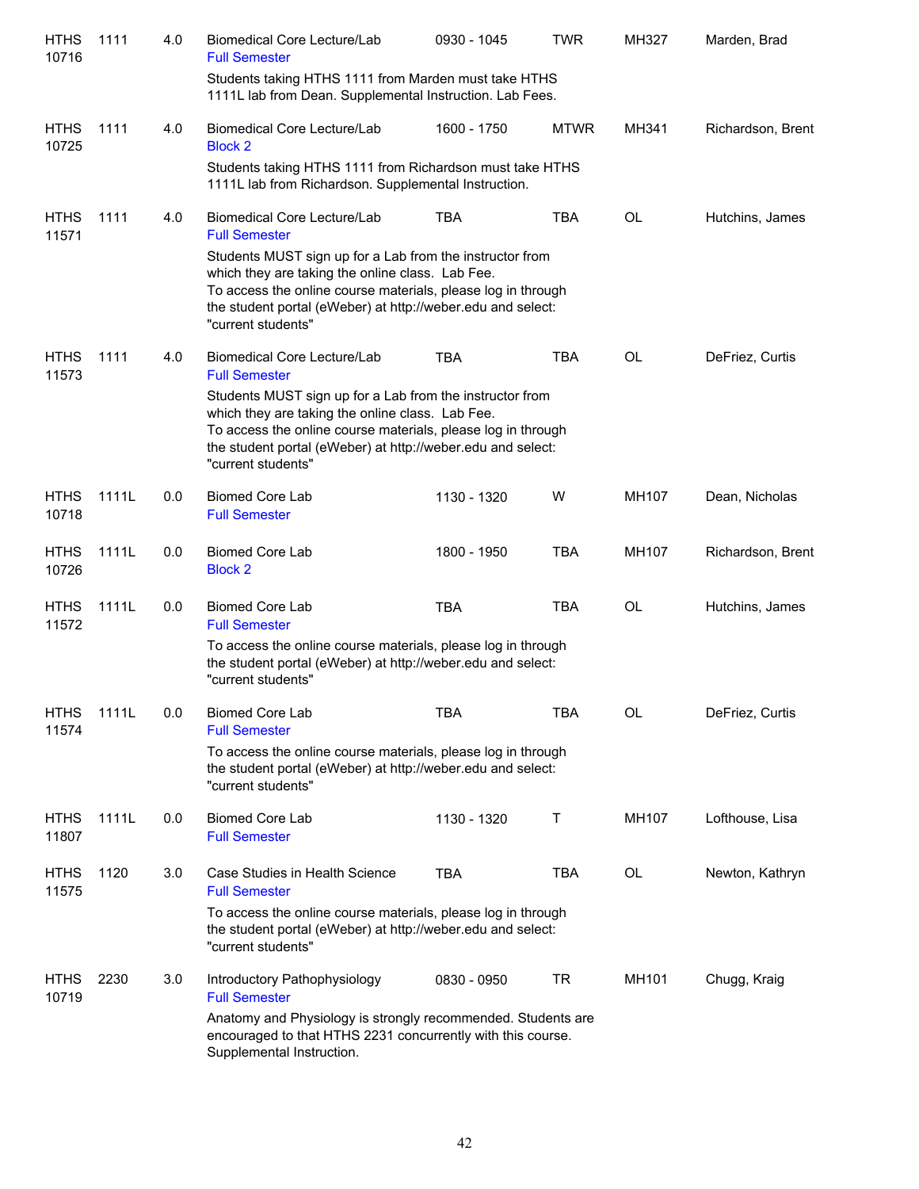| | | | | | | | |
|---|---|---|---|---|---|---|---|
| HTHS 10716 | 1111 | 4.0 | Biomedical Core Lecture/Lab<br>Full Semester<br>Students taking HTHS 1111 from Marden must take HTHS 1111L lab from Dean. Supplemental Instruction. Lab Fees. | 0930 - 1045 | TWR | MH327 | Marden, Brad |
| HTHS 10725 | 1111 | 4.0 | Biomedical Core Lecture/Lab<br>Block 2<br>Students taking HTHS 1111 from Richardson must take HTHS 1111L lab from Richardson. Supplemental Instruction. | 1600 - 1750 | MTWR | MH341 | Richardson, Brent |
| HTHS 11571 | 1111 | 4.0 | Biomedical Core Lecture/Lab<br>Full Semester<br>Students MUST sign up for a Lab from the instructor from which they are taking the online class. Lab Fee.<br>To access the online course materials, please log in through the student portal (eWeber) at http://weber.edu and select: "current students" | TBA | TBA | OL | Hutchins, James |
| HTHS 11573 | 1111 | 4.0 | Biomedical Core Lecture/Lab<br>Full Semester<br>Students MUST sign up for a Lab from the instructor from which they are taking the online class. Lab Fee.<br>To access the online course materials, please log in through the student portal (eWeber) at http://weber.edu and select: "current students" | TBA | TBA | OL | DeFriez, Curtis |
| HTHS 10718 | 1111L | 0.0 | Biomed Core Lab<br>Full Semester | 1130 - 1320 | W | MH107 | Dean, Nicholas |
| HTHS 10726 | 1111L | 0.0 | Biomed Core Lab<br>Block 2 | 1800 - 1950 | TBA | MH107 | Richardson, Brent |
| HTHS 11572 | 1111L | 0.0 | Biomed Core Lab<br>Full Semester<br>To access the online course materials, please log in through the student portal (eWeber) at http://weber.edu and select: "current students" | TBA | TBA | OL | Hutchins, James |
| HTHS 11574 | 1111L | 0.0 | Biomed Core Lab<br>Full Semester<br>To access the online course materials, please log in through the student portal (eWeber) at http://weber.edu and select: "current students" | TBA | TBA | OL | DeFriez, Curtis |
| HTHS 11807 | 1111L | 0.0 | Biomed Core Lab<br>Full Semester | 1130 - 1320 | T | MH107 | Lofthouse, Lisa |
| HTHS 11575 | 1120 | 3.0 | Case Studies in Health Science<br>Full Semester<br>To access the online course materials, please log in through the student portal (eWeber) at http://weber.edu and select: "current students" | TBA | TBA | OL | Newton, Kathryn |
| HTHS 10719 | 2230 | 3.0 | Introductory Pathophysiology<br>Full Semester<br>Anatomy and Physiology is strongly recommended. Students are encouraged to that HTHS 2231 concurrently with this course. Supplemental Instruction. | 0830 - 0950 | TR | MH101 | Chugg, Kraig |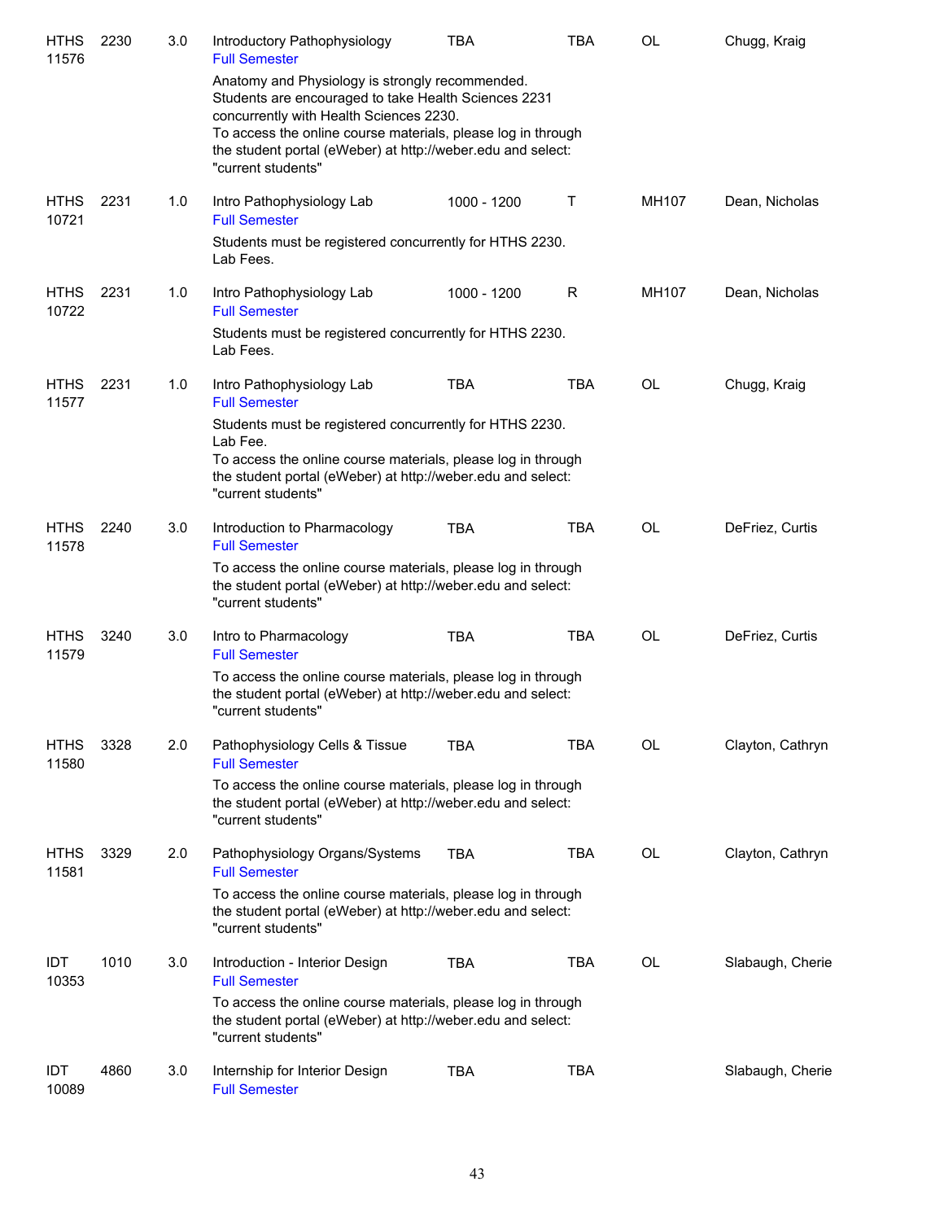| | | | | | | | |
|---|---|---|---|---|---|---|---|
| HTHS 11576 | 2230 | 3.0 | Introductory Pathophysiology<br>Full Semester | TBA | TBA | OL | Chugg, Kraig |
| | | | Anatomy and Physiology is strongly recommended. Students are encouraged to take Health Sciences 2231 concurrently with Health Sciences 2230. To access the online course materials, please log in through the student portal (eWeber) at http://weber.edu and select: "current students" | | | | |
| HTHS 10721 | 2231 | 1.0 | Intro Pathophysiology Lab<br>Full Semester | 1000 - 1200 | T | MH107 | Dean, Nicholas |
| | | | Students must be registered concurrently for HTHS 2230. Lab Fees. | | | | |
| HTHS 10722 | 2231 | 1.0 | Intro Pathophysiology Lab<br>Full Semester | 1000 - 1200 | R | MH107 | Dean, Nicholas |
| | | | Students must be registered concurrently for HTHS 2230. Lab Fees. | | | | |
| HTHS 11577 | 2231 | 1.0 | Intro Pathophysiology Lab<br>Full Semester | TBA | TBA | OL | Chugg, Kraig |
| | | | Students must be registered concurrently for HTHS 2230. Lab Fee. To access the online course materials, please log in through the student portal (eWeber) at http://weber.edu and select: "current students" | | | | |
| HTHS 11578 | 2240 | 3.0 | Introduction to Pharmacology<br>Full Semester | TBA | TBA | OL | DeFriez, Curtis |
| | | | To access the online course materials, please log in through the student portal (eWeber) at http://weber.edu and select: "current students" | | | | |
| HTHS 11579 | 3240 | 3.0 | Intro to Pharmacology<br>Full Semester | TBA | TBA | OL | DeFriez, Curtis |
| | | | To access the online course materials, please log in through the student portal (eWeber) at http://weber.edu and select: "current students" | | | | |
| HTHS 11580 | 3328 | 2.0 | Pathophysiology Cells & Tissue<br>Full Semester | TBA | TBA | OL | Clayton, Cathryn |
| | | | To access the online course materials, please log in through the student portal (eWeber) at http://weber.edu and select: "current students" | | | | |
| HTHS 11581 | 3329 | 2.0 | Pathophysiology Organs/Systems<br>Full Semester | TBA | TBA | OL | Clayton, Cathryn |
| | | | To access the online course materials, please log in through the student portal (eWeber) at http://weber.edu and select: "current students" | | | | |
| IDT 10353 | 1010 | 3.0 | Introduction - Interior Design<br>Full Semester | TBA | TBA | OL | Slabaugh, Cherie |
| | | | To access the online course materials, please log in through the student portal (eWeber) at http://weber.edu and select: "current students" | | | | |
| IDT 10089 | 4860 | 3.0 | Internship for Interior Design<br>Full Semester | TBA | TBA | | Slabaugh, Cherie |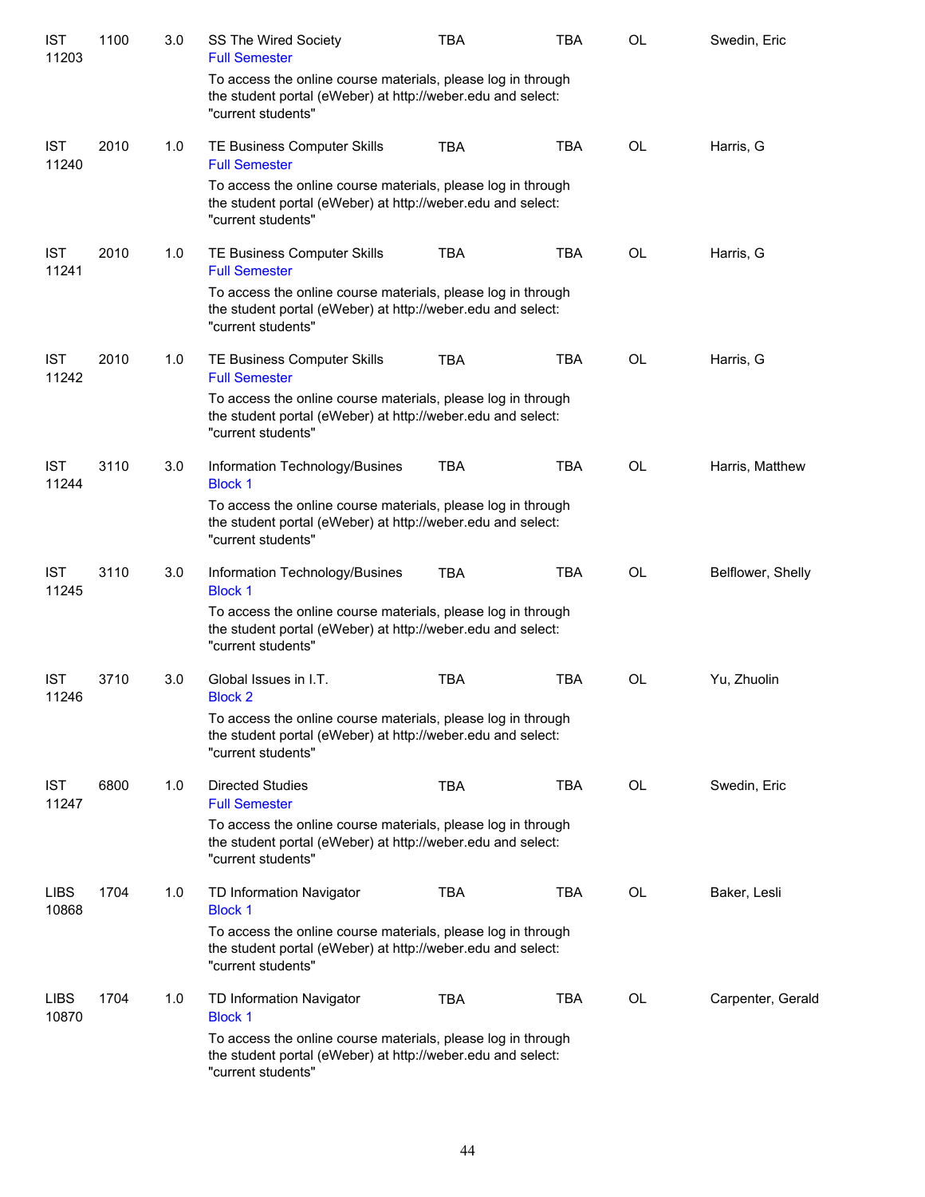| | | | | | | | |
|---|---|---|---|---|---|---|---|
| IST 11203 | 1100 | 3.0 | SS The Wired Society<br>Full Semester | TBA | TBA | OL | Swedin, Eric |
| | | | To access the online course materials, please log in through the student portal (eWeber) at http://weber.edu and select: "current students" | | | | |
| IST 11240 | 2010 | 1.0 | TE Business Computer Skills<br>Full Semester | TBA | TBA | OL | Harris, G |
| | | | To access the online course materials, please log in through the student portal (eWeber) at http://weber.edu and select: "current students" | | | | |
| IST 11241 | 2010 | 1.0 | TE Business Computer Skills<br>Full Semester | TBA | TBA | OL | Harris, G |
| | | | To access the online course materials, please log in through the student portal (eWeber) at http://weber.edu and select: "current students" | | | | |
| IST 11242 | 2010 | 1.0 | TE Business Computer Skills<br>Full Semester | TBA | TBA | OL | Harris, G |
| | | | To access the online course materials, please log in through the student portal (eWeber) at http://weber.edu and select: "current students" | | | | |
| IST 11244 | 3110 | 3.0 | Information Technology/Busines<br>Block 1 | TBA | TBA | OL | Harris, Matthew |
| | | | To access the online course materials, please log in through the student portal (eWeber) at http://weber.edu and select: "current students" | | | | |
| IST 11245 | 3110 | 3.0 | Information Technology/Busines<br>Block 1 | TBA | TBA | OL | Belflower, Shelly |
| | | | To access the online course materials, please log in through the student portal (eWeber) at http://weber.edu and select: "current students" | | | | |
| IST 11246 | 3710 | 3.0 | Global Issues in I.T.<br>Block 2 | TBA | TBA | OL | Yu, Zhuolin |
| | | | To access the online course materials, please log in through the student portal (eWeber) at http://weber.edu and select: "current students" | | | | |
| IST 11247 | 6800 | 1.0 | Directed Studies<br>Full Semester | TBA | TBA | OL | Swedin, Eric |
| | | | To access the online course materials, please log in through the student portal (eWeber) at http://weber.edu and select: "current students" | | | | |
| LIBS 10868 | 1704 | 1.0 | TD Information Navigator<br>Block 1 | TBA | TBA | OL | Baker, Lesli |
| | | | To access the online course materials, please log in through the student portal (eWeber) at http://weber.edu and select: "current students" | | | | |
| LIBS 10870 | 1704 | 1.0 | TD Information Navigator<br>Block 1 | TBA | TBA | OL | Carpenter, Gerald |
| | | | To access the online course materials, please log in through the student portal (eWeber) at http://weber.edu and select: "current students" | | | | |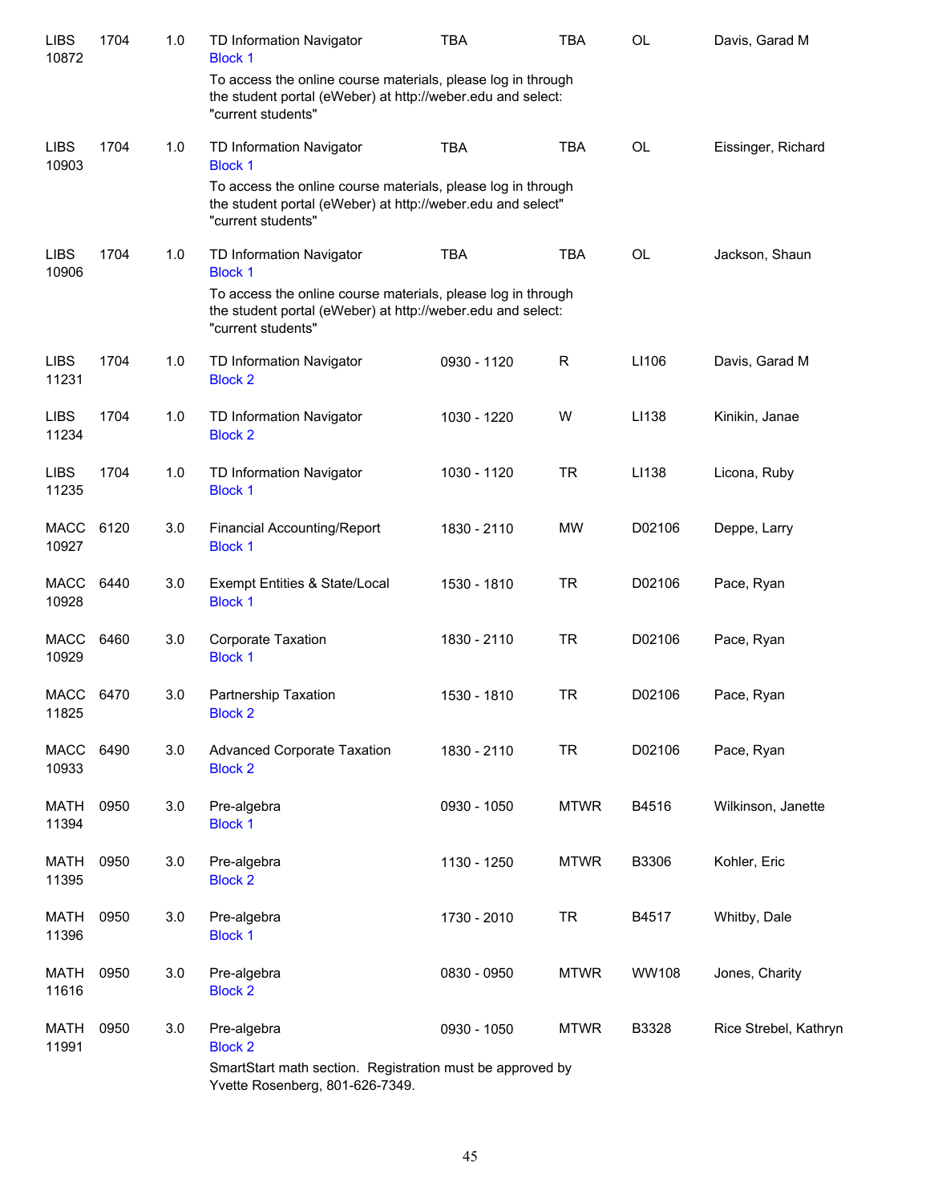| | | | | | | | |
|---|---|---|---|---|---|---|---|
| LIBS 10872 | 1704 | 1.0 | TD Information Navigator<br>Block 1 | TBA | TBA | OL | Davis, Garad M |
| | | | To access the online course materials, please log in through the student portal (eWeber) at http://weber.edu and select: "current students" | | | | |
| LIBS 10903 | 1704 | 1.0 | TD Information Navigator<br>Block 1 | TBA | TBA | OL | Eissinger, Richard |
| | | | To access the online course materials, please log in through the student portal (eWeber) at http://weber.edu and select" "current students" | | | | |
| LIBS 10906 | 1704 | 1.0 | TD Information Navigator<br>Block 1 | TBA | TBA | OL | Jackson, Shaun |
| | | | To access the online course materials, please log in through the student portal (eWeber) at http://weber.edu and select: "current students" | | | | |
| LIBS 11231 | 1704 | 1.0 | TD Information Navigator<br>Block 2 | 0930 - 1120 | R | LI106 | Davis, Garad M |
| LIBS 11234 | 1704 | 1.0 | TD Information Navigator<br>Block 2 | 1030 - 1220 | W | LI138 | Kinikin, Janae |
| LIBS 11235 | 1704 | 1.0 | TD Information Navigator<br>Block 1 | 1030 - 1120 | TR | LI138 | Licona, Ruby |
| MACC 10927 | 6120 | 3.0 | Financial Accounting/Report<br>Block 1 | 1830 - 2110 | MW | D02106 | Deppe, Larry |
| MACC 10928 | 6440 | 3.0 | Exempt Entities & State/Local<br>Block 1 | 1530 - 1810 | TR | D02106 | Pace, Ryan |
| MACC 10929 | 6460 | 3.0 | Corporate Taxation<br>Block 1 | 1830 - 2110 | TR | D02106 | Pace, Ryan |
| MACC 11825 | 6470 | 3.0 | Partnership Taxation<br>Block 2 | 1530 - 1810 | TR | D02106 | Pace, Ryan |
| MACC 10933 | 6490 | 3.0 | Advanced Corporate Taxation<br>Block 2 | 1830 - 2110 | TR | D02106 | Pace, Ryan |
| MATH 11394 | 0950 | 3.0 | Pre-algebra<br>Block 1 | 0930 - 1050 | MTWR | B4516 | Wilkinson, Janette |
| MATH 11395 | 0950 | 3.0 | Pre-algebra<br>Block 2 | 1130 - 1250 | MTWR | B3306 | Kohler, Eric |
| MATH 11396 | 0950 | 3.0 | Pre-algebra<br>Block 1 | 1730 - 2010 | TR | B4517 | Whitby, Dale |
| MATH 11616 | 0950 | 3.0 | Pre-algebra<br>Block 2 | 0830 - 0950 | MTWR | WW108 | Jones, Charity |
| MATH 11991 | 0950 | 3.0 | Pre-algebra<br>Block 2 | 0930 - 1050 | MTWR | B3328 | Rice Strebel, Kathryn |
| | | | SmartStart math section. Registration must be approved by Yvette Rosenberg, 801-626-7349. | | | | |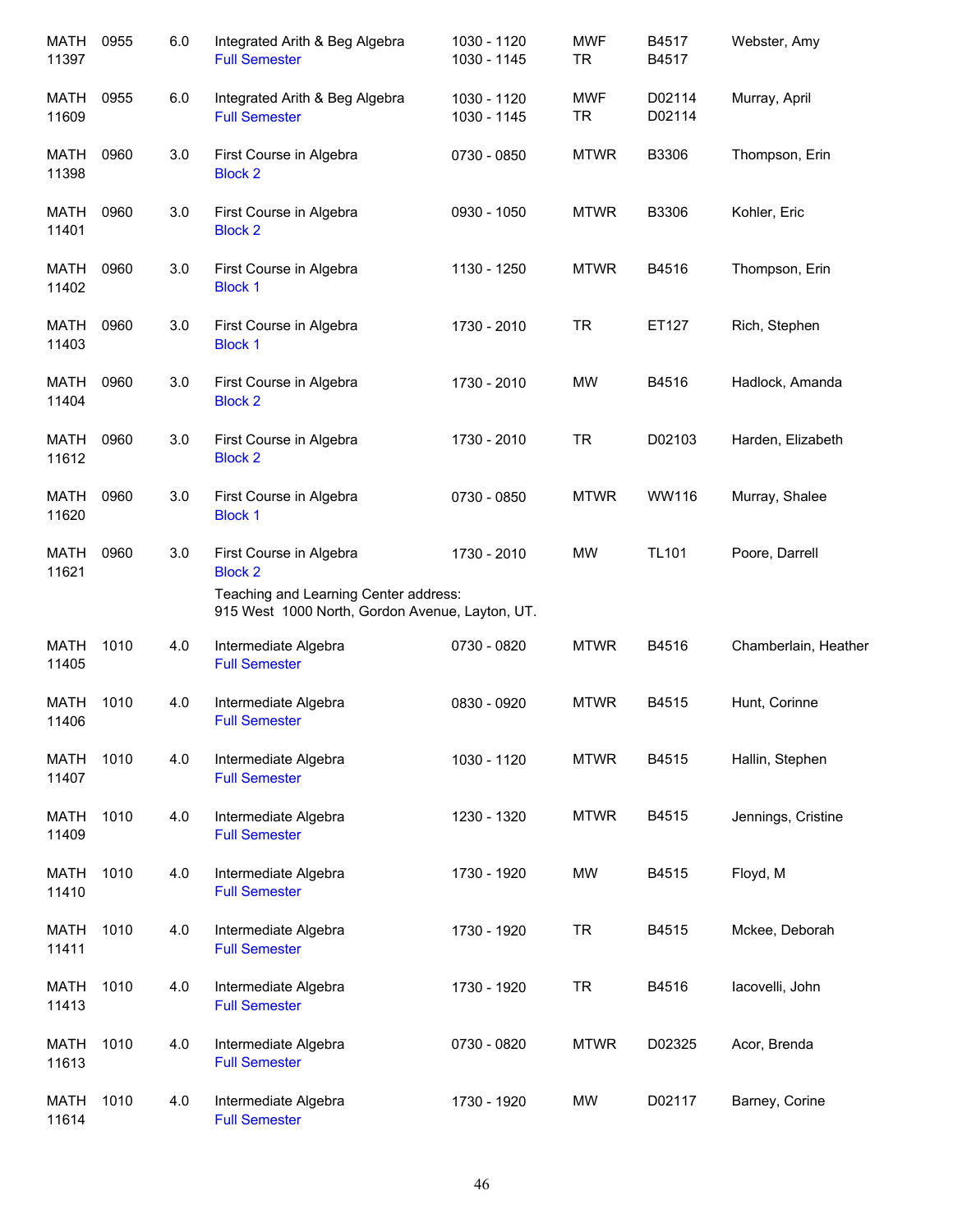| Course | Number | Credits | Title | Time | Days | Room | Instructor |
|---|---|---|---|---|---|---|---|
| MATH 11397 | 0955 | 6.0 | Integrated Arith & Beg Algebra<br>Full Semester | 1030 - 1120<br>1030 - 1145 | MWF<br>TR | B4517<br>B4517 | Webster, Amy |
| MATH 11609 | 0955 | 6.0 | Integrated Arith & Beg Algebra<br>Full Semester | 1030 - 1120<br>1030 - 1145 | MWF<br>TR | D02114<br>D02114 | Murray, April |
| MATH 11398 | 0960 | 3.0 | First Course in Algebra<br>Block 2 | 0730 - 0850 | MTWR | B3306 | Thompson, Erin |
| MATH 11401 | 0960 | 3.0 | First Course in Algebra<br>Block 2 | 0930 - 1050 | MTWR | B3306 | Kohler, Eric |
| MATH 11402 | 0960 | 3.0 | First Course in Algebra<br>Block 1 | 1130 - 1250 | MTWR | B4516 | Thompson, Erin |
| MATH 11403 | 0960 | 3.0 | First Course in Algebra<br>Block 1 | 1730 - 2010 | TR | ET127 | Rich, Stephen |
| MATH 11404 | 0960 | 3.0 | First Course in Algebra<br>Block 2 | 1730 - 2010 | MW | B4516 | Hadlock, Amanda |
| MATH 11612 | 0960 | 3.0 | First Course in Algebra<br>Block 2 | 1730 - 2010 | TR | D02103 | Harden, Elizabeth |
| MATH 11620 | 0960 | 3.0 | First Course in Algebra<br>Block 1 | 0730 - 0850 | MTWR | WW116 | Murray, Shalee |
| MATH 11621 | 0960 | 3.0 | First Course in Algebra<br>Block 2<br>Teaching and Learning Center address:<br>915 West 1000 North, Gordon Avenue, Layton, UT. | 1730 - 2010 | MW | TL101 | Poore, Darrell |
| MATH 11405 | 1010 | 4.0 | Intermediate Algebra<br>Full Semester | 0730 - 0820 | MTWR | B4516 | Chamberlain, Heather |
| MATH 11406 | 1010 | 4.0 | Intermediate Algebra<br>Full Semester | 0830 - 0920 | MTWR | B4515 | Hunt, Corinne |
| MATH 11407 | 1010 | 4.0 | Intermediate Algebra<br>Full Semester | 1030 - 1120 | MTWR | B4515 | Hallin, Stephen |
| MATH 11409 | 1010 | 4.0 | Intermediate Algebra<br>Full Semester | 1230 - 1320 | MTWR | B4515 | Jennings, Cristine |
| MATH 11410 | 1010 | 4.0 | Intermediate Algebra<br>Full Semester | 1730 - 1920 | MW | B4515 | Floyd, M |
| MATH 11411 | 1010 | 4.0 | Intermediate Algebra<br>Full Semester | 1730 - 1920 | TR | B4515 | Mckee, Deborah |
| MATH 11413 | 1010 | 4.0 | Intermediate Algebra<br>Full Semester | 1730 - 1920 | TR | B4516 | Iacovelli, John |
| MATH 11613 | 1010 | 4.0 | Intermediate Algebra<br>Full Semester | 0730 - 0820 | MTWR | D02325 | Acor, Brenda |
| MATH 11614 | 1010 | 4.0 | Intermediate Algebra<br>Full Semester | 1730 - 1920 | MW | D02117 | Barney, Corine |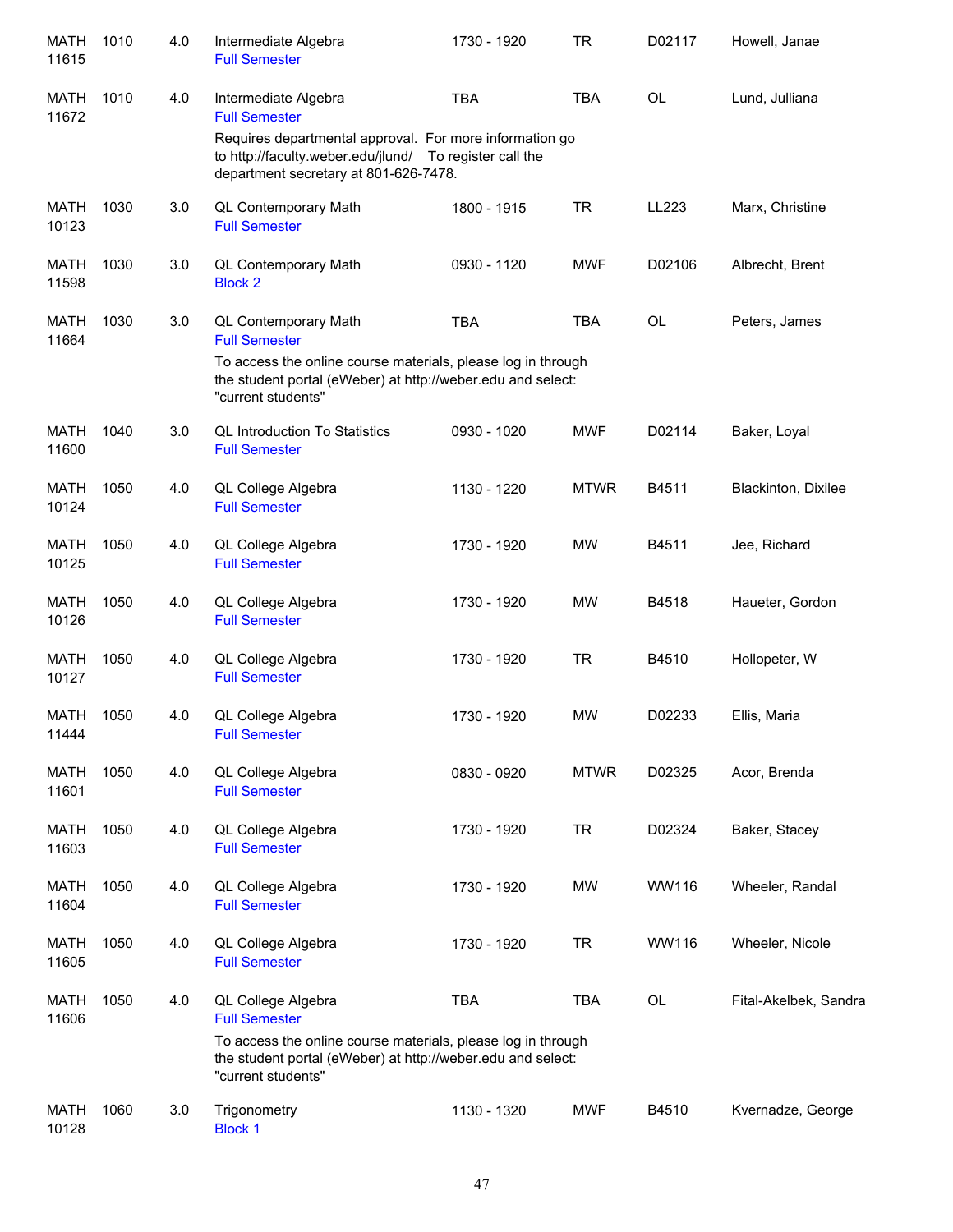| | | | | | | | |
|---|---|---|---|---|---|---|---|
| MATH 11615 | 1010 | 4.0 | Intermediate Algebra<br>Full Semester | 1730 - 1920 | TR | D02117 | Howell, Janae |
| MATH 11672 | 1010 | 4.0 | Intermediate Algebra<br>Full Semester<br>Requires departmental approval. For more information go to http://faculty.weber.edu/jlund/ To register call the department secretary at 801-626-7478. | TBA | TBA | OL | Lund, Julliana |
| MATH 10123 | 1030 | 3.0 | QL Contemporary Math<br>Full Semester | 1800 - 1915 | TR | LL223 | Marx, Christine |
| MATH 11598 | 1030 | 3.0 | QL Contemporary Math<br>Block 2 | 0930 - 1120 | MWF | D02106 | Albrecht, Brent |
| MATH 11664 | 1030 | 3.0 | QL Contemporary Math<br>Full Semester<br>To access the online course materials, please log in through the student portal (eWeber) at http://weber.edu and select: "current students" | TBA | TBA | OL | Peters, James |
| MATH 11600 | 1040 | 3.0 | QL Introduction To Statistics<br>Full Semester | 0930 - 1020 | MWF | D02114 | Baker, Loyal |
| MATH 10124 | 1050 | 4.0 | QL College Algebra<br>Full Semester | 1130 - 1220 | MTWR | B4511 | Blackinton, Dixilee |
| MATH 10125 | 1050 | 4.0 | QL College Algebra<br>Full Semester | 1730 - 1920 | MW | B4511 | Jee, Richard |
| MATH 10126 | 1050 | 4.0 | QL College Algebra<br>Full Semester | 1730 - 1920 | MW | B4518 | Haueter, Gordon |
| MATH 10127 | 1050 | 4.0 | QL College Algebra<br>Full Semester | 1730 - 1920 | TR | B4510 | Hollopeter, W |
| MATH 11444 | 1050 | 4.0 | QL College Algebra<br>Full Semester | 1730 - 1920 | MW | D02233 | Ellis, Maria |
| MATH 11601 | 1050 | 4.0 | QL College Algebra<br>Full Semester | 0830 - 0920 | MTWR | D02325 | Acor, Brenda |
| MATH 11603 | 1050 | 4.0 | QL College Algebra<br>Full Semester | 1730 - 1920 | TR | D02324 | Baker, Stacey |
| MATH 11604 | 1050 | 4.0 | QL College Algebra<br>Full Semester | 1730 - 1920 | MW | WW116 | Wheeler, Randal |
| MATH 11605 | 1050 | 4.0 | QL College Algebra<br>Full Semester | 1730 - 1920 | TR | WW116 | Wheeler, Nicole |
| MATH 11606 | 1050 | 4.0 | QL College Algebra<br>Full Semester<br>To access the online course materials, please log in through the student portal (eWeber) at http://weber.edu and select: "current students" | TBA | TBA | OL | Fital-Akelbek, Sandra |
| MATH 10128 | 1060 | 3.0 | Trigonometry<br>Block 1 | 1130 - 1320 | MWF | B4510 | Kvernadze, George |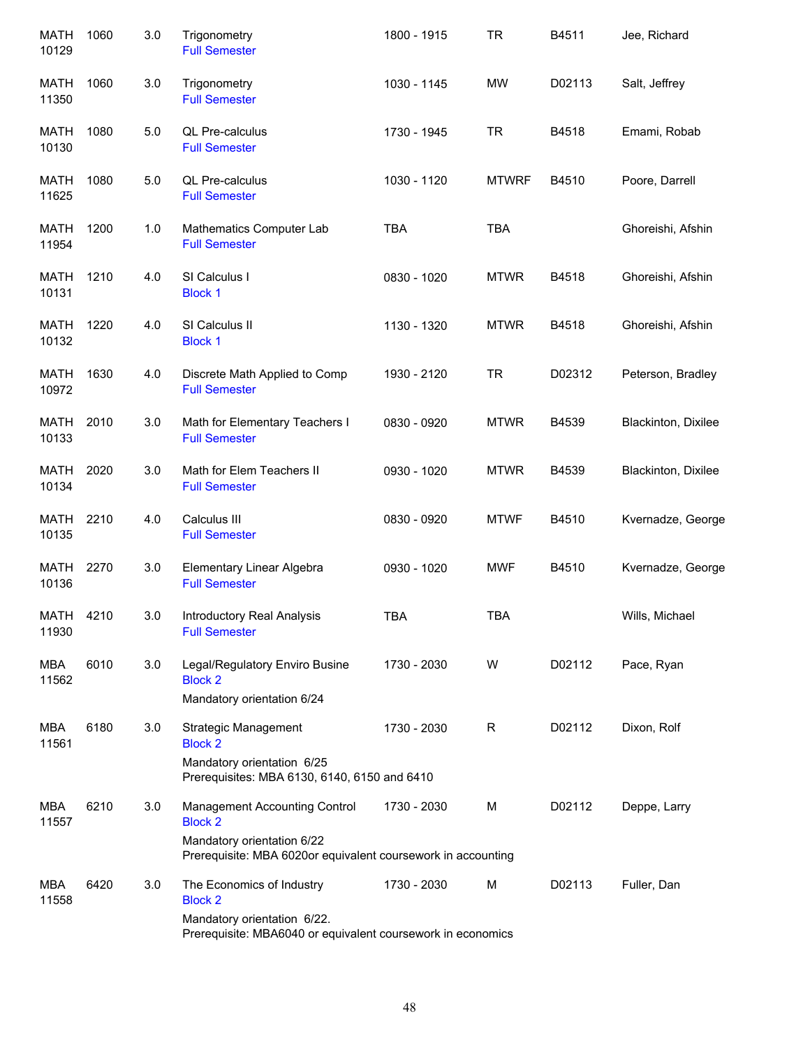| | | | | | | | |
|---|---|---|---|---|---|---|---|
| MATH 10129 | 1060 | 3.0 | Trigonometry<br>Full Semester | 1800 - 1915 | TR | B4511 | Jee, Richard |
| MATH 11350 | 1060 | 3.0 | Trigonometry<br>Full Semester | 1030 - 1145 | MW | D02113 | Salt, Jeffrey |
| MATH 10130 | 1080 | 5.0 | QL Pre-calculus<br>Full Semester | 1730 - 1945 | TR | B4518 | Emami, Robab |
| MATH 11625 | 1080 | 5.0 | QL Pre-calculus<br>Full Semester | 1030 - 1120 | MTWRF | B4510 | Poore, Darrell |
| MATH 11954 | 1200 | 1.0 | Mathematics Computer Lab<br>Full Semester | TBA | TBA | | Ghoreishi, Afshin |
| MATH 10131 | 1210 | 4.0 | SI Calculus I<br>Block 1 | 0830 - 1020 | MTWR | B4518 | Ghoreishi, Afshin |
| MATH 10132 | 1220 | 4.0 | SI Calculus II<br>Block 1 | 1130 - 1320 | MTWR | B4518 | Ghoreishi, Afshin |
| MATH 10972 | 1630 | 4.0 | Discrete Math Applied to Comp<br>Full Semester | 1930 - 2120 | TR | D02312 | Peterson, Bradley |
| MATH 10133 | 2010 | 3.0 | Math for Elementary Teachers I<br>Full Semester | 0830 - 0920 | MTWR | B4539 | Blackinton, Dixilee |
| MATH 10134 | 2020 | 3.0 | Math for Elem Teachers II<br>Full Semester | 0930 - 1020 | MTWR | B4539 | Blackinton, Dixilee |
| MATH 10135 | 2210 | 4.0 | Calculus III<br>Full Semester | 0830 - 0920 | MTWF | B4510 | Kvernadze, George |
| MATH 10136 | 2270 | 3.0 | Elementary Linear Algebra<br>Full Semester | 0930 - 1020 | MWF | B4510 | Kvernadze, George |
| MATH 11930 | 4210 | 3.0 | Introductory Real Analysis<br>Full Semester | TBA | TBA | | Wills, Michael |
| MBA 11562 | 6010 | 3.0 | Legal/Regulatory Enviro Busine<br>Block 2<br>Mandatory orientation 6/24 | 1730 - 2030 | W | D02112 | Pace, Ryan |
| MBA 11561 | 6180 | 3.0 | Strategic Management<br>Block 2<br>Mandatory orientation 6/25<br>Prerequisites: MBA 6130, 6140, 6150 and 6410 | 1730 - 2030 | R | D02112 | Dixon, Rolf |
| MBA 11557 | 6210 | 3.0 | Management Accounting Control<br>Block 2<br>Mandatory orientation 6/22<br>Prerequisite: MBA 6020or equivalent coursework in accounting | 1730 - 2030 | M | D02112 | Deppe, Larry |
| MBA 11558 | 6420 | 3.0 | The Economics of Industry<br>Block 2<br>Mandatory orientation 6/22.<br>Prerequisite: MBA6040 or equivalent coursework in economics | 1730 - 2030 | M | D02113 | Fuller, Dan |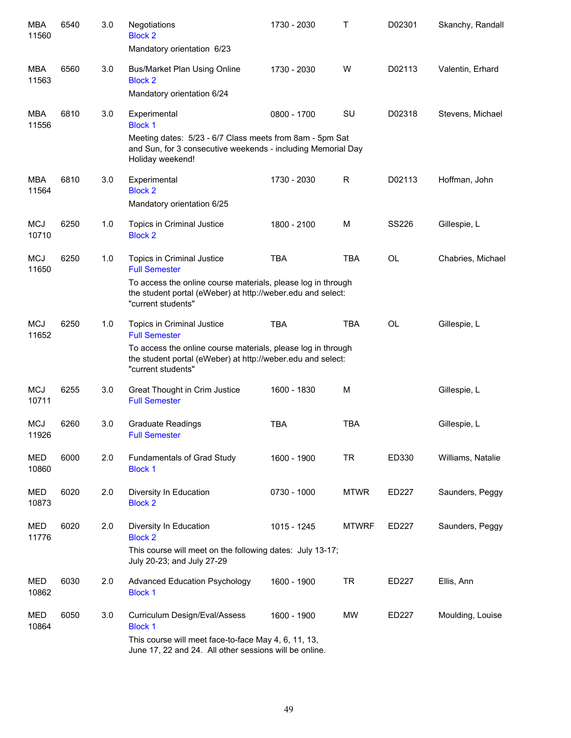| Dept / CRN | Course | Credits | Title | Time | Days | Room | Instructor |
|---|---|---|---|---|---|---|---|
| MBA 11560 | 6540 | 3.0 | Negotiations<br>Block 2<br>Mandatory orientation 6/23 | 1730 - 2030 | T | D02301 | Skanchy, Randall |
| MBA 11563 | 6560 | 3.0 | Bus/Market Plan Using Online<br>Block 2<br>Mandatory orientation 6/24 | 1730 - 2030 | W | D02113 | Valentin, Erhard |
| MBA 11556 | 6810 | 3.0 | Experimental<br>Block 1<br>Meeting dates: 5/23 - 6/7 Class meets from 8am - 5pm Sat and Sun, for 3 consecutive weekends - including Memorial Day Holiday weekend! | 0800 - 1700 | SU | D02318 | Stevens, Michael |
| MBA 11564 | 6810 | 3.0 | Experimental<br>Block 2<br>Mandatory orientation 6/25 | 1730 - 2030 | R | D02113 | Hoffman, John |
| MCJ 10710 | 6250 | 1.0 | Topics in Criminal Justice<br>Block 2 | 1800 - 2100 | M | SS226 | Gillespie, L |
| MCJ 11650 | 6250 | 1.0 | Topics in Criminal Justice<br>Full Semester<br>To access the online course materials, please log in through the student portal (eWeber) at http://weber.edu and select: "current students" | TBA | TBA | OL | Chabries, Michael |
| MCJ 11652 | 6250 | 1.0 | Topics in Criminal Justice<br>Full Semester<br>To access the online course materials, please log in through the student portal (eWeber) at http://weber.edu and select: "current students" | TBA | TBA | OL | Gillespie, L |
| MCJ 10711 | 6255 | 3.0 | Great Thought in Crim Justice<br>Full Semester | 1600 - 1830 | M | | Gillespie, L |
| MCJ 11926 | 6260 | 3.0 | Graduate Readings<br>Full Semester | TBA | TBA | | Gillespie, L |
| MED 10860 | 6000 | 2.0 | Fundamentals of Grad Study<br>Block 1 | 1600 - 1900 | TR | ED330 | Williams, Natalie |
| MED 10873 | 6020 | 2.0 | Diversity In Education<br>Block 2 | 0730 - 1000 | MTWR | ED227 | Saunders, Peggy |
| MED 11776 | 6020 | 2.0 | Diversity In Education<br>Block 2<br>This course will meet on the following dates: July 13-17; July 20-23; and July 27-29 | 1015 - 1245 | MTWRF | ED227 | Saunders, Peggy |
| MED 10862 | 6030 | 2.0 | Advanced Education Psychology<br>Block 1 | 1600 - 1900 | TR | ED227 | Ellis, Ann |
| MED 10864 | 6050 | 3.0 | Curriculum Design/Eval/Assess<br>Block 1<br>This course will meet face-to-face May 4, 6, 11, 13, June 17, 22 and 24. All other sessions will be online. | 1600 - 1900 | MW | ED227 | Moulding, Louise |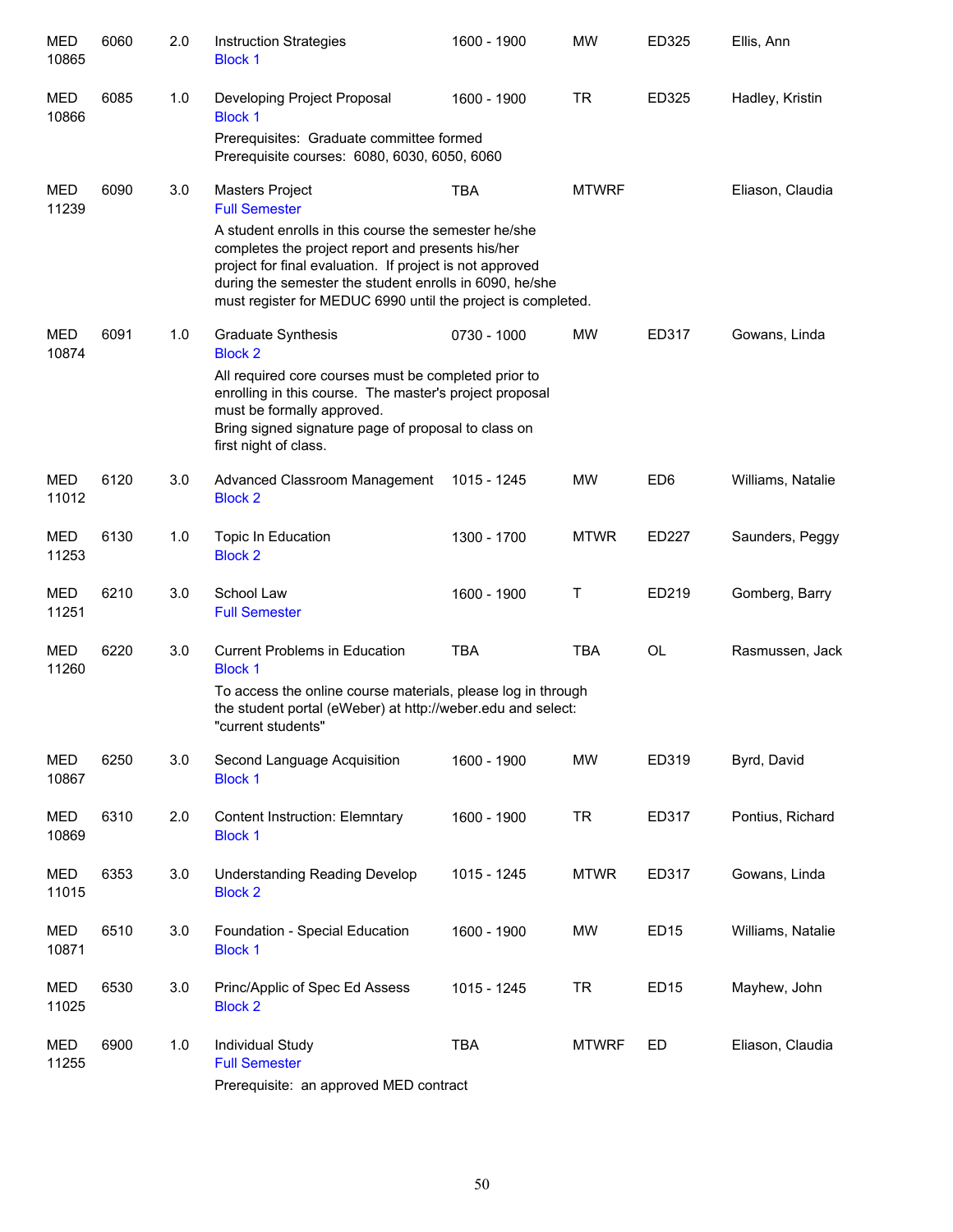| | | | | | | | |
|---|---|---|---|---|---|---|---|
| MED 10865 | 6060 | 2.0 | Instruction Strategies<br>Block 1 | 1600 - 1900 | MW | ED325 | Ellis, Ann |
| MED 10866 | 6085 | 1.0 | Developing Project Proposal<br>Block 1<br>Prerequisites: Graduate committee formed<br>Prerequisite courses: 6080, 6030, 6050, 6060 | 1600 - 1900 | TR | ED325 | Hadley, Kristin |
| MED 11239 | 6090 | 3.0 | Masters Project<br>Full Semester<br>A student enrolls in this course the semester he/she completes the project report and presents his/her project for final evaluation. If project is not approved during the semester the student enrolls in 6090, he/she must register for MEDUC 6990 until the project is completed. | TBA | MTWRF | | Eliason, Claudia |
| MED 10874 | 6091 | 1.0 | Graduate Synthesis<br>Block 2<br>All required core courses must be completed prior to enrolling in this course. The master's project proposal must be formally approved.<br>Bring signed signature page of proposal to class on first night of class. | 0730 - 1000 | MW | ED317 | Gowans, Linda |
| MED 11012 | 6120 | 3.0 | Advanced Classroom Management<br>Block 2 | 1015 - 1245 | MW | ED6 | Williams, Natalie |
| MED 11253 | 6130 | 1.0 | Topic In Education<br>Block 2 | 1300 - 1700 | MTWR | ED227 | Saunders, Peggy |
| MED 11251 | 6210 | 3.0 | School Law<br>Full Semester | 1600 - 1900 | T | ED219 | Gomberg, Barry |
| MED 11260 | 6220 | 3.0 | Current Problems in Education<br>Block 1<br>To access the online course materials, please log in through the student portal (eWeber) at http://weber.edu and select: "current students" | TBA | TBA | OL | Rasmussen, Jack |
| MED 10867 | 6250 | 3.0 | Second Language Acquisition<br>Block 1 | 1600 - 1900 | MW | ED319 | Byrd, David |
| MED 10869 | 6310 | 2.0 | Content Instruction: Elemntary<br>Block 1 | 1600 - 1900 | TR | ED317 | Pontius, Richard |
| MED 11015 | 6353 | 3.0 | Understanding Reading Develop<br>Block 2 | 1015 - 1245 | MTWR | ED317 | Gowans, Linda |
| MED 10871 | 6510 | 3.0 | Foundation - Special Education<br>Block 1 | 1600 - 1900 | MW | ED15 | Williams, Natalie |
| MED 11025 | 6530 | 3.0 | Princ/Applic of Spec Ed Assess<br>Block 2 | 1015 - 1245 | TR | ED15 | Mayhew, John |
| MED 11255 | 6900 | 1.0 | Individual Study<br>Full Semester<br>Prerequisite: an approved MED contract | TBA | MTWRF | ED | Eliason, Claudia |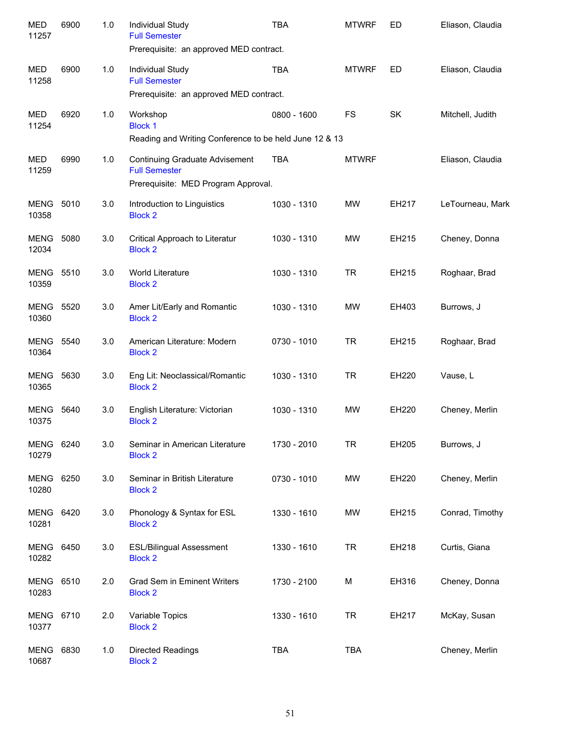| Subject / CRN | Course | Credits | Title | Time | Days | Room | Instructor |
|---|---|---|---|---|---|---|---|
| MED 11257 | 6900 | 1.0 | Individual Study<br>Full Semester<br>Prerequisite: an approved MED contract. | TBA | MTWRF | ED | Eliason, Claudia |
| MED 11258 | 6900 | 1.0 | Individual Study<br>Full Semester<br>Prerequisite: an approved MED contract. | TBA | MTWRF | ED | Eliason, Claudia |
| MED 11254 | 6920 | 1.0 | Workshop<br>Block 1<br>Reading and Writing Conference to be held June 12 & 13 | 0800 - 1600 | FS | SK | Mitchell, Judith |
| MED 11259 | 6990 | 1.0 | Continuing Graduate Advisement<br>Full Semester<br>Prerequisite: MED Program Approval. | TBA | MTWRF | | Eliason, Claudia |
| MENG 10358 | 5010 | 3.0 | Introduction to Linguistics<br>Block 2 | 1030 - 1310 | MW | EH217 | LeTourneau, Mark |
| MENG 12034 | 5080 | 3.0 | Critical Approach to Literatur<br>Block 2 | 1030 - 1310 | MW | EH215 | Cheney, Donna |
| MENG 10359 | 5510 | 3.0 | World Literature<br>Block 2 | 1030 - 1310 | TR | EH215 | Roghaar, Brad |
| MENG 10360 | 5520 | 3.0 | Amer Lit/Early and Romantic<br>Block 2 | 1030 - 1310 | MW | EH403 | Burrows, J |
| MENG 10364 | 5540 | 3.0 | American Literature: Modern<br>Block 2 | 0730 - 1010 | TR | EH215 | Roghaar, Brad |
| MENG 10365 | 5630 | 3.0 | Eng Lit: Neoclassical/Romantic<br>Block 2 | 1030 - 1310 | TR | EH220 | Vause, L |
| MENG 10375 | 5640 | 3.0 | English Literature: Victorian<br>Block 2 | 1030 - 1310 | MW | EH220 | Cheney, Merlin |
| MENG 10279 | 6240 | 3.0 | Seminar in American Literature<br>Block 2 | 1730 - 2010 | TR | EH205 | Burrows, J |
| MENG 10280 | 6250 | 3.0 | Seminar in British Literature<br>Block 2 | 0730 - 1010 | MW | EH220 | Cheney, Merlin |
| MENG 10281 | 6420 | 3.0 | Phonology & Syntax for ESL<br>Block 2 | 1330 - 1610 | MW | EH215 | Conrad, Timothy |
| MENG 10282 | 6450 | 3.0 | ESL/Bilingual Assessment<br>Block 2 | 1330 - 1610 | TR | EH218 | Curtis, Giana |
| MENG 10283 | 6510 | 2.0 | Grad Sem in Eminent Writers<br>Block 2 | 1730 - 2100 | M | EH316 | Cheney, Donna |
| MENG 10377 | 6710 | 2.0 | Variable Topics<br>Block 2 | 1330 - 1610 | TR | EH217 | McKay, Susan |
| MENG 10687 | 6830 | 1.0 | Directed Readings<br>Block 2 | TBA | TBA | | Cheney, Merlin |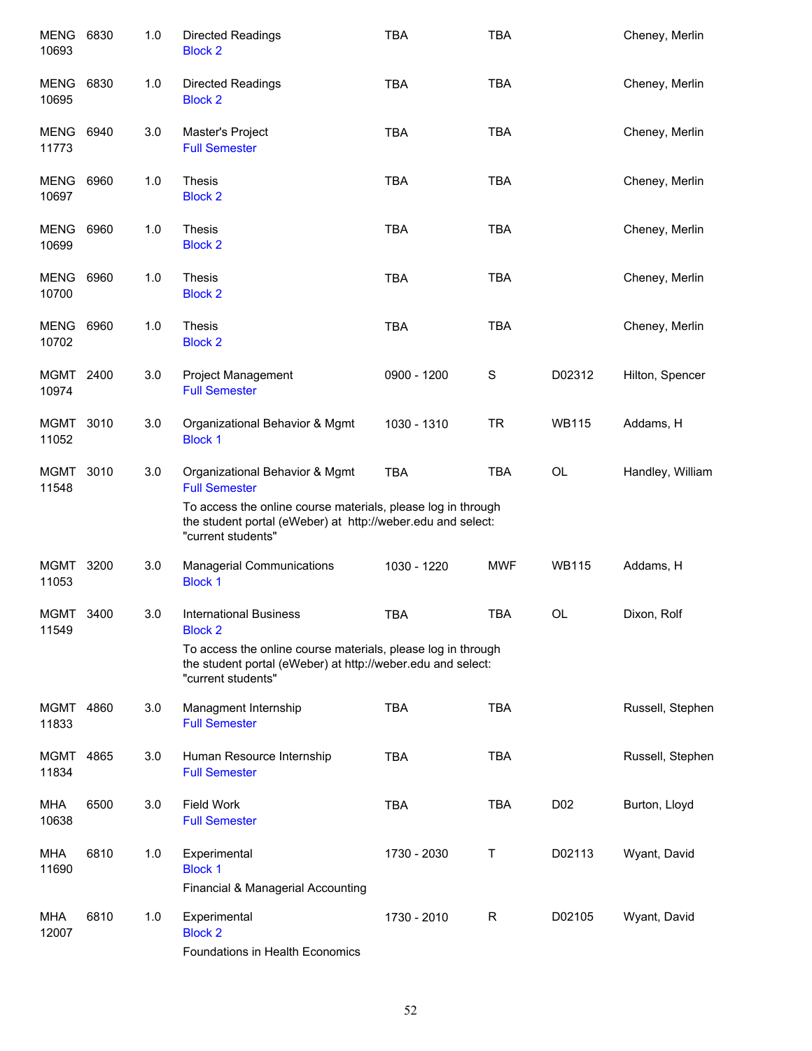| | | | | | | | |
|---|---|---|---|---|---|---|---|
| MENG 10693 | 6830 | 1.0 | Directed Readings<br>Block 2 | TBA | TBA | | Cheney, Merlin |
| MENG 10695 | 6830 | 1.0 | Directed Readings<br>Block 2 | TBA | TBA | | Cheney, Merlin |
| MENG 11773 | 6940 | 3.0 | Master's Project<br>Full Semester | TBA | TBA | | Cheney, Merlin |
| MENG 10697 | 6960 | 1.0 | Thesis<br>Block 2 | TBA | TBA | | Cheney, Merlin |
| MENG 10699 | 6960 | 1.0 | Thesis<br>Block 2 | TBA | TBA | | Cheney, Merlin |
| MENG 10700 | 6960 | 1.0 | Thesis<br>Block 2 | TBA | TBA | | Cheney, Merlin |
| MENG 10702 | 6960 | 1.0 | Thesis<br>Block 2 | TBA | TBA | | Cheney, Merlin |
| MGMT 10974 | 2400 | 3.0 | Project Management<br>Full Semester | 0900 - 1200 | S | D02312 | Hilton, Spencer |
| MGMT 11052 | 3010 | 3.0 | Organizational Behavior & Mgmt<br>Block 1 | 1030 - 1310 | TR | WB115 | Addams, H |
| MGMT 11548 | 3010 | 3.0 | Organizational Behavior & Mgmt<br>Full Semester<br>To access the online course materials, please log in through the student portal (eWeber) at http://weber.edu and select: "current students" | TBA | TBA | OL | Handley, William |
| MGMT 11053 | 3200 | 3.0 | Managerial Communications<br>Block 1 | 1030 - 1220 | MWF | WB115 | Addams, H |
| MGMT 11549 | 3400 | 3.0 | International Business<br>Block 2<br>To access the online course materials, please log in through the student portal (eWeber) at http://weber.edu and select: "current students" | TBA | TBA | OL | Dixon, Rolf |
| MGMT 11833 | 4860 | 3.0 | Managment Internship<br>Full Semester | TBA | TBA | | Russell, Stephen |
| MGMT 11834 | 4865 | 3.0 | Human Resource Internship<br>Full Semester | TBA | TBA | | Russell, Stephen |
| MHA 10638 | 6500 | 3.0 | Field Work<br>Full Semester | TBA | TBA | D02 | Burton, Lloyd |
| MHA 11690 | 6810 | 1.0 | Experimental<br>Block 1<br>Financial & Managerial Accounting | 1730 - 2030 | T | D02113 | Wyant, David |
| MHA 12007 | 6810 | 1.0 | Experimental<br>Block 2<br>Foundations in Health Economics | 1730 - 2010 | R | D02105 | Wyant, David |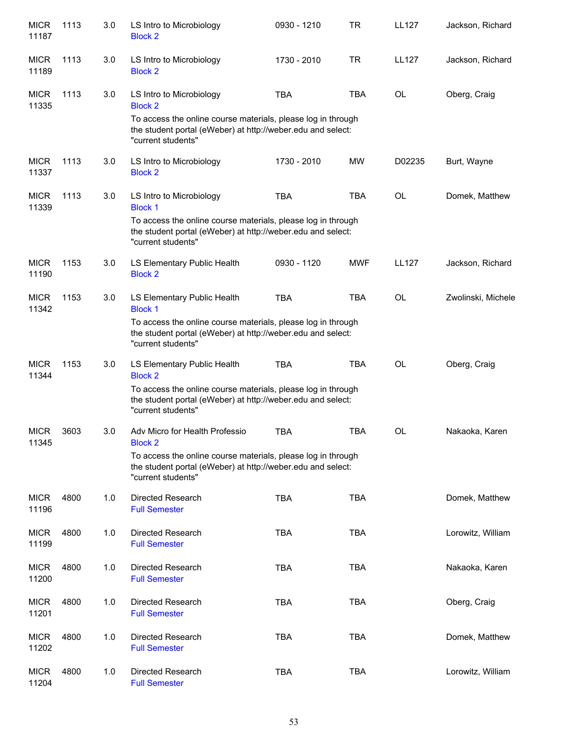| | | | | | | | |
|---|---|---|---|---|---|---|---|
| MICR 11187 | 1113 | 3.0 | LS Intro to Microbiology<br>Block 2 | 0930 - 1210 | TR | LL127 | Jackson, Richard |
| MICR 11189 | 1113 | 3.0 | LS Intro to Microbiology<br>Block 2 | 1730 - 2010 | TR | LL127 | Jackson, Richard |
| MICR 11335 | 1113 | 3.0 | LS Intro to Microbiology<br>Block 2<br>To access the online course materials, please log in through the student portal (eWeber) at http://weber.edu and select: "current students" | TBA | TBA | OL | Oberg, Craig |
| MICR 11337 | 1113 | 3.0 | LS Intro to Microbiology<br>Block 2 | 1730 - 2010 | MW | D02235 | Burt, Wayne |
| MICR 11339 | 1113 | 3.0 | LS Intro to Microbiology<br>Block 1<br>To access the online course materials, please log in through the student portal (eWeber) at http://weber.edu and select: "current students" | TBA | TBA | OL | Domek, Matthew |
| MICR 11190 | 1153 | 3.0 | LS Elementary Public Health<br>Block 2 | 0930 - 1120 | MWF | LL127 | Jackson, Richard |
| MICR 11342 | 1153 | 3.0 | LS Elementary Public Health<br>Block 1<br>To access the online course materials, please log in through the student portal (eWeber) at http://weber.edu and select: "current students" | TBA | TBA | OL | Zwolinski, Michele |
| MICR 11344 | 1153 | 3.0 | LS Elementary Public Health<br>Block 2<br>To access the online course materials, please log in through the student portal (eWeber) at http://weber.edu and select: "current students" | TBA | TBA | OL | Oberg, Craig |
| MICR 11345 | 3603 | 3.0 | Adv Micro for Health Professio<br>Block 2<br>To access the online course materials, please log in through the student portal (eWeber) at http://weber.edu and select: "current students" | TBA | TBA | OL | Nakaoka, Karen |
| MICR 11196 | 4800 | 1.0 | Directed Research<br>Full Semester | TBA | TBA | | Domek, Matthew |
| MICR 11199 | 4800 | 1.0 | Directed Research<br>Full Semester | TBA | TBA | | Lorowitz, William |
| MICR 11200 | 4800 | 1.0 | Directed Research<br>Full Semester | TBA | TBA | | Nakaoka, Karen |
| MICR 11201 | 4800 | 1.0 | Directed Research<br>Full Semester | TBA | TBA | | Oberg, Craig |
| MICR 11202 | 4800 | 1.0 | Directed Research<br>Full Semester | TBA | TBA | | Domek, Matthew |
| MICR 11204 | 4800 | 1.0 | Directed Research<br>Full Semester | TBA | TBA | | Lorowitz, William |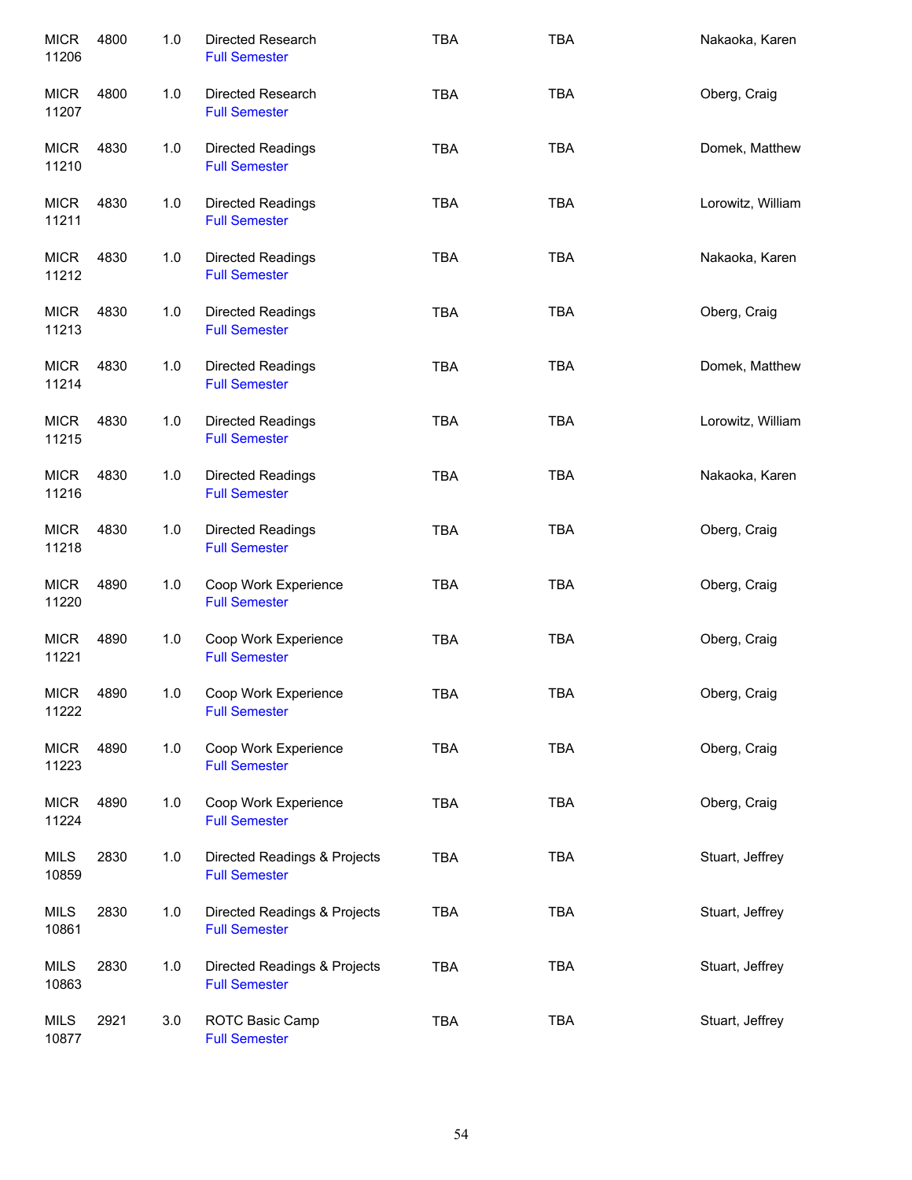| | | | | | | |
|---|---|---|---|---|---|---|
| MICR 11206 | 4800 | 1.0 | Directed Research<br>Full Semester | TBA | TBA | Nakaoka, Karen |
| MICR 11207 | 4800 | 1.0 | Directed Research<br>Full Semester | TBA | TBA | Oberg, Craig |
| MICR 11210 | 4830 | 1.0 | Directed Readings<br>Full Semester | TBA | TBA | Domek, Matthew |
| MICR 11211 | 4830 | 1.0 | Directed Readings<br>Full Semester | TBA | TBA | Lorowitz, William |
| MICR 11212 | 4830 | 1.0 | Directed Readings<br>Full Semester | TBA | TBA | Nakaoka, Karen |
| MICR 11213 | 4830 | 1.0 | Directed Readings<br>Full Semester | TBA | TBA | Oberg, Craig |
| MICR 11214 | 4830 | 1.0 | Directed Readings<br>Full Semester | TBA | TBA | Domek, Matthew |
| MICR 11215 | 4830 | 1.0 | Directed Readings<br>Full Semester | TBA | TBA | Lorowitz, William |
| MICR 11216 | 4830 | 1.0 | Directed Readings<br>Full Semester | TBA | TBA | Nakaoka, Karen |
| MICR 11218 | 4830 | 1.0 | Directed Readings<br>Full Semester | TBA | TBA | Oberg, Craig |
| MICR 11220 | 4890 | 1.0 | Coop Work Experience<br>Full Semester | TBA | TBA | Oberg, Craig |
| MICR 11221 | 4890 | 1.0 | Coop Work Experience<br>Full Semester | TBA | TBA | Oberg, Craig |
| MICR 11222 | 4890 | 1.0 | Coop Work Experience<br>Full Semester | TBA | TBA | Oberg, Craig |
| MICR 11223 | 4890 | 1.0 | Coop Work Experience<br>Full Semester | TBA | TBA | Oberg, Craig |
| MICR 11224 | 4890 | 1.0 | Coop Work Experience<br>Full Semester | TBA | TBA | Oberg, Craig |
| MILS 10859 | 2830 | 1.0 | Directed Readings & Projects<br>Full Semester | TBA | TBA | Stuart, Jeffrey |
| MILS 10861 | 2830 | 1.0 | Directed Readings & Projects<br>Full Semester | TBA | TBA | Stuart, Jeffrey |
| MILS 10863 | 2830 | 1.0 | Directed Readings & Projects<br>Full Semester | TBA | TBA | Stuart, Jeffrey |
| MILS 10877 | 2921 | 3.0 | ROTC Basic Camp<br>Full Semester | TBA | TBA | Stuart, Jeffrey |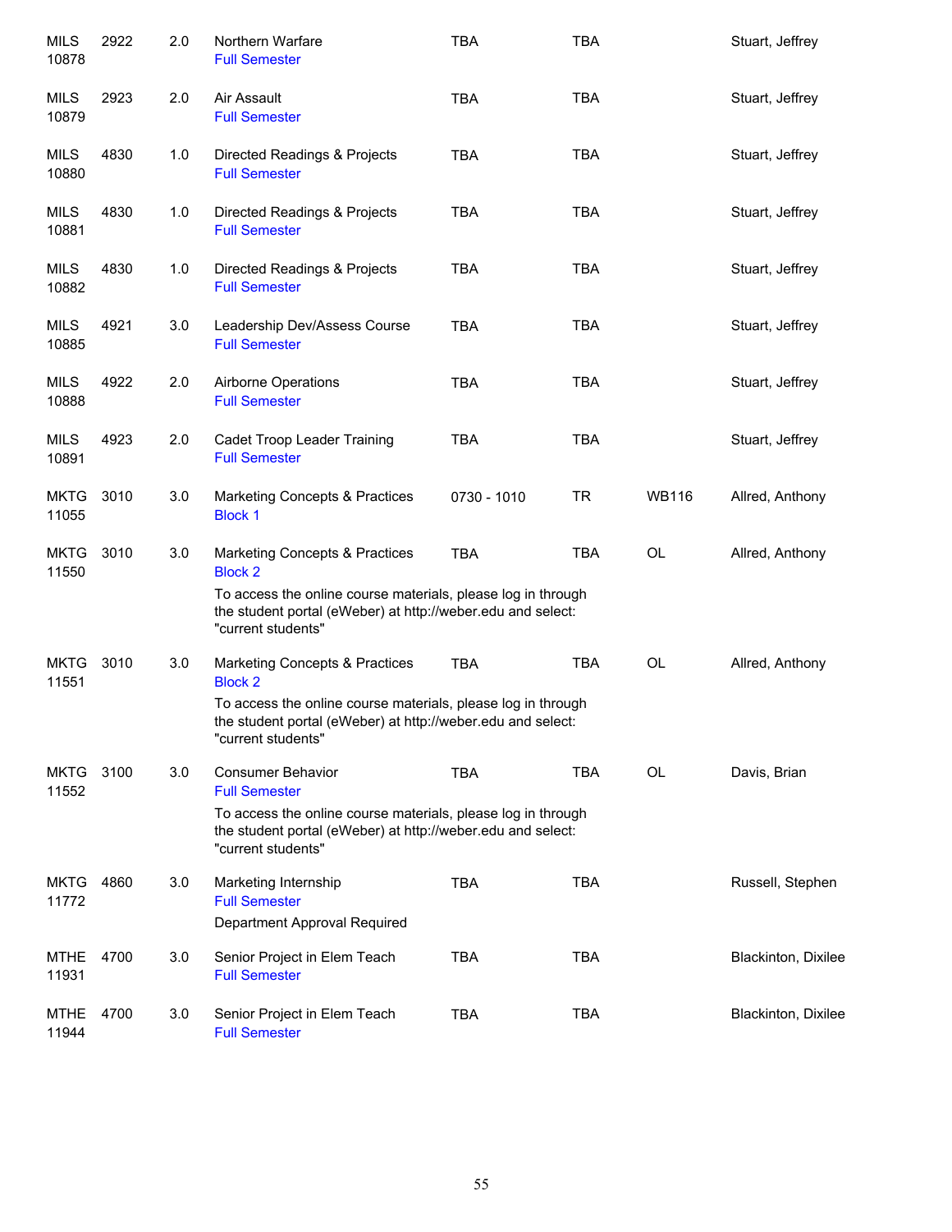| Subject / CRN | Course | Credits | Title | Time | Days | Room | Instructor |
|---|---|---|---|---|---|---|---|
| MILS 10878 | 2922 | 2.0 | Northern Warfare<br>Full Semester | TBA | TBA | | Stuart, Jeffrey |
| MILS 10879 | 2923 | 2.0 | Air Assault<br>Full Semester | TBA | TBA | | Stuart, Jeffrey |
| MILS 10880 | 4830 | 1.0 | Directed Readings & Projects<br>Full Semester | TBA | TBA | | Stuart, Jeffrey |
| MILS 10881 | 4830 | 1.0 | Directed Readings & Projects<br>Full Semester | TBA | TBA | | Stuart, Jeffrey |
| MILS 10882 | 4830 | 1.0 | Directed Readings & Projects<br>Full Semester | TBA | TBA | | Stuart, Jeffrey |
| MILS 10885 | 4921 | 3.0 | Leadership Dev/Assess Course<br>Full Semester | TBA | TBA | | Stuart, Jeffrey |
| MILS 10888 | 4922 | 2.0 | Airborne Operations<br>Full Semester | TBA | TBA | | Stuart, Jeffrey |
| MILS 10891 | 4923 | 2.0 | Cadet Troop Leader Training<br>Full Semester | TBA | TBA | | Stuart, Jeffrey |
| MKTG 11055 | 3010 | 3.0 | Marketing Concepts & Practices<br>Block 1 | 0730 - 1010 | TR | WB116 | Allred, Anthony |
| MKTG 11550 | 3010 | 3.0 | Marketing Concepts & Practices<br>Block 2<br>To access the online course materials, please log in through the student portal (eWeber) at http://weber.edu and select: "current students" | TBA | TBA | OL | Allred, Anthony |
| MKTG 11551 | 3010 | 3.0 | Marketing Concepts & Practices<br>Block 2<br>To access the online course materials, please log in through the student portal (eWeber) at http://weber.edu and select: "current students" | TBA | TBA | OL | Allred, Anthony |
| MKTG 11552 | 3100 | 3.0 | Consumer Behavior<br>Full Semester<br>To access the online course materials, please log in through the student portal (eWeber) at http://weber.edu and select: "current students" | TBA | TBA | OL | Davis, Brian |
| MKTG 11772 | 4860 | 3.0 | Marketing Internship<br>Full Semester<br>Department Approval Required | TBA | TBA | | Russell, Stephen |
| MTHE 11931 | 4700 | 3.0 | Senior Project in Elem Teach<br>Full Semester | TBA | TBA | | Blackinton, Dixilee |
| MTHE 11944 | 4700 | 3.0 | Senior Project in Elem Teach<br>Full Semester | TBA | TBA | | Blackinton, Dixilee |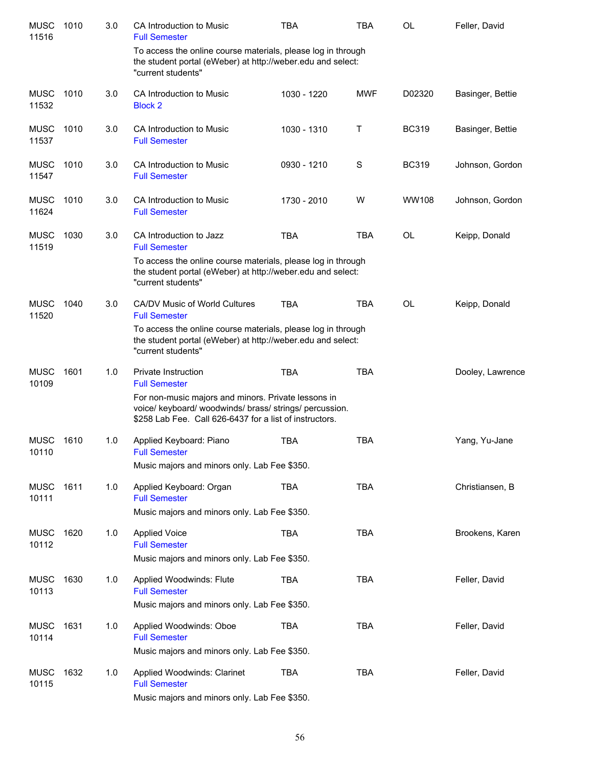| | | | | | | | |
|---|---|---|---|---|---|---|---|
| MUSC 11516 | 1010 | 3.0 | CA Introduction to Music<br>Full Semester<br>To access the online course materials, please log in through the student portal (eWeber) at http://weber.edu and select: "current students" | TBA | TBA | OL | Feller, David |
| MUSC 11532 | 1010 | 3.0 | CA Introduction to Music<br>Block 2 | 1030 - 1220 | MWF | D02320 | Basinger, Bettie |
| MUSC 11537 | 1010 | 3.0 | CA Introduction to Music<br>Full Semester | 1030 - 1310 | T | BC319 | Basinger, Bettie |
| MUSC 11547 | 1010 | 3.0 | CA Introduction to Music<br>Full Semester | 0930 - 1210 | S | BC319 | Johnson, Gordon |
| MUSC 11624 | 1010 | 3.0 | CA Introduction to Music<br>Full Semester | 1730 - 2010 | W | WW108 | Johnson, Gordon |
| MUSC 11519 | 1030 | 3.0 | CA Introduction to Jazz<br>Full Semester<br>To access the online course materials, please log in through the student portal (eWeber) at http://weber.edu and select: "current students" | TBA | TBA | OL | Keipp, Donald |
| MUSC 11520 | 1040 | 3.0 | CA/DV Music of World Cultures<br>Full Semester<br>To access the online course materials, please log in through the student portal (eWeber) at http://weber.edu and select: "current students" | TBA | TBA | OL | Keipp, Donald |
| MUSC 10109 | 1601 | 1.0 | Private Instruction<br>Full Semester<br>For non-music majors and minors. Private lessons in voice/ keyboard/ woodwinds/ brass/ strings/ percussion. $258 Lab Fee. Call 626-6437 for a list of instructors. | TBA | TBA | | Dooley, Lawrence |
| MUSC 10110 | 1610 | 1.0 | Applied Keyboard: Piano<br>Full Semester<br>Music majors and minors only. Lab Fee $350. | TBA | TBA | | Yang, Yu-Jane |
| MUSC 10111 | 1611 | 1.0 | Applied Keyboard: Organ<br>Full Semester<br>Music majors and minors only. Lab Fee $350. | TBA | TBA | | Christiansen, B |
| MUSC 10112 | 1620 | 1.0 | Applied Voice<br>Full Semester<br>Music majors and minors only. Lab Fee $350. | TBA | TBA | | Brookens, Karen |
| MUSC 10113 | 1630 | 1.0 | Applied Woodwinds: Flute<br>Full Semester<br>Music majors and minors only. Lab Fee $350. | TBA | TBA | | Feller, David |
| MUSC 10114 | 1631 | 1.0 | Applied Woodwinds: Oboe<br>Full Semester<br>Music majors and minors only. Lab Fee $350. | TBA | TBA | | Feller, David |
| MUSC 10115 | 1632 | 1.0 | Applied Woodwinds: Clarinet<br>Full Semester<br>Music majors and minors only. Lab Fee $350. | TBA | TBA | | Feller, David |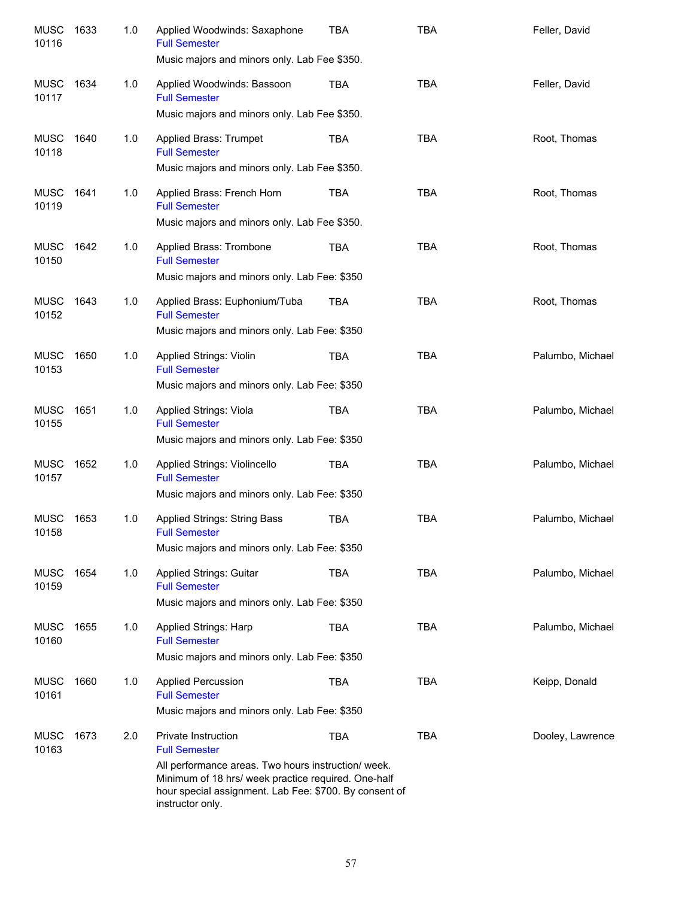| | | | | | | |
|---|---|---|---|---|---|---|
| MUSC 10116 | 1633 | 1.0 | Applied Woodwinds: Saxophone<br>Full Semester<br>Music majors and minors only. Lab Fee $350. | TBA | TBA | Feller, David |
| MUSC 10117 | 1634 | 1.0 | Applied Woodwinds: Bassoon<br>Full Semester<br>Music majors and minors only. Lab Fee $350. | TBA | TBA | Feller, David |
| MUSC 10118 | 1640 | 1.0 | Applied Brass: Trumpet<br>Full Semester<br>Music majors and minors only. Lab Fee $350. | TBA | TBA | Root, Thomas |
| MUSC 10119 | 1641 | 1.0 | Applied Brass: French Horn<br>Full Semester<br>Music majors and minors only. Lab Fee $350. | TBA | TBA | Root, Thomas |
| MUSC 10150 | 1642 | 1.0 | Applied Brass: Trombone<br>Full Semester<br>Music majors and minors only. Lab Fee: $350 | TBA | TBA | Root, Thomas |
| MUSC 10152 | 1643 | 1.0 | Applied Brass: Euphonium/Tuba<br>Full Semester<br>Music majors and minors only. Lab Fee: $350 | TBA | TBA | Root, Thomas |
| MUSC 10153 | 1650 | 1.0 | Applied Strings: Violin<br>Full Semester<br>Music majors and minors only. Lab Fee: $350 | TBA | TBA | Palumbo, Michael |
| MUSC 10155 | 1651 | 1.0 | Applied Strings: Viola<br>Full Semester<br>Music majors and minors only. Lab Fee: $350 | TBA | TBA | Palumbo, Michael |
| MUSC 10157 | 1652 | 1.0 | Applied Strings: Violincello<br>Full Semester<br>Music majors and minors only. Lab Fee: $350 | TBA | TBA | Palumbo, Michael |
| MUSC 10158 | 1653 | 1.0 | Applied Strings: String Bass<br>Full Semester<br>Music majors and minors only. Lab Fee: $350 | TBA | TBA | Palumbo, Michael |
| MUSC 10159 | 1654 | 1.0 | Applied Strings: Guitar<br>Full Semester<br>Music majors and minors only. Lab Fee: $350 | TBA | TBA | Palumbo, Michael |
| MUSC 10160 | 1655 | 1.0 | Applied Strings: Harp<br>Full Semester<br>Music majors and minors only. Lab Fee: $350 | TBA | TBA | Palumbo, Michael |
| MUSC 10161 | 1660 | 1.0 | Applied Percussion<br>Full Semester<br>Music majors and minors only. Lab Fee: $350 | TBA | TBA | Keipp, Donald |
| MUSC 10163 | 1673 | 2.0 | Private Instruction<br>Full Semester<br>All performance areas. Two hours instruction/ week. Minimum of 18 hrs/ week practice required. One-half hour special assignment. Lab Fee: $700. By consent of instructor only. | TBA | TBA | Dooley, Lawrence |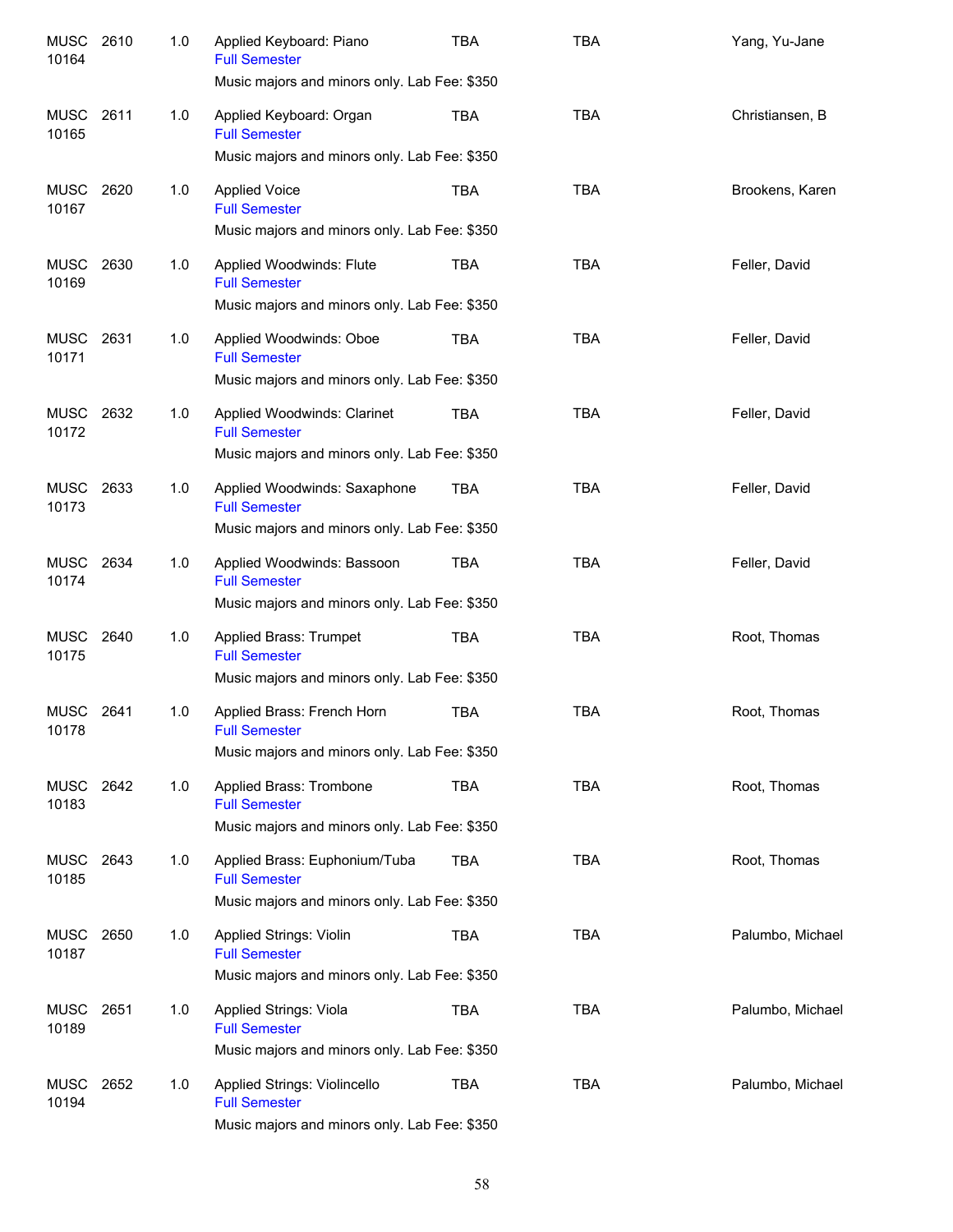| | | | | | | |
|---|---|---|---|---|---|---|
| MUSC 10164 | 2610 | 1.0 | Applied Keyboard: Piano<br>Full Semester<br>Music majors and minors only. Lab Fee: $350 | TBA | TBA | Yang, Yu-Jane |
| MUSC 10165 | 2611 | 1.0 | Applied Keyboard: Organ<br>Full Semester<br>Music majors and minors only. Lab Fee: $350 | TBA | TBA | Christiansen, B |
| MUSC 10167 | 2620 | 1.0 | Applied Voice<br>Full Semester<br>Music majors and minors only. Lab Fee: $350 | TBA | TBA | Brookens, Karen |
| MUSC 10169 | 2630 | 1.0 | Applied Woodwinds: Flute<br>Full Semester<br>Music majors and minors only. Lab Fee: $350 | TBA | TBA | Feller, David |
| MUSC 10171 | 2631 | 1.0 | Applied Woodwinds: Oboe<br>Full Semester<br>Music majors and minors only. Lab Fee: $350 | TBA | TBA | Feller, David |
| MUSC 10172 | 2632 | 1.0 | Applied Woodwinds: Clarinet<br>Full Semester<br>Music majors and minors only. Lab Fee: $350 | TBA | TBA | Feller, David |
| MUSC 10173 | 2633 | 1.0 | Applied Woodwinds: Saxaphone<br>Full Semester<br>Music majors and minors only. Lab Fee: $350 | TBA | TBA | Feller, David |
| MUSC 10174 | 2634 | 1.0 | Applied Woodwinds: Bassoon<br>Full Semester<br>Music majors and minors only. Lab Fee: $350 | TBA | TBA | Feller, David |
| MUSC 10175 | 2640 | 1.0 | Applied Brass: Trumpet<br>Full Semester<br>Music majors and minors only. Lab Fee: $350 | TBA | TBA | Root, Thomas |
| MUSC 10178 | 2641 | 1.0 | Applied Brass: French Horn<br>Full Semester<br>Music majors and minors only. Lab Fee: $350 | TBA | TBA | Root, Thomas |
| MUSC 10183 | 2642 | 1.0 | Applied Brass: Trombone<br>Full Semester<br>Music majors and minors only. Lab Fee: $350 | TBA | TBA | Root, Thomas |
| MUSC 10185 | 2643 | 1.0 | Applied Brass: Euphonium/Tuba<br>Full Semester<br>Music majors and minors only. Lab Fee: $350 | TBA | TBA | Root, Thomas |
| MUSC 10187 | 2650 | 1.0 | Applied Strings: Violin<br>Full Semester<br>Music majors and minors only. Lab Fee: $350 | TBA | TBA | Palumbo, Michael |
| MUSC 10189 | 2651 | 1.0 | Applied Strings: Viola<br>Full Semester<br>Music majors and minors only. Lab Fee: $350 | TBA | TBA | Palumbo, Michael |
| MUSC 10194 | 2652 | 1.0 | Applied Strings: Violincello<br>Full Semester<br>Music majors and minors only. Lab Fee: $350 | TBA | TBA | Palumbo, Michael |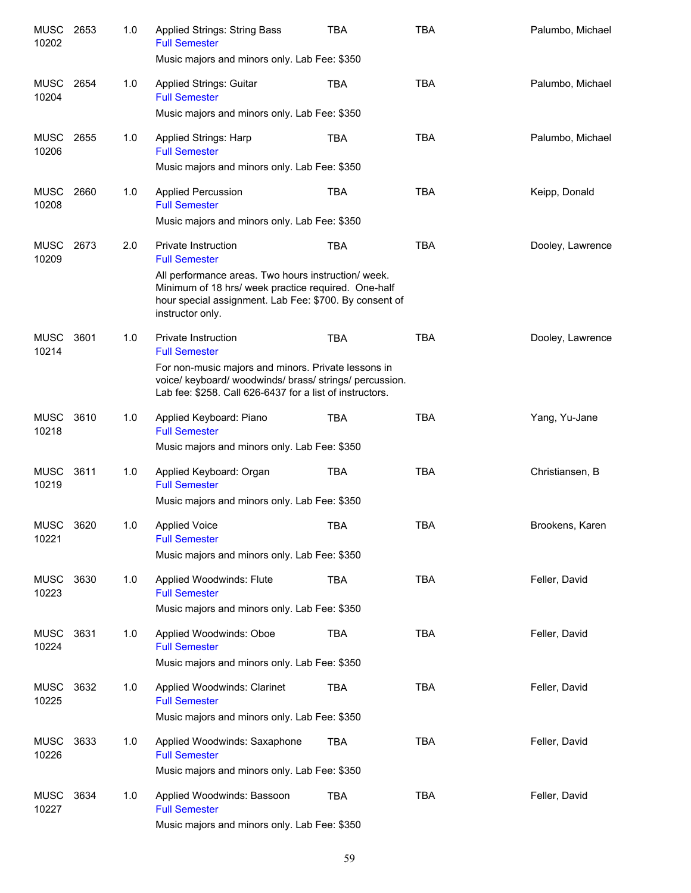| | | | | | | |
|---|---|---|---|---|---|---|
| MUSC 10202 | 2653 | 1.0 | Applied Strings: String Bass<br>Full Semester<br>Music majors and minors only. Lab Fee: $350 | TBA | TBA | Palumbo, Michael |
| MUSC 10204 | 2654 | 1.0 | Applied Strings: Guitar<br>Full Semester<br>Music majors and minors only. Lab Fee: $350 | TBA | TBA | Palumbo, Michael |
| MUSC 10206 | 2655 | 1.0 | Applied Strings: Harp<br>Full Semester<br>Music majors and minors only. Lab Fee: $350 | TBA | TBA | Palumbo, Michael |
| MUSC 10208 | 2660 | 1.0 | Applied Percussion<br>Full Semester<br>Music majors and minors only. Lab Fee: $350 | TBA | TBA | Keipp, Donald |
| MUSC 10209 | 2673 | 2.0 | Private Instruction<br>Full Semester<br>All performance areas. Two hours instruction/ week. Minimum of 18 hrs/ week practice required. One-half hour special assignment. Lab Fee: $700. By consent of instructor only. | TBA | TBA | Dooley, Lawrence |
| MUSC 10214 | 3601 | 1.0 | Private Instruction<br>Full Semester<br>For non-music majors and minors. Private lessons in voice/ keyboard/ woodwinds/ brass/ strings/ percussion. Lab fee: $258. Call 626-6437 for a list of instructors. | TBA | TBA | Dooley, Lawrence |
| MUSC 10218 | 3610 | 1.0 | Applied Keyboard: Piano<br>Full Semester<br>Music majors and minors only. Lab Fee: $350 | TBA | TBA | Yang, Yu-Jane |
| MUSC 10219 | 3611 | 1.0 | Applied Keyboard: Organ<br>Full Semester<br>Music majors and minors only. Lab Fee: $350 | TBA | TBA | Christiansen, B |
| MUSC 10221 | 3620 | 1.0 | Applied Voice<br>Full Semester<br>Music majors and minors only. Lab Fee: $350 | TBA | TBA | Brookens, Karen |
| MUSC 10223 | 3630 | 1.0 | Applied Woodwinds: Flute<br>Full Semester<br>Music majors and minors only. Lab Fee: $350 | TBA | TBA | Feller, David |
| MUSC 10224 | 3631 | 1.0 | Applied Woodwinds: Oboe<br>Full Semester<br>Music majors and minors only. Lab Fee: $350 | TBA | TBA | Feller, David |
| MUSC 10225 | 3632 | 1.0 | Applied Woodwinds: Clarinet<br>Full Semester<br>Music majors and minors only. Lab Fee: $350 | TBA | TBA | Feller, David |
| MUSC 10226 | 3633 | 1.0 | Applied Woodwinds: Saxaphone<br>Full Semester<br>Music majors and minors only. Lab Fee: $350 | TBA | TBA | Feller, David |
| MUSC 10227 | 3634 | 1.0 | Applied Woodwinds: Bassoon<br>Full Semester<br>Music majors and minors only. Lab Fee: $350 | TBA | TBA | Feller, David |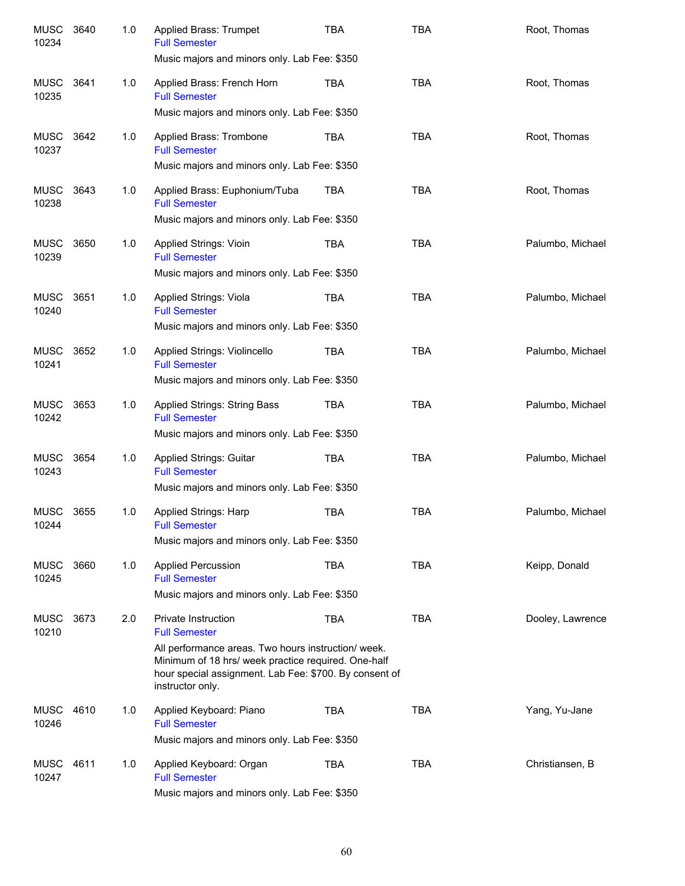| Course | Number | Credits | Title | Days | Time | Instructor |
|---|---|---|---|---|---|---|
| MUSC 10234 | 3640 | 1.0 | Applied Brass: Trumpet<br>Full Semester<br>Music majors and minors only. Lab Fee: $350 | TBA | TBA | Root, Thomas |
| MUSC 10235 | 3641 | 1.0 | Applied Brass: French Horn<br>Full Semester<br>Music majors and minors only. Lab Fee: $350 | TBA | TBA | Root, Thomas |
| MUSC 10237 | 3642 | 1.0 | Applied Brass: Trombone<br>Full Semester<br>Music majors and minors only. Lab Fee: $350 | TBA | TBA | Root, Thomas |
| MUSC 10238 | 3643 | 1.0 | Applied Brass: Euphonium/Tuba<br>Full Semester<br>Music majors and minors only. Lab Fee: $350 | TBA | TBA | Root, Thomas |
| MUSC 10239 | 3650 | 1.0 | Applied Strings: Vioin<br>Full Semester<br>Music majors and minors only. Lab Fee: $350 | TBA | TBA | Palumbo, Michael |
| MUSC 10240 | 3651 | 1.0 | Applied Strings: Viola<br>Full Semester<br>Music majors and minors only. Lab Fee: $350 | TBA | TBA | Palumbo, Michael |
| MUSC 10241 | 3652 | 1.0 | Applied Strings: Violincello<br>Full Semester<br>Music majors and minors only. Lab Fee: $350 | TBA | TBA | Palumbo, Michael |
| MUSC 10242 | 3653 | 1.0 | Applied Strings: String Bass<br>Full Semester<br>Music majors and minors only. Lab Fee: $350 | TBA | TBA | Palumbo, Michael |
| MUSC 10243 | 3654 | 1.0 | Applied Strings: Guitar<br>Full Semester<br>Music majors and minors only. Lab Fee: $350 | TBA | TBA | Palumbo, Michael |
| MUSC 10244 | 3655 | 1.0 | Applied Strings: Harp<br>Full Semester<br>Music majors and minors only. Lab Fee: $350 | TBA | TBA | Palumbo, Michael |
| MUSC 10245 | 3660 | 1.0 | Applied Percussion<br>Full Semester<br>Music majors and minors only. Lab Fee: $350 | TBA | TBA | Keipp, Donald |
| MUSC 10210 | 3673 | 2.0 | Private Instruction<br>Full Semester<br>All performance areas. Two hours instruction/ week. Minimum of 18 hrs/ week practice required. One-half hour special assignment. Lab Fee: $700. By consent of instructor only. | TBA | TBA | Dooley, Lawrence |
| MUSC 10246 | 4610 | 1.0 | Applied Keyboard: Piano<br>Full Semester<br>Music majors and minors only. Lab Fee: $350 | TBA | TBA | Yang, Yu-Jane |
| MUSC 10247 | 4611 | 1.0 | Applied Keyboard: Organ<br>Full Semester<br>Music majors and minors only. Lab Fee: $350 | TBA | TBA | Christiansen, B |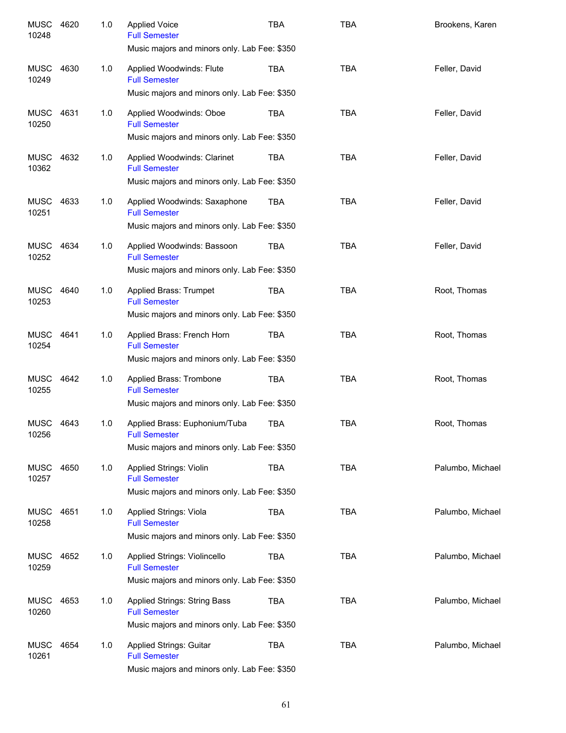| | | | | | | |
|---|---|---|---|---|---|---|
| MUSC 10248 | 4620 | 1.0 | Applied Voice<br>Full Semester<br>Music majors and minors only. Lab Fee: $350 | TBA | TBA | Brookens, Karen |
| MUSC 10249 | 4630 | 1.0 | Applied Woodwinds: Flute<br>Full Semester<br>Music majors and minors only. Lab Fee: $350 | TBA | TBA | Feller, David |
| MUSC 10250 | 4631 | 1.0 | Applied Woodwinds: Oboe<br>Full Semester<br>Music majors and minors only. Lab Fee: $350 | TBA | TBA | Feller, David |
| MUSC 10362 | 4632 | 1.0 | Applied Woodwinds: Clarinet<br>Full Semester<br>Music majors and minors only. Lab Fee: $350 | TBA | TBA | Feller, David |
| MUSC 10251 | 4633 | 1.0 | Applied Woodwinds: Saxaphone<br>Full Semester<br>Music majors and minors only. Lab Fee: $350 | TBA | TBA | Feller, David |
| MUSC 10252 | 4634 | 1.0 | Applied Woodwinds: Bassoon<br>Full Semester<br>Music majors and minors only. Lab Fee: $350 | TBA | TBA | Feller, David |
| MUSC 10253 | 4640 | 1.0 | Applied Brass: Trumpet<br>Full Semester<br>Music majors and minors only. Lab Fee: $350 | TBA | TBA | Root, Thomas |
| MUSC 10254 | 4641 | 1.0 | Applied Brass: French Horn<br>Full Semester<br>Music majors and minors only. Lab Fee: $350 | TBA | TBA | Root, Thomas |
| MUSC 10255 | 4642 | 1.0 | Applied Brass: Trombone<br>Full Semester<br>Music majors and minors only. Lab Fee: $350 | TBA | TBA | Root, Thomas |
| MUSC 10256 | 4643 | 1.0 | Applied Brass: Euphonium/Tuba<br>Full Semester<br>Music majors and minors only. Lab Fee: $350 | TBA | TBA | Root, Thomas |
| MUSC 10257 | 4650 | 1.0 | Applied Strings: Violin<br>Full Semester<br>Music majors and minors only. Lab Fee: $350 | TBA | TBA | Palumbo, Michael |
| MUSC 10258 | 4651 | 1.0 | Applied Strings: Viola<br>Full Semester<br>Music majors and minors only. Lab Fee: $350 | TBA | TBA | Palumbo, Michael |
| MUSC 10259 | 4652 | 1.0 | Applied Strings: Violincello<br>Full Semester<br>Music majors and minors only. Lab Fee: $350 | TBA | TBA | Palumbo, Michael |
| MUSC 10260 | 4653 | 1.0 | Applied Strings: String Bass<br>Full Semester<br>Music majors and minors only. Lab Fee: $350 | TBA | TBA | Palumbo, Michael |
| MUSC 10261 | 4654 | 1.0 | Applied Strings: Guitar<br>Full Semester<br>Music majors and minors only. Lab Fee: $350 | TBA | TBA | Palumbo, Michael |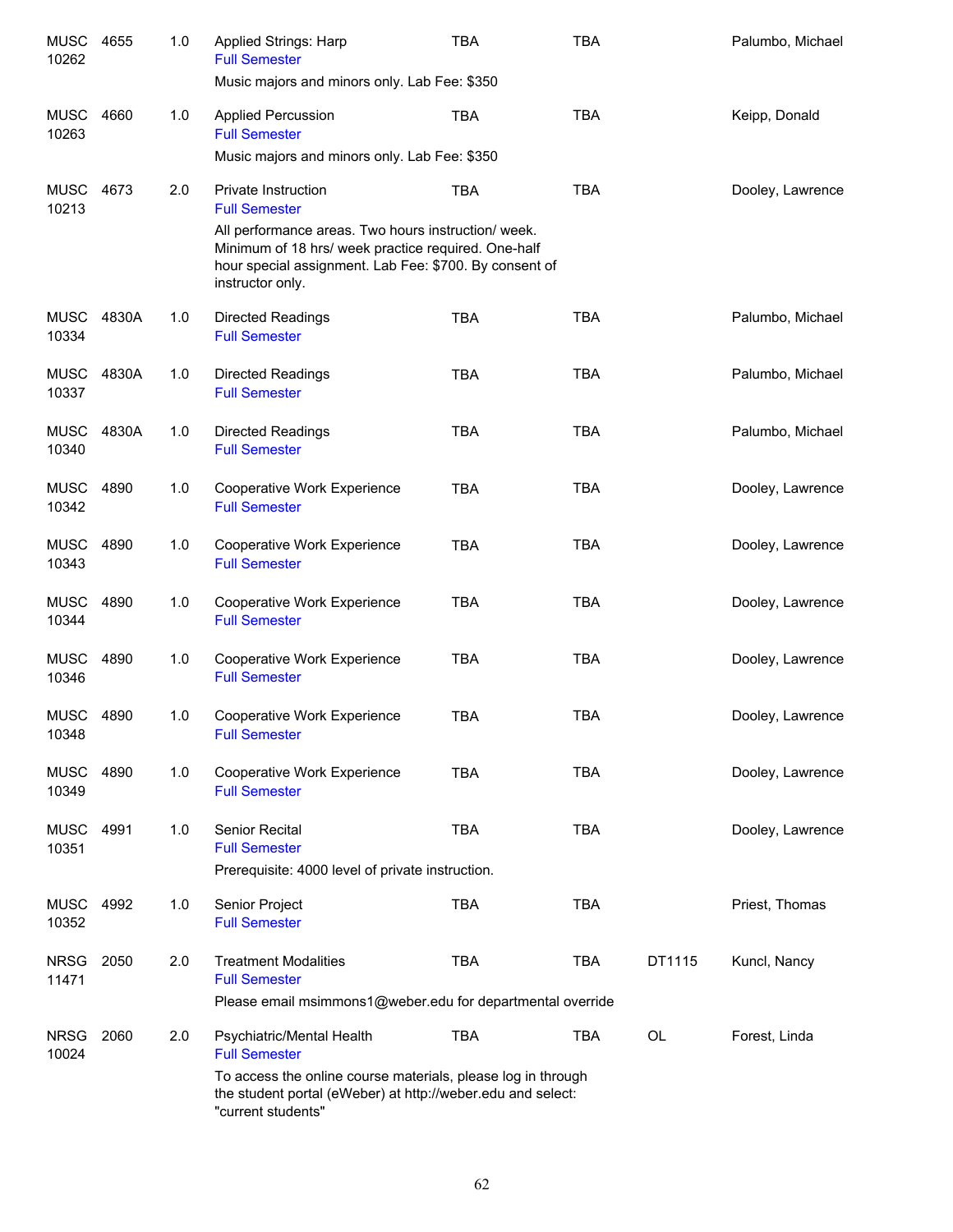| | | | | | | | |
|---|---|---|---|---|---|---|---|
| MUSC 10262 | 4655 | 1.0 | Applied Strings: Harp<br>Full Semester<br>Music majors and minors only. Lab Fee: $350 | TBA | TBA | | Palumbo, Michael |
| MUSC 10263 | 4660 | 1.0 | Applied Percussion<br>Full Semester<br>Music majors and minors only. Lab Fee: $350 | TBA | TBA | | Keipp, Donald |
| MUSC 10213 | 4673 | 2.0 | Private Instruction<br>Full Semester<br>All performance areas. Two hours instruction/ week. Minimum of 18 hrs/ week practice required. One-half hour special assignment. Lab Fee: $700. By consent of instructor only. | TBA | TBA | | Dooley, Lawrence |
| MUSC 10334 | 4830A | 1.0 | Directed Readings<br>Full Semester | TBA | TBA | | Palumbo, Michael |
| MUSC 10337 | 4830A | 1.0 | Directed Readings<br>Full Semester | TBA | TBA | | Palumbo, Michael |
| MUSC 10340 | 4830A | 1.0 | Directed Readings<br>Full Semester | TBA | TBA | | Palumbo, Michael |
| MUSC 10342 | 4890 | 1.0 | Cooperative Work Experience<br>Full Semester | TBA | TBA | | Dooley, Lawrence |
| MUSC 10343 | 4890 | 1.0 | Cooperative Work Experience<br>Full Semester | TBA | TBA | | Dooley, Lawrence |
| MUSC 10344 | 4890 | 1.0 | Cooperative Work Experience<br>Full Semester | TBA | TBA | | Dooley, Lawrence |
| MUSC 10346 | 4890 | 1.0 | Cooperative Work Experience<br>Full Semester | TBA | TBA | | Dooley, Lawrence |
| MUSC 10348 | 4890 | 1.0 | Cooperative Work Experience<br>Full Semester | TBA | TBA | | Dooley, Lawrence |
| MUSC 10349 | 4890 | 1.0 | Cooperative Work Experience<br>Full Semester | TBA | TBA | | Dooley, Lawrence |
| MUSC 10351 | 4991 | 1.0 | Senior Recital<br>Full Semester<br>Prerequisite: 4000 level of private instruction. | TBA | TBA | | Dooley, Lawrence |
| MUSC 10352 | 4992 | 1.0 | Senior Project<br>Full Semester | TBA | TBA | | Priest, Thomas |
| NRSG 11471 | 2050 | 2.0 | Treatment Modalities<br>Full Semester<br>Please email msimmons1@weber.edu for departmental override | TBA | TBA | DT1115 | Kuncl, Nancy |
| NRSG 10024 | 2060 | 2.0 | Psychiatric/Mental Health<br>Full Semester<br>To access the online course materials, please log in through the student portal (eWeber) at http://weber.edu and select: "current students" | TBA | TBA | OL | Forest, Linda |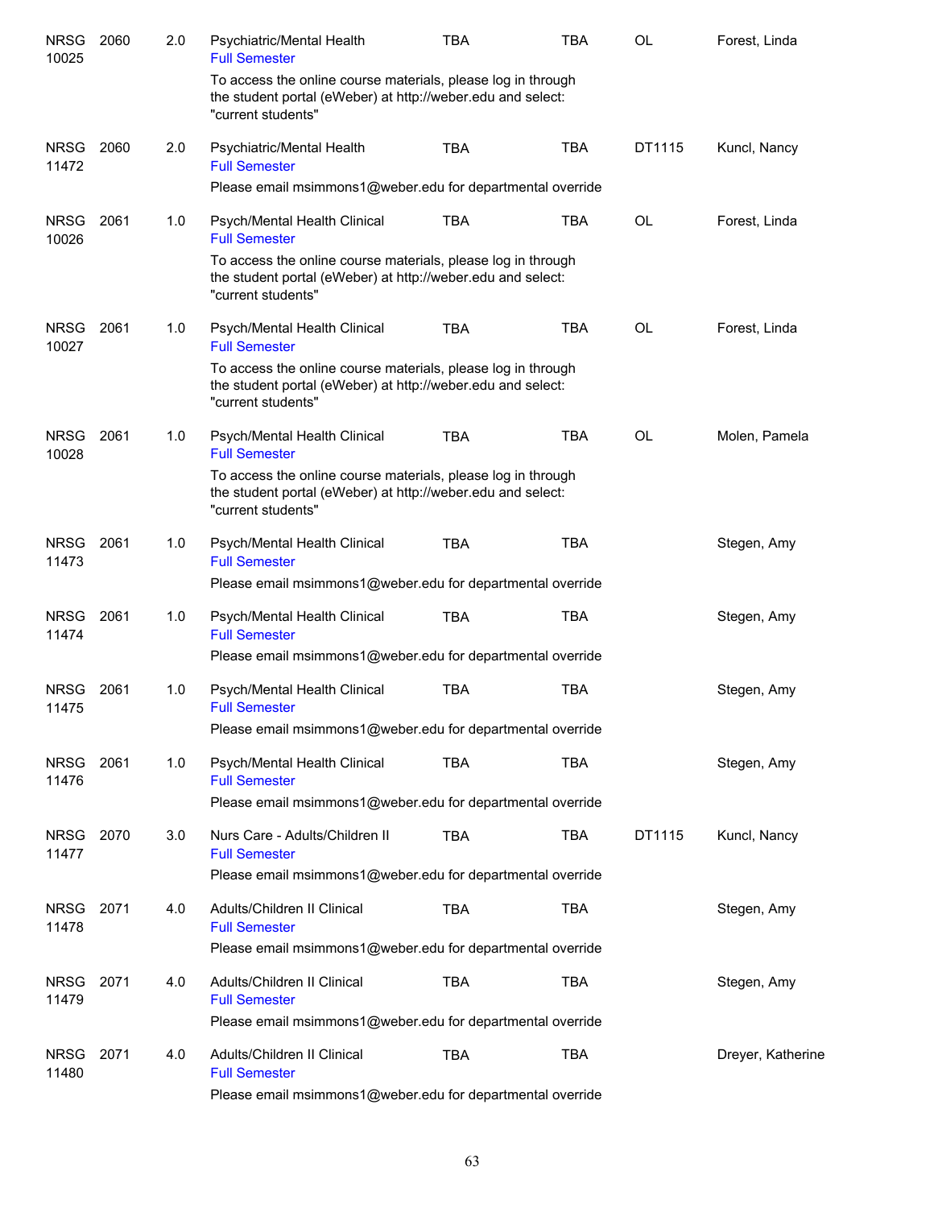| Subject / CRN | Course | Credits | Title | Days | Time | Room | Instructor |
|---|---|---|---|---|---|---|---|
| NRSG 10025 | 2060 | 2.0 | Psychiatric/Mental Health<br>Full Semester<br>To access the online course materials, please log in through the student portal (eWeber) at http://weber.edu and select: "current students" | TBA | TBA | OL | Forest, Linda |
| NRSG 11472 | 2060 | 2.0 | Psychiatric/Mental Health<br>Full Semester<br>Please email msimmons1@weber.edu for departmental override | TBA | TBA | DT1115 | Kuncl, Nancy |
| NRSG 10026 | 2061 | 1.0 | Psych/Mental Health Clinical<br>Full Semester<br>To access the online course materials, please log in through the student portal (eWeber) at http://weber.edu and select: "current students" | TBA | TBA | OL | Forest, Linda |
| NRSG 10027 | 2061 | 1.0 | Psych/Mental Health Clinical<br>Full Semester<br>To access the online course materials, please log in through the student portal (eWeber) at http://weber.edu and select: "current students" | TBA | TBA | OL | Forest, Linda |
| NRSG 10028 | 2061 | 1.0 | Psych/Mental Health Clinical<br>Full Semester<br>To access the online course materials, please log in through the student portal (eWeber) at http://weber.edu and select: "current students" | TBA | TBA | OL | Molen, Pamela |
| NRSG 11473 | 2061 | 1.0 | Psych/Mental Health Clinical<br>Full Semester<br>Please email msimmons1@weber.edu for departmental override | TBA | TBA | | Stegen, Amy |
| NRSG 11474 | 2061 | 1.0 | Psych/Mental Health Clinical<br>Full Semester<br>Please email msimmons1@weber.edu for departmental override | TBA | TBA | | Stegen, Amy |
| NRSG 11475 | 2061 | 1.0 | Psych/Mental Health Clinical<br>Full Semester<br>Please email msimmons1@weber.edu for departmental override | TBA | TBA | | Stegen, Amy |
| NRSG 11476 | 2061 | 1.0 | Psych/Mental Health Clinical<br>Full Semester<br>Please email msimmons1@weber.edu for departmental override | TBA | TBA | | Stegen, Amy |
| NRSG 11477 | 2070 | 3.0 | Nurs Care - Adults/Children II<br>Full Semester<br>Please email msimmons1@weber.edu for departmental override | TBA | TBA | DT1115 | Kuncl, Nancy |
| NRSG 11478 | 2071 | 4.0 | Adults/Children II Clinical<br>Full Semester<br>Please email msimmons1@weber.edu for departmental override | TBA | TBA | | Stegen, Amy |
| NRSG 11479 | 2071 | 4.0 | Adults/Children II Clinical<br>Full Semester<br>Please email msimmons1@weber.edu for departmental override | TBA | TBA | | Stegen, Amy |
| NRSG 11480 | 2071 | 4.0 | Adults/Children II Clinical<br>Full Semester<br>Please email msimmons1@weber.edu for departmental override | TBA | TBA | | Dreyer, Katherine |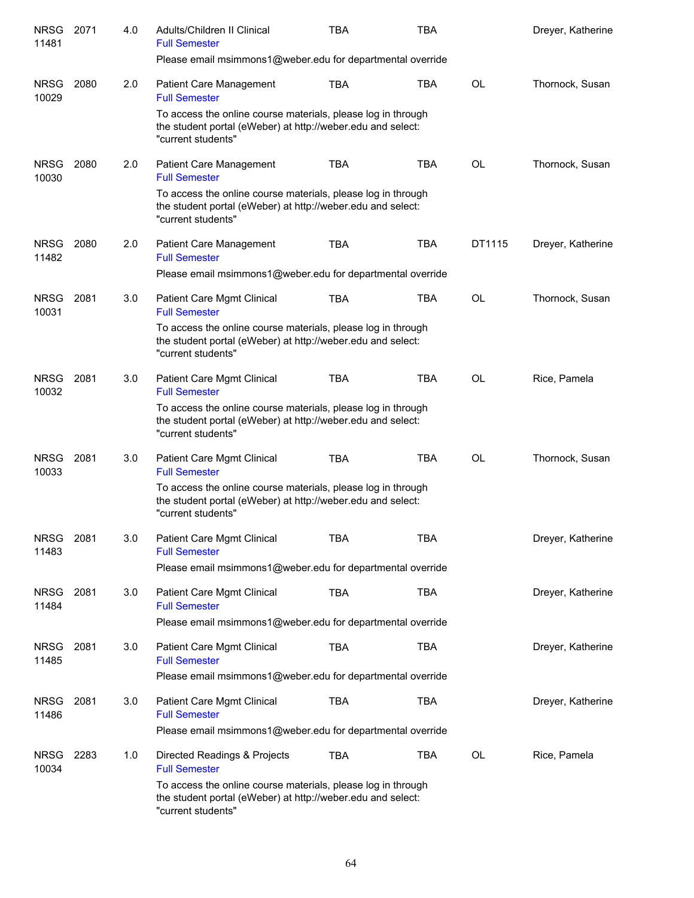| | | | | | | | |
|---|---|---|---|---|---|---|---|
| NRSG 11481 | 2071 | 4.0 | Adults/Children II Clinical<br>Full Semester | TBA | TBA | | Dreyer, Katherine |
| | | | Please email msimmons1@weber.edu for departmental override | | | | |
| NRSG 10029 | 2080 | 2.0 | Patient Care Management<br>Full Semester | TBA | TBA | OL | Thornock, Susan |
| | | | To access the online course materials, please log in through the student portal (eWeber) at http://weber.edu and select: "current students" | | | | |
| NRSG 10030 | 2080 | 2.0 | Patient Care Management<br>Full Semester | TBA | TBA | OL | Thornock, Susan |
| | | | To access the online course materials, please log in through the student portal (eWeber) at http://weber.edu and select: "current students" | | | | |
| NRSG 11482 | 2080 | 2.0 | Patient Care Management<br>Full Semester | TBA | TBA | DT1115 | Dreyer, Katherine |
| | | | Please email msimmons1@weber.edu for departmental override | | | | |
| NRSG 10031 | 2081 | 3.0 | Patient Care Mgmt Clinical<br>Full Semester | TBA | TBA | OL | Thornock, Susan |
| | | | To access the online course materials, please log in through the student portal (eWeber) at http://weber.edu and select: "current students" | | | | |
| NRSG 10032 | 2081 | 3.0 | Patient Care Mgmt Clinical<br>Full Semester | TBA | TBA | OL | Rice, Pamela |
| | | | To access the online course materials, please log in through the student portal (eWeber) at http://weber.edu and select: "current students" | | | | |
| NRSG 10033 | 2081 | 3.0 | Patient Care Mgmt Clinical<br>Full Semester | TBA | TBA | OL | Thornock, Susan |
| | | | To access the online course materials, please log in through the student portal (eWeber) at http://weber.edu and select: "current students" | | | | |
| NRSG 11483 | 2081 | 3.0 | Patient Care Mgmt Clinical<br>Full Semester | TBA | TBA | | Dreyer, Katherine |
| | | | Please email msimmons1@weber.edu for departmental override | | | | |
| NRSG 11484 | 2081 | 3.0 | Patient Care Mgmt Clinical<br>Full Semester | TBA | TBA | | Dreyer, Katherine |
| | | | Please email msimmons1@weber.edu for departmental override | | | | |
| NRSG 11485 | 2081 | 3.0 | Patient Care Mgmt Clinical<br>Full Semester | TBA | TBA | | Dreyer, Katherine |
| | | | Please email msimmons1@weber.edu for departmental override | | | | |
| NRSG 11486 | 2081 | 3.0 | Patient Care Mgmt Clinical<br>Full Semester | TBA | TBA | | Dreyer, Katherine |
| | | | Please email msimmons1@weber.edu for departmental override | | | | |
| NRSG 10034 | 2283 | 1.0 | Directed Readings & Projects<br>Full Semester | TBA | TBA | OL | Rice, Pamela |
| | | | To access the online course materials, please log in through the student portal (eWeber) at http://weber.edu and select: "current students" | | | | |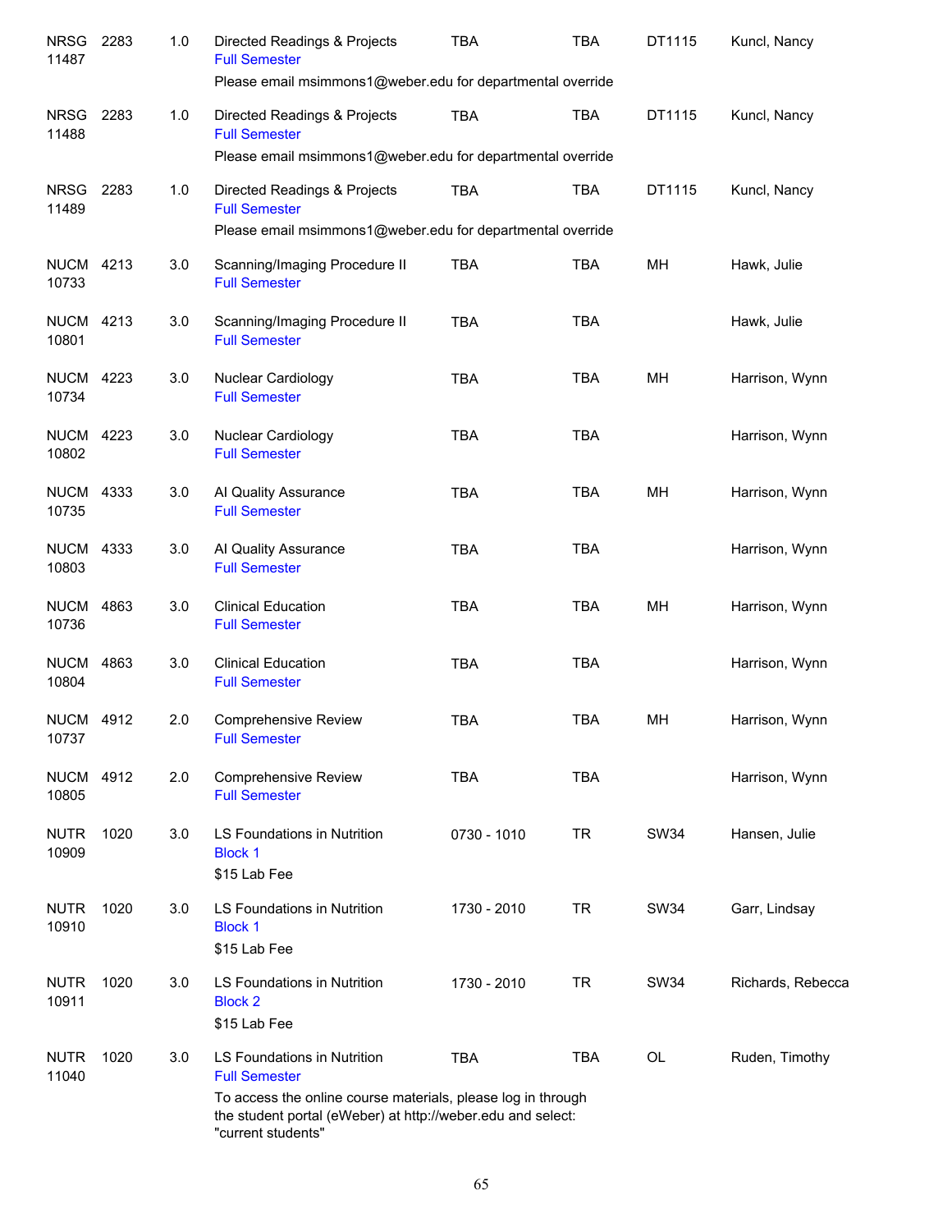| Subject / CRN | Course | Credits | Title | Time | Days | Room | Instructor |
|---|---|---|---|---|---|---|---|
| NRSG 11487 | 2283 | 1.0 | Directed Readings & Projects<br>Full Semester<br>Please email msimmons1@weber.edu for departmental override | TBA | TBA | DT1115 | Kuncl, Nancy |
| NRSG 11488 | 2283 | 1.0 | Directed Readings & Projects<br>Full Semester<br>Please email msimmons1@weber.edu for departmental override | TBA | TBA | DT1115 | Kuncl, Nancy |
| NRSG 11489 | 2283 | 1.0 | Directed Readings & Projects<br>Full Semester<br>Please email msimmons1@weber.edu for departmental override | TBA | TBA | DT1115 | Kuncl, Nancy |
| NUCM 10733 | 4213 | 3.0 | Scanning/Imaging Procedure II<br>Full Semester | TBA | TBA | MH | Hawk, Julie |
| NUCM 10801 | 4213 | 3.0 | Scanning/Imaging Procedure II<br>Full Semester | TBA | TBA | | Hawk, Julie |
| NUCM 10734 | 4223 | 3.0 | Nuclear Cardiology<br>Full Semester | TBA | TBA | MH | Harrison, Wynn |
| NUCM 10802 | 4223 | 3.0 | Nuclear Cardiology<br>Full Semester | TBA | TBA | | Harrison, Wynn |
| NUCM 10735 | 4333 | 3.0 | AI Quality Assurance<br>Full Semester | TBA | TBA | MH | Harrison, Wynn |
| NUCM 10803 | 4333 | 3.0 | AI Quality Assurance<br>Full Semester | TBA | TBA | | Harrison, Wynn |
| NUCM 10736 | 4863 | 3.0 | Clinical Education<br>Full Semester | TBA | TBA | MH | Harrison, Wynn |
| NUCM 10804 | 4863 | 3.0 | Clinical Education<br>Full Semester | TBA | TBA | | Harrison, Wynn |
| NUCM 10737 | 4912 | 2.0 | Comprehensive Review<br>Full Semester | TBA | TBA | MH | Harrison, Wynn |
| NUCM 10805 | 4912 | 2.0 | Comprehensive Review<br>Full Semester | TBA | TBA | | Harrison, Wynn |
| NUTR 10909 | 1020 | 3.0 | LS Foundations in Nutrition<br>Block 1<br>$15 Lab Fee | 0730 - 1010 | TR | SW34 | Hansen, Julie |
| NUTR 10910 | 1020 | 3.0 | LS Foundations in Nutrition<br>Block 1<br>$15 Lab Fee | 1730 - 2010 | TR | SW34 | Garr, Lindsay |
| NUTR 10911 | 1020 | 3.0 | LS Foundations in Nutrition<br>Block 2<br>$15 Lab Fee | 1730 - 2010 | TR | SW34 | Richards, Rebecca |
| NUTR 11040 | 1020 | 3.0 | LS Foundations in Nutrition<br>Full Semester<br>To access the online course materials, please log in through the student portal (eWeber) at http://weber.edu and select: "current students" | TBA | TBA | OL | Ruden, Timothy |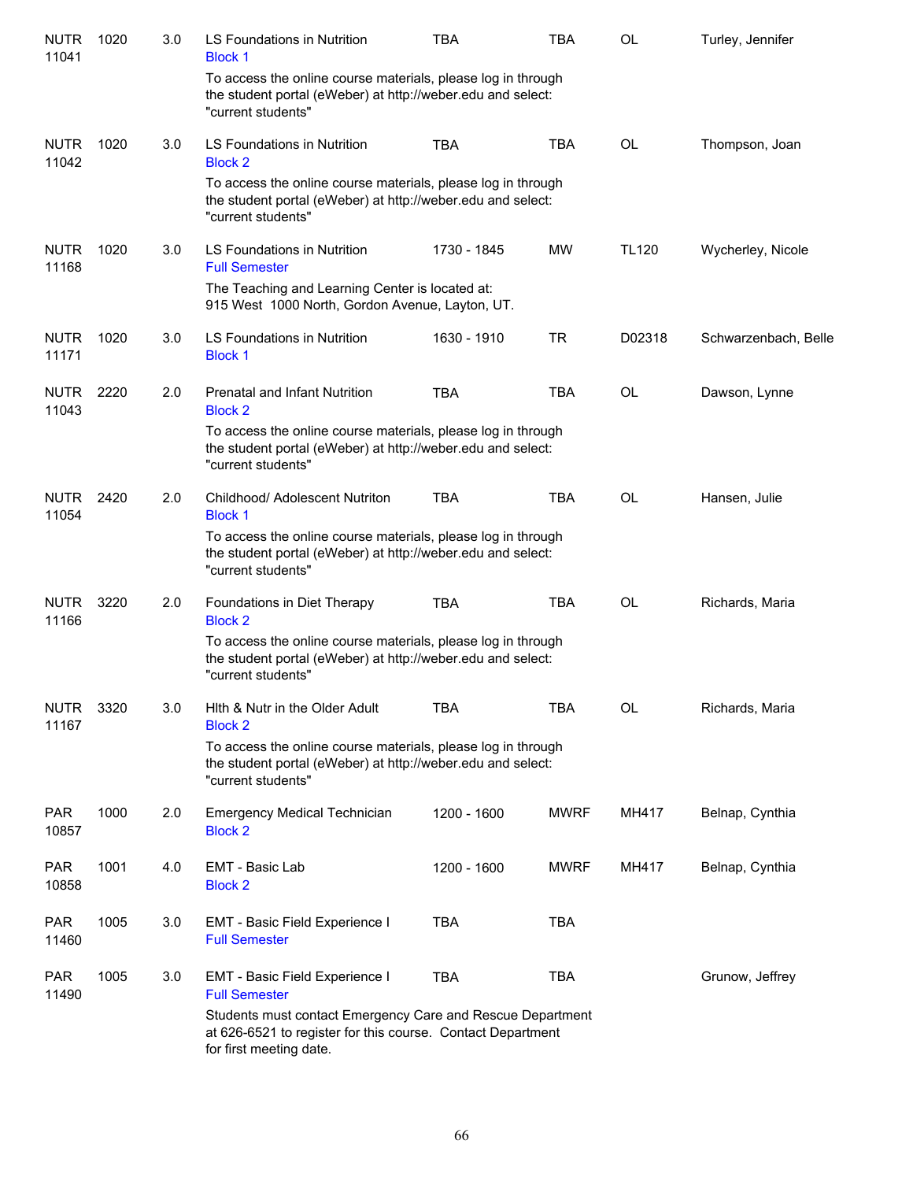| Subject/CRN | Course | Credits | Title | Time | Days | Room | Instructor |
|---|---|---|---|---|---|---|---|
| NUTR 11041 | 1020 | 3.0 | LS Foundations in Nutrition<br>Block 1<br>To access the online course materials, please log in through the student portal (eWeber) at http://weber.edu and select: "current students" | TBA | TBA | OL | Turley, Jennifer |
| NUTR 11042 | 1020 | 3.0 | LS Foundations in Nutrition<br>Block 2<br>To access the online course materials, please log in through the student portal (eWeber) at http://weber.edu and select: "current students" | TBA | TBA | OL | Thompson, Joan |
| NUTR 11168 | 1020 | 3.0 | LS Foundations in Nutrition<br>Full Semester<br>The Teaching and Learning Center is located at: 915 West 1000 North, Gordon Avenue, Layton, UT. | 1730 - 1845 | MW | TL120 | Wycherley, Nicole |
| NUTR 11171 | 1020 | 3.0 | LS Foundations in Nutrition<br>Block 1 | 1630 - 1910 | TR | D02318 | Schwarzenbach, Belle |
| NUTR 11043 | 2220 | 2.0 | Prenatal and Infant Nutrition<br>Block 2<br>To access the online course materials, please log in through the student portal (eWeber) at http://weber.edu and select: "current students" | TBA | TBA | OL | Dawson, Lynne |
| NUTR 11054 | 2420 | 2.0 | Childhood/ Adolescent Nutriton<br>Block 1<br>To access the online course materials, please log in through the student portal (eWeber) at http://weber.edu and select: "current students" | TBA | TBA | OL | Hansen, Julie |
| NUTR 11166 | 3220 | 2.0 | Foundations in Diet Therapy<br>Block 2<br>To access the online course materials, please log in through the student portal (eWeber) at http://weber.edu and select: "current students" | TBA | TBA | OL | Richards, Maria |
| NUTR 11167 | 3320 | 3.0 | Hlth & Nutr in the Older Adult<br>Block 2<br>To access the online course materials, please log in through the student portal (eWeber) at http://weber.edu and select: "current students" | TBA | TBA | OL | Richards, Maria |
| PAR 10857 | 1000 | 2.0 | Emergency Medical Technician<br>Block 2 | 1200 - 1600 | MWRF | MH417 | Belnap, Cynthia |
| PAR 10858 | 1001 | 4.0 | EMT - Basic Lab<br>Block 2 | 1200 - 1600 | MWRF | MH417 | Belnap, Cynthia |
| PAR 11460 | 1005 | 3.0 | EMT - Basic Field Experience I<br>Full Semester | TBA | TBA | | |
| PAR 11490 | 1005 | 3.0 | EMT - Basic Field Experience I<br>Full Semester<br>Students must contact Emergency Care and Rescue Department at 626-6521 to register for this course. Contact Department for first meeting date. | TBA | TBA | | Grunow, Jeffrey |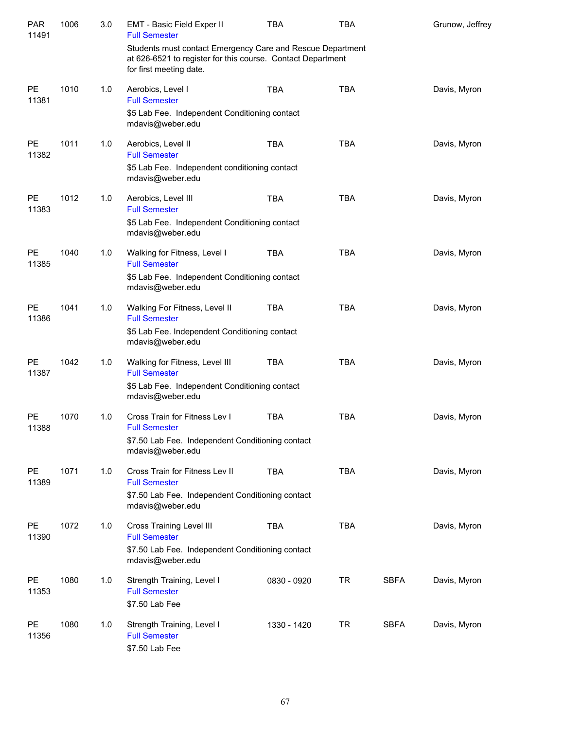| Subject / CRN | Course | Credits | Title | Time | Days | Room | Instructor |
|---|---|---|---|---|---|---|---|
| PAR 11491 | 1006 | 3.0 | EMT - Basic Field Exper II<br>Full Semester<br>Students must contact Emergency Care and Rescue Department at 626-6521 to register for this course. Contact Department for first meeting date. | TBA | TBA | | Grunow, Jeffrey |
| PE 11381 | 1010 | 1.0 | Aerobics, Level I<br>Full Semester<br>$5 Lab Fee. Independent Conditioning contact mdavis@weber.edu | TBA | TBA | | Davis, Myron |
| PE 11382 | 1011 | 1.0 | Aerobics, Level II<br>Full Semester<br>$5 Lab Fee. Independent conditioning contact mdavis@weber.edu | TBA | TBA | | Davis, Myron |
| PE 11383 | 1012 | 1.0 | Aerobics, Level III<br>Full Semester<br>$5 Lab Fee. Independent Conditioning contact mdavis@weber.edu | TBA | TBA | | Davis, Myron |
| PE 11385 | 1040 | 1.0 | Walking for Fitness, Level I<br>Full Semester<br>$5 Lab Fee. Independent Conditioning contact mdavis@weber.edu | TBA | TBA | | Davis, Myron |
| PE 11386 | 1041 | 1.0 | Walking For Fitness, Level II<br>Full Semester<br>$5 Lab Fee. Independent Conditioning contact mdavis@weber.edu | TBA | TBA | | Davis, Myron |
| PE 11387 | 1042 | 1.0 | Walking for Fitness, Level III<br>Full Semester<br>$5 Lab Fee. Independent Conditioning contact mdavis@weber.edu | TBA | TBA | | Davis, Myron |
| PE 11388 | 1070 | 1.0 | Cross Train for Fitness Lev I<br>Full Semester<br>$7.50 Lab Fee. Independent Conditioning contact mdavis@weber.edu | TBA | TBA | | Davis, Myron |
| PE 11389 | 1071 | 1.0 | Cross Train for Fitness Lev II<br>Full Semester<br>$7.50 Lab Fee. Independent Conditioning contact mdavis@weber.edu | TBA | TBA | | Davis, Myron |
| PE 11390 | 1072 | 1.0 | Cross Training Level III<br>Full Semester<br>$7.50 Lab Fee. Independent Conditioning contact mdavis@weber.edu | TBA | TBA | | Davis, Myron |
| PE 11353 | 1080 | 1.0 | Strength Training, Level I<br>Full Semester<br>$7.50 Lab Fee | 0830 - 0920 | TR | SBFA | Davis, Myron |
| PE 11356 | 1080 | 1.0 | Strength Training, Level I<br>Full Semester<br>$7.50 Lab Fee | 1330 - 1420 | TR | SBFA | Davis, Myron |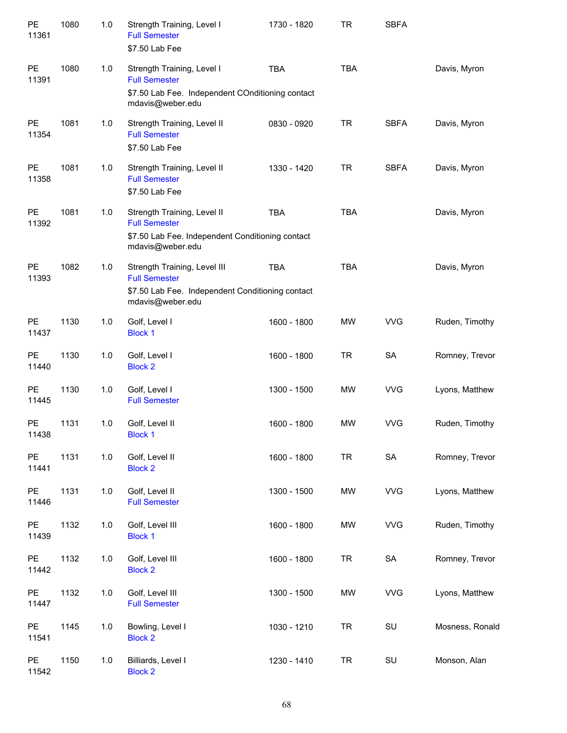| | | | | | | | |
|---|---|---|---|---|---|---|---|
| PE 11361 | 1080 | 1.0 | Strength Training, Level I<br>Full Semester<br>$7.50 Lab Fee | 1730 - 1820 | TR | SBFA | |
| PE 11391 | 1080 | 1.0 | Strength Training, Level I<br>Full Semester<br>$7.50 Lab Fee. Independent COnditioning contact mdavis@weber.edu | TBA | TBA | | Davis, Myron |
| PE 11354 | 1081 | 1.0 | Strength Training, Level II<br>Full Semester<br>$7.50 Lab Fee | 0830 - 0920 | TR | SBFA | Davis, Myron |
| PE 11358 | 1081 | 1.0 | Strength Training, Level II<br>Full Semester<br>$7.50 Lab Fee | 1330 - 1420 | TR | SBFA | Davis, Myron |
| PE 11392 | 1081 | 1.0 | Strength Training, Level II<br>Full Semester<br>$7.50 Lab Fee. Independent Conditioning contact mdavis@weber.edu | TBA | TBA | | Davis, Myron |
| PE 11393 | 1082 | 1.0 | Strength Training, Level III<br>Full Semester<br>$7.50 Lab Fee. Independent Conditioning contact mdavis@weber.edu | TBA | TBA | | Davis, Myron |
| PE 11437 | 1130 | 1.0 | Golf, Level I<br>Block 1 | 1600 - 1800 | MW | VVG | Ruden, Timothy |
| PE 11440 | 1130 | 1.0 | Golf, Level I<br>Block 2 | 1600 - 1800 | TR | SA | Romney, Trevor |
| PE 11445 | 1130 | 1.0 | Golf, Level I<br>Full Semester | 1300 - 1500 | MW | VVG | Lyons, Matthew |
| PE 11438 | 1131 | 1.0 | Golf, Level II<br>Block 1 | 1600 - 1800 | MW | VVG | Ruden, Timothy |
| PE 11441 | 1131 | 1.0 | Golf, Level II<br>Block 2 | 1600 - 1800 | TR | SA | Romney, Trevor |
| PE 11446 | 1131 | 1.0 | Golf, Level II<br>Full Semester | 1300 - 1500 | MW | VVG | Lyons, Matthew |
| PE 11439 | 1132 | 1.0 | Golf, Level III<br>Block 1 | 1600 - 1800 | MW | VVG | Ruden, Timothy |
| PE 11442 | 1132 | 1.0 | Golf, Level III<br>Block 2 | 1600 - 1800 | TR | SA | Romney, Trevor |
| PE 11447 | 1132 | 1.0 | Golf, Level III<br>Full Semester | 1300 - 1500 | MW | VVG | Lyons, Matthew |
| PE 11541 | 1145 | 1.0 | Bowling, Level I<br>Block 2 | 1030 - 1210 | TR | SU | Mosness, Ronald |
| PE 11542 | 1150 | 1.0 | Billiards, Level I<br>Block 2 | 1230 - 1410 | TR | SU | Monson, Alan |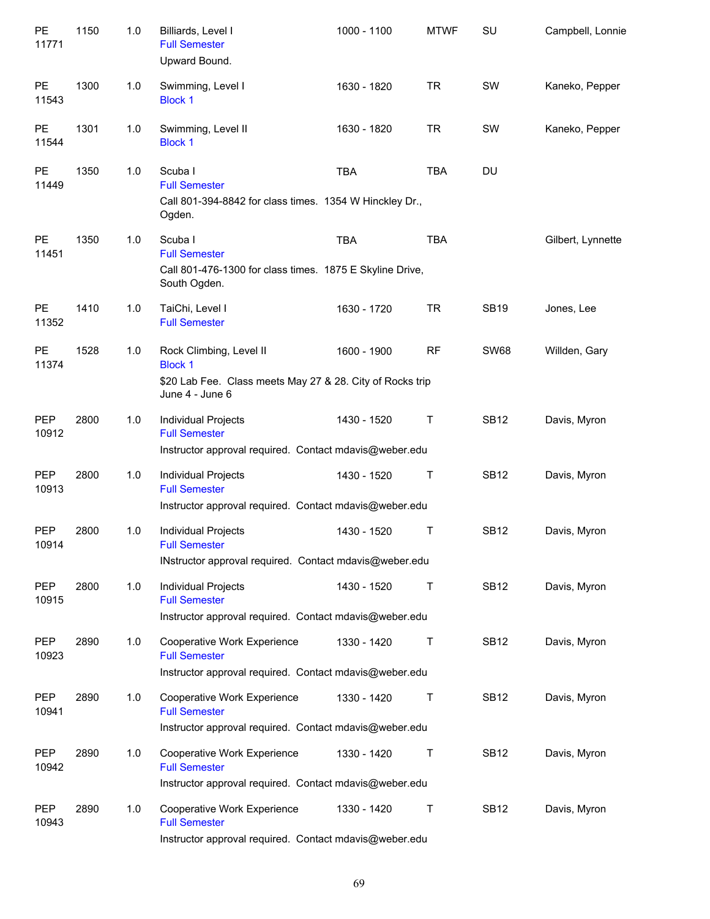| | | | | | | | |
|---|---|---|---|---|---|---|---|
| PE 11771 | 1150 | 1.0 | Billiards, Level I<br>Full Semester<br>Upward Bound. | 1000 - 1100 | MTWF | SU | Campbell, Lonnie |
| PE 11543 | 1300 | 1.0 | Swimming, Level I<br>Block 1 | 1630 - 1820 | TR | SW | Kaneko, Pepper |
| PE 11544 | 1301 | 1.0 | Swimming, Level II<br>Block 1 | 1630 - 1820 | TR | SW | Kaneko, Pepper |
| PE 11449 | 1350 | 1.0 | Scuba I<br>Full Semester<br>Call 801-394-8842 for class times. 1354 W Hinckley Dr., Ogden. | TBA | TBA | DU | |
| PE 11451 | 1350 | 1.0 | Scuba I<br>Full Semester<br>Call 801-476-1300 for class times. 1875 E Skyline Drive, South Ogden. | TBA | TBA | | Gilbert, Lynnette |
| PE 11352 | 1410 | 1.0 | TaiChi, Level I<br>Full Semester | 1630 - 1720 | TR | SB19 | Jones, Lee |
| PE 11374 | 1528 | 1.0 | Rock Climbing, Level II<br>Block 1<br>$20 Lab Fee. Class meets May 27 & 28. City of Rocks trip June 4 - June 6 | 1600 - 1900 | RF | SW68 | Willden, Gary |
| PEP 10912 | 2800 | 1.0 | Individual Projects<br>Full Semester<br>Instructor approval required. Contact mdavis@weber.edu | 1430 - 1520 | T | SB12 | Davis, Myron |
| PEP 10913 | 2800 | 1.0 | Individual Projects<br>Full Semester<br>Instructor approval required. Contact mdavis@weber.edu | 1430 - 1520 | T | SB12 | Davis, Myron |
| PEP 10914 | 2800 | 1.0 | Individual Projects<br>Full Semester<br>INstructor approval required. Contact mdavis@weber.edu | 1430 - 1520 | T | SB12 | Davis, Myron |
| PEP 10915 | 2800 | 1.0 | Individual Projects<br>Full Semester<br>Instructor approval required. Contact mdavis@weber.edu | 1430 - 1520 | T | SB12 | Davis, Myron |
| PEP 10923 | 2890 | 1.0 | Cooperative Work Experience<br>Full Semester<br>Instructor approval required. Contact mdavis@weber.edu | 1330 - 1420 | T | SB12 | Davis, Myron |
| PEP 10941 | 2890 | 1.0 | Cooperative Work Experience<br>Full Semester<br>Instructor approval required. Contact mdavis@weber.edu | 1330 - 1420 | T | SB12 | Davis, Myron |
| PEP 10942 | 2890 | 1.0 | Cooperative Work Experience<br>Full Semester<br>Instructor approval required. Contact mdavis@weber.edu | 1330 - 1420 | T | SB12 | Davis, Myron |
| PEP 10943 | 2890 | 1.0 | Cooperative Work Experience<br>Full Semester<br>Instructor approval required. Contact mdavis@weber.edu | 1330 - 1420 | T | SB12 | Davis, Myron |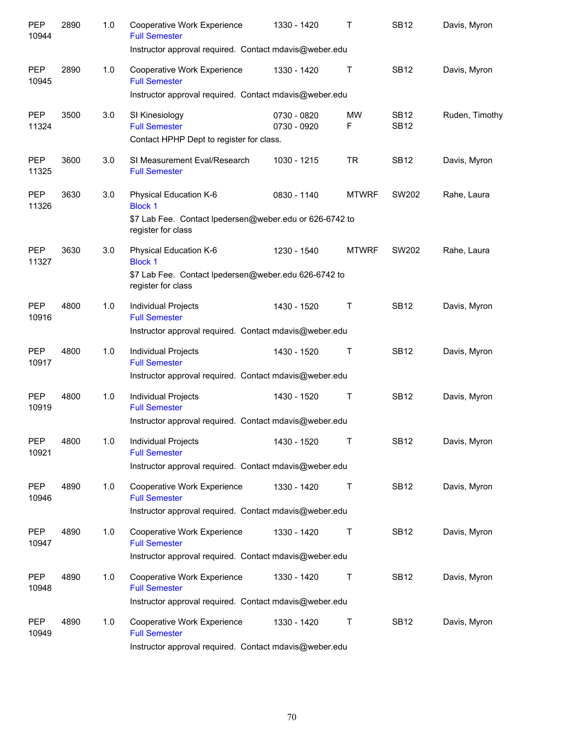| Subject / CRN | Course | Credits | Title / Notes | Time | Days | Room | Instructor |
|---|---|---|---|---|---|---|---|
| PEP 10944 | 2890 | 1.0 | Cooperative Work Experience<br>Full Semester<br>Instructor approval required.  Contact mdavis@weber.edu | 1330 - 1420 | T | SB12 | Davis, Myron |
| PEP 10945 | 2890 | 1.0 | Cooperative Work Experience<br>Full Semester<br>Instructor approval required.  Contact mdavis@weber.edu | 1330 - 1420 | T | SB12 | Davis, Myron |
| PEP 11324 | 3500 | 3.0 | SI Kinesiology<br>Full Semester<br>Contact HPHP Dept to register for class. | 0730 - 0820<br>0730 - 0920 | MW<br>F | SB12<br>SB12 | Ruden, Timothy |
| PEP 11325 | 3600 | 3.0 | SI Measurement Eval/Research<br>Full Semester | 1030 - 1215 | TR | SB12 | Davis, Myron |
| PEP 11326 | 3630 | 3.0 | Physical Education K-6<br>Block 1<br>$7 Lab Fee.  Contact lpedersen@weber.edu or 626-6742 to register for class | 0830 - 1140 | MTWRF | SW202 | Rahe, Laura |
| PEP 11327 | 3630 | 3.0 | Physical Education K-6<br>Block 1<br>$7 Lab Fee.  Contact lpedersen@weber.edu 626-6742 to register for class | 1230 - 1540 | MTWRF | SW202 | Rahe, Laura |
| PEP 10916 | 4800 | 1.0 | Individual Projects<br>Full Semester<br>Instructor approval required.  Contact mdavis@weber.edu | 1430 - 1520 | T | SB12 | Davis, Myron |
| PEP 10917 | 4800 | 1.0 | Individual Projects<br>Full Semester<br>Instructor approval required.  Contact mdavis@weber.edu | 1430 - 1520 | T | SB12 | Davis, Myron |
| PEP 10919 | 4800 | 1.0 | Individual Projects<br>Full Semester<br>Instructor approval required.  Contact mdavis@weber.edu | 1430 - 1520 | T | SB12 | Davis, Myron |
| PEP 10921 | 4800 | 1.0 | Individual Projects<br>Full Semester<br>Instructor approval required.  Contact mdavis@weber.edu | 1430 - 1520 | T | SB12 | Davis, Myron |
| PEP 10946 | 4890 | 1.0 | Cooperative Work Experience<br>Full Semester<br>Instructor approval required.  Contact mdavis@weber.edu | 1330 - 1420 | T | SB12 | Davis, Myron |
| PEP 10947 | 4890 | 1.0 | Cooperative Work Experience<br>Full Semester<br>Instructor approval required.  Contact mdavis@weber.edu | 1330 - 1420 | T | SB12 | Davis, Myron |
| PEP 10948 | 4890 | 1.0 | Cooperative Work Experience<br>Full Semester<br>Instructor approval required.  Contact mdavis@weber.edu | 1330 - 1420 | T | SB12 | Davis, Myron |
| PEP 10949 | 4890 | 1.0 | Cooperative Work Experience<br>Full Semester<br>Instructor approval required.  Contact mdavis@weber.edu | 1330 - 1420 | T | SB12 | Davis, Myron |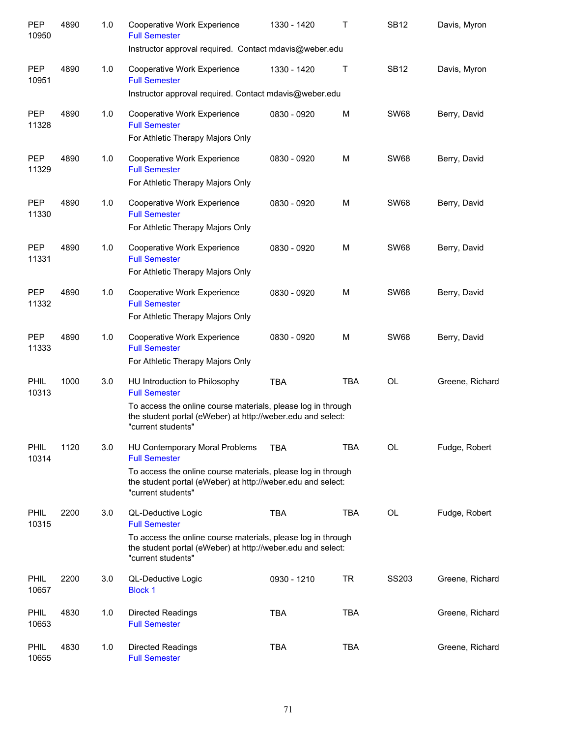| | | | | | | | |
|---|---|---|---|---|---|---|---|
| PEP 10950 | 4890 | 1.0 | Cooperative Work Experience<br>Full Semester | 1330 - 1420 | T | SB12 | Davis, Myron |
| | | | Instructor approval required.  Contact mdavis@weber.edu | | | | |
| PEP 10951 | 4890 | 1.0 | Cooperative Work Experience<br>Full Semester | 1330 - 1420 | T | SB12 | Davis, Myron |
| | | | Instructor approval required. Contact mdavis@weber.edu | | | | |
| PEP 11328 | 4890 | 1.0 | Cooperative Work Experience<br>Full Semester | 0830 - 0920 | M | SW68 | Berry, David |
| | | | For Athletic Therapy Majors Only | | | | |
| PEP 11329 | 4890 | 1.0 | Cooperative Work Experience<br>Full Semester | 0830 - 0920 | M | SW68 | Berry, David |
| | | | For Athletic Therapy Majors Only | | | | |
| PEP 11330 | 4890 | 1.0 | Cooperative Work Experience<br>Full Semester | 0830 - 0920 | M | SW68 | Berry, David |
| | | | For Athletic Therapy Majors Only | | | | |
| PEP 11331 | 4890 | 1.0 | Cooperative Work Experience<br>Full Semester | 0830 - 0920 | M | SW68 | Berry, David |
| | | | For Athletic Therapy Majors Only | | | | |
| PEP 11332 | 4890 | 1.0 | Cooperative Work Experience<br>Full Semester | 0830 - 0920 | M | SW68 | Berry, David |
| | | | For Athletic Therapy Majors Only | | | | |
| PEP 11333 | 4890 | 1.0 | Cooperative Work Experience<br>Full Semester | 0830 - 0920 | M | SW68 | Berry, David |
| | | | For Athletic Therapy Majors Only | | | | |
| PHIL 10313 | 1000 | 3.0 | HU Introduction to Philosophy<br>Full Semester | TBA | TBA | OL | Greene, Richard |
| | | | To access the online course materials, please log in through the student portal (eWeber) at http://weber.edu and select: "current students" | | | | |
| PHIL 10314 | 1120 | 3.0 | HU Contemporary Moral Problems<br>Full Semester | TBA | TBA | OL | Fudge, Robert |
| | | | To access the online course materials, please log in through the student portal (eWeber) at http://weber.edu and select: "current students" | | | | |
| PHIL 10315 | 2200 | 3.0 | QL-Deductive Logic<br>Full Semester | TBA | TBA | OL | Fudge, Robert |
| | | | To access the online course materials, please log in through the student portal (eWeber) at http://weber.edu and select: "current students" | | | | |
| PHIL 10657 | 2200 | 3.0 | QL-Deductive Logic<br>Block 1 | 0930 - 1210 | TR | SS203 | Greene, Richard |
| PHIL 10653 | 4830 | 1.0 | Directed Readings<br>Full Semester | TBA | TBA | | Greene, Richard |
| PHIL 10655 | 4830 | 1.0 | Directed Readings<br>Full Semester | TBA | TBA | | Greene, Richard |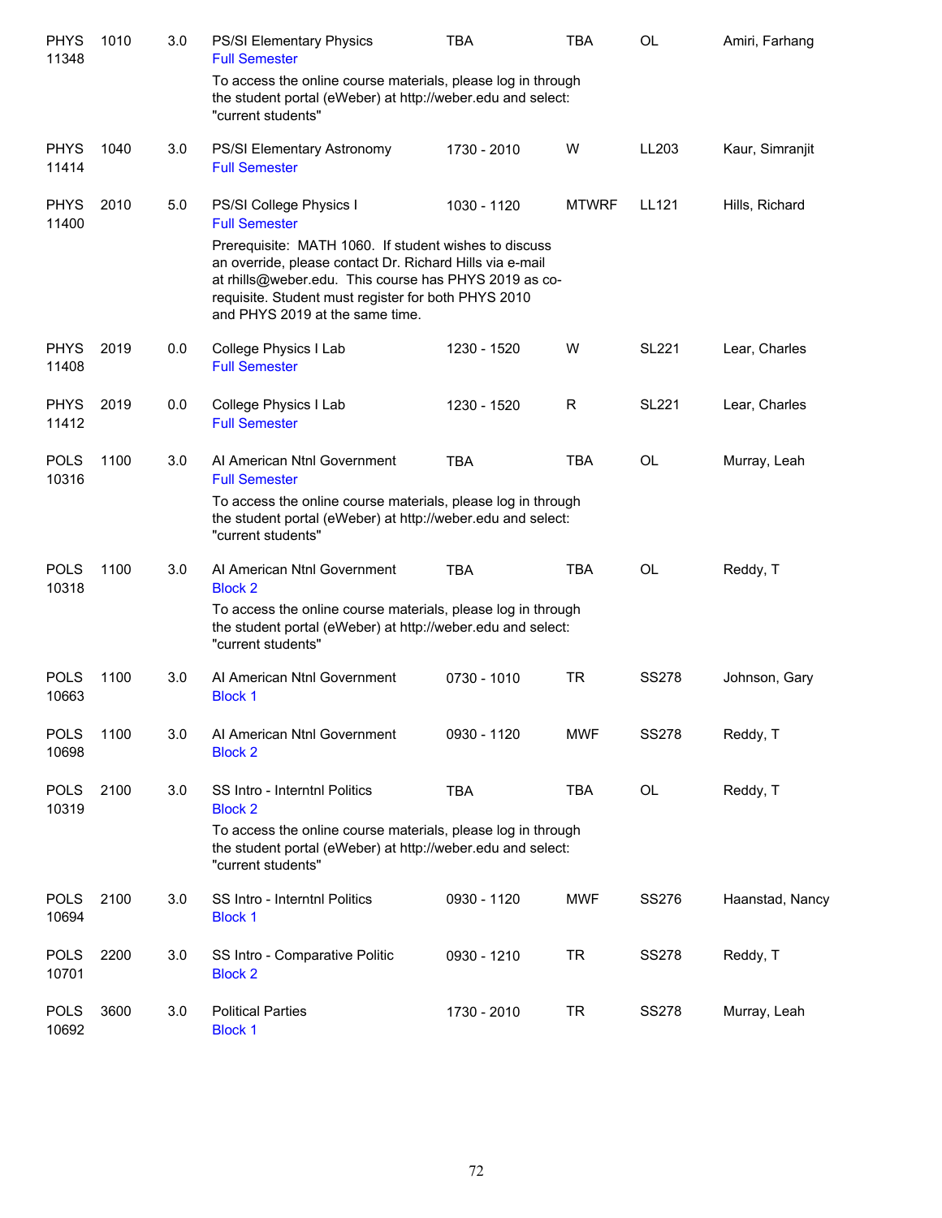| Course | Number | Credits | Title | Time | Days | Room | Instructor |
|---|---|---|---|---|---|---|---|
| PHYS 11348 | 1010 | 3.0 | PS/SI Elementary Physics<br>Full Semester<br>To access the online course materials, please log in through the student portal (eWeber) at http://weber.edu and select: "current students" | TBA | TBA | OL | Amiri, Farhang |
| PHYS 11414 | 1040 | 3.0 | PS/SI Elementary Astronomy<br>Full Semester | 1730 - 2010 | W | LL203 | Kaur, Simranjit |
| PHYS 11400 | 2010 | 5.0 | PS/SI College Physics I<br>Full Semester<br>Prerequisite: MATH 1060. If student wishes to discuss an override, please contact Dr. Richard Hills via e-mail at rhills@weber.edu. This course has PHYS 2019 as co-requisite. Student must register for both PHYS 2010 and PHYS 2019 at the same time. | 1030 - 1120 | MTWRF | LL121 | Hills, Richard |
| PHYS 11408 | 2019 | 0.0 | College Physics I Lab<br>Full Semester | 1230 - 1520 | W | SL221 | Lear, Charles |
| PHYS 11412 | 2019 | 0.0 | College Physics I Lab<br>Full Semester | 1230 - 1520 | R | SL221 | Lear, Charles |
| POLS 10316 | 1100 | 3.0 | AI American Ntnl Government<br>Full Semester<br>To access the online course materials, please log in through the student portal (eWeber) at http://weber.edu and select: "current students" | TBA | TBA | OL | Murray, Leah |
| POLS 10318 | 1100 | 3.0 | AI American Ntnl Government<br>Block 2<br>To access the online course materials, please log in through the student portal (eWeber) at http://weber.edu and select: "current students" | TBA | TBA | OL | Reddy, T |
| POLS 10663 | 1100 | 3.0 | AI American Ntnl Government<br>Block 1 | 0730 - 1010 | TR | SS278 | Johnson, Gary |
| POLS 10698 | 1100 | 3.0 | AI American Ntnl Government<br>Block 2 | 0930 - 1120 | MWF | SS278 | Reddy, T |
| POLS 10319 | 2100 | 3.0 | SS Intro - Interntnl Politics<br>Block 2<br>To access the online course materials, please log in through the student portal (eWeber) at http://weber.edu and select: "current students" | TBA | TBA | OL | Reddy, T |
| POLS 10694 | 2100 | 3.0 | SS Intro - Interntnl Politics<br>Block 1 | 0930 - 1120 | MWF | SS276 | Haanstad, Nancy |
| POLS 10701 | 2200 | 3.0 | SS Intro - Comparative Politic<br>Block 2 | 0930 - 1210 | TR | SS278 | Reddy, T |
| POLS 10692 | 3600 | 3.0 | Political Parties<br>Block 1 | 1730 - 2010 | TR | SS278 | Murray, Leah |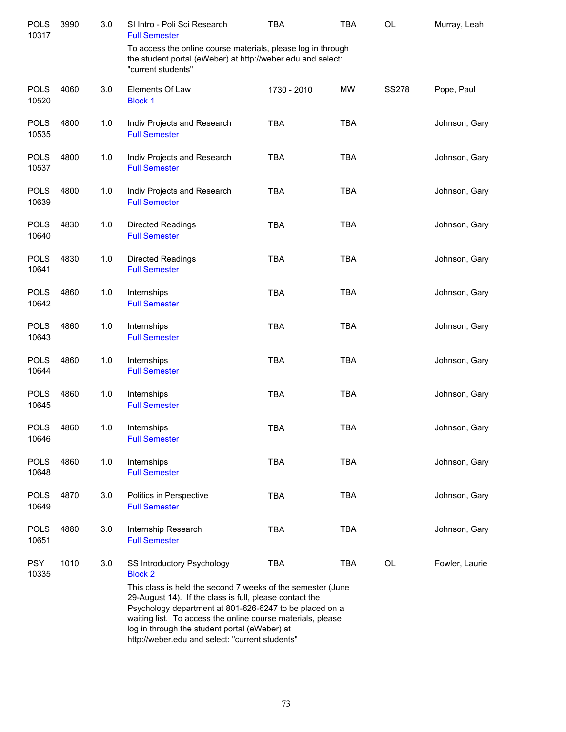| | | | | | | | |
|---|---|---|---|---|---|---|---|
| POLS 10317 | 3990 | 3.0 | SI Intro - Poli Sci Research<br>Full Semester | TBA | TBA | OL | Murray, Leah |
| | | | To access the online course materials, please log in through the student portal (eWeber) at http://weber.edu and select: "current students" | | | | |
| POLS 10520 | 4060 | 3.0 | Elements Of Law<br>Block 1 | 1730 - 2010 | MW | SS278 | Pope, Paul |
| POLS 10535 | 4800 | 1.0 | Indiv Projects and Research<br>Full Semester | TBA | TBA | | Johnson, Gary |
| POLS 10537 | 4800 | 1.0 | Indiv Projects and Research<br>Full Semester | TBA | TBA | | Johnson, Gary |
| POLS 10639 | 4800 | 1.0 | Indiv Projects and Research<br>Full Semester | TBA | TBA | | Johnson, Gary |
| POLS 10640 | 4830 | 1.0 | Directed Readings<br>Full Semester | TBA | TBA | | Johnson, Gary |
| POLS 10641 | 4830 | 1.0 | Directed Readings<br>Full Semester | TBA | TBA | | Johnson, Gary |
| POLS 10642 | 4860 | 1.0 | Internships<br>Full Semester | TBA | TBA | | Johnson, Gary |
| POLS 10643 | 4860 | 1.0 | Internships<br>Full Semester | TBA | TBA | | Johnson, Gary |
| POLS 10644 | 4860 | 1.0 | Internships<br>Full Semester | TBA | TBA | | Johnson, Gary |
| POLS 10645 | 4860 | 1.0 | Internships<br>Full Semester | TBA | TBA | | Johnson, Gary |
| POLS 10646 | 4860 | 1.0 | Internships<br>Full Semester | TBA | TBA | | Johnson, Gary |
| POLS 10648 | 4860 | 1.0 | Internships<br>Full Semester | TBA | TBA | | Johnson, Gary |
| POLS 10649 | 4870 | 3.0 | Politics in Perspective<br>Full Semester | TBA | TBA | | Johnson, Gary |
| POLS 10651 | 4880 | 3.0 | Internship Research<br>Full Semester | TBA | TBA | | Johnson, Gary |
| PSY 10335 | 1010 | 3.0 | SS Introductory Psychology<br>Block 2 | TBA | TBA | OL | Fowler, Laurie |
| | | | This class is held the second 7 weeks of the semester (June 29-August 14). If the class is full, please contact the Psychology department at 801-626-6247 to be placed on a waiting list. To access the online course materials, please log in through the student portal (eWeber) at http://weber.edu and select: "current students" | | | | |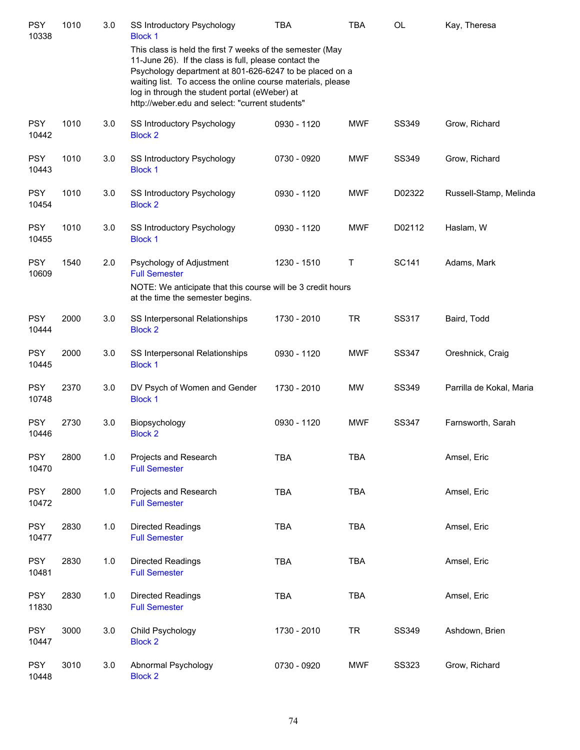| | | | | | | | |
|---|---|---|---|---|---|---|---|
| PSY 10338 | 1010 | 3.0 | SS Introductory Psychology<br>Block 1 | TBA | TBA | OL | Kay, Theresa |
| | | | This class is held the first 7 weeks of the semester (May 11-June 26). If the class is full, please contact the Psychology department at 801-626-6247 to be placed on a waiting list. To access the online course materials, please log in through the student portal (eWeber) at http://weber.edu and select: "current students" | | | | |
| PSY 10442 | 1010 | 3.0 | SS Introductory Psychology<br>Block 2 | 0930 - 1120 | MWF | SS349 | Grow, Richard |
| PSY 10443 | 1010 | 3.0 | SS Introductory Psychology<br>Block 1 | 0730 - 0920 | MWF | SS349 | Grow, Richard |
| PSY 10454 | 1010 | 3.0 | SS Introductory Psychology<br>Block 2 | 0930 - 1120 | MWF | D02322 | Russell-Stamp, Melinda |
| PSY 10455 | 1010 | 3.0 | SS Introductory Psychology<br>Block 1 | 0930 - 1120 | MWF | D02112 | Haslam, W |
| PSY 10609 | 1540 | 2.0 | Psychology of Adjustment<br>Full Semester | 1230 - 1510 | T | SC141 | Adams, Mark |
| | | | NOTE: We anticipate that this course will be 3 credit hours at the time the semester begins. | | | | |
| PSY 10444 | 2000 | 3.0 | SS Interpersonal Relationships<br>Block 2 | 1730 - 2010 | TR | SS317 | Baird, Todd |
| PSY 10445 | 2000 | 3.0 | SS Interpersonal Relationships<br>Block 1 | 0930 - 1120 | MWF | SS347 | Oreshnick, Craig |
| PSY 10748 | 2370 | 3.0 | DV Psych of Women and Gender<br>Block 1 | 1730 - 2010 | MW | SS349 | Parrilla de Kokal, Maria |
| PSY 10446 | 2730 | 3.0 | Biopsychology<br>Block 2 | 0930 - 1120 | MWF | SS347 | Farnsworth, Sarah |
| PSY 10470 | 2800 | 1.0 | Projects and Research<br>Full Semester | TBA | TBA | | Amsel, Eric |
| PSY 10472 | 2800 | 1.0 | Projects and Research<br>Full Semester | TBA | TBA | | Amsel, Eric |
| PSY 10477 | 2830 | 1.0 | Directed Readings<br>Full Semester | TBA | TBA | | Amsel, Eric |
| PSY 10481 | 2830 | 1.0 | Directed Readings<br>Full Semester | TBA | TBA | | Amsel, Eric |
| PSY 11830 | 2830 | 1.0 | Directed Readings<br>Full Semester | TBA | TBA | | Amsel, Eric |
| PSY 10447 | 3000 | 3.0 | Child Psychology<br>Block 2 | 1730 - 2010 | TR | SS349 | Ashdown, Brien |
| PSY 10448 | 3010 | 3.0 | Abnormal Psychology<br>Block 2 | 0730 - 0920 | MWF | SS323 | Grow, Richard |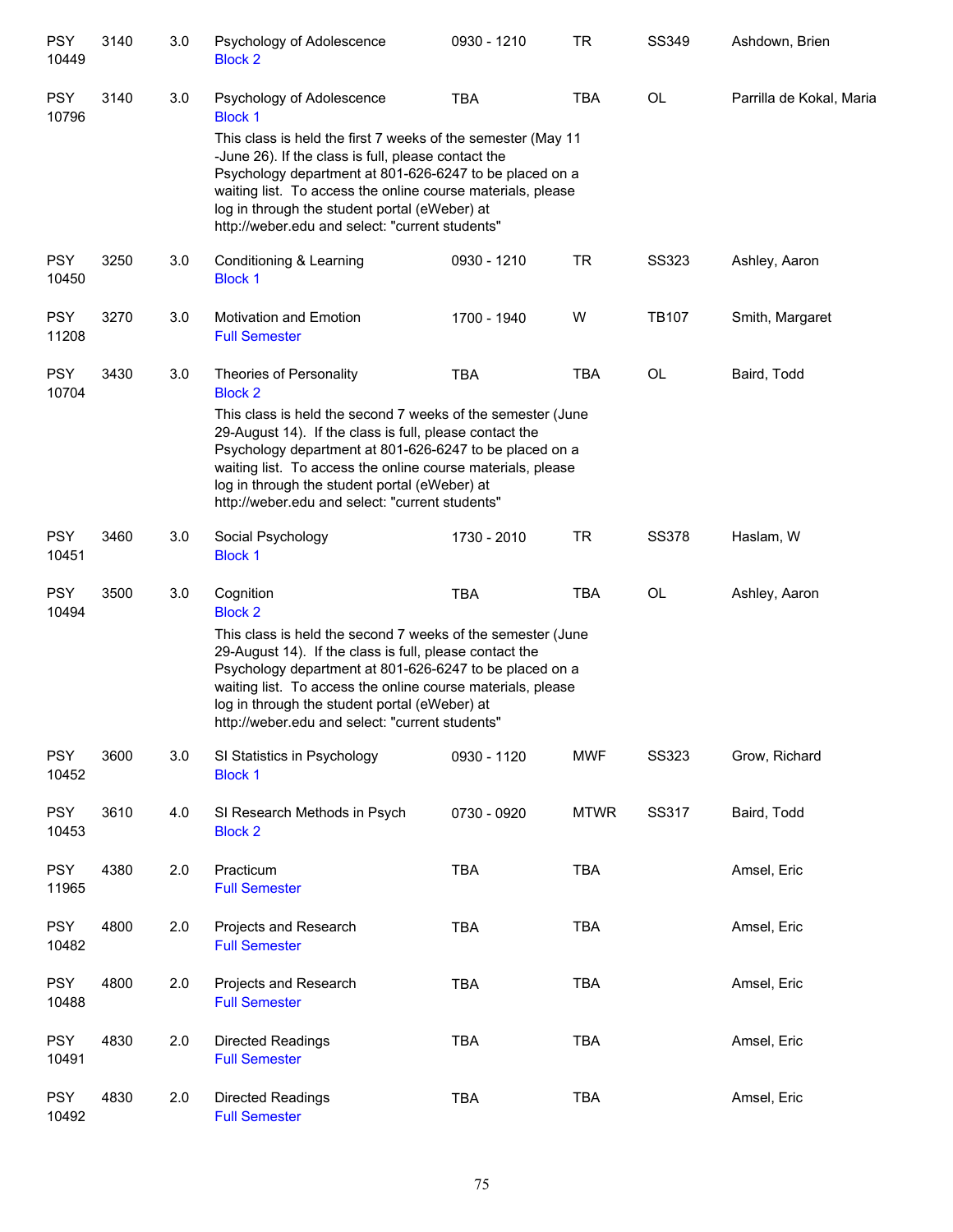| | | | | | | | |
|---|---|---|---|---|---|---|---|
| PSY 10449 | 3140 | 3.0 | Psychology of Adolescence<br>Block 2 | 0930 - 1210 | TR | SS349 | Ashdown, Brien |
| PSY 10796 | 3140 | 3.0 | Psychology of Adolescence<br>Block 1<br>This class is held the first 7 weeks of the semester (May 11 -June 26). If the class is full, please contact the Psychology department at 801-626-6247 to be placed on a waiting list. To access the online course materials, please log in through the student portal (eWeber) at http://weber.edu and select: "current students" | TBA | TBA | OL | Parrilla de Kokal, Maria |
| PSY 10450 | 3250 | 3.0 | Conditioning & Learning<br>Block 1 | 0930 - 1210 | TR | SS323 | Ashley, Aaron |
| PSY 11208 | 3270 | 3.0 | Motivation and Emotion<br>Full Semester | 1700 - 1940 | W | TB107 | Smith, Margaret |
| PSY 10704 | 3430 | 3.0 | Theories of Personality<br>Block 2<br>This class is held the second 7 weeks of the semester (June 29-August 14). If the class is full, please contact the Psychology department at 801-626-6247 to be placed on a waiting list. To access the online course materials, please log in through the student portal (eWeber) at http://weber.edu and select: "current students" | TBA | TBA | OL | Baird, Todd |
| PSY 10451 | 3460 | 3.0 | Social Psychology<br>Block 1 | 1730 - 2010 | TR | SS378 | Haslam, W |
| PSY 10494 | 3500 | 3.0 | Cognition<br>Block 2<br>This class is held the second 7 weeks of the semester (June 29-August 14). If the class is full, please contact the Psychology department at 801-626-6247 to be placed on a waiting list. To access the online course materials, please log in through the student portal (eWeber) at http://weber.edu and select: "current students" | TBA | TBA | OL | Ashley, Aaron |
| PSY 10452 | 3600 | 3.0 | SI Statistics in Psychology<br>Block 1 | 0930 - 1120 | MWF | SS323 | Grow, Richard |
| PSY 10453 | 3610 | 4.0 | SI Research Methods in Psych<br>Block 2 | 0730 - 0920 | MTWR | SS317 | Baird, Todd |
| PSY 11965 | 4380 | 2.0 | Practicum<br>Full Semester | TBA | TBA | | Amsel, Eric |
| PSY 10482 | 4800 | 2.0 | Projects and Research<br>Full Semester | TBA | TBA | | Amsel, Eric |
| PSY 10488 | 4800 | 2.0 | Projects and Research<br>Full Semester | TBA | TBA | | Amsel, Eric |
| PSY 10491 | 4830 | 2.0 | Directed Readings<br>Full Semester | TBA | TBA | | Amsel, Eric |
| PSY 10492 | 4830 | 2.0 | Directed Readings<br>Full Semester | TBA | TBA | | Amsel, Eric |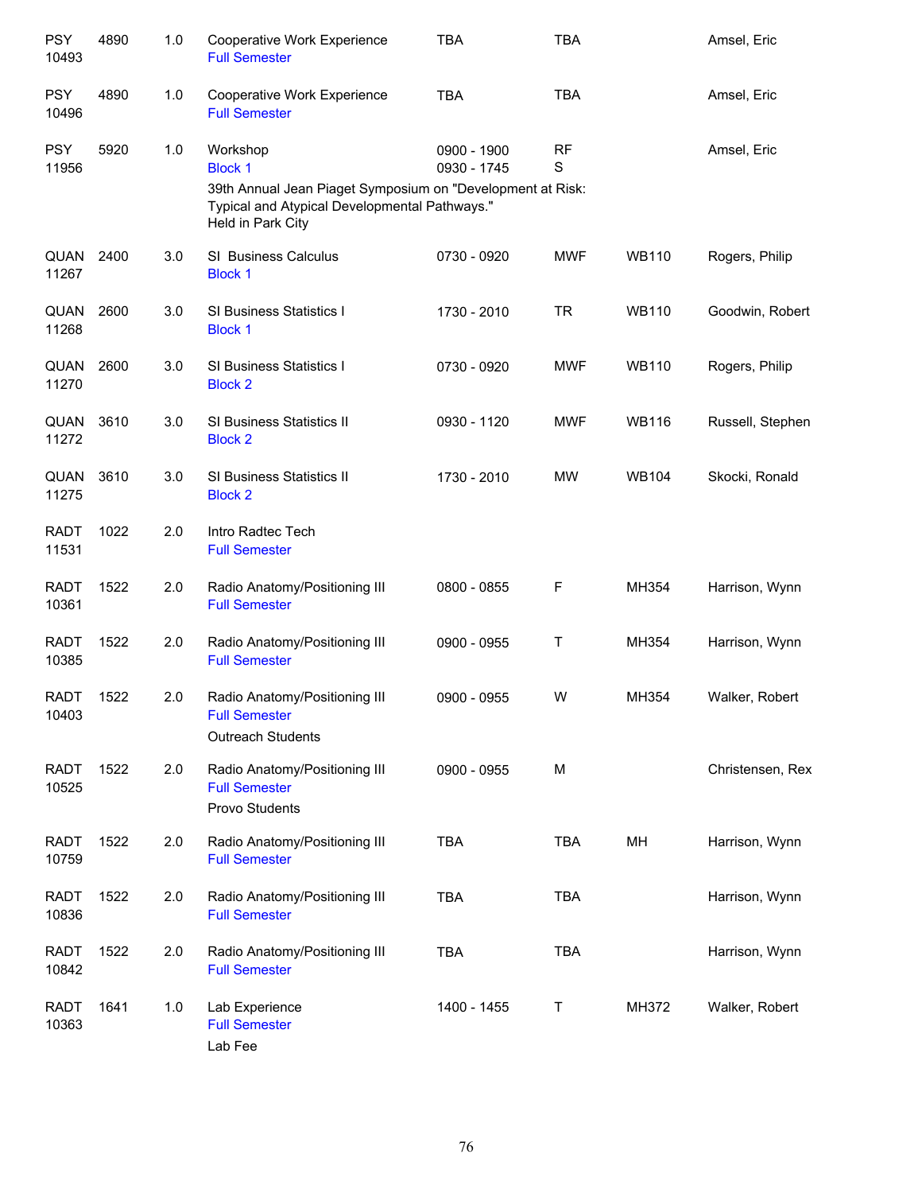| Course | Number | Credits | Title | Time | Days | Room | Instructor |
|---|---|---|---|---|---|---|---|
| PSY 10493 | 4890 | 1.0 | Cooperative Work Experience<br>Full Semester | TBA | TBA | | Amsel, Eric |
| PSY 10496 | 4890 | 1.0 | Cooperative Work Experience<br>Full Semester | TBA | TBA | | Amsel, Eric |
| PSY 11956 | 5920 | 1.0 | Workshop<br>Block 1<br>39th Annual Jean Piaget Symposium on "Development at Risk: Typical and Atypical Developmental Pathways."<br>Held in Park City | 0900 - 1900<br>0930 - 1745 | RF<br>S | | Amsel, Eric |
| QUAN 11267 | 2400 | 3.0 | SI Business Calculus<br>Block 1 | 0730 - 0920 | MWF | WB110 | Rogers, Philip |
| QUAN 11268 | 2600 | 3.0 | SI Business Statistics I<br>Block 1 | 1730 - 2010 | TR | WB110 | Goodwin, Robert |
| QUAN 11270 | 2600 | 3.0 | SI Business Statistics I<br>Block 2 | 0730 - 0920 | MWF | WB110 | Rogers, Philip |
| QUAN 11272 | 3610 | 3.0 | SI Business Statistics II<br>Block 2 | 0930 - 1120 | MWF | WB116 | Russell, Stephen |
| QUAN 11275 | 3610 | 3.0 | SI Business Statistics II<br>Block 2 | 1730 - 2010 | MW | WB104 | Skocki, Ronald |
| RADT 11531 | 1022 | 2.0 | Intro Radtec Tech<br>Full Semester | | | | |
| RADT 10361 | 1522 | 2.0 | Radio Anatomy/Positioning III<br>Full Semester | 0800 - 0855 | F | MH354 | Harrison, Wynn |
| RADT 10385 | 1522 | 2.0 | Radio Anatomy/Positioning III<br>Full Semester | 0900 - 0955 | T | MH354 | Harrison, Wynn |
| RADT 10403 | 1522 | 2.0 | Radio Anatomy/Positioning III<br>Full Semester<br>Outreach Students | 0900 - 0955 | W | MH354 | Walker, Robert |
| RADT 10525 | 1522 | 2.0 | Radio Anatomy/Positioning III<br>Full Semester<br>Provo Students | 0900 - 0955 | M | | Christensen, Rex |
| RADT 10759 | 1522 | 2.0 | Radio Anatomy/Positioning III<br>Full Semester | TBA | TBA | MH | Harrison, Wynn |
| RADT 10836 | 1522 | 2.0 | Radio Anatomy/Positioning III<br>Full Semester | TBA | TBA | | Harrison, Wynn |
| RADT 10842 | 1522 | 2.0 | Radio Anatomy/Positioning III<br>Full Semester | TBA | TBA | | Harrison, Wynn |
| RADT 10363 | 1641 | 1.0 | Lab Experience<br>Full Semester<br>Lab Fee | 1400 - 1455 | T | MH372 | Walker, Robert |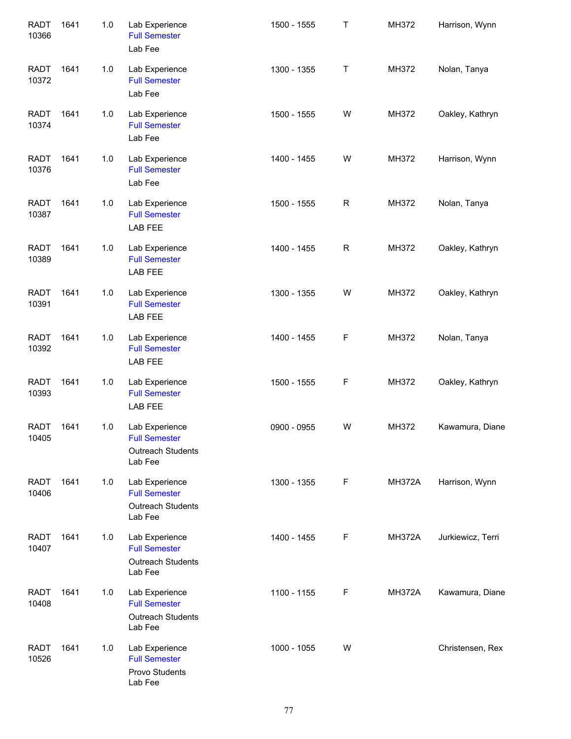| | | | | | | | |
|---|---|---|---|---|---|---|---|
| RADT 10366 | 1641 | 1.0 | Lab Experience<br>Full Semester<br>Lab Fee | 1500 - 1555 | T | MH372 | Harrison, Wynn |
| RADT 10372 | 1641 | 1.0 | Lab Experience<br>Full Semester<br>Lab Fee | 1300 - 1355 | T | MH372 | Nolan, Tanya |
| RADT 10374 | 1641 | 1.0 | Lab Experience<br>Full Semester<br>Lab Fee | 1500 - 1555 | W | MH372 | Oakley, Kathryn |
| RADT 10376 | 1641 | 1.0 | Lab Experience<br>Full Semester<br>Lab Fee | 1400 - 1455 | W | MH372 | Harrison, Wynn |
| RADT 10387 | 1641 | 1.0 | Lab Experience<br>Full Semester<br>LAB FEE | 1500 - 1555 | R | MH372 | Nolan, Tanya |
| RADT 10389 | 1641 | 1.0 | Lab Experience<br>Full Semester<br>LAB FEE | 1400 - 1455 | R | MH372 | Oakley, Kathryn |
| RADT 10391 | 1641 | 1.0 | Lab Experience<br>Full Semester<br>LAB FEE | 1300 - 1355 | W | MH372 | Oakley, Kathryn |
| RADT 10392 | 1641 | 1.0 | Lab Experience<br>Full Semester<br>LAB FEE | 1400 - 1455 | F | MH372 | Nolan, Tanya |
| RADT 10393 | 1641 | 1.0 | Lab Experience<br>Full Semester<br>LAB FEE | 1500 - 1555 | F | MH372 | Oakley, Kathryn |
| RADT 10405 | 1641 | 1.0 | Lab Experience<br>Full Semester<br>Outreach Students<br>Lab Fee | 0900 - 0955 | W | MH372 | Kawamura, Diane |
| RADT 10406 | 1641 | 1.0 | Lab Experience<br>Full Semester<br>Outreach Students<br>Lab Fee | 1300 - 1355 | F | MH372A | Harrison, Wynn |
| RADT 10407 | 1641 | 1.0 | Lab Experience<br>Full Semester<br>Outreach Students<br>Lab Fee | 1400 - 1455 | F | MH372A | Jurkiewicz, Terri |
| RADT 10408 | 1641 | 1.0 | Lab Experience<br>Full Semester<br>Outreach Students<br>Lab Fee | 1100 - 1155 | F | MH372A | Kawamura, Diane |
| RADT 10526 | 1641 | 1.0 | Lab Experience<br>Full Semester<br>Provo Students<br>Lab Fee | 1000 - 1055 | W | | Christensen, Rex |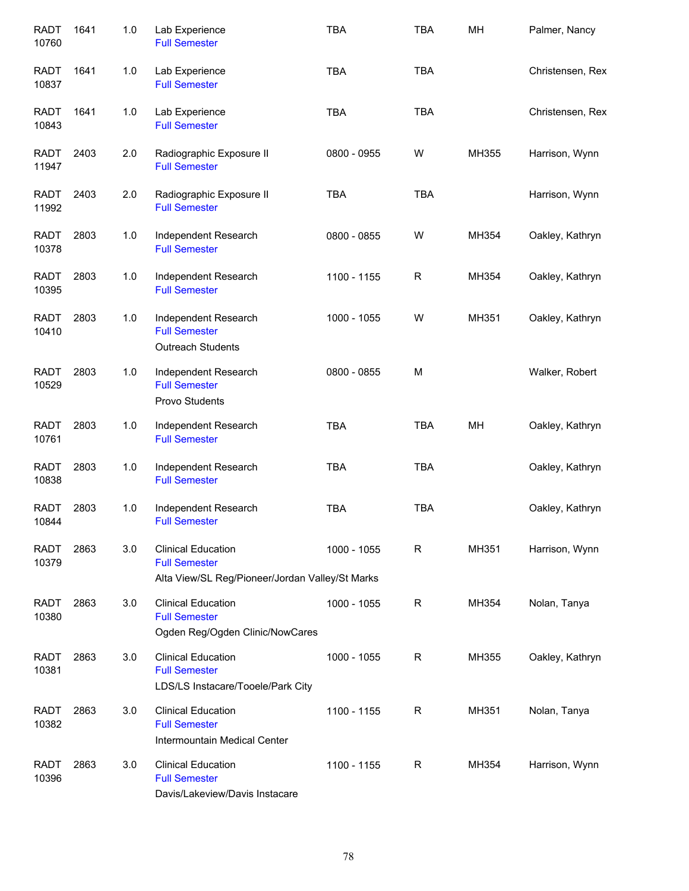| | | | | | | | |
|---|---|---|---|---|---|---|---|
| RADT 10760 | 1641 | 1.0 | Lab Experience<br>Full Semester | TBA | TBA | MH | Palmer, Nancy |
| RADT 10837 | 1641 | 1.0 | Lab Experience<br>Full Semester | TBA | TBA | | Christensen, Rex |
| RADT 10843 | 1641 | 1.0 | Lab Experience<br>Full Semester | TBA | TBA | | Christensen, Rex |
| RADT 11947 | 2403 | 2.0 | Radiographic Exposure II<br>Full Semester | 0800 - 0955 | W | MH355 | Harrison, Wynn |
| RADT 11992 | 2403 | 2.0 | Radiographic Exposure II<br>Full Semester | TBA | TBA | | Harrison, Wynn |
| RADT 10378 | 2803 | 1.0 | Independent Research<br>Full Semester | 0800 - 0855 | W | MH354 | Oakley, Kathryn |
| RADT 10395 | 2803 | 1.0 | Independent Research<br>Full Semester | 1100 - 1155 | R | MH354 | Oakley, Kathryn |
| RADT 10410 | 2803 | 1.0 | Independent Research<br>Full Semester<br>Outreach Students | 1000 - 1055 | W | MH351 | Oakley, Kathryn |
| RADT 10529 | 2803 | 1.0 | Independent Research<br>Full Semester<br>Provo Students | 0800 - 0855 | M | | Walker, Robert |
| RADT 10761 | 2803 | 1.0 | Independent Research<br>Full Semester | TBA | TBA | MH | Oakley, Kathryn |
| RADT 10838 | 2803 | 1.0 | Independent Research<br>Full Semester | TBA | TBA | | Oakley, Kathryn |
| RADT 10844 | 2803 | 1.0 | Independent Research<br>Full Semester | TBA | TBA | | Oakley, Kathryn |
| RADT 10379 | 2863 | 3.0 | Clinical Education<br>Full Semester<br>Alta View/SL Reg/Pioneer/Jordan Valley/St Marks | 1000 - 1055 | R | MH351 | Harrison, Wynn |
| RADT 10380 | 2863 | 3.0 | Clinical Education<br>Full Semester<br>Ogden Reg/Ogden Clinic/NowCares | 1000 - 1055 | R | MH354 | Nolan, Tanya |
| RADT 10381 | 2863 | 3.0 | Clinical Education<br>Full Semester<br>LDS/LS Instacare/Tooele/Park City | 1000 - 1055 | R | MH355 | Oakley, Kathryn |
| RADT 10382 | 2863 | 3.0 | Clinical Education<br>Full Semester<br>Intermountain Medical Center | 1100 - 1155 | R | MH351 | Nolan, Tanya |
| RADT 10396 | 2863 | 3.0 | Clinical Education<br>Full Semester<br>Davis/Lakeview/Davis Instacare | 1100 - 1155 | R | MH354 | Harrison, Wynn |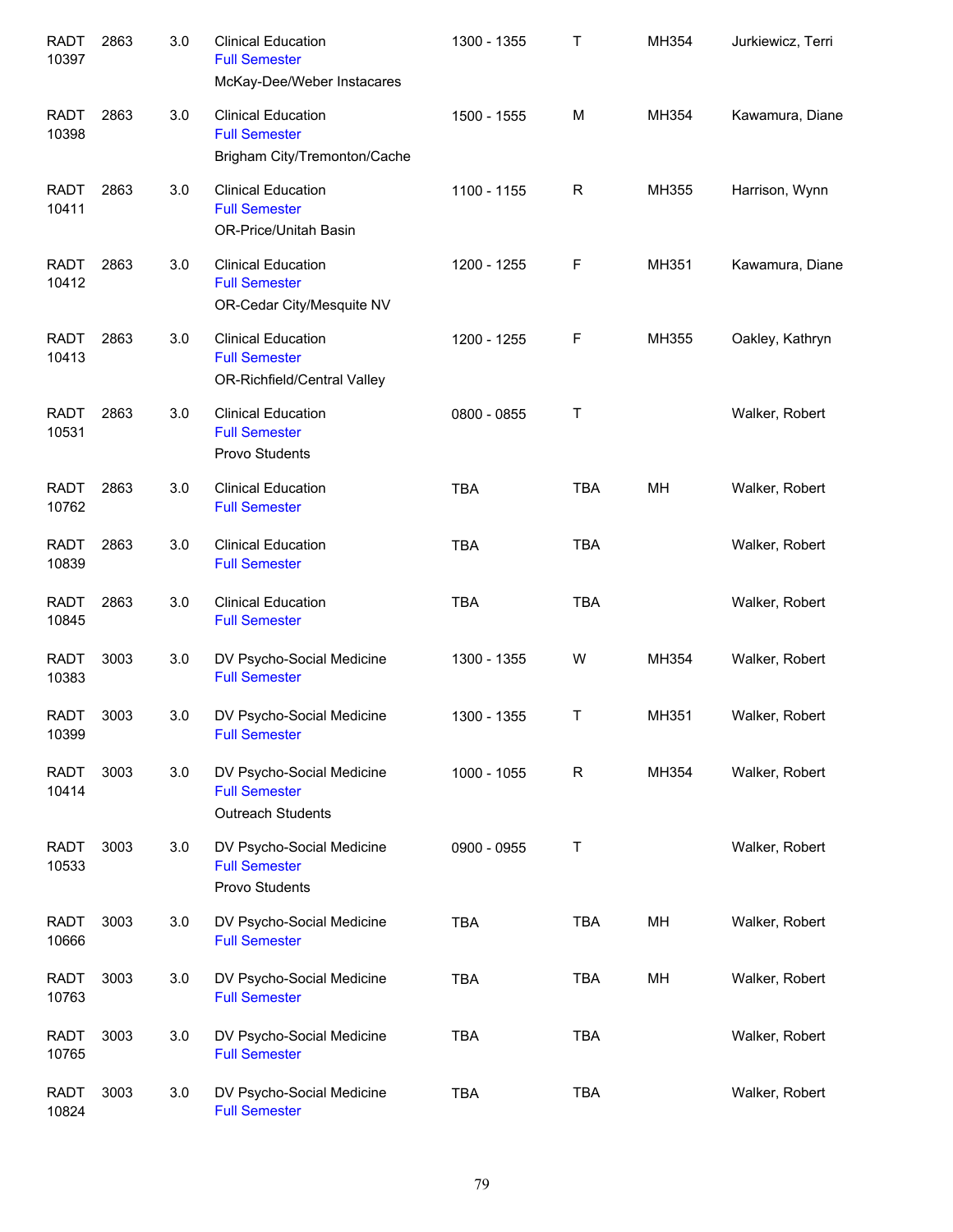| | | | | | | | |
|---|---|---|---|---|---|---|---|
| RADT 10397 | 2863 | 3.0 | Clinical Education<br>Full Semester<br>McKay-Dee/Weber Instacares | 1300 - 1355 | T | MH354 | Jurkiewicz, Terri |
| RADT 10398 | 2863 | 3.0 | Clinical Education<br>Full Semester<br>Brigham City/Tremonton/Cache | 1500 - 1555 | M | MH354 | Kawamura, Diane |
| RADT 10411 | 2863 | 3.0 | Clinical Education<br>Full Semester<br>OR-Price/Unitah Basin | 1100 - 1155 | R | MH355 | Harrison, Wynn |
| RADT 10412 | 2863 | 3.0 | Clinical Education<br>Full Semester<br>OR-Cedar City/Mesquite NV | 1200 - 1255 | F | MH351 | Kawamura, Diane |
| RADT 10413 | 2863 | 3.0 | Clinical Education<br>Full Semester<br>OR-Richfield/Central Valley | 1200 - 1255 | F | MH355 | Oakley, Kathryn |
| RADT 10531 | 2863 | 3.0 | Clinical Education<br>Full Semester<br>Provo Students | 0800 - 0855 | T | | Walker, Robert |
| RADT 10762 | 2863 | 3.0 | Clinical Education<br>Full Semester | TBA | TBA | MH | Walker, Robert |
| RADT 10839 | 2863 | 3.0 | Clinical Education<br>Full Semester | TBA | TBA | | Walker, Robert |
| RADT 10845 | 2863 | 3.0 | Clinical Education<br>Full Semester | TBA | TBA | | Walker, Robert |
| RADT 10383 | 3003 | 3.0 | DV Psycho-Social Medicine<br>Full Semester | 1300 - 1355 | W | MH354 | Walker, Robert |
| RADT 10399 | 3003 | 3.0 | DV Psycho-Social Medicine<br>Full Semester | 1300 - 1355 | T | MH351 | Walker, Robert |
| RADT 10414 | 3003 | 3.0 | DV Psycho-Social Medicine<br>Full Semester<br>Outreach Students | 1000 - 1055 | R | MH354 | Walker, Robert |
| RADT 10533 | 3003 | 3.0 | DV Psycho-Social Medicine<br>Full Semester<br>Provo Students | 0900 - 0955 | T | | Walker, Robert |
| RADT 10666 | 3003 | 3.0 | DV Psycho-Social Medicine<br>Full Semester | TBA | TBA | MH | Walker, Robert |
| RADT 10763 | 3003 | 3.0 | DV Psycho-Social Medicine<br>Full Semester | TBA | TBA | MH | Walker, Robert |
| RADT 10765 | 3003 | 3.0 | DV Psycho-Social Medicine<br>Full Semester | TBA | TBA | | Walker, Robert |
| RADT 10824 | 3003 | 3.0 | DV Psycho-Social Medicine<br>Full Semester | TBA | TBA | | Walker, Robert |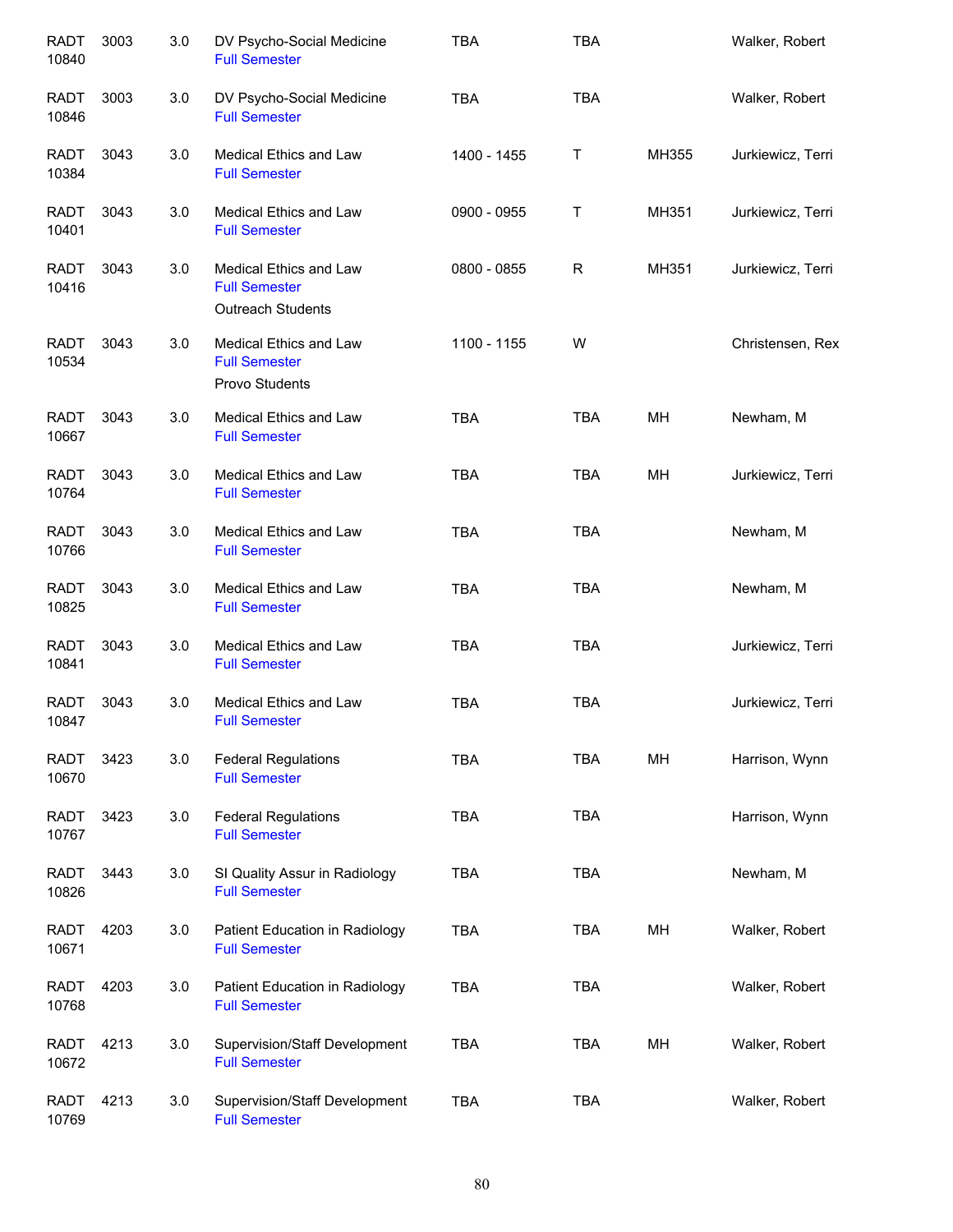| | | | | | | | |
|---|---|---|---|---|---|---|---|
| RADT 10840 | 3003 | 3.0 | DV Psycho-Social Medicine<br>Full Semester | TBA | TBA | | Walker, Robert |
| RADT 10846 | 3003 | 3.0 | DV Psycho-Social Medicine<br>Full Semester | TBA | TBA | | Walker, Robert |
| RADT 10384 | 3043 | 3.0 | Medical Ethics and Law<br>Full Semester | 1400 - 1455 | T | MH355 | Jurkiewicz, Terri |
| RADT 10401 | 3043 | 3.0 | Medical Ethics and Law<br>Full Semester | 0900 - 0955 | T | MH351 | Jurkiewicz, Terri |
| RADT 10416 | 3043 | 3.0 | Medical Ethics and Law<br>Full Semester<br>Outreach Students | 0800 - 0855 | R | MH351 | Jurkiewicz, Terri |
| RADT 10534 | 3043 | 3.0 | Medical Ethics and Law<br>Full Semester<br>Provo Students | 1100 - 1155 | W | | Christensen, Rex |
| RADT 10667 | 3043 | 3.0 | Medical Ethics and Law<br>Full Semester | TBA | TBA | MH | Newham, M |
| RADT 10764 | 3043 | 3.0 | Medical Ethics and Law<br>Full Semester | TBA | TBA | MH | Jurkiewicz, Terri |
| RADT 10766 | 3043 | 3.0 | Medical Ethics and Law<br>Full Semester | TBA | TBA | | Newham, M |
| RADT 10825 | 3043 | 3.0 | Medical Ethics and Law<br>Full Semester | TBA | TBA | | Newham, M |
| RADT 10841 | 3043 | 3.0 | Medical Ethics and Law<br>Full Semester | TBA | TBA | | Jurkiewicz, Terri |
| RADT 10847 | 3043 | 3.0 | Medical Ethics and Law<br>Full Semester | TBA | TBA | | Jurkiewicz, Terri |
| RADT 10670 | 3423 | 3.0 | Federal Regulations<br>Full Semester | TBA | TBA | MH | Harrison, Wynn |
| RADT 10767 | 3423 | 3.0 | Federal Regulations<br>Full Semester | TBA | TBA | | Harrison, Wynn |
| RADT 10826 | 3443 | 3.0 | SI Quality Assur in Radiology<br>Full Semester | TBA | TBA | | Newham, M |
| RADT 10671 | 4203 | 3.0 | Patient Education in Radiology<br>Full Semester | TBA | TBA | MH | Walker, Robert |
| RADT 10768 | 4203 | 3.0 | Patient Education in Radiology<br>Full Semester | TBA | TBA | | Walker, Robert |
| RADT 10672 | 4213 | 3.0 | Supervision/Staff Development<br>Full Semester | TBA | TBA | MH | Walker, Robert |
| RADT 10769 | 4213 | 3.0 | Supervision/Staff Development<br>Full Semester | TBA | TBA | | Walker, Robert |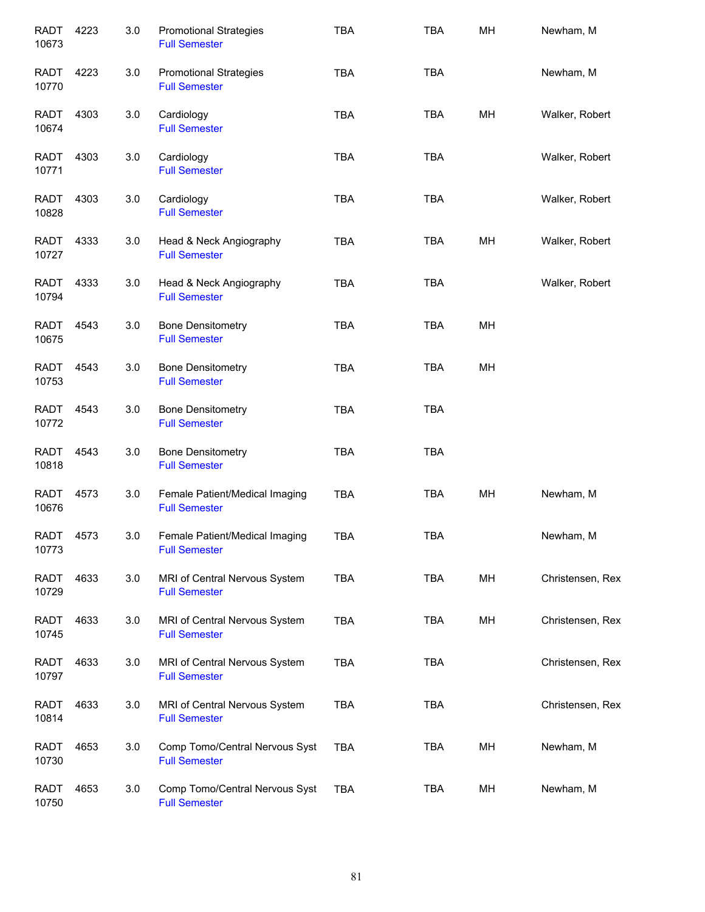| | | | | | | | |
|---|---|---|---|---|---|---|---|
| RADT 10673 | 4223 | 3.0 | Promotional Strategies<br>Full Semester | TBA | TBA | MH | Newham, M |
| RADT 10770 | 4223 | 3.0 | Promotional Strategies<br>Full Semester | TBA | TBA | | Newham, M |
| RADT 10674 | 4303 | 3.0 | Cardiology<br>Full Semester | TBA | TBA | MH | Walker, Robert |
| RADT 10771 | 4303 | 3.0 | Cardiology<br>Full Semester | TBA | TBA | | Walker, Robert |
| RADT 10828 | 4303 | 3.0 | Cardiology<br>Full Semester | TBA | TBA | | Walker, Robert |
| RADT 10727 | 4333 | 3.0 | Head & Neck Angiography<br>Full Semester | TBA | TBA | MH | Walker, Robert |
| RADT 10794 | 4333 | 3.0 | Head & Neck Angiography<br>Full Semester | TBA | TBA | | Walker, Robert |
| RADT 10675 | 4543 | 3.0 | Bone Densitometry<br>Full Semester | TBA | TBA | MH | |
| RADT 10753 | 4543 | 3.0 | Bone Densitometry<br>Full Semester | TBA | TBA | MH | |
| RADT 10772 | 4543 | 3.0 | Bone Densitometry<br>Full Semester | TBA | TBA | | |
| RADT 10818 | 4543 | 3.0 | Bone Densitometry<br>Full Semester | TBA | TBA | | |
| RADT 10676 | 4573 | 3.0 | Female Patient/Medical Imaging<br>Full Semester | TBA | TBA | MH | Newham, M |
| RADT 10773 | 4573 | 3.0 | Female Patient/Medical Imaging<br>Full Semester | TBA | TBA | | Newham, M |
| RADT 10729 | 4633 | 3.0 | MRI of Central Nervous System<br>Full Semester | TBA | TBA | MH | Christensen, Rex |
| RADT 10745 | 4633 | 3.0 | MRI of Central Nervous System<br>Full Semester | TBA | TBA | MH | Christensen, Rex |
| RADT 10797 | 4633 | 3.0 | MRI of Central Nervous System<br>Full Semester | TBA | TBA | | Christensen, Rex |
| RADT 10814 | 4633 | 3.0 | MRI of Central Nervous System<br>Full Semester | TBA | TBA | | Christensen, Rex |
| RADT 10730 | 4653 | 3.0 | Comp Tomo/Central Nervous Syst<br>Full Semester | TBA | TBA | MH | Newham, M |
| RADT 10750 | 4653 | 3.0 | Comp Tomo/Central Nervous Syst<br>Full Semester | TBA | TBA | MH | Newham, M |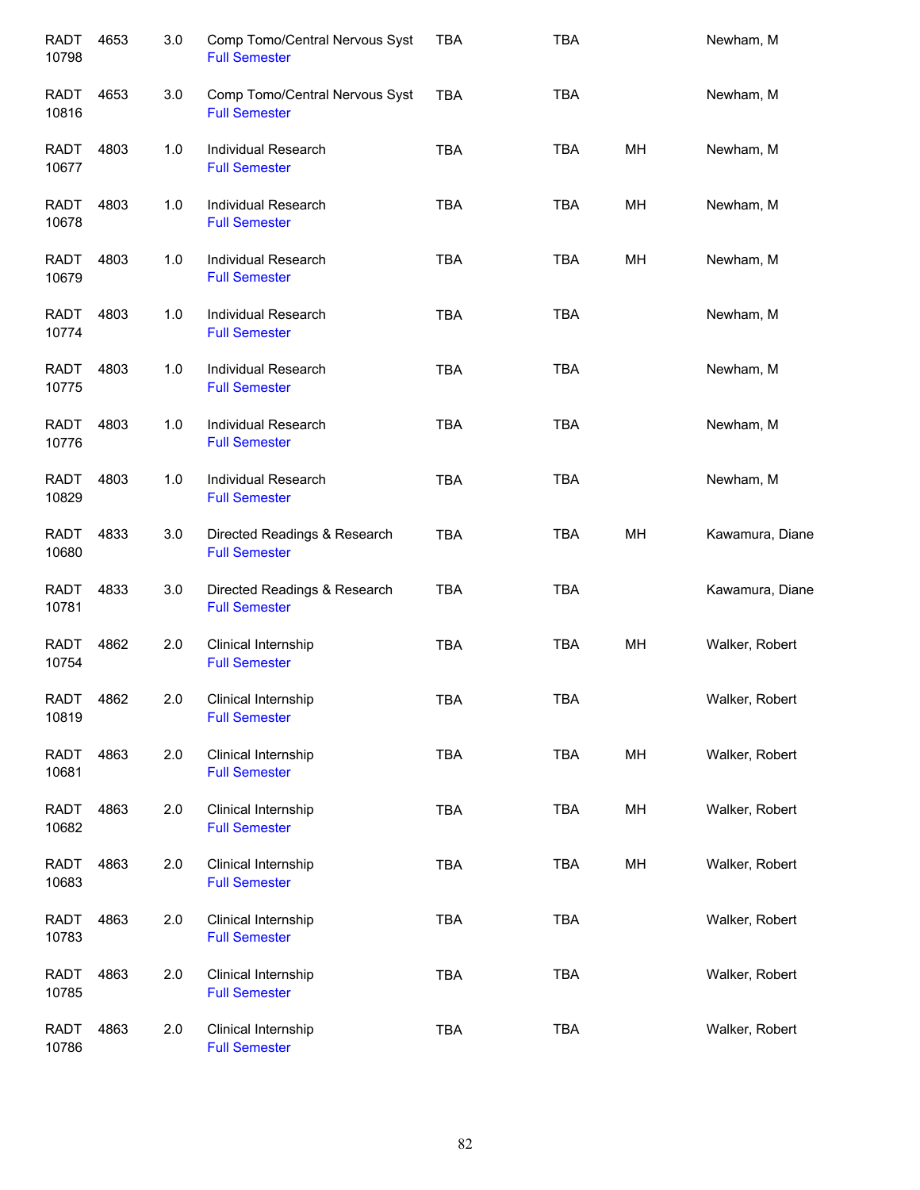| | | | | | | | |
|---|---|---|---|---|---|---|---|
| RADT 10798 | 4653 | 3.0 | Comp Tomo/Central Nervous Syst Full Semester | TBA | TBA | | Newham, M |
| RADT 10816 | 4653 | 3.0 | Comp Tomo/Central Nervous Syst Full Semester | TBA | TBA | | Newham, M |
| RADT 10677 | 4803 | 1.0 | Individual Research Full Semester | TBA | TBA | MH | Newham, M |
| RADT 10678 | 4803 | 1.0 | Individual Research Full Semester | TBA | TBA | MH | Newham, M |
| RADT 10679 | 4803 | 1.0 | Individual Research Full Semester | TBA | TBA | MH | Newham, M |
| RADT 10774 | 4803 | 1.0 | Individual Research Full Semester | TBA | TBA | | Newham, M |
| RADT 10775 | 4803 | 1.0 | Individual Research Full Semester | TBA | TBA | | Newham, M |
| RADT 10776 | 4803 | 1.0 | Individual Research Full Semester | TBA | TBA | | Newham, M |
| RADT 10829 | 4803 | 1.0 | Individual Research Full Semester | TBA | TBA | | Newham, M |
| RADT 10680 | 4833 | 3.0 | Directed Readings & Research Full Semester | TBA | TBA | MH | Kawamura, Diane |
| RADT 10781 | 4833 | 3.0 | Directed Readings & Research Full Semester | TBA | TBA | | Kawamura, Diane |
| RADT 10754 | 4862 | 2.0 | Clinical Internship Full Semester | TBA | TBA | MH | Walker, Robert |
| RADT 10819 | 4862 | 2.0 | Clinical Internship Full Semester | TBA | TBA | | Walker, Robert |
| RADT 10681 | 4863 | 2.0 | Clinical Internship Full Semester | TBA | TBA | MH | Walker, Robert |
| RADT 10682 | 4863 | 2.0 | Clinical Internship Full Semester | TBA | TBA | MH | Walker, Robert |
| RADT 10683 | 4863 | 2.0 | Clinical Internship Full Semester | TBA | TBA | MH | Walker, Robert |
| RADT 10783 | 4863 | 2.0 | Clinical Internship Full Semester | TBA | TBA | | Walker, Robert |
| RADT 10785 | 4863 | 2.0 | Clinical Internship Full Semester | TBA | TBA | | Walker, Robert |
| RADT 10786 | 4863 | 2.0 | Clinical Internship Full Semester | TBA | TBA | | Walker, Robert |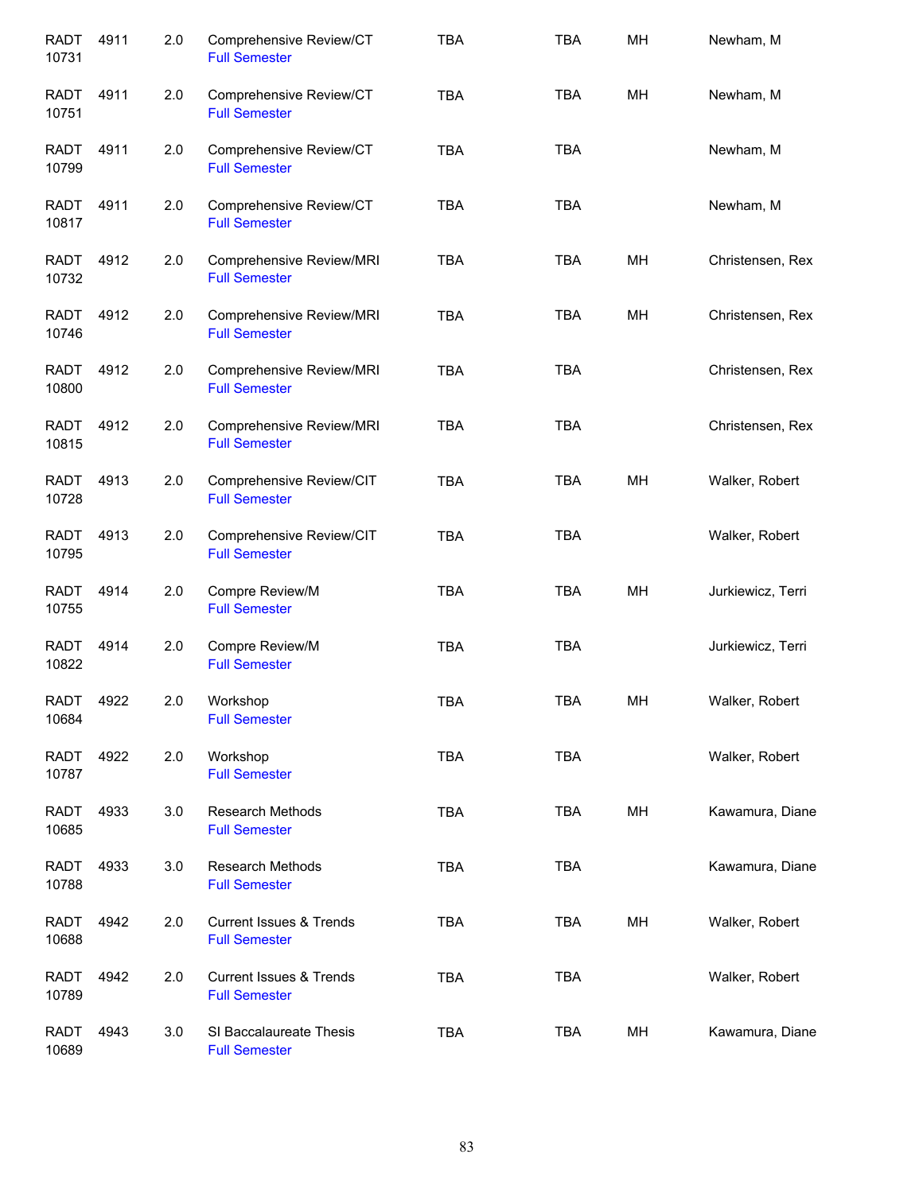| | | | | | | | |
|---|---|---|---|---|---|---|---|
| RADT 10731 | 4911 | 2.0 | Comprehensive Review/CT<br>Full Semester | TBA | TBA | MH | Newham, M |
| RADT 10751 | 4911 | 2.0 | Comprehensive Review/CT<br>Full Semester | TBA | TBA | MH | Newham, M |
| RADT 10799 | 4911 | 2.0 | Comprehensive Review/CT<br>Full Semester | TBA | TBA | | Newham, M |
| RADT 10817 | 4911 | 2.0 | Comprehensive Review/CT<br>Full Semester | TBA | TBA | | Newham, M |
| RADT 10732 | 4912 | 2.0 | Comprehensive Review/MRI<br>Full Semester | TBA | TBA | MH | Christensen, Rex |
| RADT 10746 | 4912 | 2.0 | Comprehensive Review/MRI<br>Full Semester | TBA | TBA | MH | Christensen, Rex |
| RADT 10800 | 4912 | 2.0 | Comprehensive Review/MRI<br>Full Semester | TBA | TBA | | Christensen, Rex |
| RADT 10815 | 4912 | 2.0 | Comprehensive Review/MRI<br>Full Semester | TBA | TBA | | Christensen, Rex |
| RADT 10728 | 4913 | 2.0 | Comprehensive Review/CIT<br>Full Semester | TBA | TBA | MH | Walker, Robert |
| RADT 10795 | 4913 | 2.0 | Comprehensive Review/CIT<br>Full Semester | TBA | TBA | | Walker, Robert |
| RADT 10755 | 4914 | 2.0 | Compre Review/M<br>Full Semester | TBA | TBA | MH | Jurkiewicz, Terri |
| RADT 10822 | 4914 | 2.0 | Compre Review/M<br>Full Semester | TBA | TBA | | Jurkiewicz, Terri |
| RADT 10684 | 4922 | 2.0 | Workshop<br>Full Semester | TBA | TBA | MH | Walker, Robert |
| RADT 10787 | 4922 | 2.0 | Workshop<br>Full Semester | TBA | TBA | | Walker, Robert |
| RADT 10685 | 4933 | 3.0 | Research Methods<br>Full Semester | TBA | TBA | MH | Kawamura, Diane |
| RADT 10788 | 4933 | 3.0 | Research Methods<br>Full Semester | TBA | TBA | | Kawamura, Diane |
| RADT 10688 | 4942 | 2.0 | Current Issues & Trends<br>Full Semester | TBA | TBA | MH | Walker, Robert |
| RADT 10789 | 4942 | 2.0 | Current Issues & Trends<br>Full Semester | TBA | TBA | | Walker, Robert |
| RADT 10689 | 4943 | 3.0 | SI Baccalaureate Thesis<br>Full Semester | TBA | TBA | MH | Kawamura, Diane |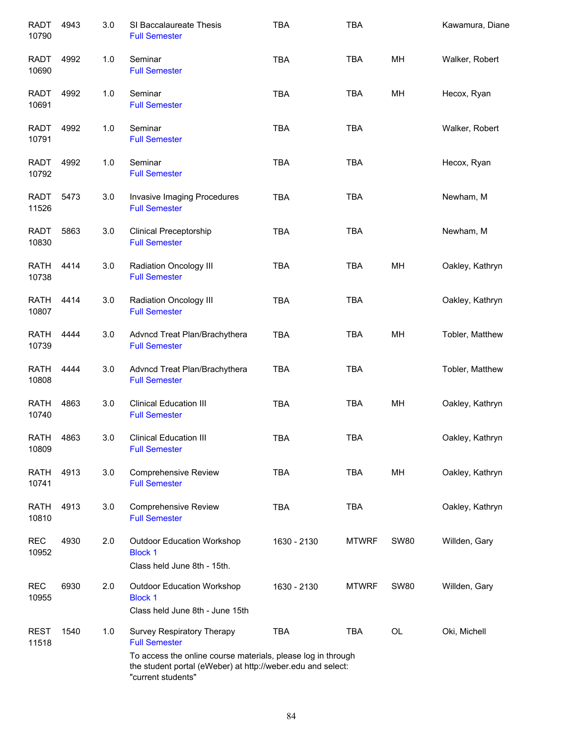| Course | Number | Credits | Title | Time | Days | Location | Instructor |
|---|---|---|---|---|---|---|---|
| RADT 10790 | 4943 | 3.0 | SI Baccalaureate Thesis<br>Full Semester | TBA | TBA | | Kawamura, Diane |
| RADT 10690 | 4992 | 1.0 | Seminar<br>Full Semester | TBA | TBA | MH | Walker, Robert |
| RADT 10691 | 4992 | 1.0 | Seminar<br>Full Semester | TBA | TBA | MH | Hecox, Ryan |
| RADT 10791 | 4992 | 1.0 | Seminar<br>Full Semester | TBA | TBA | | Walker, Robert |
| RADT 10792 | 4992 | 1.0 | Seminar<br>Full Semester | TBA | TBA | | Hecox, Ryan |
| RADT 11526 | 5473 | 3.0 | Invasive Imaging Procedures<br>Full Semester | TBA | TBA | | Newham, M |
| RADT 10830 | 5863 | 3.0 | Clinical Preceptorship<br>Full Semester | TBA | TBA | | Newham, M |
| RATH 10738 | 4414 | 3.0 | Radiation Oncology III<br>Full Semester | TBA | TBA | MH | Oakley, Kathryn |
| RATH 10807 | 4414 | 3.0 | Radiation Oncology III<br>Full Semester | TBA | TBA | | Oakley, Kathryn |
| RATH 10739 | 4444 | 3.0 | Advncd Treat Plan/Brachythera<br>Full Semester | TBA | TBA | MH | Tobler, Matthew |
| RATH 10808 | 4444 | 3.0 | Advncd Treat Plan/Brachythera<br>Full Semester | TBA | TBA | | Tobler, Matthew |
| RATH 10740 | 4863 | 3.0 | Clinical Education III<br>Full Semester | TBA | TBA | MH | Oakley, Kathryn |
| RATH 10809 | 4863 | 3.0 | Clinical Education III<br>Full Semester | TBA | TBA | | Oakley, Kathryn |
| RATH 10741 | 4913 | 3.0 | Comprehensive Review<br>Full Semester | TBA | TBA | MH | Oakley, Kathryn |
| RATH 10810 | 4913 | 3.0 | Comprehensive Review<br>Full Semester | TBA | TBA | | Oakley, Kathryn |
| REC 10952 | 4930 | 2.0 | Outdoor Education Workshop<br>Block 1<br>Class held June 8th - 15th. | 1630 - 2130 | MTWRF | SW80 | Willden, Gary |
| REC 10955 | 6930 | 2.0 | Outdoor Education Workshop<br>Block 1<br>Class held June 8th - June 15th | 1630 - 2130 | MTWRF | SW80 | Willden, Gary |
| REST 11518 | 1540 | 1.0 | Survey Respiratory Therapy<br>Full Semester<br>To access the online course materials, please log in through the student portal (eWeber) at http://weber.edu and select: "current students" | TBA | TBA | OL | Oki, Michell |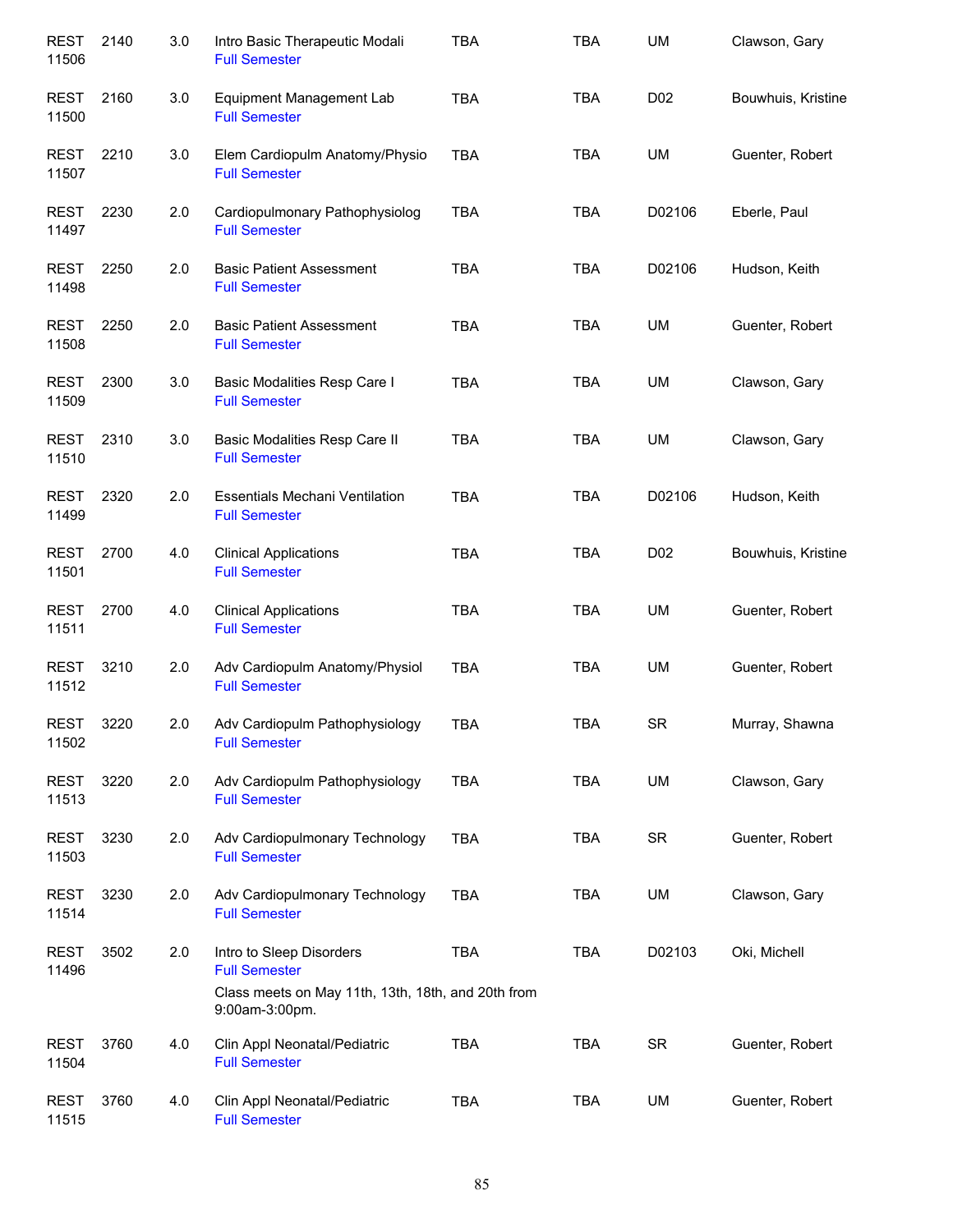| | | | | | | | |
|---|---|---|---|---|---|---|---|
| REST 11506 | 2140 | 3.0 | Intro Basic Therapeutic Modali<br>Full Semester | TBA | TBA | UM | Clawson, Gary |
| REST 11500 | 2160 | 3.0 | Equipment Management Lab<br>Full Semester | TBA | TBA | D02 | Bouwhuis, Kristine |
| REST 11507 | 2210 | 3.0 | Elem Cardiopulm Anatomy/Physio<br>Full Semester | TBA | TBA | UM | Guenter, Robert |
| REST 11497 | 2230 | 2.0 | Cardiopulmonary Pathophysiolog<br>Full Semester | TBA | TBA | D02106 | Eberle, Paul |
| REST 11498 | 2250 | 2.0 | Basic Patient Assessment<br>Full Semester | TBA | TBA | D02106 | Hudson, Keith |
| REST 11508 | 2250 | 2.0 | Basic Patient Assessment<br>Full Semester | TBA | TBA | UM | Guenter, Robert |
| REST 11509 | 2300 | 3.0 | Basic Modalities Resp Care I<br>Full Semester | TBA | TBA | UM | Clawson, Gary |
| REST 11510 | 2310 | 3.0 | Basic Modalities Resp Care II<br>Full Semester | TBA | TBA | UM | Clawson, Gary |
| REST 11499 | 2320 | 2.0 | Essentials Mechani Ventilation<br>Full Semester | TBA | TBA | D02106 | Hudson, Keith |
| REST 11501 | 2700 | 4.0 | Clinical Applications<br>Full Semester | TBA | TBA | D02 | Bouwhuis, Kristine |
| REST 11511 | 2700 | 4.0 | Clinical Applications<br>Full Semester | TBA | TBA | UM | Guenter, Robert |
| REST 11512 | 3210 | 2.0 | Adv Cardiopulm Anatomy/Physiol<br>Full Semester | TBA | TBA | UM | Guenter, Robert |
| REST 11502 | 3220 | 2.0 | Adv Cardiopulm Pathophysiology<br>Full Semester | TBA | TBA | SR | Murray, Shawna |
| REST 11513 | 3220 | 2.0 | Adv Cardiopulm Pathophysiology<br>Full Semester | TBA | TBA | UM | Clawson, Gary |
| REST 11503 | 3230 | 2.0 | Adv Cardiopulmonary Technology<br>Full Semester | TBA | TBA | SR | Guenter, Robert |
| REST 11514 | 3230 | 2.0 | Adv Cardiopulmonary Technology<br>Full Semester | TBA | TBA | UM | Clawson, Gary |
| REST 11496 | 3502 | 2.0 | Intro to Sleep Disorders<br>Full Semester<br>Class meets on May 11th, 13th, 18th, and 20th from 9:00am-3:00pm. | TBA | TBA | D02103 | Oki, Michell |
| REST 11504 | 3760 | 4.0 | Clin Appl Neonatal/Pediatric<br>Full Semester | TBA | TBA | SR | Guenter, Robert |
| REST 11515 | 3760 | 4.0 | Clin Appl Neonatal/Pediatric<br>Full Semester | TBA | TBA | UM | Guenter, Robert |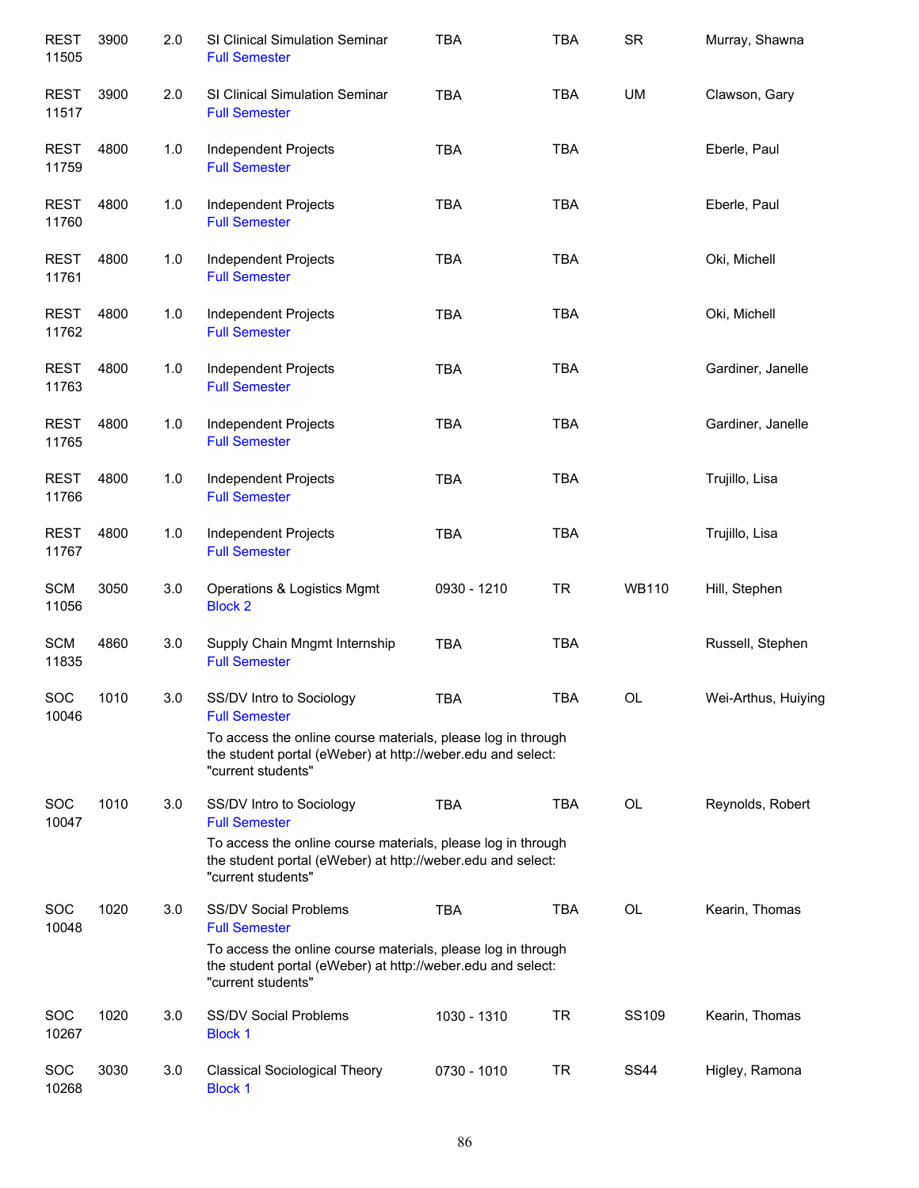| Course | | Credits | Title | Time | Days | Room | Instructor |
|---|---|---|---|---|---|---|---|
| REST 11505 | 3900 | 2.0 | SI Clinical Simulation Seminar<br>Full Semester | TBA | TBA | SR | Murray, Shawna |
| REST 11517 | 3900 | 2.0 | SI Clinical Simulation Seminar<br>Full Semester | TBA | TBA | UM | Clawson, Gary |
| REST 11759 | 4800 | 1.0 | Independent Projects<br>Full Semester | TBA | TBA | | Eberle, Paul |
| REST 11760 | 4800 | 1.0 | Independent Projects<br>Full Semester | TBA | TBA | | Eberle, Paul |
| REST 11761 | 4800 | 1.0 | Independent Projects<br>Full Semester | TBA | TBA | | Oki, Michell |
| REST 11762 | 4800 | 1.0 | Independent Projects<br>Full Semester | TBA | TBA | | Oki, Michell |
| REST 11763 | 4800 | 1.0 | Independent Projects<br>Full Semester | TBA | TBA | | Gardiner, Janelle |
| REST 11765 | 4800 | 1.0 | Independent Projects<br>Full Semester | TBA | TBA | | Gardiner, Janelle |
| REST 11766 | 4800 | 1.0 | Independent Projects<br>Full Semester | TBA | TBA | | Trujillo, Lisa |
| REST 11767 | 4800 | 1.0 | Independent Projects<br>Full Semester | TBA | TBA | | Trujillo, Lisa |
| SCM 11056 | 3050 | 3.0 | Operations & Logistics Mgmt<br>Block 2 | 0930 - 1210 | TR | WB110 | Hill, Stephen |
| SCM 11835 | 4860 | 3.0 | Supply Chain Mngmt Internship<br>Full Semester | TBA | TBA | | Russell, Stephen |
| SOC 10046 | 1010 | 3.0 | SS/DV Intro to Sociology<br>Full Semester<br>To access the online course materials, please log in through the student portal (eWeber) at http://weber.edu and select: "current students" | TBA | TBA | OL | Wei-Arthus, Huiying |
| SOC 10047 | 1010 | 3.0 | SS/DV Intro to Sociology<br>Full Semester<br>To access the online course materials, please log in through the student portal (eWeber) at http://weber.edu and select: "current students" | TBA | TBA | OL | Reynolds, Robert |
| SOC 10048 | 1020 | 3.0 | SS/DV Social Problems<br>Full Semester<br>To access the online course materials, please log in through the student portal (eWeber) at http://weber.edu and select: "current students" | TBA | TBA | OL | Kearin, Thomas |
| SOC 10267 | 1020 | 3.0 | SS/DV Social Problems<br>Block 1 | 1030 - 1310 | TR | SS109 | Kearin, Thomas |
| SOC 10268 | 3030 | 3.0 | Classical Sociological Theory<br>Block 1 | 0730 - 1010 | TR | SS44 | Higley, Ramona |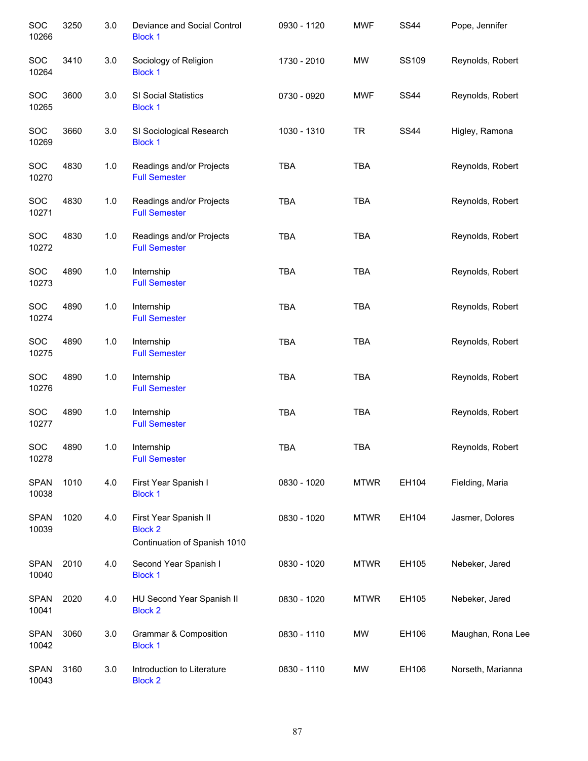| | | | | | | | |
|---|---|---|---|---|---|---|---|
| SOC 10266 | 3250 | 3.0 | Deviance and Social Control<br>Block 1 | 0930 - 1120 | MWF | SS44 | Pope, Jennifer |
| SOC 10264 | 3410 | 3.0 | Sociology of Religion<br>Block 1 | 1730 - 2010 | MW | SS109 | Reynolds, Robert |
| SOC 10265 | 3600 | 3.0 | SI Social Statistics<br>Block 1 | 0730 - 0920 | MWF | SS44 | Reynolds, Robert |
| SOC 10269 | 3660 | 3.0 | SI Sociological Research<br>Block 1 | 1030 - 1310 | TR | SS44 | Higley, Ramona |
| SOC 10270 | 4830 | 1.0 | Readings and/or Projects<br>Full Semester | TBA | TBA | | Reynolds, Robert |
| SOC 10271 | 4830 | 1.0 | Readings and/or Projects<br>Full Semester | TBA | TBA | | Reynolds, Robert |
| SOC 10272 | 4830 | 1.0 | Readings and/or Projects<br>Full Semester | TBA | TBA | | Reynolds, Robert |
| SOC 10273 | 4890 | 1.0 | Internship<br>Full Semester | TBA | TBA | | Reynolds, Robert |
| SOC 10274 | 4890 | 1.0 | Internship<br>Full Semester | TBA | TBA | | Reynolds, Robert |
| SOC 10275 | 4890 | 1.0 | Internship<br>Full Semester | TBA | TBA | | Reynolds, Robert |
| SOC 10276 | 4890 | 1.0 | Internship<br>Full Semester | TBA | TBA | | Reynolds, Robert |
| SOC 10277 | 4890 | 1.0 | Internship<br>Full Semester | TBA | TBA | | Reynolds, Robert |
| SOC 10278 | 4890 | 1.0 | Internship<br>Full Semester | TBA | TBA | | Reynolds, Robert |
| SPAN 10038 | 1010 | 4.0 | First Year Spanish I<br>Block 1 | 0830 - 1020 | MTWR | EH104 | Fielding, Maria |
| SPAN 10039 | 1020 | 4.0 | First Year Spanish II<br>Block 2<br>Continuation of Spanish 1010 | 0830 - 1020 | MTWR | EH104 | Jasmer, Dolores |
| SPAN 10040 | 2010 | 4.0 | Second Year Spanish I<br>Block 1 | 0830 - 1020 | MTWR | EH105 | Nebeker, Jared |
| SPAN 10041 | 2020 | 4.0 | HU Second Year Spanish II<br>Block 2 | 0830 - 1020 | MTWR | EH105 | Nebeker, Jared |
| SPAN 10042 | 3060 | 3.0 | Grammar & Composition<br>Block 1 | 0830 - 1110 | MW | EH106 | Maughan, Rona Lee |
| SPAN 10043 | 3160 | 3.0 | Introduction to Literature<br>Block 2 | 0830 - 1110 | MW | EH106 | Norseth, Marianna |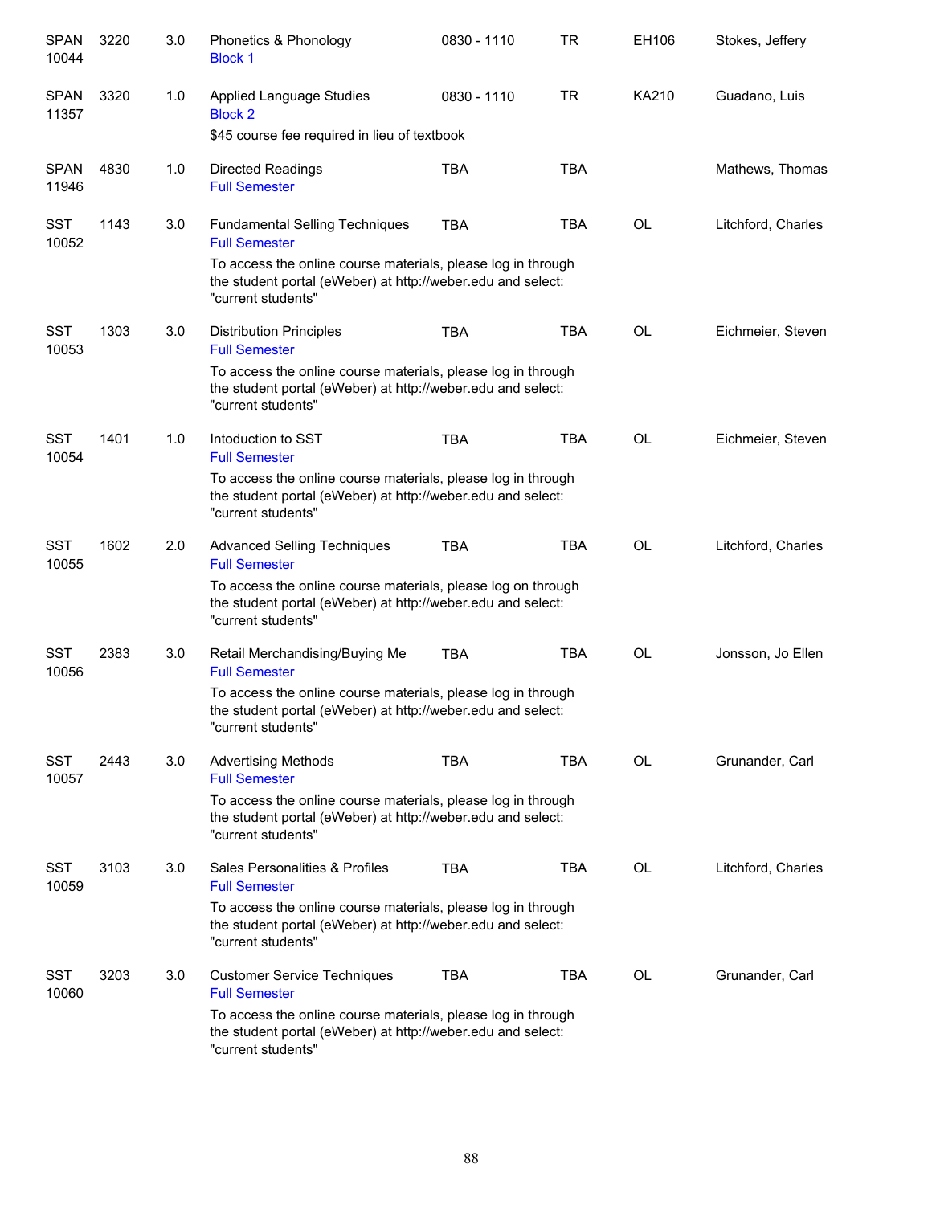| | | | | | | | |
|---|---|---|---|---|---|---|---|
| SPAN 10044 | 3220 | 3.0 | Phonetics & Phonology<br>Block 1 | 0830 - 1110 | TR | EH106 | Stokes, Jeffery |
| SPAN 11357 | 3320 | 1.0 | Applied Language Studies<br>Block 2<br>$45 course fee required in lieu of textbook | 0830 - 1110 | TR | KA210 | Guadano, Luis |
| SPAN 11946 | 4830 | 1.0 | Directed Readings<br>Full Semester | TBA | TBA | | Mathews, Thomas |
| SST 10052 | 1143 | 3.0 | Fundamental Selling Techniques<br>Full Semester<br>To access the online course materials, please log in through the student portal (eWeber) at http://weber.edu and select: "current students" | TBA | TBA | OL | Litchford, Charles |
| SST 10053 | 1303 | 3.0 | Distribution Principles<br>Full Semester<br>To access the online course materials, please log in through the student portal (eWeber) at http://weber.edu and select: "current students" | TBA | TBA | OL | Eichmeier, Steven |
| SST 10054 | 1401 | 1.0 | Intoduction to SST<br>Full Semester<br>To access the online course materials, please log in through the student portal (eWeber) at http://weber.edu and select: "current students" | TBA | TBA | OL | Eichmeier, Steven |
| SST 10055 | 1602 | 2.0 | Advanced Selling Techniques<br>Full Semester<br>To access the online course materials, please log on through the student portal (eWeber) at http://weber.edu and select: "current students" | TBA | TBA | OL | Litchford, Charles |
| SST 10056 | 2383 | 3.0 | Retail Merchandising/Buying Me<br>Full Semester<br>To access the online course materials, please log in through the student portal (eWeber) at http://weber.edu and select: "current students" | TBA | TBA | OL | Jonsson, Jo Ellen |
| SST 10057 | 2443 | 3.0 | Advertising Methods<br>Full Semester<br>To access the online course materials, please log in through the student portal (eWeber) at http://weber.edu and select: "current students" | TBA | TBA | OL | Grunander, Carl |
| SST 10059 | 3103 | 3.0 | Sales Personalities & Profiles<br>Full Semester<br>To access the online course materials, please log in through the student portal (eWeber) at http://weber.edu and select: "current students" | TBA | TBA | OL | Litchford, Charles |
| SST 10060 | 3203 | 3.0 | Customer Service Techniques<br>Full Semester<br>To access the online course materials, please log in through the student portal (eWeber) at http://weber.edu and select: "current students" | TBA | TBA | OL | Grunander, Carl |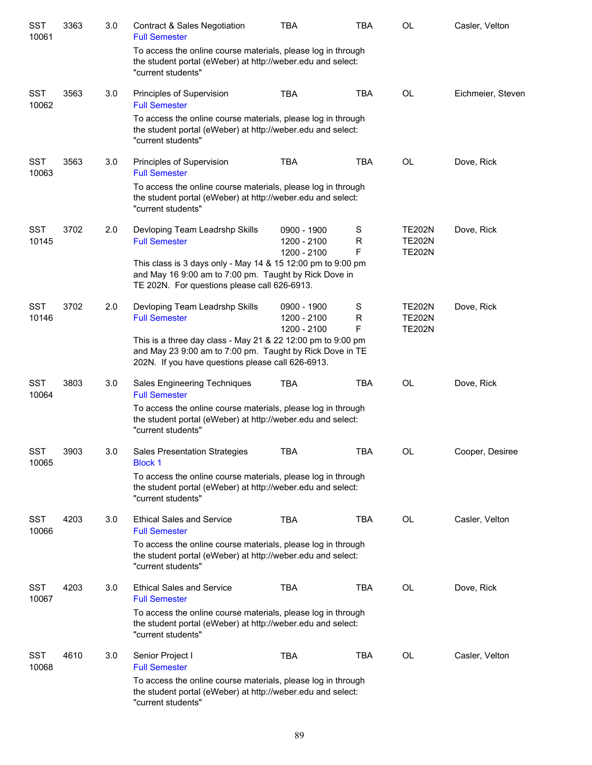| Subject / CRN | Course | Credits | Title / Session | Time | Days | Room | Instructor |
|---|---|---|---|---|---|---|---|
| SST 10061 | 3363 | 3.0 | Contract & Sales Negotiation<br>Full Semester | TBA | TBA | OL | Casler, Velton |
| | | | To access the online course materials, please log in through the student portal (eWeber) at http://weber.edu and select: "current students" | | | | |
| SST 10062 | 3563 | 3.0 | Principles of Supervision<br>Full Semester | TBA | TBA | OL | Eichmeier, Steven |
| | | | To access the online course materials, please log in through the student portal (eWeber) at http://weber.edu and select: "current students" | | | | |
| SST 10063 | 3563 | 3.0 | Principles of Supervision<br>Full Semester | TBA | TBA | OL | Dove, Rick |
| | | | To access the online course materials, please log in through the student portal (eWeber) at http://weber.edu and select: "current students" | | | | |
| SST 10145 | 3702 | 2.0 | Devloping Team Leadrshp Skills<br>Full Semester | 0900 - 1900<br>1200 - 2100<br>1200 - 2100 | S<br>R<br>F | TE202N<br>TE202N<br>TE202N | Dove, Rick |
| | | | This class is 3 days only - May 14 & 15 12:00 pm to 9:00 pm and May 16 9:00 am to 7:00 pm. Taught by Rick Dove in TE 202N. For questions please call 626-6913. | | | | |
| SST 10146 | 3702 | 2.0 | Devloping Team Leadrshp Skills<br>Full Semester | 0900 - 1900<br>1200 - 2100<br>1200 - 2100 | S<br>R<br>F | TE202N<br>TE202N<br>TE202N | Dove, Rick |
| | | | This is a three day class - May 21 & 22 12:00 pm to 9:00 pm and May 23 9:00 am to 7:00 pm. Taught by Rick Dove in TE 202N. If you have questions please call 626-6913. | | | | |
| SST 10064 | 3803 | 3.0 | Sales Engineering Techniques<br>Full Semester | TBA | TBA | OL | Dove, Rick |
| | | | To access the online course materials, please log in through the student portal (eWeber) at http://weber.edu and select: "current students" | | | | |
| SST 10065 | 3903 | 3.0 | Sales Presentation Strategies<br>Block 1 | TBA | TBA | OL | Cooper, Desiree |
| | | | To access the online course materials, please log in through the student portal (eWeber) at http://weber.edu and select: "current students" | | | | |
| SST 10066 | 4203 | 3.0 | Ethical Sales and Service<br>Full Semester | TBA | TBA | OL | Casler, Velton |
| | | | To access the online course materials, please log in through the student portal (eWeber) at http://weber.edu and select: "current students" | | | | |
| SST 10067 | 4203 | 3.0 | Ethical Sales and Service<br>Full Semester | TBA | TBA | OL | Dove, Rick |
| | | | To access the online course materials, please log in through the student portal (eWeber) at http://weber.edu and select: "current students" | | | | |
| SST 10068 | 4610 | 3.0 | Senior Project I<br>Full Semester | TBA | TBA | OL | Casler, Velton |
| | | | To access the online course materials, please log in through the student portal (eWeber) at http://weber.edu and select: "current students" | | | | |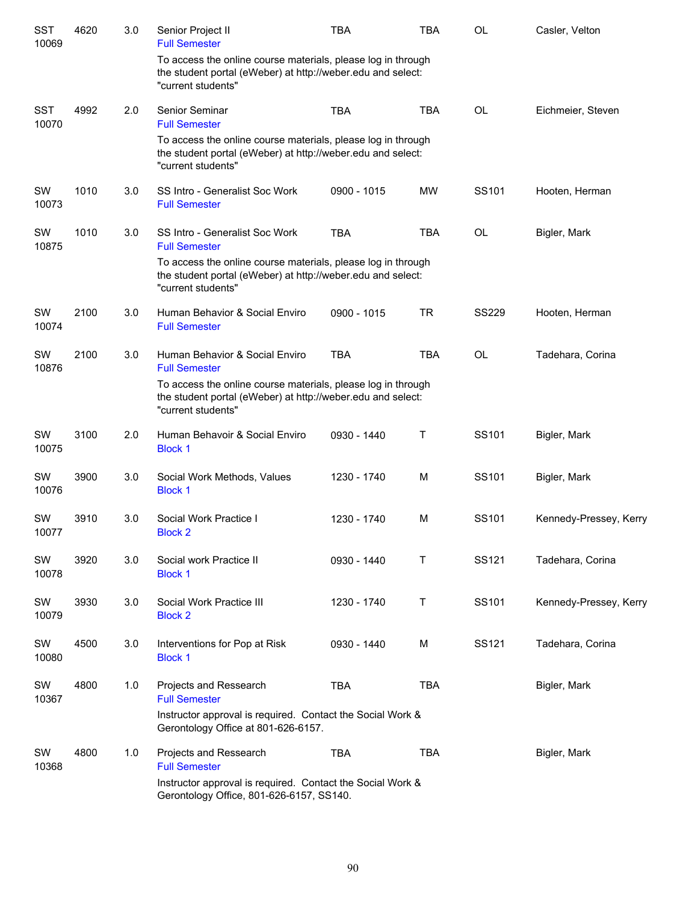| | | | | | | | |
|---|---|---|---|---|---|---|---|
| SST 10069 | 4620 | 3.0 | Senior Project II<br>Full Semester | TBA | TBA | OL | Casler, Velton |
| | | | To access the online course materials, please log in through the student portal (eWeber) at http://weber.edu and select: "current students" | | | | |
| SST 10070 | 4992 | 2.0 | Senior Seminar<br>Full Semester | TBA | TBA | OL | Eichmeier, Steven |
| | | | To access the online course materials, please log in through the student portal (eWeber) at http://weber.edu and select: "current students" | | | | |
| SW 10073 | 1010 | 3.0 | SS Intro - Generalist Soc Work<br>Full Semester | 0900 - 1015 | MW | SS101 | Hooten, Herman |
| SW 10875 | 1010 | 3.0 | SS Intro - Generalist Soc Work<br>Full Semester | TBA | TBA | OL | Bigler, Mark |
| | | | To access the online course materials, please log in through the student portal (eWeber) at http://weber.edu and select: "current students" | | | | |
| SW 10074 | 2100 | 3.0 | Human Behavior & Social Enviro<br>Full Semester | 0900 - 1015 | TR | SS229 | Hooten, Herman |
| SW 10876 | 2100 | 3.0 | Human Behavior & Social Enviro<br>Full Semester | TBA | TBA | OL | Tadehara, Corina |
| | | | To access the online course materials, please log in through the student portal (eWeber) at http://weber.edu and select: "current students" | | | | |
| SW 10075 | 3100 | 2.0 | Human Behavoir & Social Enviro<br>Block 1 | 0930 - 1440 | T | SS101 | Bigler, Mark |
| SW 10076 | 3900 | 3.0 | Social Work Methods, Values<br>Block 1 | 1230 - 1740 | M | SS101 | Bigler, Mark |
| SW 10077 | 3910 | 3.0 | Social Work Practice I<br>Block 2 | 1230 - 1740 | M | SS101 | Kennedy-Pressey, Kerry |
| SW 10078 | 3920 | 3.0 | Social work Practice II<br>Block 1 | 0930 - 1440 | T | SS121 | Tadehara, Corina |
| SW 10079 | 3930 | 3.0 | Social Work Practice III<br>Block 2 | 1230 - 1740 | T | SS101 | Kennedy-Pressey, Kerry |
| SW 10080 | 4500 | 3.0 | Interventions for Pop at Risk<br>Block 1 | 0930 - 1440 | M | SS121 | Tadehara, Corina |
| SW 10367 | 4800 | 1.0 | Projects and Ressearch<br>Full Semester | TBA | TBA | | Bigler, Mark |
| | | | Instructor approval is required. Contact the Social Work & Gerontology Office at 801-626-6157. | | | | |
| SW 10368 | 4800 | 1.0 | Projects and Ressearch<br>Full Semester | TBA | TBA | | Bigler, Mark |
| | | | Instructor approval is required. Contact the Social Work & Gerontology Office, 801-626-6157, SS140. | | | | |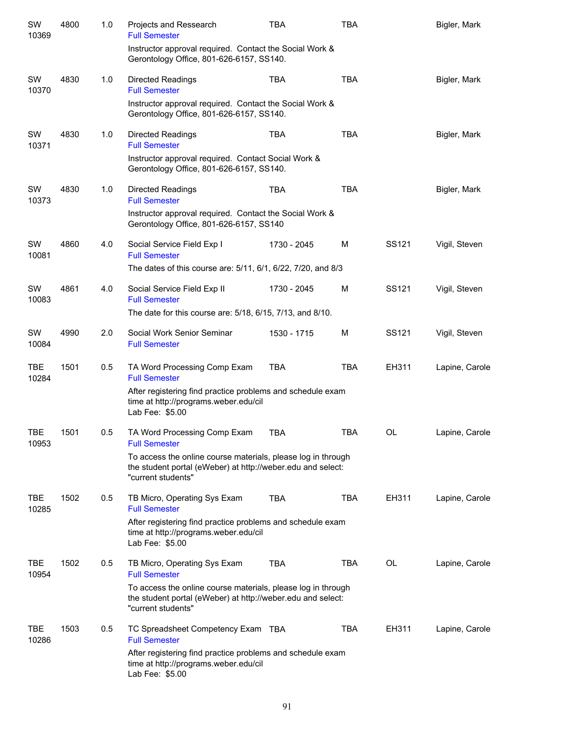| | | | | | | | |
|---|---|---|---|---|---|---|---|
| SW 10369 | 4800 | 1.0 | Projects and Ressearch<br>Full Semester<br>Instructor approval required. Contact the Social Work & Gerontology Office, 801-626-6157, SS140. | TBA | TBA | | Bigler, Mark |
| SW 10370 | 4830 | 1.0 | Directed Readings<br>Full Semester<br>Instructor approval required. Contact the Social Work & Gerontology Office, 801-626-6157, SS140. | TBA | TBA | | Bigler, Mark |
| SW 10371 | 4830 | 1.0 | Directed Readings<br>Full Semester<br>Instructor approval required. Contact Social Work & Gerontology Office, 801-626-6157, SS140. | TBA | TBA | | Bigler, Mark |
| SW 10373 | 4830 | 1.0 | Directed Readings<br>Full Semester<br>Instructor approval required. Contact the Social Work & Gerontology Office, 801-626-6157, SS140 | TBA | TBA | | Bigler, Mark |
| SW 10081 | 4860 | 4.0 | Social Service Field Exp I<br>Full Semester<br>The dates of this course are: 5/11, 6/1, 6/22, 7/20, and 8/3 | 1730 - 2045 | M | SS121 | Vigil, Steven |
| SW 10083 | 4861 | 4.0 | Social Service Field Exp II<br>Full Semester<br>The date for this course are: 5/18, 6/15, 7/13, and 8/10. | 1730 - 2045 | M | SS121 | Vigil, Steven |
| SW 10084 | 4990 | 2.0 | Social Work Senior Seminar<br>Full Semester | 1530 - 1715 | M | SS121 | Vigil, Steven |
| TBE 10284 | 1501 | 0.5 | TA Word Processing Comp Exam<br>Full Semester<br>After registering find practice problems and schedule exam time at http://programs.weber.edu/cil<br>Lab Fee: $5.00 | TBA | TBA | EH311 | Lapine, Carole |
| TBE 10953 | 1501 | 0.5 | TA Word Processing Comp Exam<br>Full Semester<br>To access the online course materials, please log in through the student portal (eWeber) at http://weber.edu and select: "current students" | TBA | TBA | OL | Lapine, Carole |
| TBE 10285 | 1502 | 0.5 | TB Micro, Operating Sys Exam<br>Full Semester<br>After registering find practice problems and schedule exam time at http://programs.weber.edu/cil<br>Lab Fee: $5.00 | TBA | TBA | EH311 | Lapine, Carole |
| TBE 10954 | 1502 | 0.5 | TB Micro, Operating Sys Exam<br>Full Semester<br>To access the online course materials, please log in through the student portal (eWeber) at http://weber.edu and select: "current students" | TBA | TBA | OL | Lapine, Carole |
| TBE 10286 | 1503 | 0.5 | TC Spreadsheet Competency Exam<br>Full Semester<br>After registering find practice problems and schedule exam time at http://programs.weber.edu/cil<br>Lab Fee: $5.00 | TBA | TBA | EH311 | Lapine, Carole |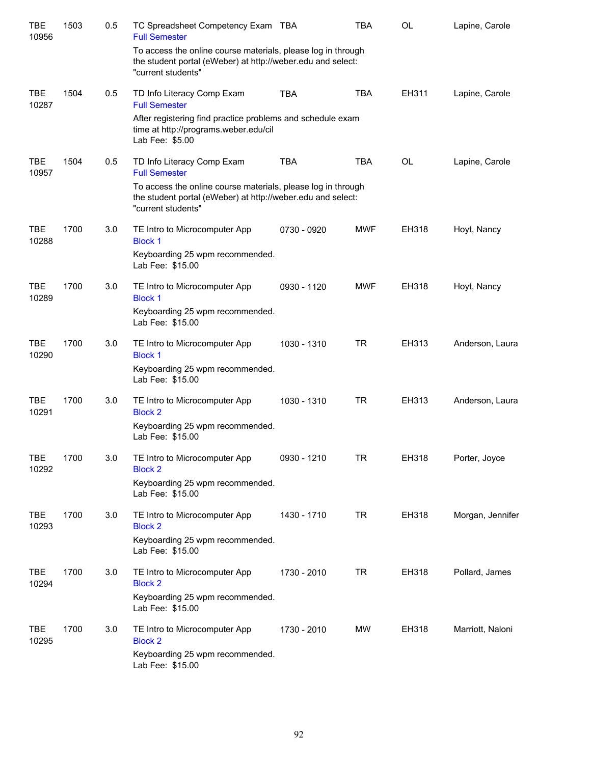| | | | | | | | |
|---|---|---|---|---|---|---|---|
| TBE 10956 | 1503 | 0.5 | TC Spreadsheet Competency Exam<br>Full Semester<br>To access the online course materials, please log in through the student portal (eWeber) at http://weber.edu and select: "current students" | TBA | TBA | OL | Lapine, Carole |
| TBE 10287 | 1504 | 0.5 | TD Info Literacy Comp Exam<br>Full Semester<br>After registering find practice problems and schedule exam time at http://programs.weber.edu/cil<br>Lab Fee: $5.00 | TBA | TBA | EH311 | Lapine, Carole |
| TBE 10957 | 1504 | 0.5 | TD Info Literacy Comp Exam<br>Full Semester<br>To access the online course materials, please log in through the student portal (eWeber) at http://weber.edu and select: "current students" | TBA | TBA | OL | Lapine, Carole |
| TBE 10288 | 1700 | 3.0 | TE Intro to Microcomputer App<br>Block 1<br>Keyboarding 25 wpm recommended.<br>Lab Fee: $15.00 | 0730 - 0920 | MWF | EH318 | Hoyt, Nancy |
| TBE 10289 | 1700 | 3.0 | TE Intro to Microcomputer App<br>Block 1<br>Keyboarding 25 wpm recommended.<br>Lab Fee: $15.00 | 0930 - 1120 | MWF | EH318 | Hoyt, Nancy |
| TBE 10290 | 1700 | 3.0 | TE Intro to Microcomputer App<br>Block 1<br>Keyboarding 25 wpm recommended.<br>Lab Fee: $15.00 | 1030 - 1310 | TR | EH313 | Anderson, Laura |
| TBE 10291 | 1700 | 3.0 | TE Intro to Microcomputer App<br>Block 2<br>Keyboarding 25 wpm recommended.<br>Lab Fee: $15.00 | 1030 - 1310 | TR | EH313 | Anderson, Laura |
| TBE 10292 | 1700 | 3.0 | TE Intro to Microcomputer App<br>Block 2<br>Keyboarding 25 wpm recommended.<br>Lab Fee: $15.00 | 0930 - 1210 | TR | EH318 | Porter, Joyce |
| TBE 10293 | 1700 | 3.0 | TE Intro to Microcomputer App<br>Block 2<br>Keyboarding 25 wpm recommended.<br>Lab Fee: $15.00 | 1430 - 1710 | TR | EH318 | Morgan, Jennifer |
| TBE 10294 | 1700 | 3.0 | TE Intro to Microcomputer App<br>Block 2<br>Keyboarding 25 wpm recommended.<br>Lab Fee: $15.00 | 1730 - 2010 | TR | EH318 | Pollard, James |
| TBE 10295 | 1700 | 3.0 | TE Intro to Microcomputer App<br>Block 2<br>Keyboarding 25 wpm recommended.<br>Lab Fee: $15.00 | 1730 - 2010 | MW | EH318 | Marriott, Naloni |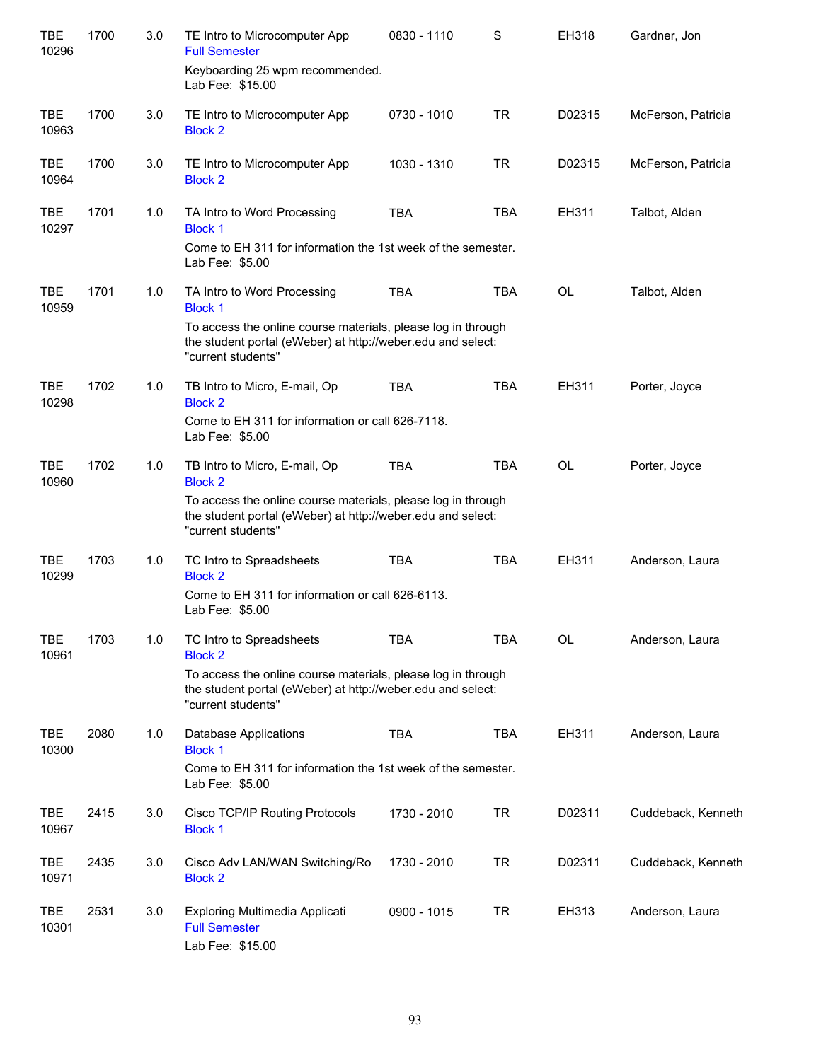| | | | | | | | |
|---|---|---|---|---|---|---|---|
| TBE 10296 | 1700 | 3.0 | TE Intro to Microcomputer App<br>Full Semester<br>Keyboarding 25 wpm recommended.<br>Lab Fee: $15.00 | 0830 - 1110 | S | EH318 | Gardner, Jon |
| TBE 10963 | 1700 | 3.0 | TE Intro to Microcomputer App<br>Block 2 | 0730 - 1010 | TR | D02315 | McFerson, Patricia |
| TBE 10964 | 1700 | 3.0 | TE Intro to Microcomputer App<br>Block 2 | 1030 - 1310 | TR | D02315 | McFerson, Patricia |
| TBE 10297 | 1701 | 1.0 | TA Intro to Word Processing<br>Block 1<br>Come to EH 311 for information the 1st week of the semester.<br>Lab Fee: $5.00 | TBA | TBA | EH311 | Talbot, Alden |
| TBE 10959 | 1701 | 1.0 | TA Intro to Word Processing<br>Block 1<br>To access the online course materials, please log in through the student portal (eWeber) at http://weber.edu and select: "current students" | TBA | TBA | OL | Talbot, Alden |
| TBE 10298 | 1702 | 1.0 | TB Intro to Micro, E-mail, Op<br>Block 2<br>Come to EH 311 for information or call 626-7118.<br>Lab Fee: $5.00 | TBA | TBA | EH311 | Porter, Joyce |
| TBE 10960 | 1702 | 1.0 | TB Intro to Micro, E-mail, Op<br>Block 2<br>To access the online course materials, please log in through the student portal (eWeber) at http://weber.edu and select: "current students" | TBA | TBA | OL | Porter, Joyce |
| TBE 10299 | 1703 | 1.0 | TC Intro to Spreadsheets<br>Block 2<br>Come to EH 311 for information or call 626-6113.<br>Lab Fee: $5.00 | TBA | TBA | EH311 | Anderson, Laura |
| TBE 10961 | 1703 | 1.0 | TC Intro to Spreadsheets<br>Block 2<br>To access the online course materials, please log in through the student portal (eWeber) at http://weber.edu and select: "current students" | TBA | TBA | OL | Anderson, Laura |
| TBE 10300 | 2080 | 1.0 | Database Applications<br>Block 1<br>Come to EH 311 for information the 1st week of the semester.<br>Lab Fee: $5.00 | TBA | TBA | EH311 | Anderson, Laura |
| TBE 10967 | 2415 | 3.0 | Cisco TCP/IP Routing Protocols<br>Block 1 | 1730 - 2010 | TR | D02311 | Cuddeback, Kenneth |
| TBE 10971 | 2435 | 3.0 | Cisco Adv LAN/WAN Switching/Ro<br>Block 2 | 1730 - 2010 | TR | D02311 | Cuddeback, Kenneth |
| TBE 10301 | 2531 | 3.0 | Exploring Multimedia Applicati<br>Full Semester<br>Lab Fee: $15.00 | 0900 - 1015 | TR | EH313 | Anderson, Laura |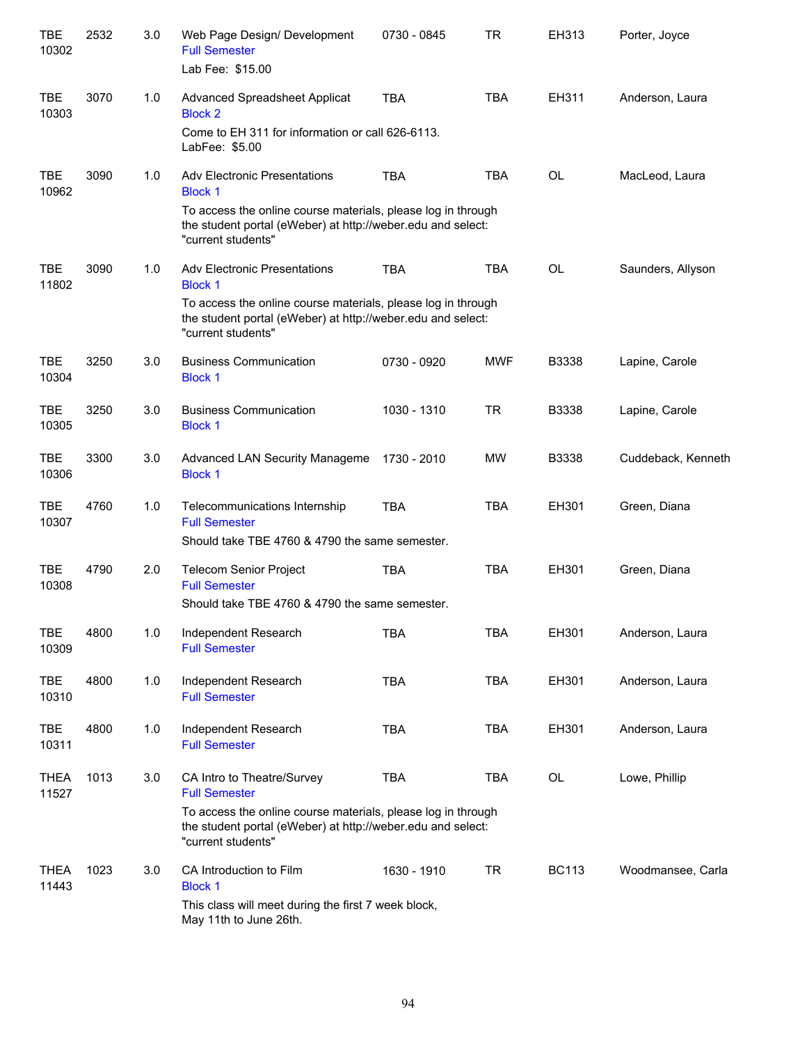| | | | | | | | |
|---|---|---|---|---|---|---|---|
| TBE 10302 | 2532 | 3.0 | Web Page Design/ Development<br>Full Semester<br>Lab Fee: $15.00 | 0730 - 0845 | TR | EH313 | Porter, Joyce |
| TBE 10303 | 3070 | 1.0 | Advanced Spreadsheet Applicat<br>Block 2<br>Come to EH 311 for information or call 626-6113.<br>LabFee: $5.00 | TBA | TBA | EH311 | Anderson, Laura |
| TBE 10962 | 3090 | 1.0 | Adv Electronic Presentations<br>Block 1<br>To access the online course materials, please log in through the student portal (eWeber) at http://weber.edu and select: "current students" | TBA | TBA | OL | MacLeod, Laura |
| TBE 11802 | 3090 | 1.0 | Adv Electronic Presentations<br>Block 1<br>To access the online course materials, please log in through the student portal (eWeber) at http://weber.edu and select: "current students" | TBA | TBA | OL | Saunders, Allyson |
| TBE 10304 | 3250 | 3.0 | Business Communication<br>Block 1 | 0730 - 0920 | MWF | B3338 | Lapine, Carole |
| TBE 10305 | 3250 | 3.0 | Business Communication<br>Block 1 | 1030 - 1310 | TR | B3338 | Lapine, Carole |
| TBE 10306 | 3300 | 3.0 | Advanced LAN Security Manageme<br>Block 1 | 1730 - 2010 | MW | B3338 | Cuddeback, Kenneth |
| TBE 10307 | 4760 | 1.0 | Telecommunications Internship<br>Full Semester<br>Should take TBE 4760 & 4790 the same semester. | TBA | TBA | EH301 | Green, Diana |
| TBE 10308 | 4790 | 2.0 | Telecom Senior Project<br>Full Semester<br>Should take TBE 4760 & 4790 the same semester. | TBA | TBA | EH301 | Green, Diana |
| TBE 10309 | 4800 | 1.0 | Independent Research<br>Full Semester | TBA | TBA | EH301 | Anderson, Laura |
| TBE 10310 | 4800 | 1.0 | Independent Research<br>Full Semester | TBA | TBA | EH301 | Anderson, Laura |
| TBE 10311 | 4800 | 1.0 | Independent Research<br>Full Semester | TBA | TBA | EH301 | Anderson, Laura |
| THEA 11527 | 1013 | 3.0 | CA Intro to Theatre/Survey<br>Full Semester<br>To access the online course materials, please log in through the student portal (eWeber) at http://weber.edu and select: "current students" | TBA | TBA | OL | Lowe, Phillip |
| THEA 11443 | 1023 | 3.0 | CA Introduction to Film<br>Block 1<br>This class will meet during the first 7 week block, May 11th to June 26th. | 1630 - 1910 | TR | BC113 | Woodmansee, Carla |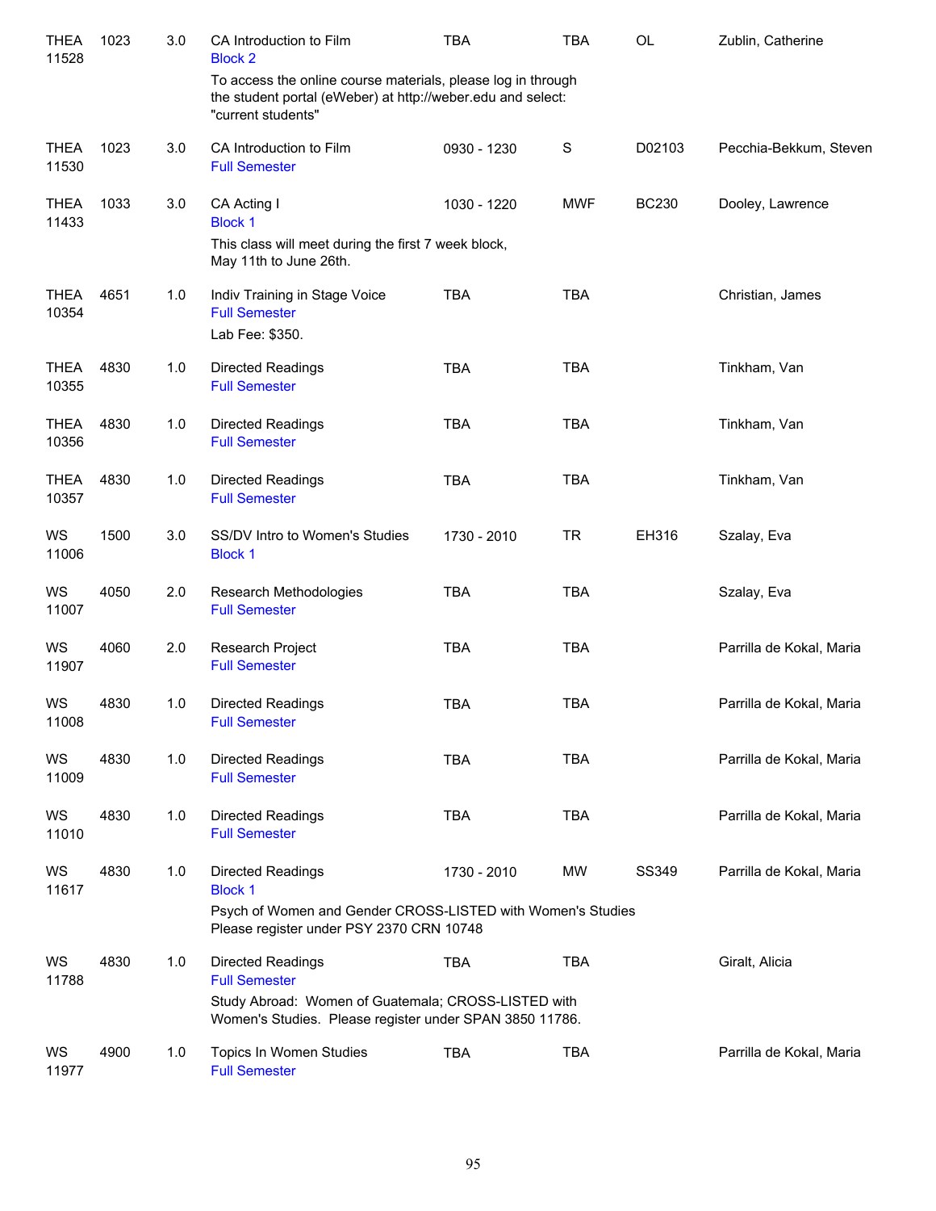| Subject / CRN | Course | Credits | Title | Time | Days | Room | Instructor |
| --- | --- | --- | --- | --- | --- | --- | --- |
| THEA 11528 | 1023 | 3.0 | CA Introduction to Film<br>Block 2<br>To access the online course materials, please log in through the student portal (eWeber) at http://weber.edu and select: "current students" | TBA | TBA | OL | Zublin, Catherine |
| THEA 11530 | 1023 | 3.0 | CA Introduction to Film<br>Full Semester | 0930 - 1230 | S | D02103 | Pecchia-Bekkum, Steven |
| THEA 11433 | 1033 | 3.0 | CA Acting I<br>Block 1<br>This class will meet during the first 7 week block, May 11th to June 26th. | 1030 - 1220 | MWF | BC230 | Dooley, Lawrence |
| THEA 10354 | 4651 | 1.0 | Indiv Training in Stage Voice<br>Full Semester<br>Lab Fee: $350. | TBA | TBA | | Christian, James |
| THEA 10355 | 4830 | 1.0 | Directed Readings<br>Full Semester | TBA | TBA | | Tinkham, Van |
| THEA 10356 | 4830 | 1.0 | Directed Readings<br>Full Semester | TBA | TBA | | Tinkham, Van |
| THEA 10357 | 4830 | 1.0 | Directed Readings<br>Full Semester | TBA | TBA | | Tinkham, Van |
| WS 11006 | 1500 | 3.0 | SS/DV Intro to Women's Studies<br>Block 1 | 1730 - 2010 | TR | EH316 | Szalay, Eva |
| WS 11007 | 4050 | 2.0 | Research Methodologies<br>Full Semester | TBA | TBA | | Szalay, Eva |
| WS 11907 | 4060 | 2.0 | Research Project<br>Full Semester | TBA | TBA | | Parrilla de Kokal, Maria |
| WS 11008 | 4830 | 1.0 | Directed Readings<br>Full Semester | TBA | TBA | | Parrilla de Kokal, Maria |
| WS 11009 | 4830 | 1.0 | Directed Readings<br>Full Semester | TBA | TBA | | Parrilla de Kokal, Maria |
| WS 11010 | 4830 | 1.0 | Directed Readings<br>Full Semester | TBA | TBA | | Parrilla de Kokal, Maria |
| WS 11617 | 4830 | 1.0 | Directed Readings<br>Block 1<br>Psych of Women and Gender CROSS-LISTED with Women's Studies Please register under PSY 2370 CRN 10748 | 1730 - 2010 | MW | SS349 | Parrilla de Kokal, Maria |
| WS 11788 | 4830 | 1.0 | Directed Readings<br>Full Semester<br>Study Abroad: Women of Guatemala; CROSS-LISTED with Women's Studies. Please register under SPAN 3850 11786. | TBA | TBA | | Giralt, Alicia |
| WS 11977 | 4900 | 1.0 | Topics In Women Studies<br>Full Semester | TBA | TBA | | Parrilla de Kokal, Maria |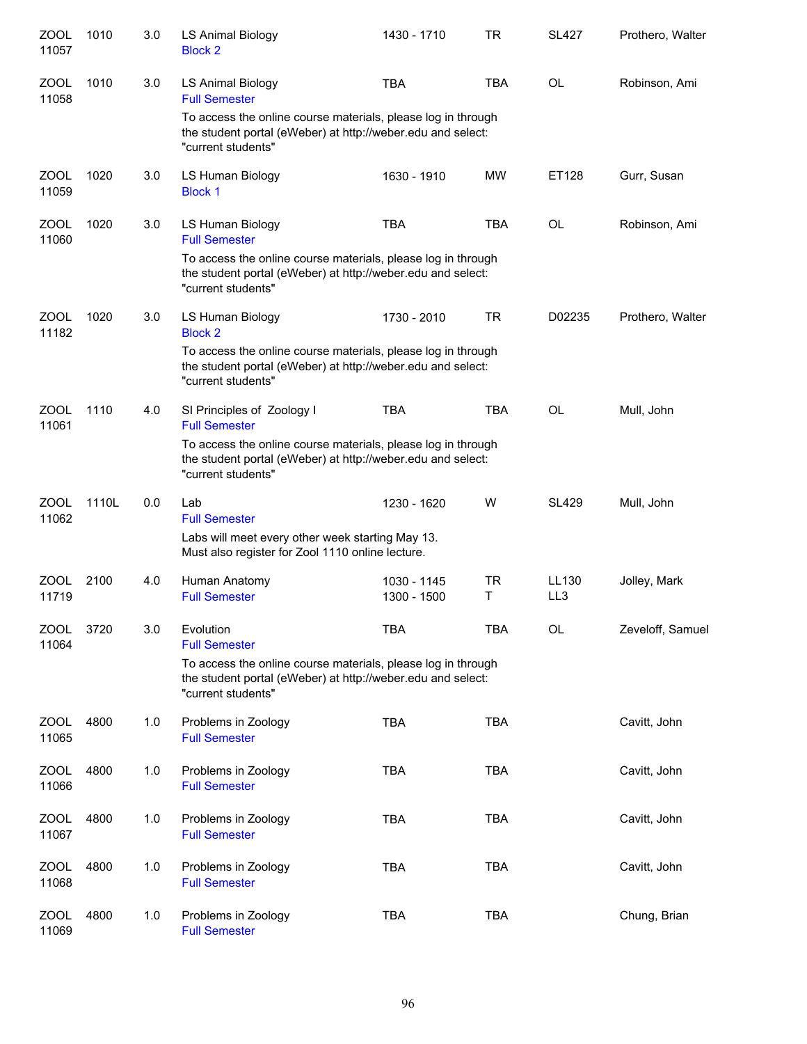| | | | | | | | |
|---|---|---|---|---|---|---|---|
| ZOOL 11057 | 1010 | 3.0 | LS Animal Biology<br>Block 2 | 1430 - 1710 | TR | SL427 | Prothero, Walter |
| ZOOL 11058 | 1010 | 3.0 | LS Animal Biology<br>Full Semester<br>To access the online course materials, please log in through the student portal (eWeber) at http://weber.edu and select: "current students" | TBA | TBA | OL | Robinson, Ami |
| ZOOL 11059 | 1020 | 3.0 | LS Human Biology<br>Block 1 | 1630 - 1910 | MW | ET128 | Gurr, Susan |
| ZOOL 11060 | 1020 | 3.0 | LS Human Biology<br>Full Semester<br>To access the online course materials, please log in through the student portal (eWeber) at http://weber.edu and select: "current students" | TBA | TBA | OL | Robinson, Ami |
| ZOOL 11182 | 1020 | 3.0 | LS Human Biology<br>Block 2<br>To access the online course materials, please log in through the student portal (eWeber) at http://weber.edu and select: "current students" | 1730 - 2010 | TR | D02235 | Prothero, Walter |
| ZOOL 11061 | 1110 | 4.0 | SI Principles of Zoology I<br>Full Semester<br>To access the online course materials, please log in through the student portal (eWeber) at http://weber.edu and select: "current students" | TBA | TBA | OL | Mull, John |
| ZOOL 11062 | 1110L | 0.0 | Lab<br>Full Semester<br>Labs will meet every other week starting May 13. Must also register for Zool 1110 online lecture. | 1230 - 1620 | W | SL429 | Mull, John |
| ZOOL 11719 | 2100 | 4.0 | Human Anatomy<br>Full Semester | 1030 - 1145<br>1300 - 1500 | TR<br>T | LL130<br>LL3 | Jolley, Mark |
| ZOOL 11064 | 3720 | 3.0 | Evolution<br>Full Semester<br>To access the online course materials, please log in through the student portal (eWeber) at http://weber.edu and select: "current students" | TBA | TBA | OL | Zeveloff, Samuel |
| ZOOL 11065 | 4800 | 1.0 | Problems in Zoology<br>Full Semester | TBA | TBA | | Cavitt, John |
| ZOOL 11066 | 4800 | 1.0 | Problems in Zoology<br>Full Semester | TBA | TBA | | Cavitt, John |
| ZOOL 11067 | 4800 | 1.0 | Problems in Zoology<br>Full Semester | TBA | TBA | | Cavitt, John |
| ZOOL 11068 | 4800 | 1.0 | Problems in Zoology<br>Full Semester | TBA | TBA | | Cavitt, John |
| ZOOL 11069 | 4800 | 1.0 | Problems in Zoology<br>Full Semester | TBA | TBA | | Chung, Brian |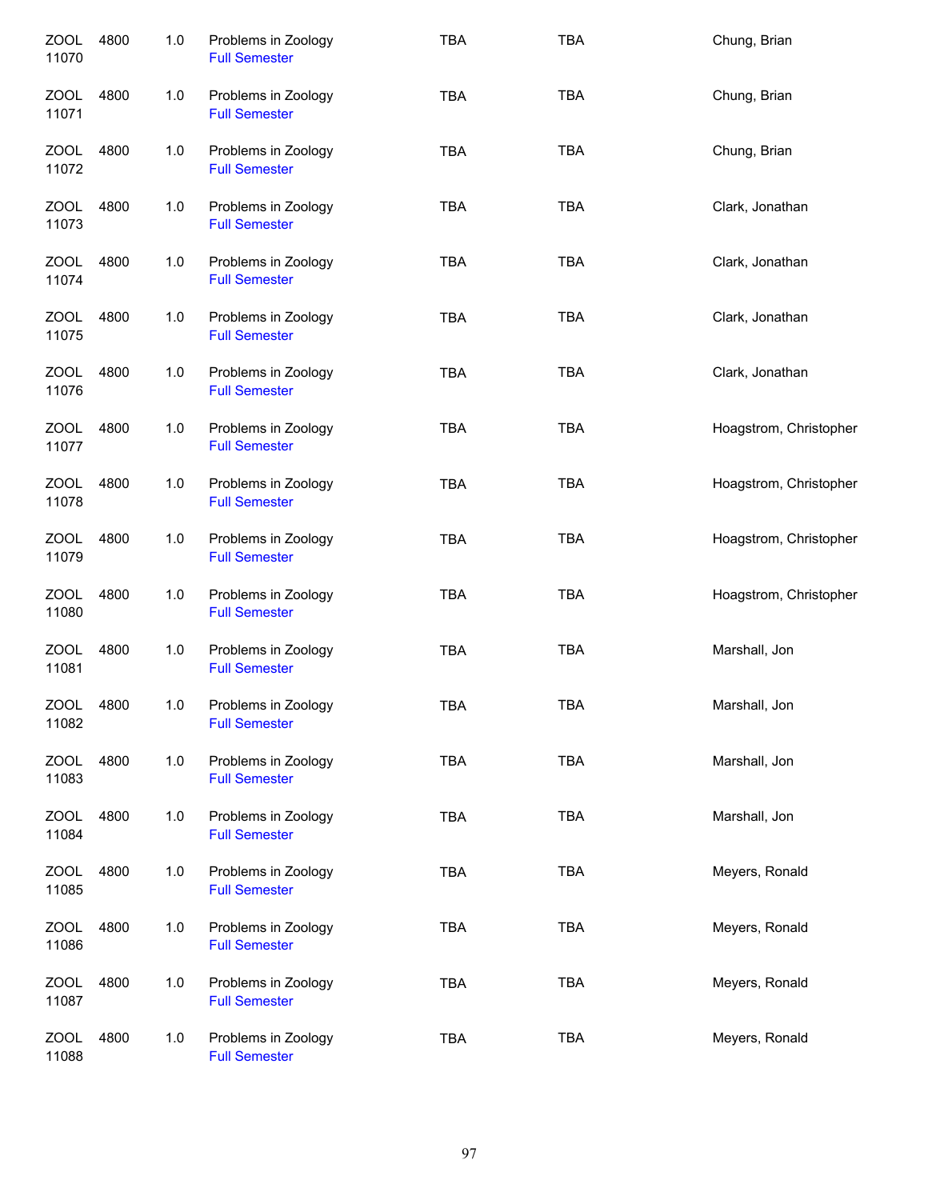| | | | | | | |
|---|---|---|---|---|---|---|
| ZOOL 11070 | 4800 | 1.0 | Problems in Zoology Full Semester | TBA | TBA | Chung, Brian |
| ZOOL 11071 | 4800 | 1.0 | Problems in Zoology Full Semester | TBA | TBA | Chung, Brian |
| ZOOL 11072 | 4800 | 1.0 | Problems in Zoology Full Semester | TBA | TBA | Chung, Brian |
| ZOOL 11073 | 4800 | 1.0 | Problems in Zoology Full Semester | TBA | TBA | Clark, Jonathan |
| ZOOL 11074 | 4800 | 1.0 | Problems in Zoology Full Semester | TBA | TBA | Clark, Jonathan |
| ZOOL 11075 | 4800 | 1.0 | Problems in Zoology Full Semester | TBA | TBA | Clark, Jonathan |
| ZOOL 11076 | 4800 | 1.0 | Problems in Zoology Full Semester | TBA | TBA | Clark, Jonathan |
| ZOOL 11077 | 4800 | 1.0 | Problems in Zoology Full Semester | TBA | TBA | Hoagstrom, Christopher |
| ZOOL 11078 | 4800 | 1.0 | Problems in Zoology Full Semester | TBA | TBA | Hoagstrom, Christopher |
| ZOOL 11079 | 4800 | 1.0 | Problems in Zoology Full Semester | TBA | TBA | Hoagstrom, Christopher |
| ZOOL 11080 | 4800 | 1.0 | Problems in Zoology Full Semester | TBA | TBA | Hoagstrom, Christopher |
| ZOOL 11081 | 4800 | 1.0 | Problems in Zoology Full Semester | TBA | TBA | Marshall, Jon |
| ZOOL 11082 | 4800 | 1.0 | Problems in Zoology Full Semester | TBA | TBA | Marshall, Jon |
| ZOOL 11083 | 4800 | 1.0 | Problems in Zoology Full Semester | TBA | TBA | Marshall, Jon |
| ZOOL 11084 | 4800 | 1.0 | Problems in Zoology Full Semester | TBA | TBA | Marshall, Jon |
| ZOOL 11085 | 4800 | 1.0 | Problems in Zoology Full Semester | TBA | TBA | Meyers, Ronald |
| ZOOL 11086 | 4800 | 1.0 | Problems in Zoology Full Semester | TBA | TBA | Meyers, Ronald |
| ZOOL 11087 | 4800 | 1.0 | Problems in Zoology Full Semester | TBA | TBA | Meyers, Ronald |
| ZOOL 11088 | 4800 | 1.0 | Problems in Zoology Full Semester | TBA | TBA | Meyers, Ronald |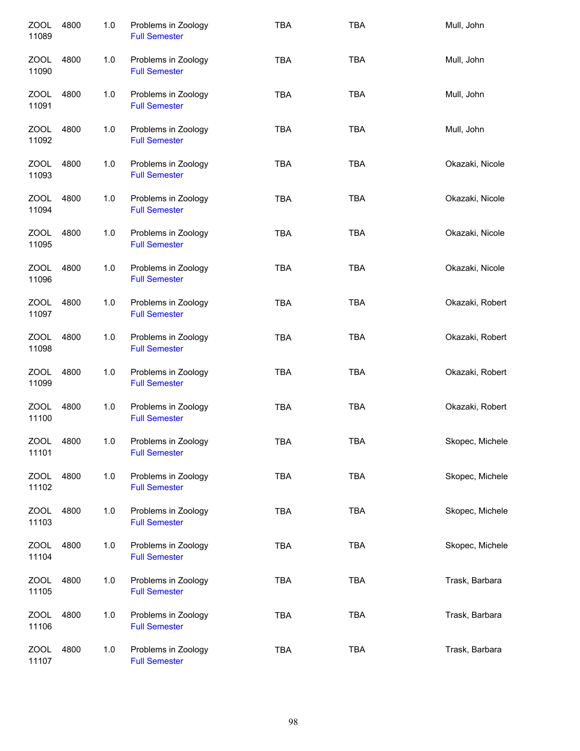| | | | | | | |
|---|---|---|---|---|---|---|
| ZOOL 11089 | 4800 | 1.0 | Problems in Zoology<br>Full Semester | TBA | TBA | Mull, John |
| ZOOL 11090 | 4800 | 1.0 | Problems in Zoology<br>Full Semester | TBA | TBA | Mull, John |
| ZOOL 11091 | 4800 | 1.0 | Problems in Zoology<br>Full Semester | TBA | TBA | Mull, John |
| ZOOL 11092 | 4800 | 1.0 | Problems in Zoology<br>Full Semester | TBA | TBA | Mull, John |
| ZOOL 11093 | 4800 | 1.0 | Problems in Zoology<br>Full Semester | TBA | TBA | Okazaki, Nicole |
| ZOOL 11094 | 4800 | 1.0 | Problems in Zoology<br>Full Semester | TBA | TBA | Okazaki, Nicole |
| ZOOL 11095 | 4800 | 1.0 | Problems in Zoology<br>Full Semester | TBA | TBA | Okazaki, Nicole |
| ZOOL 11096 | 4800 | 1.0 | Problems in Zoology<br>Full Semester | TBA | TBA | Okazaki, Nicole |
| ZOOL 11097 | 4800 | 1.0 | Problems in Zoology<br>Full Semester | TBA | TBA | Okazaki, Robert |
| ZOOL 11098 | 4800 | 1.0 | Problems in Zoology<br>Full Semester | TBA | TBA | Okazaki, Robert |
| ZOOL 11099 | 4800 | 1.0 | Problems in Zoology<br>Full Semester | TBA | TBA | Okazaki, Robert |
| ZOOL 11100 | 4800 | 1.0 | Problems in Zoology<br>Full Semester | TBA | TBA | Okazaki, Robert |
| ZOOL 11101 | 4800 | 1.0 | Problems in Zoology<br>Full Semester | TBA | TBA | Skopec, Michele |
| ZOOL 11102 | 4800 | 1.0 | Problems in Zoology<br>Full Semester | TBA | TBA | Skopec, Michele |
| ZOOL 11103 | 4800 | 1.0 | Problems in Zoology<br>Full Semester | TBA | TBA | Skopec, Michele |
| ZOOL 11104 | 4800 | 1.0 | Problems in Zoology<br>Full Semester | TBA | TBA | Skopec, Michele |
| ZOOL 11105 | 4800 | 1.0 | Problems in Zoology<br>Full Semester | TBA | TBA | Trask, Barbara |
| ZOOL 11106 | 4800 | 1.0 | Problems in Zoology<br>Full Semester | TBA | TBA | Trask, Barbara |
| ZOOL 11107 | 4800 | 1.0 | Problems in Zoology<br>Full Semester | TBA | TBA | Trask, Barbara |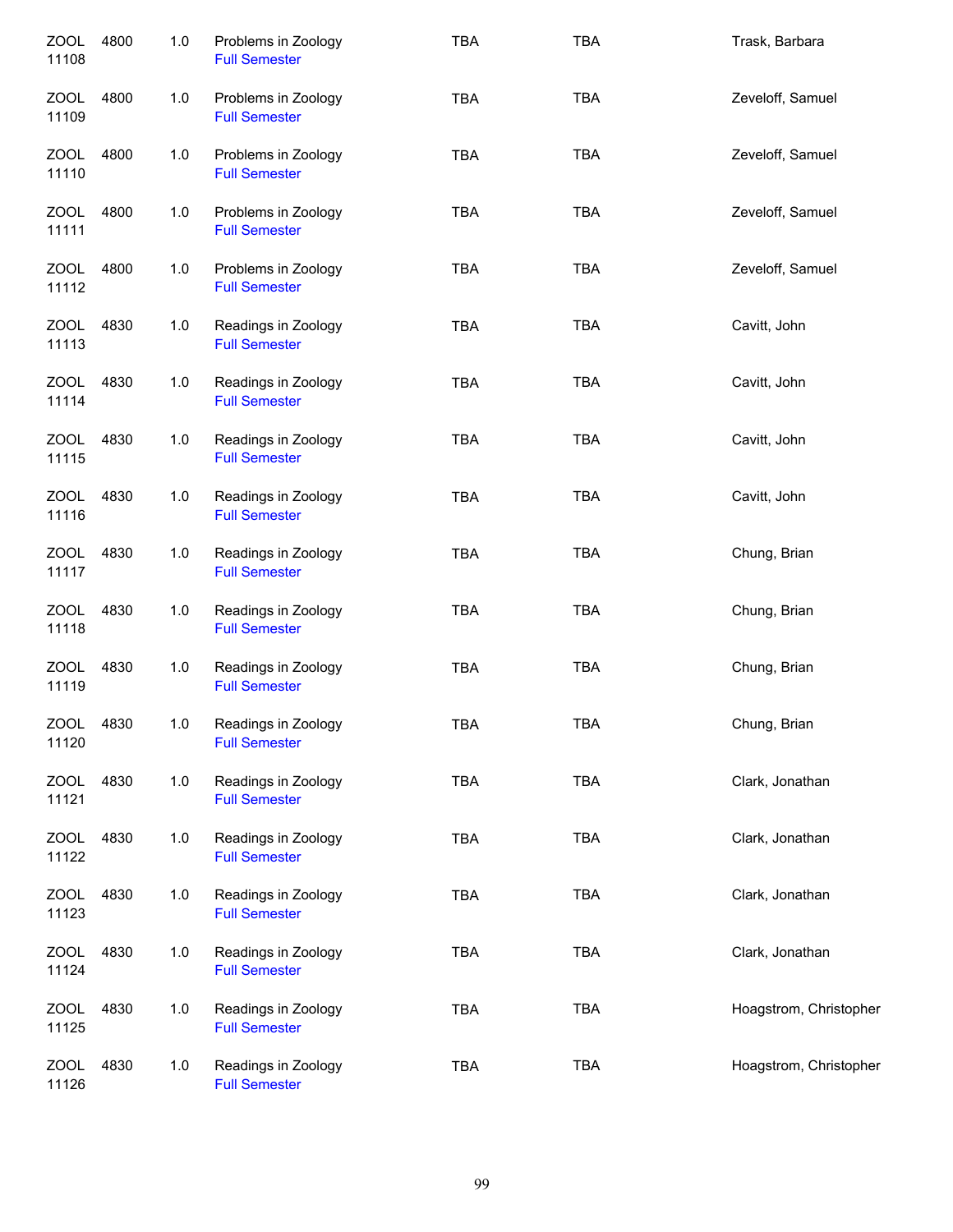| | | | | | | |
|---|---|---|---|---|---|---|
| ZOOL 11108 | 4800 | 1.0 | Problems in Zoology Full Semester | TBA | TBA | Trask, Barbara |
| ZOOL 11109 | 4800 | 1.0 | Problems in Zoology Full Semester | TBA | TBA | Zeveloff, Samuel |
| ZOOL 11110 | 4800 | 1.0 | Problems in Zoology Full Semester | TBA | TBA | Zeveloff, Samuel |
| ZOOL 11111 | 4800 | 1.0 | Problems in Zoology Full Semester | TBA | TBA | Zeveloff, Samuel |
| ZOOL 11112 | 4800 | 1.0 | Problems in Zoology Full Semester | TBA | TBA | Zeveloff, Samuel |
| ZOOL 11113 | 4830 | 1.0 | Readings in Zoology Full Semester | TBA | TBA | Cavitt, John |
| ZOOL 11114 | 4830 | 1.0 | Readings in Zoology Full Semester | TBA | TBA | Cavitt, John |
| ZOOL 11115 | 4830 | 1.0 | Readings in Zoology Full Semester | TBA | TBA | Cavitt, John |
| ZOOL 11116 | 4830 | 1.0 | Readings in Zoology Full Semester | TBA | TBA | Cavitt, John |
| ZOOL 11117 | 4830 | 1.0 | Readings in Zoology Full Semester | TBA | TBA | Chung, Brian |
| ZOOL 11118 | 4830 | 1.0 | Readings in Zoology Full Semester | TBA | TBA | Chung, Brian |
| ZOOL 11119 | 4830 | 1.0 | Readings in Zoology Full Semester | TBA | TBA | Chung, Brian |
| ZOOL 11120 | 4830 | 1.0 | Readings in Zoology Full Semester | TBA | TBA | Chung, Brian |
| ZOOL 11121 | 4830 | 1.0 | Readings in Zoology Full Semester | TBA | TBA | Clark, Jonathan |
| ZOOL 11122 | 4830 | 1.0 | Readings in Zoology Full Semester | TBA | TBA | Clark, Jonathan |
| ZOOL 11123 | 4830 | 1.0 | Readings in Zoology Full Semester | TBA | TBA | Clark, Jonathan |
| ZOOL 11124 | 4830 | 1.0 | Readings in Zoology Full Semester | TBA | TBA | Clark, Jonathan |
| ZOOL 11125 | 4830 | 1.0 | Readings in Zoology Full Semester | TBA | TBA | Hoagstrom, Christopher |
| ZOOL 11126 | 4830 | 1.0 | Readings in Zoology Full Semester | TBA | TBA | Hoagstrom, Christopher |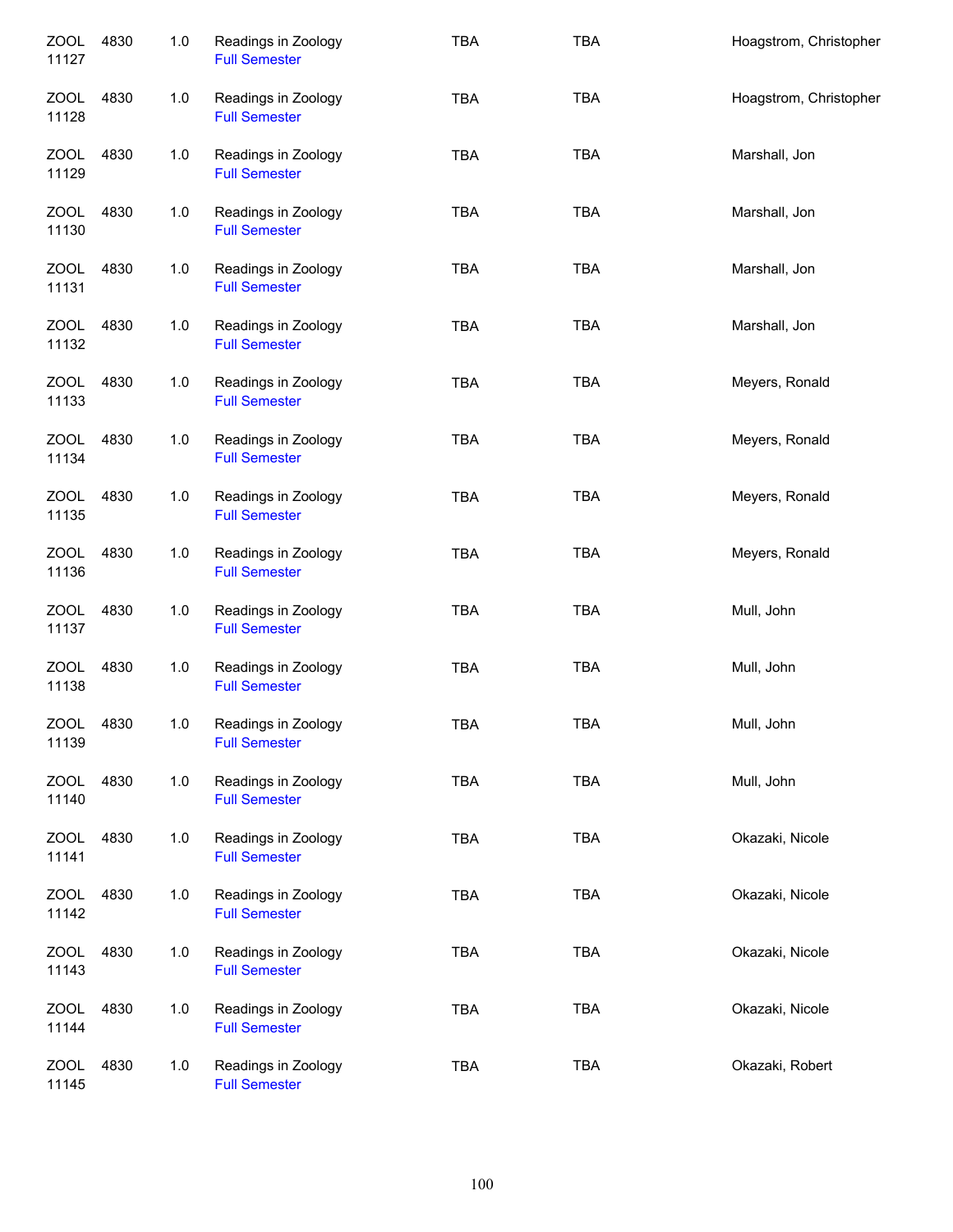| | | | | | | |
|---|---|---|---|---|---|---|
| ZOOL 11127 | 4830 | 1.0 | Readings in Zoology<br>Full Semester | TBA | TBA | Hoagstrom, Christopher |
| ZOOL 11128 | 4830 | 1.0 | Readings in Zoology<br>Full Semester | TBA | TBA | Hoagstrom, Christopher |
| ZOOL 11129 | 4830 | 1.0 | Readings in Zoology<br>Full Semester | TBA | TBA | Marshall, Jon |
| ZOOL 11130 | 4830 | 1.0 | Readings in Zoology<br>Full Semester | TBA | TBA | Marshall, Jon |
| ZOOL 11131 | 4830 | 1.0 | Readings in Zoology<br>Full Semester | TBA | TBA | Marshall, Jon |
| ZOOL 11132 | 4830 | 1.0 | Readings in Zoology<br>Full Semester | TBA | TBA | Marshall, Jon |
| ZOOL 11133 | 4830 | 1.0 | Readings in Zoology<br>Full Semester | TBA | TBA | Meyers, Ronald |
| ZOOL 11134 | 4830 | 1.0 | Readings in Zoology<br>Full Semester | TBA | TBA | Meyers, Ronald |
| ZOOL 11135 | 4830 | 1.0 | Readings in Zoology<br>Full Semester | TBA | TBA | Meyers, Ronald |
| ZOOL 11136 | 4830 | 1.0 | Readings in Zoology<br>Full Semester | TBA | TBA | Meyers, Ronald |
| ZOOL 11137 | 4830 | 1.0 | Readings in Zoology<br>Full Semester | TBA | TBA | Mull, John |
| ZOOL 11138 | 4830 | 1.0 | Readings in Zoology<br>Full Semester | TBA | TBA | Mull, John |
| ZOOL 11139 | 4830 | 1.0 | Readings in Zoology<br>Full Semester | TBA | TBA | Mull, John |
| ZOOL 11140 | 4830 | 1.0 | Readings in Zoology<br>Full Semester | TBA | TBA | Mull, John |
| ZOOL 11141 | 4830 | 1.0 | Readings in Zoology<br>Full Semester | TBA | TBA | Okazaki, Nicole |
| ZOOL 11142 | 4830 | 1.0 | Readings in Zoology<br>Full Semester | TBA | TBA | Okazaki, Nicole |
| ZOOL 11143 | 4830 | 1.0 | Readings in Zoology<br>Full Semester | TBA | TBA | Okazaki, Nicole |
| ZOOL 11144 | 4830 | 1.0 | Readings in Zoology<br>Full Semester | TBA | TBA | Okazaki, Nicole |
| ZOOL 11145 | 4830 | 1.0 | Readings in Zoology<br>Full Semester | TBA | TBA | Okazaki, Robert |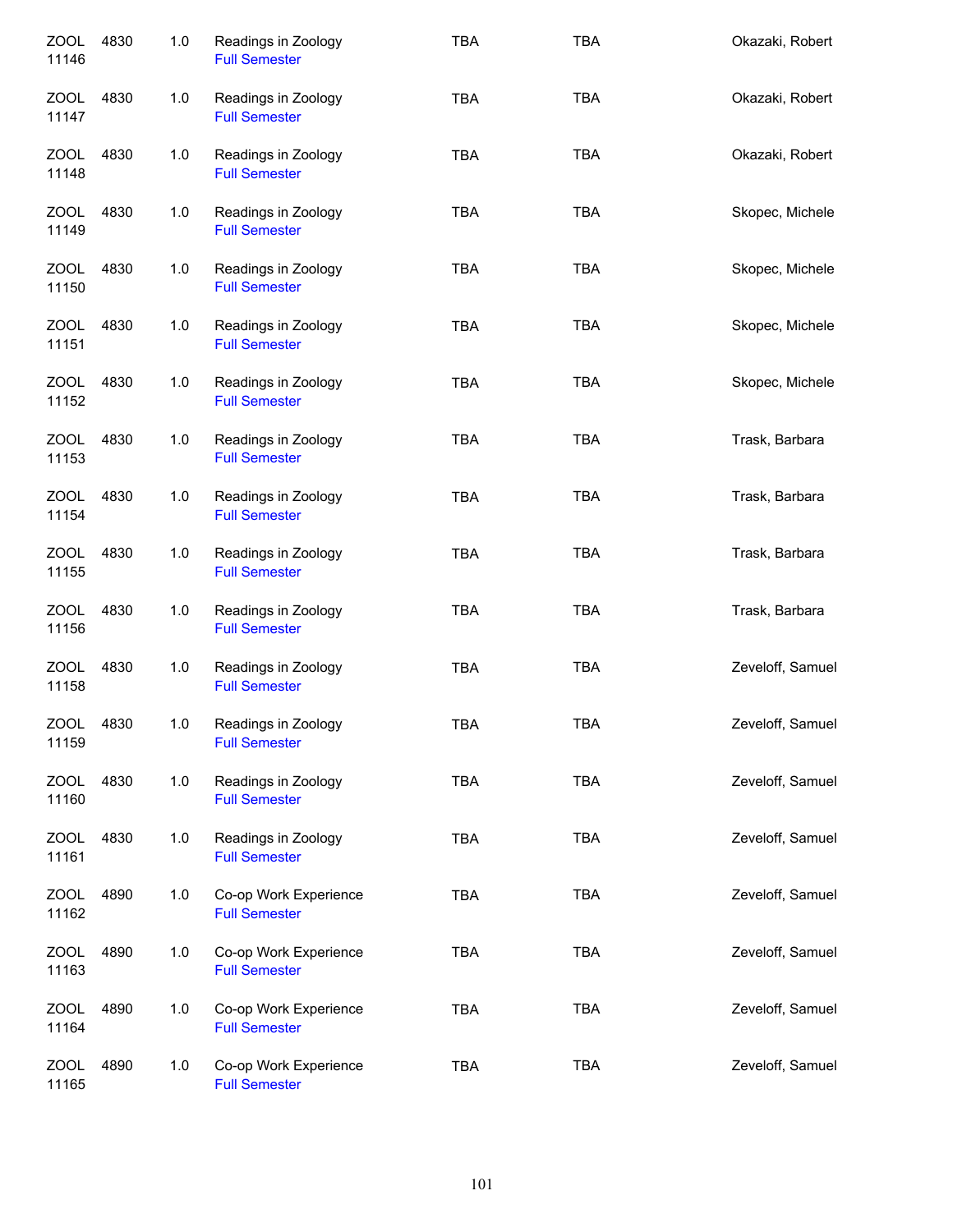| | | | | | | |
|---|---|---|---|---|---|---|
| ZOOL 11146 | 4830 | 1.0 | Readings in Zoology<br>Full Semester | TBA | TBA | Okazaki, Robert |
| ZOOL 11147 | 4830 | 1.0 | Readings in Zoology<br>Full Semester | TBA | TBA | Okazaki, Robert |
| ZOOL 11148 | 4830 | 1.0 | Readings in Zoology<br>Full Semester | TBA | TBA | Okazaki, Robert |
| ZOOL 11149 | 4830 | 1.0 | Readings in Zoology<br>Full Semester | TBA | TBA | Skopec, Michele |
| ZOOL 11150 | 4830 | 1.0 | Readings in Zoology<br>Full Semester | TBA | TBA | Skopec, Michele |
| ZOOL 11151 | 4830 | 1.0 | Readings in Zoology<br>Full Semester | TBA | TBA | Skopec, Michele |
| ZOOL 11152 | 4830 | 1.0 | Readings in Zoology<br>Full Semester | TBA | TBA | Skopec, Michele |
| ZOOL 11153 | 4830 | 1.0 | Readings in Zoology<br>Full Semester | TBA | TBA | Trask, Barbara |
| ZOOL 11154 | 4830 | 1.0 | Readings in Zoology<br>Full Semester | TBA | TBA | Trask, Barbara |
| ZOOL 11155 | 4830 | 1.0 | Readings in Zoology<br>Full Semester | TBA | TBA | Trask, Barbara |
| ZOOL 11156 | 4830 | 1.0 | Readings in Zoology<br>Full Semester | TBA | TBA | Trask, Barbara |
| ZOOL 11158 | 4830 | 1.0 | Readings in Zoology<br>Full Semester | TBA | TBA | Zeveloff, Samuel |
| ZOOL 11159 | 4830 | 1.0 | Readings in Zoology<br>Full Semester | TBA | TBA | Zeveloff, Samuel |
| ZOOL 11160 | 4830 | 1.0 | Readings in Zoology<br>Full Semester | TBA | TBA | Zeveloff, Samuel |
| ZOOL 11161 | 4830 | 1.0 | Readings in Zoology<br>Full Semester | TBA | TBA | Zeveloff, Samuel |
| ZOOL 11162 | 4890 | 1.0 | Co-op Work Experience<br>Full Semester | TBA | TBA | Zeveloff, Samuel |
| ZOOL 11163 | 4890 | 1.0 | Co-op Work Experience<br>Full Semester | TBA | TBA | Zeveloff, Samuel |
| ZOOL 11164 | 4890 | 1.0 | Co-op Work Experience<br>Full Semester | TBA | TBA | Zeveloff, Samuel |
| ZOOL 11165 | 4890 | 1.0 | Co-op Work Experience<br>Full Semester | TBA | TBA | Zeveloff, Samuel |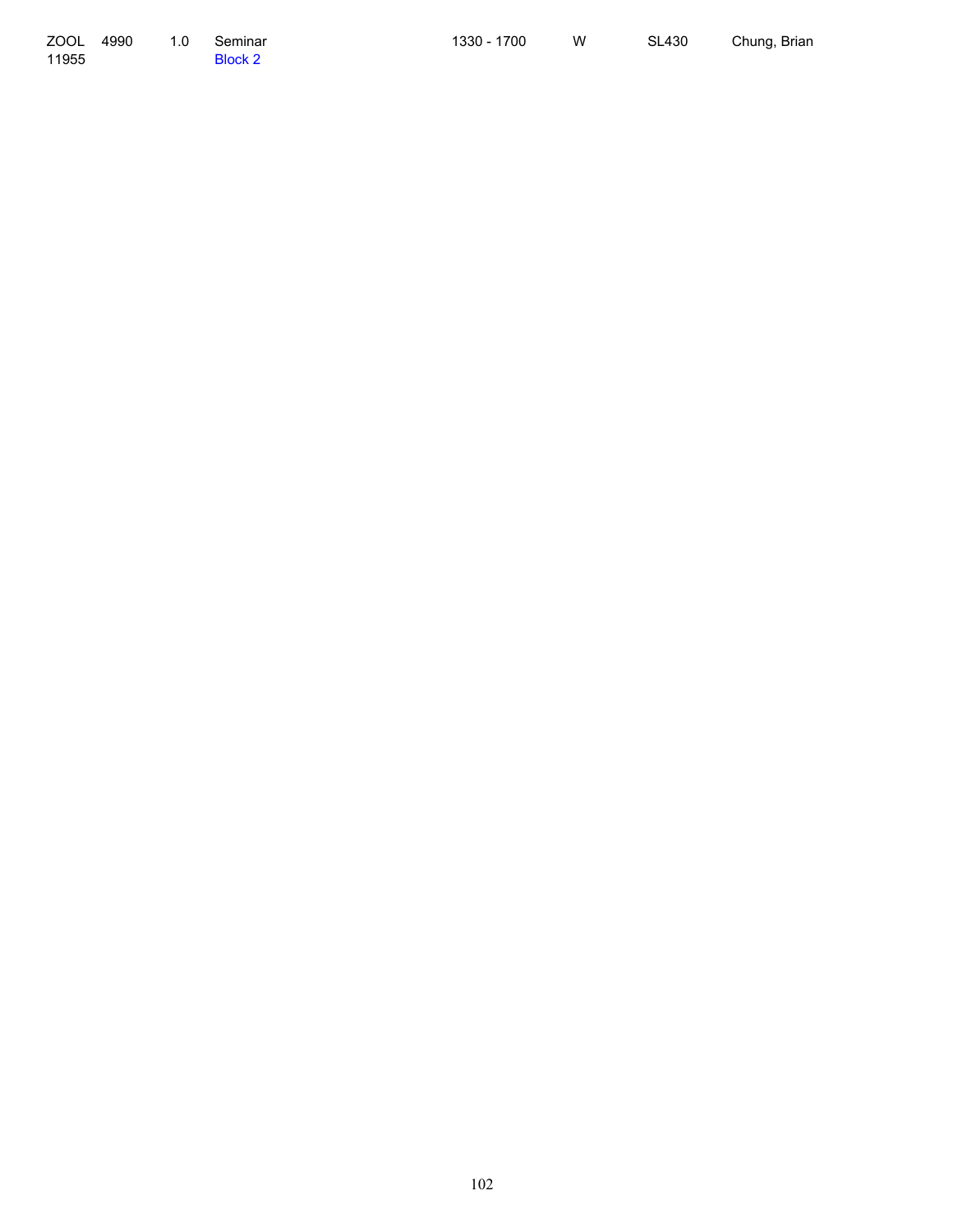| | | | | | | | |
|---|---|---|---|---|---|---|---|
| ZOOL 11955 | 4990 | 1.0 | Seminar Block 2 | 1330 - 1700 | W | SL430 | Chung, Brian |